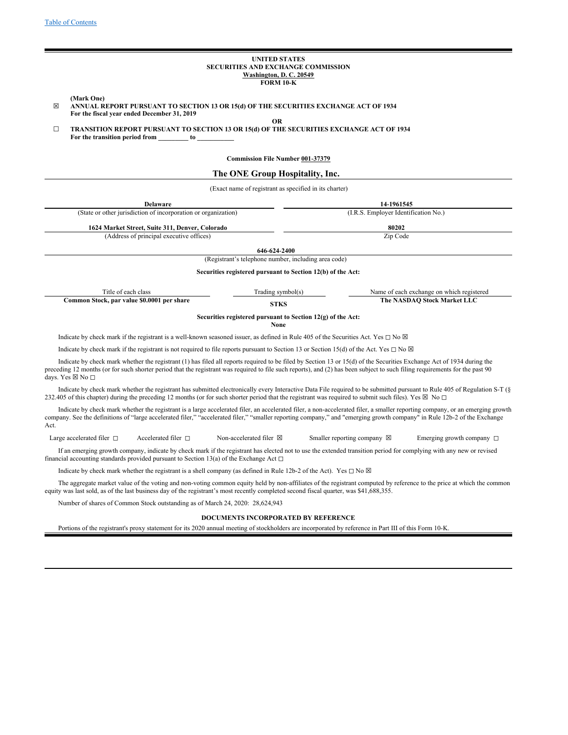Table of Contents

**UNITED STATES**
**SECURITIES AND EXCHANGE COMMISSION**
**Washington, D. C. 20549**
**FORM 10-K**

**(Mark One)**

☒ **ANNUAL REPORT PURSUANT TO SECTION 13 OR 15(d) OF THE SECURITIES EXCHANGE ACT OF 1934**
**For the fiscal year ended December 31, 2019**

**OR**

☐ **TRANSITION REPORT PURSUANT TO SECTION 13 OR 15(d) OF THE SECURITIES EXCHANGE ACT OF 1934**
**For the transition period from _________ to ___________**

**Commission File Number 001-37379**

# The ONE Group Hospitality, Inc.

(Exact name of registrant as specified in its charter)

| **Delaware** | **14-1961545** |
|---|---|
| (State or other jurisdiction of incorporation or organization) | (I.R.S. Employer Identification No.) |
| **1624 Market Street, Suite 311, Denver, Colorado** | **80202** |
| (Address of principal executive offices) | Zip Code |

**646-624-2400**
(Registrant's telephone number, including area code)

**Securities registered pursuant to Section 12(b) of the Act:**

| Title of each class | Trading symbol(s) | Name of each exchange on which registered |
|---|---|---|
| **Common Stock, par value $0.0001 per share** | **STKS** | **The NASDAQ Stock Market LLC** |

**Securities registered pursuant to Section 12(g) of the Act:**
**None**

Indicate by check mark if the registrant is a well-known seasoned issuer, as defined in Rule 405 of the Securities Act. Yes ☐ No ☒

Indicate by check mark if the registrant is not required to file reports pursuant to Section 13 or Section 15(d) of the Act. Yes ☐ No ☒

Indicate by check mark whether the registrant (1) has filed all reports required to be filed by Section 13 or 15(d) of the Securities Exchange Act of 1934 during the preceding 12 months (or for such shorter period that the registrant was required to file such reports), and (2) has been subject to such filing requirements for the past 90 days. Yes ☒ No ☐

Indicate by check mark whether the registrant has submitted electronically every Interactive Data File required to be submitted pursuant to Rule 405 of Regulation S-T (§ 232.405 of this chapter) during the preceding 12 months (or for such shorter period that the registrant was required to submit such files). Yes ☒ No ☐

Indicate by check mark whether the registrant is a large accelerated filer, an accelerated filer, a non-accelerated filer, a smaller reporting company, or an emerging growth company. See the definitions of "large accelerated filer," "accelerated filer," "smaller reporting company," and "emerging growth company" in Rule 12b-2 of the Exchange Act.

Large accelerated filer ☐ Accelerated filer ☐ Non-accelerated filer ☒ Smaller reporting company ☒ Emerging growth company ☐

If an emerging growth company, indicate by check mark if the registrant has elected not to use the extended transition period for complying with any new or revised financial accounting standards provided pursuant to Section 13(a) of the Exchange Act ☐

Indicate by check mark whether the registrant is a shell company (as defined in Rule 12b-2 of the Act). Yes ☐ No ☒

The aggregate market value of the voting and non-voting common equity held by non-affiliates of the registrant computed by reference to the price at which the common equity was last sold, as of the last business day of the registrant's most recently completed second fiscal quarter, was $41,688,355.

Number of shares of Common Stock outstanding as of March 24, 2020: 28,624,943

**DOCUMENTS INCORPORATED BY REFERENCE**

Portions of the registrant's proxy statement for its 2020 annual meeting of stockholders are incorporated by reference in Part III of this Form 10-K.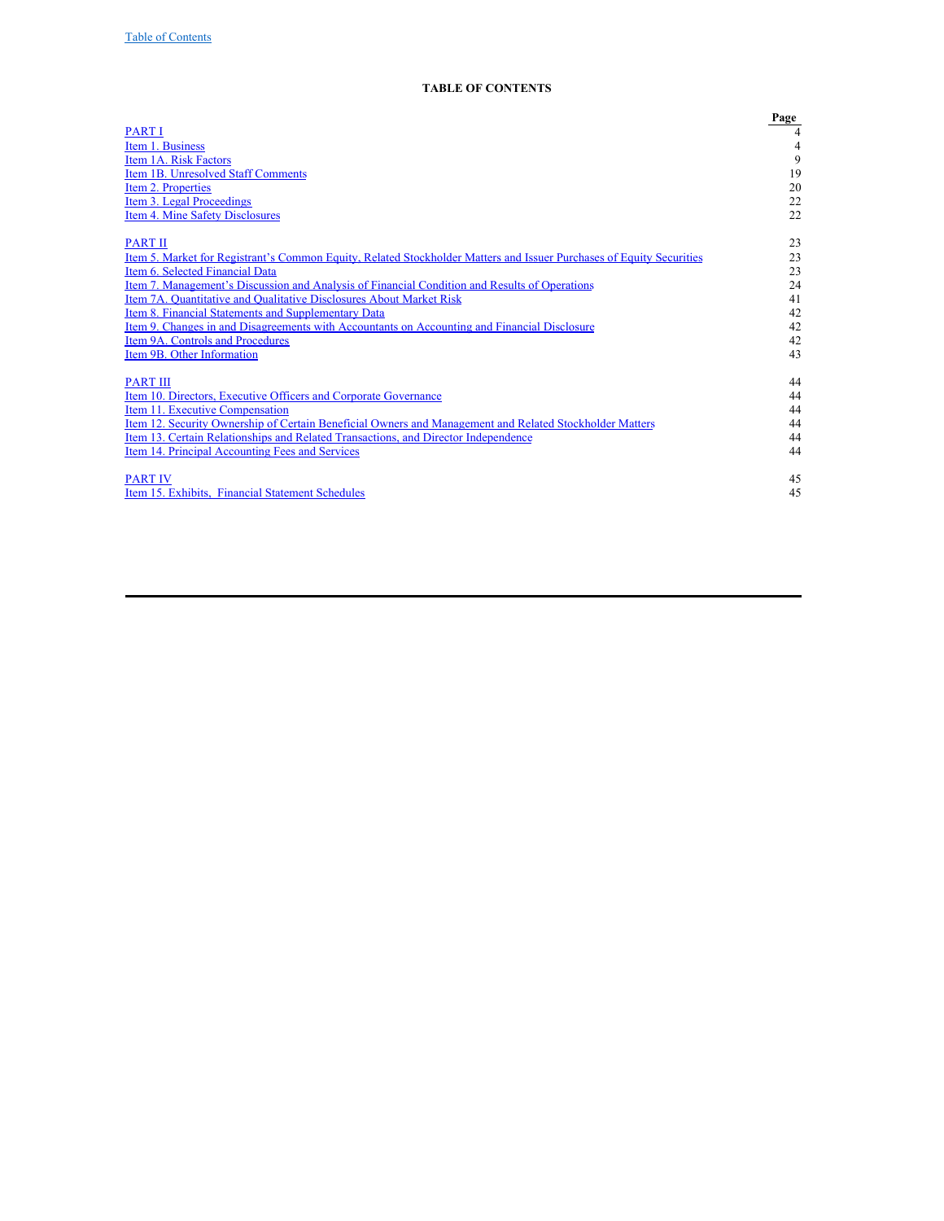## TABLE OF CONTENTS

| | Page |
|---|---|
| PART I | 4 |
| Item 1. Business | 4 |
| Item 1A. Risk Factors | 9 |
| Item 1B. Unresolved Staff Comments | 19 |
| Item 2. Properties | 20 |
| Item 3. Legal Proceedings | 22 |
| Item 4. Mine Safety Disclosures | 22 |
| | |
| PART II | 23 |
| Item 5. Market for Registrant's Common Equity, Related Stockholder Matters and Issuer Purchases of Equity Securities | 23 |
| Item 6. Selected Financial Data | 23 |
| Item 7. Management's Discussion and Analysis of Financial Condition and Results of Operations | 24 |
| Item 7A. Quantitative and Qualitative Disclosures About Market Risk | 41 |
| Item 8. Financial Statements and Supplementary Data | 42 |
| Item 9. Changes in and Disagreements with Accountants on Accounting and Financial Disclosure | 42 |
| Item 9A. Controls and Procedures | 42 |
| Item 9B. Other Information | 43 |
| | |
| PART III | 44 |
| Item 10. Directors, Executive Officers and Corporate Governance | 44 |
| Item 11. Executive Compensation | 44 |
| Item 12. Security Ownership of Certain Beneficial Owners and Management and Related Stockholder Matters | 44 |
| Item 13. Certain Relationships and Related Transactions, and Director Independence | 44 |
| Item 14. Principal Accounting Fees and Services | 44 |
| | |
| PART IV | 45 |
| Item 15. Exhibits, Financial Statement Schedules | 45 |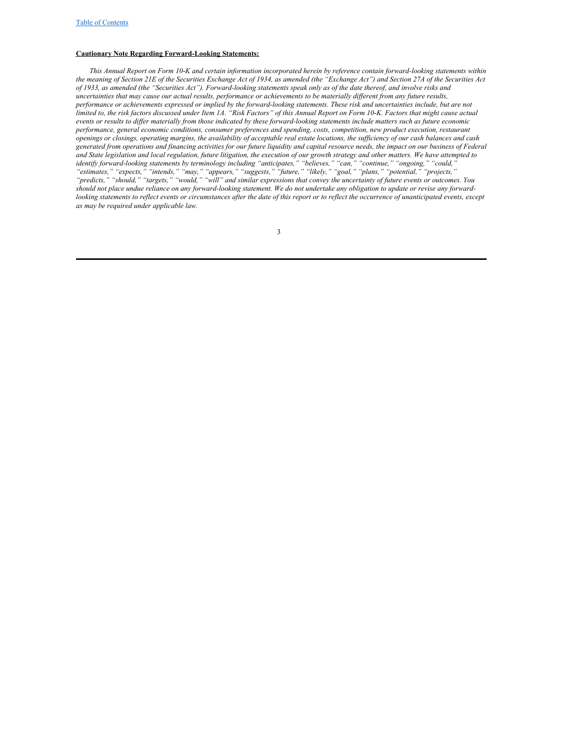**Cautionary Note Regarding Forward-Looking Statements:**

*This Annual Report on Form 10-K and certain information incorporated herein by reference contain forward-looking statements within the meaning of Section 21E of the Securities Exchange Act of 1934, as amended (the "Exchange Act") and Section 27A of the Securities Act of 1933, as amended (the "Securities Act"). Forward-looking statements speak only as of the date thereof, and involve risks and uncertainties that may cause our actual results, performance or achievements to be materially different from any future results, performance or achievements expressed or implied by the forward-looking statements. These risk and uncertainties include, but are not limited to, the risk factors discussed under Item 1A. "Risk Factors" of this Annual Report on Form 10-K. Factors that might cause actual events or results to differ materially from those indicated by these forward-looking statements include matters such as future economic performance, general economic conditions, consumer preferences and spending, costs, competition, new product execution, restaurant openings or closings, operating margins, the availability of acceptable real estate locations, the sufficiency of our cash balances and cash generated from operations and financing activities for our future liquidity and capital resource needs, the impact on our business of Federal and State legislation and local regulation, future litigation, the execution of our growth strategy and other matters. We have attempted to identify forward-looking statements by terminology including "anticipates," "believes," "can," "continue," "ongoing," "could," "estimates," "expects," "intends," "may," "appears," "suggests," "future," "likely," "goal," "plans," "potential," "projects," "predicts," "should," "targets," "would," "will" and similar expressions that convey the uncertainty of future events or outcomes. You should not place undue reliance on any forward-looking statement. We do not undertake any obligation to update or revise any forward-looking statements to reflect events or circumstances after the date of this report or to reflect the occurrence of unanticipated events, except as may be required under applicable law.*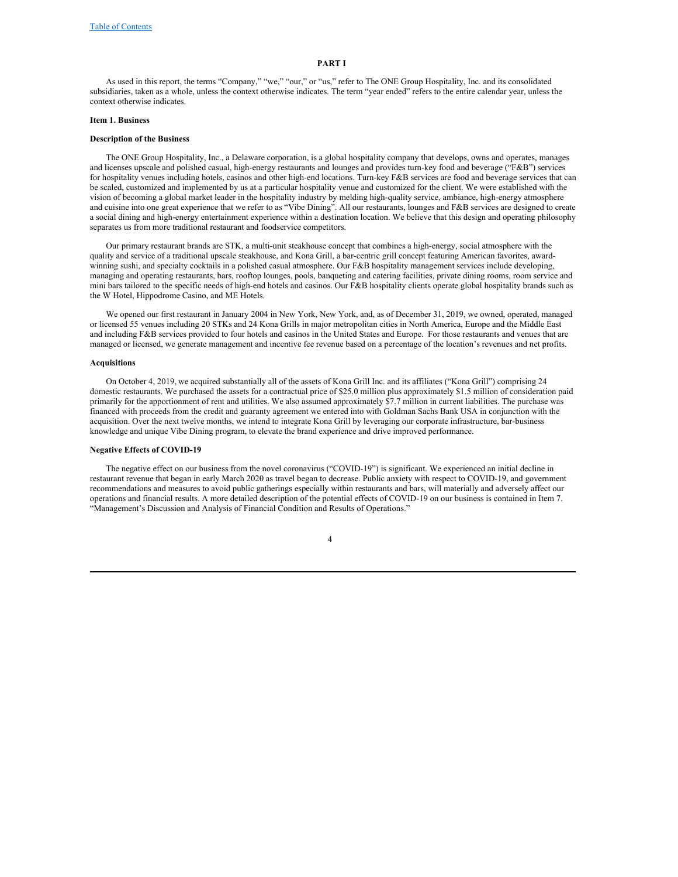# PART I

As used in this report, the terms "Company," "we," "our," or "us," refer to The ONE Group Hospitality, Inc. and its consolidated subsidiaries, taken as a whole, unless the context otherwise indicates. The term "year ended" refers to the entire calendar year, unless the context otherwise indicates.

## Item 1. Business

### Description of the Business

The ONE Group Hospitality, Inc., a Delaware corporation, is a global hospitality company that develops, owns and operates, manages and licenses upscale and polished casual, high-energy restaurants and lounges and provides turn-key food and beverage ("F&B") services for hospitality venues including hotels, casinos and other high-end locations. Turn-key F&B services are food and beverage services that can be scaled, customized and implemented by us at a particular hospitality venue and customized for the client. We were established with the vision of becoming a global market leader in the hospitality industry by melding high-quality service, ambiance, high-energy atmosphere and cuisine into one great experience that we refer to as "Vibe Dining". All our restaurants, lounges and F&B services are designed to create a social dining and high-energy entertainment experience within a destination location. We believe that this design and operating philosophy separates us from more traditional restaurant and foodservice competitors.

Our primary restaurant brands are STK, a multi-unit steakhouse concept that combines a high-energy, social atmosphere with the quality and service of a traditional upscale steakhouse, and Kona Grill, a bar-centric grill concept featuring American favorites, award-winning sushi, and specialty cocktails in a polished casual atmosphere. Our F&B hospitality management services include developing, managing and operating restaurants, bars, rooftop lounges, pools, banqueting and catering facilities, private dining rooms, room service and mini bars tailored to the specific needs of high-end hotels and casinos. Our F&B hospitality clients operate global hospitality brands such as the W Hotel, Hippodrome Casino, and ME Hotels.

We opened our first restaurant in January 2004 in New York, New York, and, as of December 31, 2019, we owned, operated, managed or licensed 55 venues including 20 STKs and 24 Kona Grills in major metropolitan cities in North America, Europe and the Middle East and including F&B services provided to four hotels and casinos in the United States and Europe. For those restaurants and venues that are managed or licensed, we generate management and incentive fee revenue based on a percentage of the location's revenues and net profits.

### Acquisitions

On October 4, 2019, we acquired substantially all of the assets of Kona Grill Inc. and its affiliates ("Kona Grill") comprising 24 domestic restaurants. We purchased the assets for a contractual price of $25.0 million plus approximately $1.5 million of consideration paid primarily for the apportionment of rent and utilities. We also assumed approximately $7.7 million in current liabilities. The purchase was financed with proceeds from the credit and guaranty agreement we entered into with Goldman Sachs Bank USA in conjunction with the acquisition. Over the next twelve months, we intend to integrate Kona Grill by leveraging our corporate infrastructure, bar-business knowledge and unique Vibe Dining program, to elevate the brand experience and drive improved performance.

### Negative Effects of COVID-19

The negative effect on our business from the novel coronavirus ("COVID-19") is significant. We experienced an initial decline in restaurant revenue that began in early March 2020 as travel began to decrease. Public anxiety with respect to COVID-19, and government recommendations and measures to avoid public gatherings especially within restaurants and bars, will materially and adversely affect our operations and financial results. A more detailed description of the potential effects of COVID-19 on our business is contained in Item 7. "Management's Discussion and Analysis of Financial Condition and Results of Operations."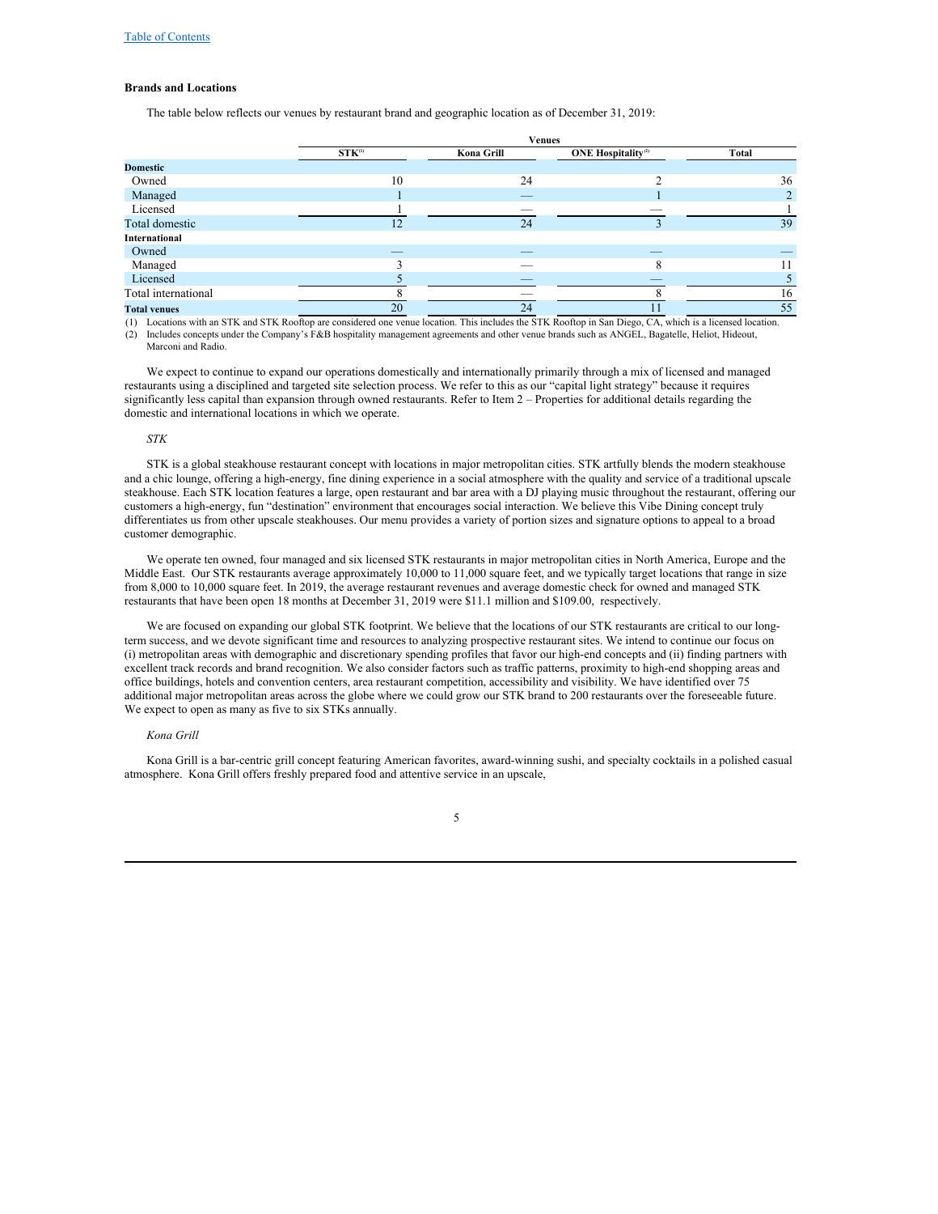### Brands and Locations

The table below reflects our venues by restaurant brand and geographic location as of December 31, 2019:

| | Venues | | | |
|---|---|---|---|---|
| | STK[1] | Kona Grill | ONE Hospitality[2] | Total |
| **Domestic** | | | | |
| Owned | 10 | 24 | 2 | 36 |
| Managed | 1 | — | 1 | 2 |
| Licensed | 1 | — | — | 1 |
| Total domestic | 12 | 24 | 3 | 39 |
| **International** | | | | |
| Owned | — | — | — | — |
| Managed | 3 | — | 8 | 11 |
| Licensed | 5 | — | — | 5 |
| Total international | 8 | — | 8 | 16 |
| **Total venues** | 20 | 24 | 11 | 55 |

(1) Locations with an STK and STK Rooftop are considered one venue location. This includes the STK Rooftop in San Diego, CA, which is a licensed location.
(2) Includes concepts under the Company's F&B hospitality management agreements and other venue brands such as ANGEL, Bagatelle, Heliot, Hideout, Marconi and Radio.

We expect to continue to expand our operations domestically and internationally primarily through a mix of licensed and managed restaurants using a disciplined and targeted site selection process. We refer to this as our "capital light strategy" because it requires significantly less capital than expansion through owned restaurants. Refer to Item 2 – Properties for additional details regarding the domestic and international locations in which we operate.

*STK*

STK is a global steakhouse restaurant concept with locations in major metropolitan cities. STK artfully blends the modern steakhouse and a chic lounge, offering a high-energy, fine dining experience in a social atmosphere with the quality and service of a traditional upscale steakhouse. Each STK location features a large, open restaurant and bar area with a DJ playing music throughout the restaurant, offering our customers a high-energy, fun "destination" environment that encourages social interaction. We believe this Vibe Dining concept truly differentiates us from other upscale steakhouses. Our menu provides a variety of portion sizes and signature options to appeal to a broad customer demographic.

We operate ten owned, four managed and six licensed STK restaurants in major metropolitan cities in North America, Europe and the Middle East. Our STK restaurants average approximately 10,000 to 11,000 square feet, and we typically target locations that range in size from 8,000 to 10,000 square feet. In 2019, the average restaurant revenues and average domestic check for owned and managed STK restaurants that have been open 18 months at December 31, 2019 were $11.1 million and $109.00, respectively.

We are focused on expanding our global STK footprint. We believe that the locations of our STK restaurants are critical to our long-term success, and we devote significant time and resources to analyzing prospective restaurant sites. We intend to continue our focus on (i) metropolitan areas with demographic and discretionary spending profiles that favor our high-end concepts and (ii) finding partners with excellent track records and brand recognition. We also consider factors such as traffic patterns, proximity to high-end shopping areas and office buildings, hotels and convention centers, area restaurant competition, accessibility and visibility. We have identified over 75 additional major metropolitan areas across the globe where we could grow our STK brand to 200 restaurants over the foreseeable future. We expect to open as many as five to six STKs annually.

*Kona Grill*

Kona Grill is a bar-centric grill concept featuring American favorites, award-winning sushi, and specialty cocktails in a polished casual atmosphere. Kona Grill offers freshly prepared food and attentive service in an upscale,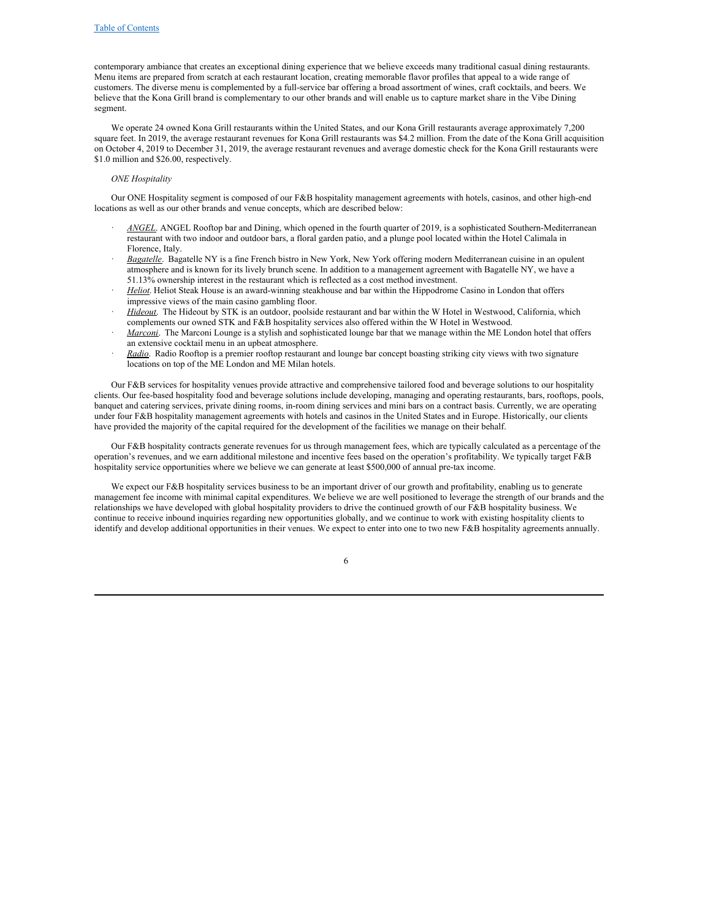contemporary ambiance that creates an exceptional dining experience that we believe exceeds many traditional casual dining restaurants. Menu items are prepared from scratch at each restaurant location, creating memorable flavor profiles that appeal to a wide range of customers. The diverse menu is complemented by a full-service bar offering a broad assortment of wines, craft cocktails, and beers. We believe that the Kona Grill brand is complementary to our other brands and will enable us to capture market share in the Vibe Dining segment.

We operate 24 owned Kona Grill restaurants within the United States, and our Kona Grill restaurants average approximately 7,200 square feet. In 2019, the average restaurant revenues for Kona Grill restaurants was $4.2 million. From the date of the Kona Grill acquisition on October 4, 2019 to December 31, 2019, the average restaurant revenues and average domestic check for the Kona Grill restaurants were $1.0 million and $26.00, respectively.

*ONE Hospitality*

Our ONE Hospitality segment is composed of our F&B hospitality management agreements with hotels, casinos, and other high-end locations as well as our other brands and venue concepts, which are described below:

- *ANGEL*. ANGEL Rooftop bar and Dining, which opened in the fourth quarter of 2019, is a sophisticated Southern-Mediterranean restaurant with two indoor and outdoor bars, a floral garden patio, and a plunge pool located within the Hotel Calimala in Florence, Italy.
- *Bagatelle*. Bagatelle NY is a fine French bistro in New York, New York offering modern Mediterranean cuisine in an opulent atmosphere and is known for its lively brunch scene. In addition to a management agreement with Bagatelle NY, we have a 51.13% ownership interest in the restaurant which is reflected as a cost method investment.
- *Heliot*. Heliot Steak House is an award-winning steakhouse and bar within the Hippodrome Casino in London that offers impressive views of the main casino gambling floor.
- *Hideout*. The Hideout by STK is an outdoor, poolside restaurant and bar within the W Hotel in Westwood, California, which complements our owned STK and F&B hospitality services also offered within the W Hotel in Westwood.
- *Marconi*. The Marconi Lounge is a stylish and sophisticated lounge bar that we manage within the ME London hotel that offers an extensive cocktail menu in an upbeat atmosphere.
- *Radio*. Radio Rooftop is a premier rooftop restaurant and lounge bar concept boasting striking city views with two signature locations on top of the ME London and ME Milan hotels.

Our F&B services for hospitality venues provide attractive and comprehensive tailored food and beverage solutions to our hospitality clients. Our fee-based hospitality food and beverage solutions include developing, managing and operating restaurants, bars, rooftops, pools, banquet and catering services, private dining rooms, in-room dining services and mini bars on a contract basis. Currently, we are operating under four F&B hospitality management agreements with hotels and casinos in the United States and in Europe. Historically, our clients have provided the majority of the capital required for the development of the facilities we manage on their behalf.

Our F&B hospitality contracts generate revenues for us through management fees, which are typically calculated as a percentage of the operation's revenues, and we earn additional milestone and incentive fees based on the operation's profitability. We typically target F&B hospitality service opportunities where we believe we can generate at least $500,000 of annual pre-tax income.

We expect our F&B hospitality services business to be an important driver of our growth and profitability, enabling us to generate management fee income with minimal capital expenditures. We believe we are well positioned to leverage the strength of our brands and the relationships we have developed with global hospitality providers to drive the continued growth of our F&B hospitality business. We continue to receive inbound inquiries regarding new opportunities globally, and we continue to work with existing hospitality clients to identify and develop additional opportunities in their venues. We expect to enter into one to two new F&B hospitality agreements annually.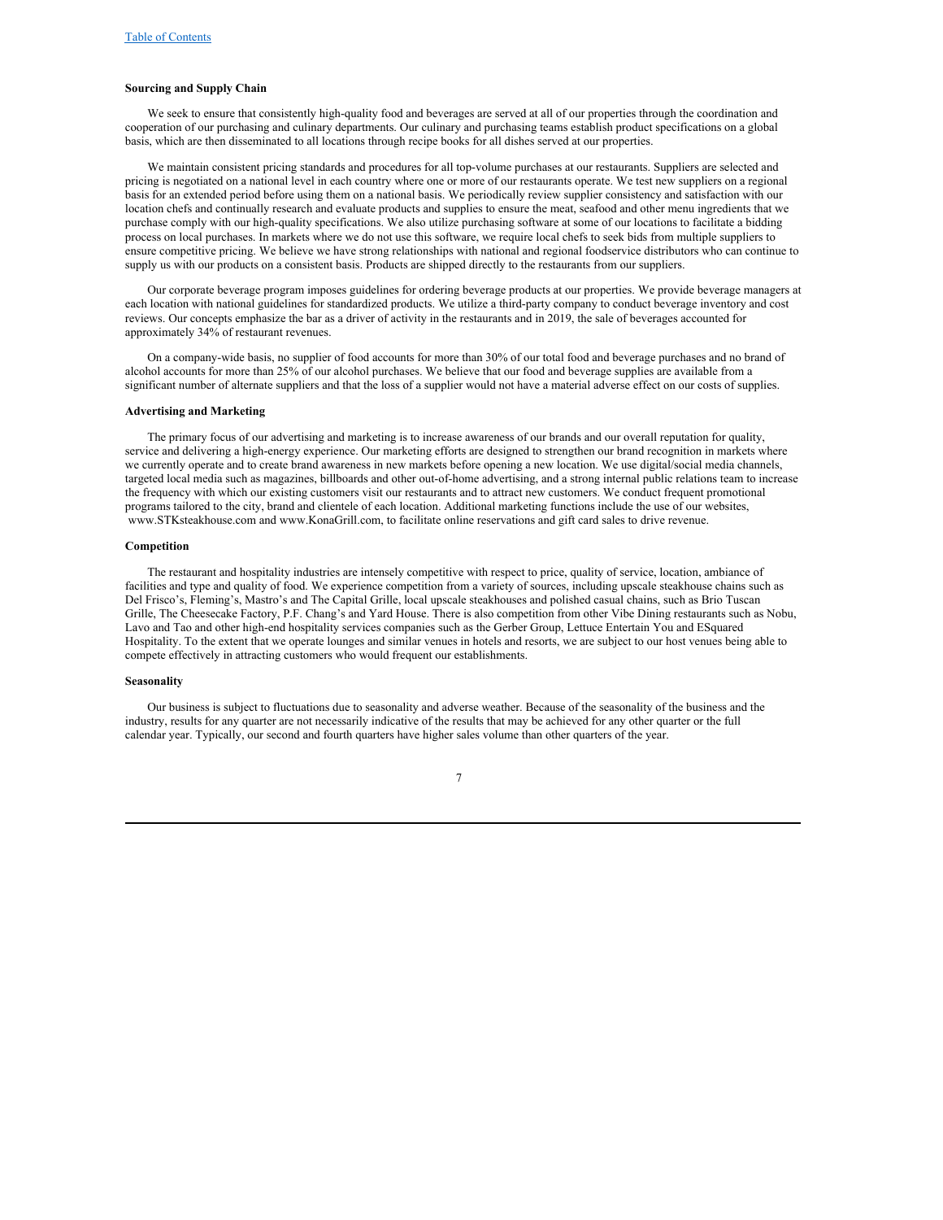**Sourcing and Supply Chain**

We seek to ensure that consistently high-quality food and beverages are served at all of our properties through the coordination and cooperation of our purchasing and culinary departments. Our culinary and purchasing teams establish product specifications on a global basis, which are then disseminated to all locations through recipe books for all dishes served at our properties.

We maintain consistent pricing standards and procedures for all top-volume purchases at our restaurants. Suppliers are selected and pricing is negotiated on a national level in each country where one or more of our restaurants operate. We test new suppliers on a regional basis for an extended period before using them on a national basis. We periodically review supplier consistency and satisfaction with our location chefs and continually research and evaluate products and supplies to ensure the meat, seafood and other menu ingredients that we purchase comply with our high-quality specifications. We also utilize purchasing software at some of our locations to facilitate a bidding process on local purchases. In markets where we do not use this software, we require local chefs to seek bids from multiple suppliers to ensure competitive pricing. We believe we have strong relationships with national and regional foodservice distributors who can continue to supply us with our products on a consistent basis. Products are shipped directly to the restaurants from our suppliers.

Our corporate beverage program imposes guidelines for ordering beverage products at our properties. We provide beverage managers at each location with national guidelines for standardized products. We utilize a third-party company to conduct beverage inventory and cost reviews. Our concepts emphasize the bar as a driver of activity in the restaurants and in 2019, the sale of beverages accounted for approximately 34% of restaurant revenues.

On a company-wide basis, no supplier of food accounts for more than 30% of our total food and beverage purchases and no brand of alcohol accounts for more than 25% of our alcohol purchases. We believe that our food and beverage supplies are available from a significant number of alternate suppliers and that the loss of a supplier would not have a material adverse effect on our costs of supplies.

**Advertising and Marketing**

The primary focus of our advertising and marketing is to increase awareness of our brands and our overall reputation for quality, service and delivering a high-energy experience. Our marketing efforts are designed to strengthen our brand recognition in markets where we currently operate and to create brand awareness in new markets before opening a new location. We use digital/social media channels, targeted local media such as magazines, billboards and other out-of-home advertising, and a strong internal public relations team to increase the frequency with which our existing customers visit our restaurants and to attract new customers. We conduct frequent promotional programs tailored to the city, brand and clientele of each location. Additional marketing functions include the use of our websites, www.STKsteakhouse.com and www.KonaGrill.com, to facilitate online reservations and gift card sales to drive revenue.

**Competition**

The restaurant and hospitality industries are intensely competitive with respect to price, quality of service, location, ambiance of facilities and type and quality of food. We experience competition from a variety of sources, including upscale steakhouse chains such as Del Frisco's, Fleming's, Mastro's and The Capital Grille, local upscale steakhouses and polished casual chains, such as Brio Tuscan Grille, The Cheesecake Factory, P.F. Chang's and Yard House. There is also competition from other Vibe Dining restaurants such as Nobu, Lavo and Tao and other high-end hospitality services companies such as the Gerber Group, Lettuce Entertain You and ESquared Hospitality. To the extent that we operate lounges and similar venues in hotels and resorts, we are subject to our host venues being able to compete effectively in attracting customers who would frequent our establishments.

**Seasonality**

Our business is subject to fluctuations due to seasonality and adverse weather. Because of the seasonality of the business and the industry, results for any quarter are not necessarily indicative of the results that may be achieved for any other quarter or the full calendar year. Typically, our second and fourth quarters have higher sales volume than other quarters of the year.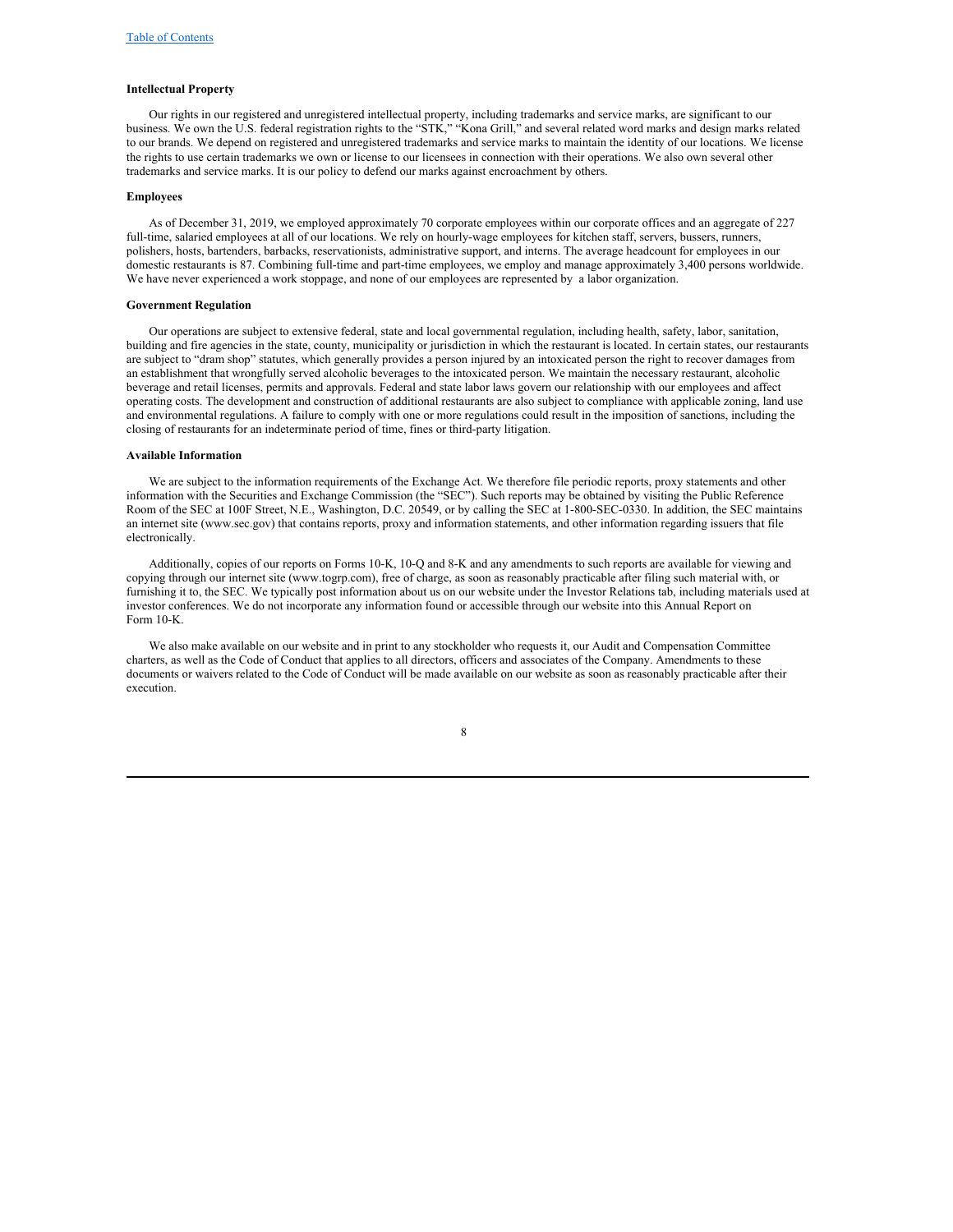**Intellectual Property**

Our rights in our registered and unregistered intellectual property, including trademarks and service marks, are significant to our business. We own the U.S. federal registration rights to the "STK," "Kona Grill," and several related word marks and design marks related to our brands. We depend on registered and unregistered trademarks and service marks to maintain the identity of our locations. We license the rights to use certain trademarks we own or license to our licensees in connection with their operations. We also own several other trademarks and service marks. It is our policy to defend our marks against encroachment by others.

**Employees**

As of December 31, 2019, we employed approximately 70 corporate employees within our corporate offices and an aggregate of 227 full-time, salaried employees at all of our locations. We rely on hourly-wage employees for kitchen staff, servers, bussers, runners, polishers, hosts, bartenders, barbacks, reservationists, administrative support, and interns. The average headcount for employees in our domestic restaurants is 87. Combining full-time and part-time employees, we employ and manage approximately 3,400 persons worldwide. We have never experienced a work stoppage, and none of our employees are represented by a labor organization.

**Government Regulation**

Our operations are subject to extensive federal, state and local governmental regulation, including health, safety, labor, sanitation, building and fire agencies in the state, county, municipality or jurisdiction in which the restaurant is located. In certain states, our restaurants are subject to "dram shop" statutes, which generally provides a person injured by an intoxicated person the right to recover damages from an establishment that wrongfully served alcoholic beverages to the intoxicated person. We maintain the necessary restaurant, alcoholic beverage and retail licenses, permits and approvals. Federal and state labor laws govern our relationship with our employees and affect operating costs. The development and construction of additional restaurants are also subject to compliance with applicable zoning, land use and environmental regulations. A failure to comply with one or more regulations could result in the imposition of sanctions, including the closing of restaurants for an indeterminate period of time, fines or third-party litigation.

**Available Information**

We are subject to the information requirements of the Exchange Act. We therefore file periodic reports, proxy statements and other information with the Securities and Exchange Commission (the "SEC"). Such reports may be obtained by visiting the Public Reference Room of the SEC at 100F Street, N.E., Washington, D.C. 20549, or by calling the SEC at 1-800-SEC-0330. In addition, the SEC maintains an internet site (www.sec.gov) that contains reports, proxy and information statements, and other information regarding issuers that file electronically.

Additionally, copies of our reports on Forms 10-K, 10-Q and 8-K and any amendments to such reports are available for viewing and copying through our internet site (www.togrp.com), free of charge, as soon as reasonably practicable after filing such material with, or furnishing it to, the SEC. We typically post information about us on our website under the Investor Relations tab, including materials used at investor conferences. We do not incorporate any information found or accessible through our website into this Annual Report on Form 10-K.

We also make available on our website and in print to any stockholder who requests it, our Audit and Compensation Committee charters, as well as the Code of Conduct that applies to all directors, officers and associates of the Company. Amendments to these documents or waivers related to the Code of Conduct will be made available on our website as soon as reasonably practicable after their execution.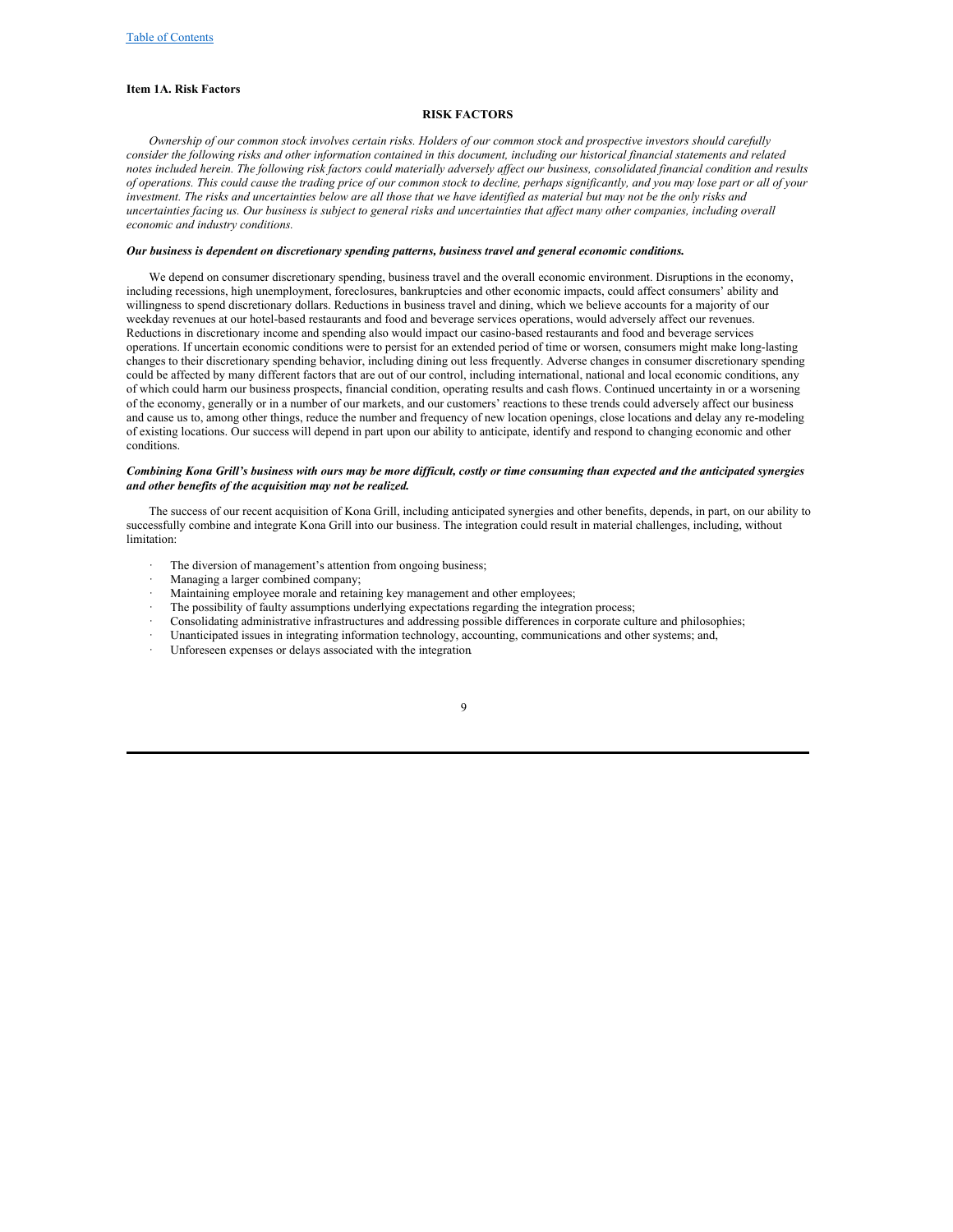**Item 1A. Risk Factors**

## RISK FACTORS

*Ownership of our common stock involves certain risks. Holders of our common stock and prospective investors should carefully consider the following risks and other information contained in this document, including our historical financial statements and related notes included herein. The following risk factors could materially adversely affect our business, consolidated financial condition and results of operations. This could cause the trading price of our common stock to decline, perhaps significantly, and you may lose part or all of your investment. The risks and uncertainties below are all those that we have identified as material but may not be the only risks and uncertainties facing us. Our business is subject to general risks and uncertainties that affect many other companies, including overall economic and industry conditions.*

***Our business is dependent on discretionary spending patterns, business travel and general economic conditions.***

We depend on consumer discretionary spending, business travel and the overall economic environment. Disruptions in the economy, including recessions, high unemployment, foreclosures, bankruptcies and other economic impacts, could affect consumers' ability and willingness to spend discretionary dollars. Reductions in business travel and dining, which we believe accounts for a majority of our weekday revenues at our hotel-based restaurants and food and beverage services operations, would adversely affect our revenues. Reductions in discretionary income and spending also would impact our casino-based restaurants and food and beverage services operations. If uncertain economic conditions were to persist for an extended period of time or worsen, consumers might make long-lasting changes to their discretionary spending behavior, including dining out less frequently. Adverse changes in consumer discretionary spending could be affected by many different factors that are out of our control, including international, national and local economic conditions, any of which could harm our business prospects, financial condition, operating results and cash flows. Continued uncertainty in or a worsening of the economy, generally or in a number of our markets, and our customers' reactions to these trends could adversely affect our business and cause us to, among other things, reduce the number and frequency of new location openings, close locations and delay any re-modeling of existing locations. Our success will depend in part upon our ability to anticipate, identify and respond to changing economic and other conditions.

***Combining Kona Grill's business with ours may be more difficult, costly or time consuming than expected and the anticipated synergies and other benefits of the acquisition may not be realized.***

The success of our recent acquisition of Kona Grill, including anticipated synergies and other benefits, depends, in part, on our ability to successfully combine and integrate Kona Grill into our business. The integration could result in material challenges, including, without limitation:

- The diversion of management's attention from ongoing business;
- Managing a larger combined company;
- Maintaining employee morale and retaining key management and other employees;
- The possibility of faulty assumptions underlying expectations regarding the integration process;
- Consolidating administrative infrastructures and addressing possible differences in corporate culture and philosophies;
- Unanticipated issues in integrating information technology, accounting, communications and other systems; and,
- Unforeseen expenses or delays associated with the integration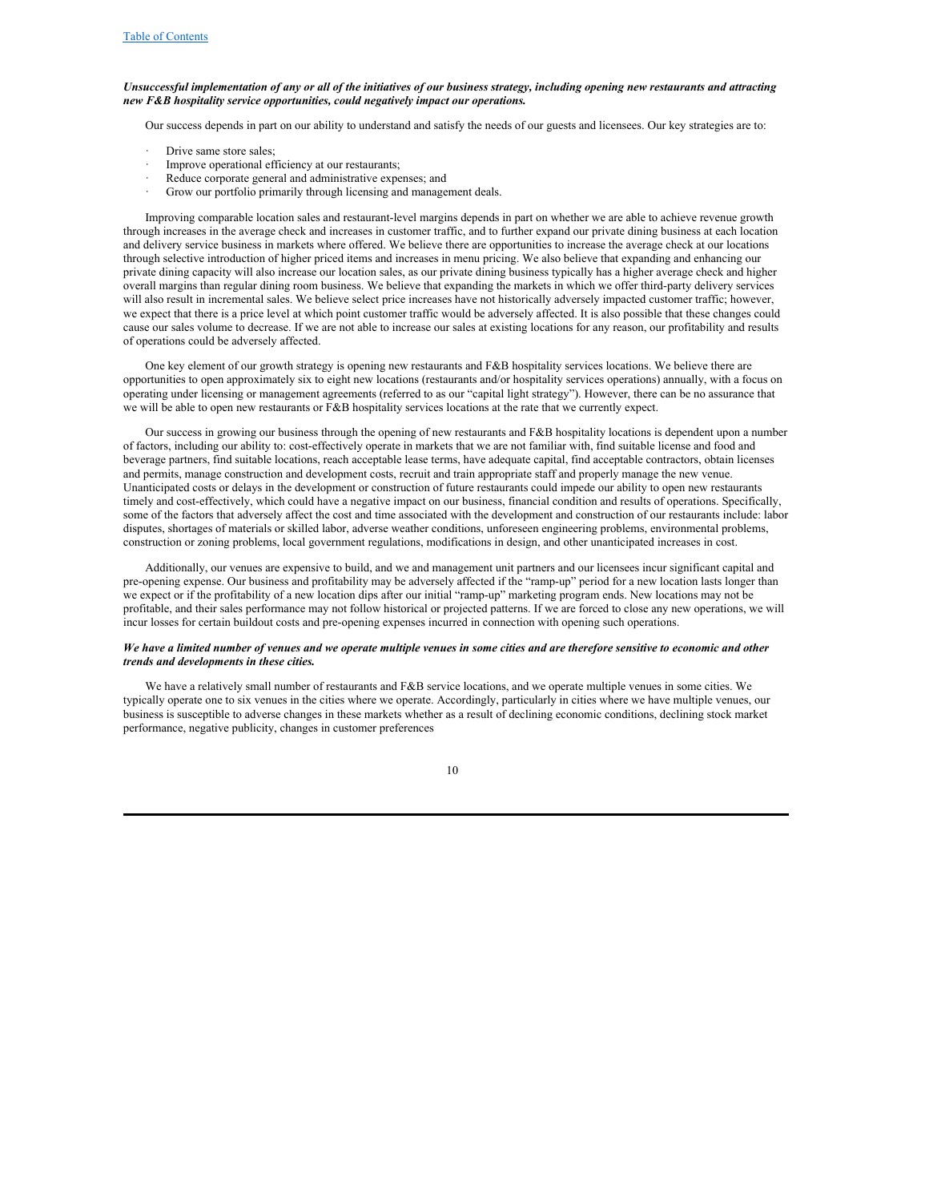***Unsuccessful implementation of any or all of the initiatives of our business strategy, including opening new restaurants and attracting new F&B hospitality service opportunities, could negatively impact our operations.***

Our success depends in part on our ability to understand and satisfy the needs of our guests and licensees. Our key strategies are to:

- Drive same store sales;
- Improve operational efficiency at our restaurants;
- Reduce corporate general and administrative expenses; and
- Grow our portfolio primarily through licensing and management deals.

Improving comparable location sales and restaurant-level margins depends in part on whether we are able to achieve revenue growth through increases in the average check and increases in customer traffic, and to further expand our private dining business at each location and delivery service business in markets where offered. We believe there are opportunities to increase the average check at our locations through selective introduction of higher priced items and increases in menu pricing. We also believe that expanding and enhancing our private dining capacity will also increase our location sales, as our private dining business typically has a higher average check and higher overall margins than regular dining room business. We believe that expanding the markets in which we offer third-party delivery services will also result in incremental sales. We believe select price increases have not historically adversely impacted customer traffic; however, we expect that there is a price level at which point customer traffic would be adversely affected. It is also possible that these changes could cause our sales volume to decrease. If we are not able to increase our sales at existing locations for any reason, our profitability and results of operations could be adversely affected.

One key element of our growth strategy is opening new restaurants and F&B hospitality services locations. We believe there are opportunities to open approximately six to eight new locations (restaurants and/or hospitality services operations) annually, with a focus on operating under licensing or management agreements (referred to as our "capital light strategy"). However, there can be no assurance that we will be able to open new restaurants or F&B hospitality services locations at the rate that we currently expect.

Our success in growing our business through the opening of new restaurants and F&B hospitality locations is dependent upon a number of factors, including our ability to: cost-effectively operate in markets that we are not familiar with, find suitable license and food and beverage partners, find suitable locations, reach acceptable lease terms, have adequate capital, find acceptable contractors, obtain licenses and permits, manage construction and development costs, recruit and train appropriate staff and properly manage the new venue. Unanticipated costs or delays in the development or construction of future restaurants could impede our ability to open new restaurants timely and cost-effectively, which could have a negative impact on our business, financial condition and results of operations. Specifically, some of the factors that adversely affect the cost and time associated with the development and construction of our restaurants include: labor disputes, shortages of materials or skilled labor, adverse weather conditions, unforeseen engineering problems, environmental problems, construction or zoning problems, local government regulations, modifications in design, and other unanticipated increases in cost.

Additionally, our venues are expensive to build, and we and management unit partners and our licensees incur significant capital and pre-opening expense. Our business and profitability may be adversely affected if the "ramp-up" period for a new location lasts longer than we expect or if the profitability of a new location dips after our initial "ramp-up" marketing program ends. New locations may not be profitable, and their sales performance may not follow historical or projected patterns. If we are forced to close any new operations, we will incur losses for certain buildout costs and pre-opening expenses incurred in connection with opening such operations.

***We have a limited number of venues and we operate multiple venues in some cities and are therefore sensitive to economic and other trends and developments in these cities.***

We have a relatively small number of restaurants and F&B service locations, and we operate multiple venues in some cities. We typically operate one to six venues in the cities where we operate. Accordingly, particularly in cities where we have multiple venues, our business is susceptible to adverse changes in these markets whether as a result of declining economic conditions, declining stock market performance, negative publicity, changes in customer preferences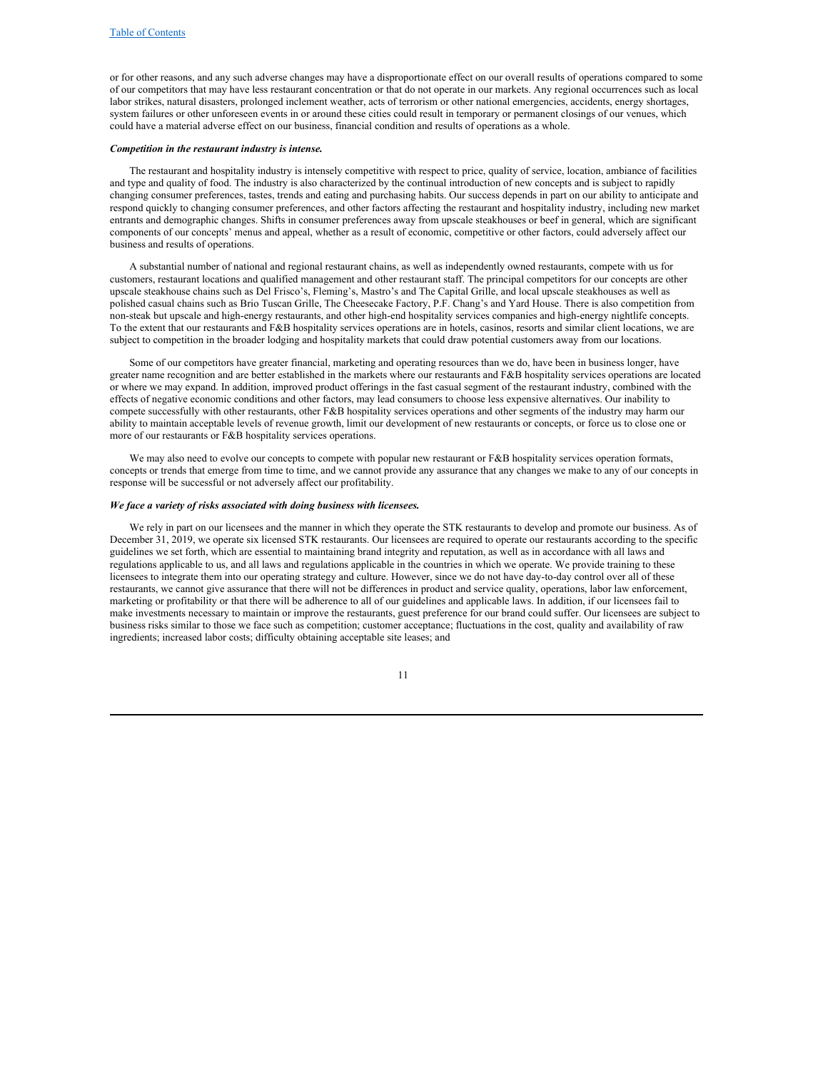or for other reasons, and any such adverse changes may have a disproportionate effect on our overall results of operations compared to some of our competitors that may have less restaurant concentration or that do not operate in our markets. Any regional occurrences such as local labor strikes, natural disasters, prolonged inclement weather, acts of terrorism or other national emergencies, accidents, energy shortages, system failures or other unforeseen events in or around these cities could result in temporary or permanent closings of our venues, which could have a material adverse effect on our business, financial condition and results of operations as a whole.

***Competition in the restaurant industry is intense.***

The restaurant and hospitality industry is intensely competitive with respect to price, quality of service, location, ambiance of facilities and type and quality of food. The industry is also characterized by the continual introduction of new concepts and is subject to rapidly changing consumer preferences, tastes, trends and eating and purchasing habits. Our success depends in part on our ability to anticipate and respond quickly to changing consumer preferences, and other factors affecting the restaurant and hospitality industry, including new market entrants and demographic changes. Shifts in consumer preferences away from upscale steakhouses or beef in general, which are significant components of our concepts' menus and appeal, whether as a result of economic, competitive or other factors, could adversely affect our business and results of operations.

A substantial number of national and regional restaurant chains, as well as independently owned restaurants, compete with us for customers, restaurant locations and qualified management and other restaurant staff. The principal competitors for our concepts are other upscale steakhouse chains such as Del Frisco's, Fleming's, Mastro's and The Capital Grille, and local upscale steakhouses as well as polished casual chains such as Brio Tuscan Grille, The Cheesecake Factory, P.F. Chang's and Yard House. There is also competition from non-steak but upscale and high-energy restaurants, and other high-end hospitality services companies and high-energy nightlife concepts. To the extent that our restaurants and F&B hospitality services operations are in hotels, casinos, resorts and similar client locations, we are subject to competition in the broader lodging and hospitality markets that could draw potential customers away from our locations.

Some of our competitors have greater financial, marketing and operating resources than we do, have been in business longer, have greater name recognition and are better established in the markets where our restaurants and F&B hospitality services operations are located or where we may expand. In addition, improved product offerings in the fast casual segment of the restaurant industry, combined with the effects of negative economic conditions and other factors, may lead consumers to choose less expensive alternatives. Our inability to compete successfully with other restaurants, other F&B hospitality services operations and other segments of the industry may harm our ability to maintain acceptable levels of revenue growth, limit our development of new restaurants or concepts, or force us to close one or more of our restaurants or F&B hospitality services operations.

We may also need to evolve our concepts to compete with popular new restaurant or F&B hospitality services operation formats, concepts or trends that emerge from time to time, and we cannot provide any assurance that any changes we make to any of our concepts in response will be successful or not adversely affect our profitability.

***We face a variety of risks associated with doing business with licensees.***

We rely in part on our licensees and the manner in which they operate the STK restaurants to develop and promote our business. As of December 31, 2019, we operate six licensed STK restaurants. Our licensees are required to operate our restaurants according to the specific guidelines we set forth, which are essential to maintaining brand integrity and reputation, as well as in accordance with all laws and regulations applicable to us, and all laws and regulations applicable in the countries in which we operate. We provide training to these licensees to integrate them into our operating strategy and culture. However, since we do not have day-to-day control over all of these restaurants, we cannot give assurance that there will not be differences in product and service quality, operations, labor law enforcement, marketing or profitability or that there will be adherence to all of our guidelines and applicable laws. In addition, if our licensees fail to make investments necessary to maintain or improve the restaurants, guest preference for our brand could suffer. Our licensees are subject to business risks similar to those we face such as competition; customer acceptance; fluctuations in the cost, quality and availability of raw ingredients; increased labor costs; difficulty obtaining acceptable site leases; and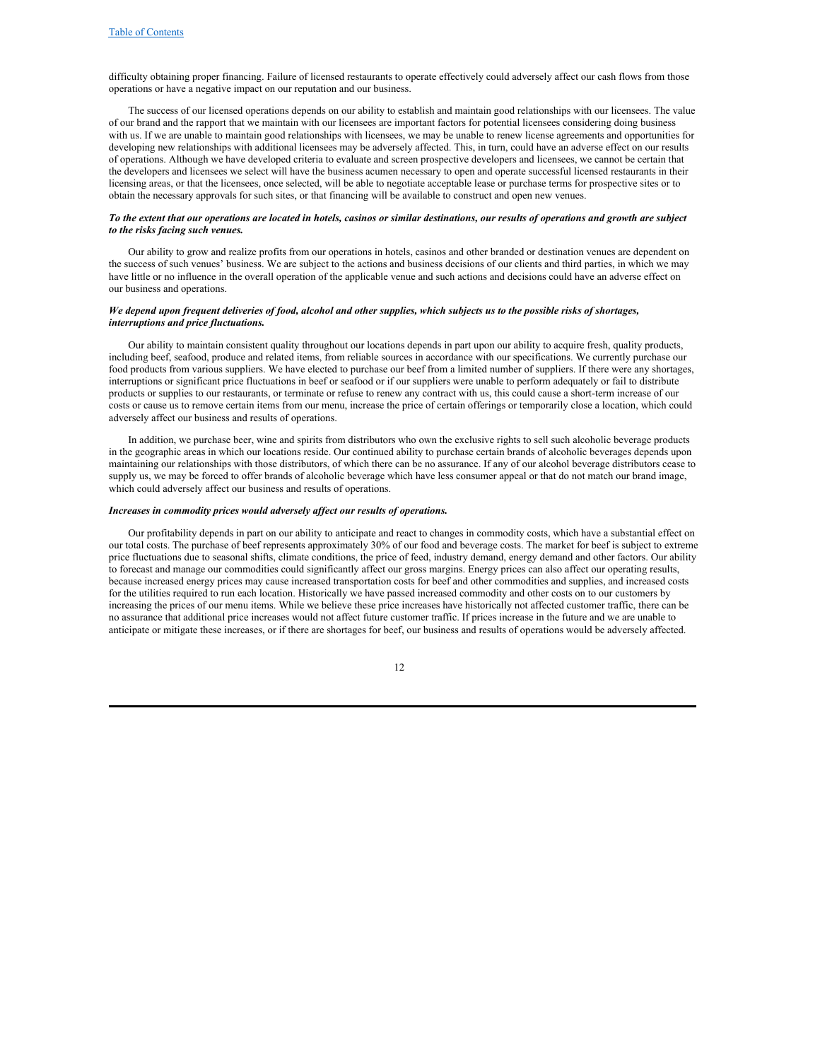difficulty obtaining proper financing. Failure of licensed restaurants to operate effectively could adversely affect our cash flows from those operations or have a negative impact on our reputation and our business.

The success of our licensed operations depends on our ability to establish and maintain good relationships with our licensees. The value of our brand and the rapport that we maintain with our licensees are important factors for potential licensees considering doing business with us. If we are unable to maintain good relationships with licensees, we may be unable to renew license agreements and opportunities for developing new relationships with additional licensees may be adversely affected. This, in turn, could have an adverse effect on our results of operations. Although we have developed criteria to evaluate and screen prospective developers and licensees, we cannot be certain that the developers and licensees we select will have the business acumen necessary to open and operate successful licensed restaurants in their licensing areas, or that the licensees, once selected, will be able to negotiate acceptable lease or purchase terms for prospective sites or to obtain the necessary approvals for such sites, or that financing will be available to construct and open new venues.

***To the extent that our operations are located in hotels, casinos or similar destinations, our results of operations and growth are subject to the risks facing such venues.***

Our ability to grow and realize profits from our operations in hotels, casinos and other branded or destination venues are dependent on the success of such venues' business. We are subject to the actions and business decisions of our clients and third parties, in which we may have little or no influence in the overall operation of the applicable venue and such actions and decisions could have an adverse effect on our business and operations.

***We depend upon frequent deliveries of food, alcohol and other supplies, which subjects us to the possible risks of shortages, interruptions and price fluctuations.***

Our ability to maintain consistent quality throughout our locations depends in part upon our ability to acquire fresh, quality products, including beef, seafood, produce and related items, from reliable sources in accordance with our specifications. We currently purchase our food products from various suppliers. We have elected to purchase our beef from a limited number of suppliers. If there were any shortages, interruptions or significant price fluctuations in beef or seafood or if our suppliers were unable to perform adequately or fail to distribute products or supplies to our restaurants, or terminate or refuse to renew any contract with us, this could cause a short-term increase of our costs or cause us to remove certain items from our menu, increase the price of certain offerings or temporarily close a location, which could adversely affect our business and results of operations.

In addition, we purchase beer, wine and spirits from distributors who own the exclusive rights to sell such alcoholic beverage products in the geographic areas in which our locations reside. Our continued ability to purchase certain brands of alcoholic beverages depends upon maintaining our relationships with those distributors, of which there can be no assurance. If any of our alcohol beverage distributors cease to supply us, we may be forced to offer brands of alcoholic beverage which have less consumer appeal or that do not match our brand image, which could adversely affect our business and results of operations.

***Increases in commodity prices would adversely affect our results of operations.***

Our profitability depends in part on our ability to anticipate and react to changes in commodity costs, which have a substantial effect on our total costs. The purchase of beef represents approximately 30% of our food and beverage costs. The market for beef is subject to extreme price fluctuations due to seasonal shifts, climate conditions, the price of feed, industry demand, energy demand and other factors. Our ability to forecast and manage our commodities could significantly affect our gross margins. Energy prices can also affect our operating results, because increased energy prices may cause increased transportation costs for beef and other commodities and supplies, and increased costs for the utilities required to run each location. Historically we have passed increased commodity and other costs on to our customers by increasing the prices of our menu items. While we believe these price increases have historically not affected customer traffic, there can be no assurance that additional price increases would not affect future customer traffic. If prices increase in the future and we are unable to anticipate or mitigate these increases, or if there are shortages for beef, our business and results of operations would be adversely affected.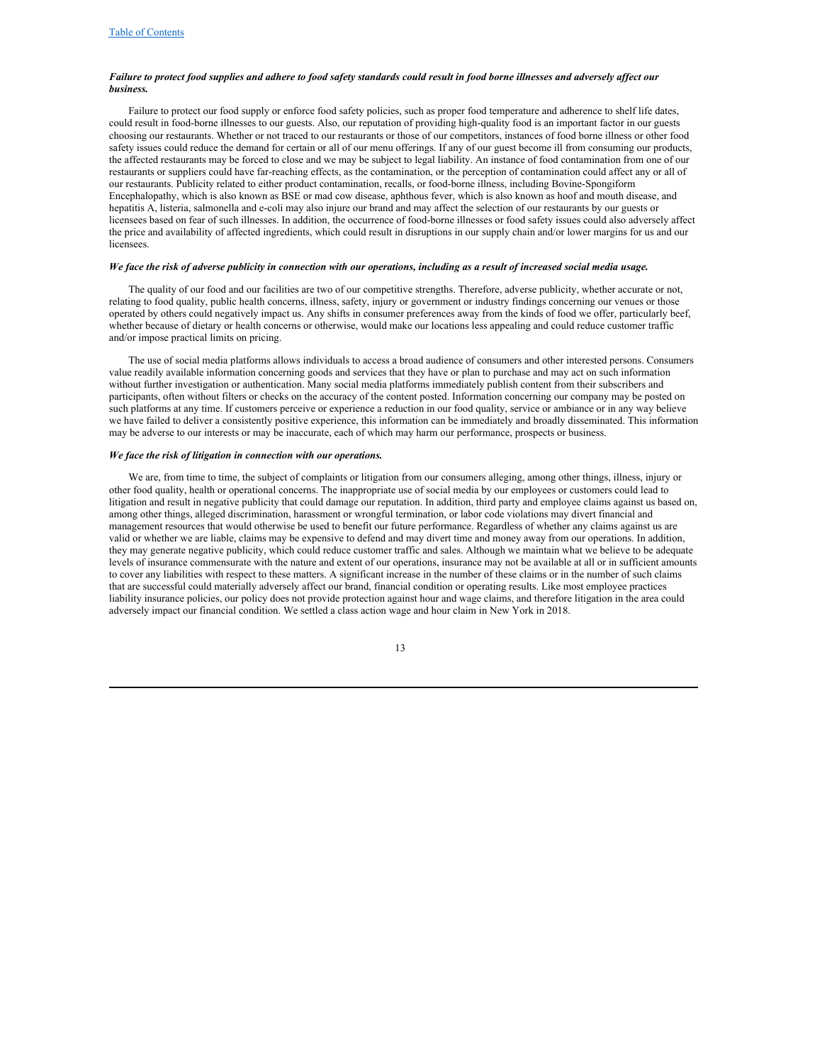***Failure to protect food supplies and adhere to food safety standards could result in food borne illnesses and adversely affect our business.***

Failure to protect our food supply or enforce food safety policies, such as proper food temperature and adherence to shelf life dates, could result in food-borne illnesses to our guests. Also, our reputation of providing high-quality food is an important factor in our guests choosing our restaurants. Whether or not traced to our restaurants or those of our competitors, instances of food borne illness or other food safety issues could reduce the demand for certain or all of our menu offerings. If any of our guest become ill from consuming our products, the affected restaurants may be forced to close and we may be subject to legal liability. An instance of food contamination from one of our restaurants or suppliers could have far-reaching effects, as the contamination, or the perception of contamination could affect any or all of our restaurants. Publicity related to either product contamination, recalls, or food-borne illness, including Bovine-Spongiform Encephalopathy, which is also known as BSE or mad cow disease, aphthous fever, which is also known as hoof and mouth disease, and hepatitis A, listeria, salmonella and e-coli may also injure our brand and may affect the selection of our restaurants by our guests or licensees based on fear of such illnesses. In addition, the occurrence of food-borne illnesses or food safety issues could also adversely affect the price and availability of affected ingredients, which could result in disruptions in our supply chain and/or lower margins for us and our licensees.

***We face the risk of adverse publicity in connection with our operations, including as a result of increased social media usage.***

The quality of our food and our facilities are two of our competitive strengths. Therefore, adverse publicity, whether accurate or not, relating to food quality, public health concerns, illness, safety, injury or government or industry findings concerning our venues or those operated by others could negatively impact us. Any shifts in consumer preferences away from the kinds of food we offer, particularly beef, whether because of dietary or health concerns or otherwise, would make our locations less appealing and could reduce customer traffic and/or impose practical limits on pricing.

The use of social media platforms allows individuals to access a broad audience of consumers and other interested persons. Consumers value readily available information concerning goods and services that they have or plan to purchase and may act on such information without further investigation or authentication. Many social media platforms immediately publish content from their subscribers and participants, often without filters or checks on the accuracy of the content posted. Information concerning our company may be posted on such platforms at any time. If customers perceive or experience a reduction in our food quality, service or ambiance or in any way believe we have failed to deliver a consistently positive experience, this information can be immediately and broadly disseminated. This information may be adverse to our interests or may be inaccurate, each of which may harm our performance, prospects or business.

***We face the risk of litigation in connection with our operations.***

We are, from time to time, the subject of complaints or litigation from our consumers alleging, among other things, illness, injury or other food quality, health or operational concerns. The inappropriate use of social media by our employees or customers could lead to litigation and result in negative publicity that could damage our reputation. In addition, third party and employee claims against us based on, among other things, alleged discrimination, harassment or wrongful termination, or labor code violations may divert financial and management resources that would otherwise be used to benefit our future performance. Regardless of whether any claims against us are valid or whether we are liable, claims may be expensive to defend and may divert time and money away from our operations. In addition, they may generate negative publicity, which could reduce customer traffic and sales. Although we maintain what we believe to be adequate levels of insurance commensurate with the nature and extent of our operations, insurance may not be available at all or in sufficient amounts to cover any liabilities with respect to these matters. A significant increase in the number of these claims or in the number of such claims that are successful could materially adversely affect our brand, financial condition or operating results. Like most employee practices liability insurance policies, our policy does not provide protection against hour and wage claims, and therefore litigation in the area could adversely impact our financial condition. We settled a class action wage and hour claim in New York in 2018.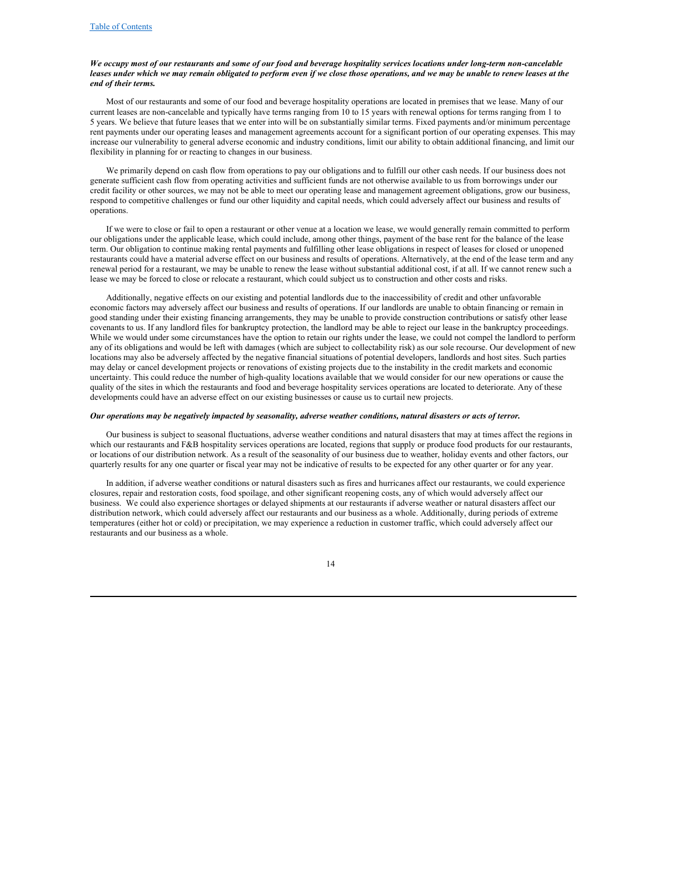***We occupy most of our restaurants and some of our food and beverage hospitality services locations under long-term non-cancelable leases under which we may remain obligated to perform even if we close those operations, and we may be unable to renew leases at the end of their terms.***

Most of our restaurants and some of our food and beverage hospitality operations are located in premises that we lease. Many of our current leases are non-cancelable and typically have terms ranging from 10 to 15 years with renewal options for terms ranging from 1 to 5 years. We believe that future leases that we enter into will be on substantially similar terms. Fixed payments and/or minimum percentage rent payments under our operating leases and management agreements account for a significant portion of our operating expenses. This may increase our vulnerability to general adverse economic and industry conditions, limit our ability to obtain additional financing, and limit our flexibility in planning for or reacting to changes in our business.

We primarily depend on cash flow from operations to pay our obligations and to fulfill our other cash needs. If our business does not generate sufficient cash flow from operating activities and sufficient funds are not otherwise available to us from borrowings under our credit facility or other sources, we may not be able to meet our operating lease and management agreement obligations, grow our business, respond to competitive challenges or fund our other liquidity and capital needs, which could adversely affect our business and results of operations.

If we were to close or fail to open a restaurant or other venue at a location we lease, we would generally remain committed to perform our obligations under the applicable lease, which could include, among other things, payment of the base rent for the balance of the lease term. Our obligation to continue making rental payments and fulfilling other lease obligations in respect of leases for closed or unopened restaurants could have a material adverse effect on our business and results of operations. Alternatively, at the end of the lease term and any renewal period for a restaurant, we may be unable to renew the lease without substantial additional cost, if at all. If we cannot renew such a lease we may be forced to close or relocate a restaurant, which could subject us to construction and other costs and risks.

Additionally, negative effects on our existing and potential landlords due to the inaccessibility of credit and other unfavorable economic factors may adversely affect our business and results of operations. If our landlords are unable to obtain financing or remain in good standing under their existing financing arrangements, they may be unable to provide construction contributions or satisfy other lease covenants to us. If any landlord files for bankruptcy protection, the landlord may be able to reject our lease in the bankruptcy proceedings. While we would under some circumstances have the option to retain our rights under the lease, we could not compel the landlord to perform any of its obligations and would be left with damages (which are subject to collectability risk) as our sole recourse. Our development of new locations may also be adversely affected by the negative financial situations of potential developers, landlords and host sites. Such parties may delay or cancel development projects or renovations of existing projects due to the instability in the credit markets and economic uncertainty. This could reduce the number of high-quality locations available that we would consider for our new operations or cause the quality of the sites in which the restaurants and food and beverage hospitality services operations are located to deteriorate. Any of these developments could have an adverse effect on our existing businesses or cause us to curtail new projects.

***Our operations may be negatively impacted by seasonality, adverse weather conditions, natural disasters or acts of terror.***

Our business is subject to seasonal fluctuations, adverse weather conditions and natural disasters that may at times affect the regions in which our restaurants and F&B hospitality services operations are located, regions that supply or produce food products for our restaurants, or locations of our distribution network. As a result of the seasonality of our business due to weather, holiday events and other factors, our quarterly results for any one quarter or fiscal year may not be indicative of results to be expected for any other quarter or for any year.

In addition, if adverse weather conditions or natural disasters such as fires and hurricanes affect our restaurants, we could experience closures, repair and restoration costs, food spoilage, and other significant reopening costs, any of which would adversely affect our business. We could also experience shortages or delayed shipments at our restaurants if adverse weather or natural disasters affect our distribution network, which could adversely affect our restaurants and our business as a whole. Additionally, during periods of extreme temperatures (either hot or cold) or precipitation, we may experience a reduction in customer traffic, which could adversely affect our restaurants and our business as a whole.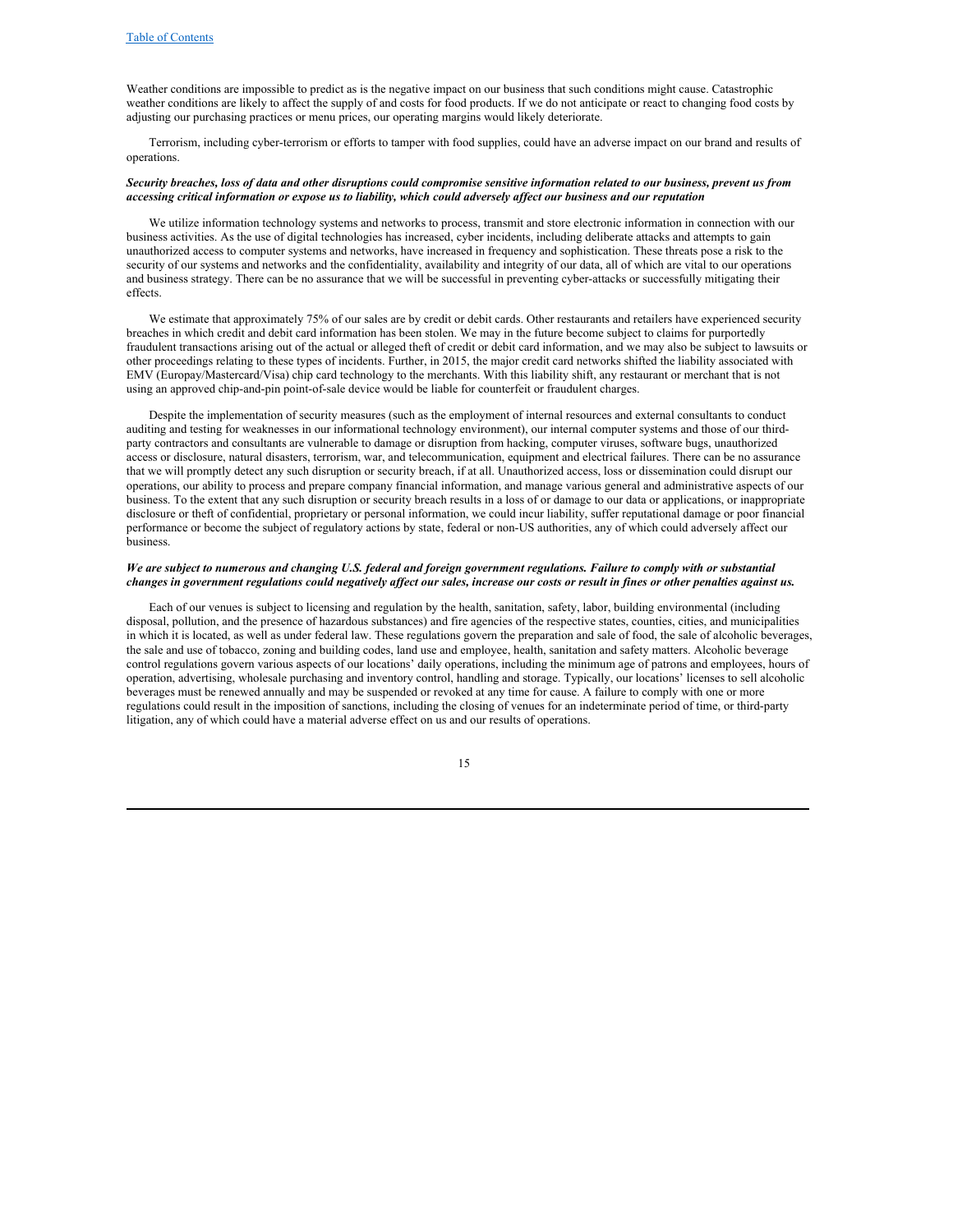Weather conditions are impossible to predict as is the negative impact on our business that such conditions might cause. Catastrophic weather conditions are likely to affect the supply of and costs for food products. If we do not anticipate or react to changing food costs by adjusting our purchasing practices or menu prices, our operating margins would likely deteriorate.

Terrorism, including cyber-terrorism or efforts to tamper with food supplies, could have an adverse impact on our brand and results of operations.

***Security breaches, loss of data and other disruptions could compromise sensitive information related to our business, prevent us from accessing critical information or expose us to liability, which could adversely affect our business and our reputation***

We utilize information technology systems and networks to process, transmit and store electronic information in connection with our business activities. As the use of digital technologies has increased, cyber incidents, including deliberate attacks and attempts to gain unauthorized access to computer systems and networks, have increased in frequency and sophistication. These threats pose a risk to the security of our systems and networks and the confidentiality, availability and integrity of our data, all of which are vital to our operations and business strategy. There can be no assurance that we will be successful in preventing cyber-attacks or successfully mitigating their effects.

We estimate that approximately 75% of our sales are by credit or debit cards. Other restaurants and retailers have experienced security breaches in which credit and debit card information has been stolen. We may in the future become subject to claims for purportedly fraudulent transactions arising out of the actual or alleged theft of credit or debit card information, and we may also be subject to lawsuits or other proceedings relating to these types of incidents. Further, in 2015, the major credit card networks shifted the liability associated with EMV (Europay/Mastercard/Visa) chip card technology to the merchants. With this liability shift, any restaurant or merchant that is not using an approved chip-and-pin point-of-sale device would be liable for counterfeit or fraudulent charges.

Despite the implementation of security measures (such as the employment of internal resources and external consultants to conduct auditing and testing for weaknesses in our informational technology environment), our internal computer systems and those of our third-party contractors and consultants are vulnerable to damage or disruption from hacking, computer viruses, software bugs, unauthorized access or disclosure, natural disasters, terrorism, war, and telecommunication, equipment and electrical failures. There can be no assurance that we will promptly detect any such disruption or security breach, if at all. Unauthorized access, loss or dissemination could disrupt our operations, our ability to process and prepare company financial information, and manage various general and administrative aspects of our business. To the extent that any such disruption or security breach results in a loss of or damage to our data or applications, or inappropriate disclosure or theft of confidential, proprietary or personal information, we could incur liability, suffer reputational damage or poor financial performance or become the subject of regulatory actions by state, federal or non-US authorities, any of which could adversely affect our business.

***We are subject to numerous and changing U.S. federal and foreign government regulations. Failure to comply with or substantial changes in government regulations could negatively affect our sales, increase our costs or result in fines or other penalties against us.***

Each of our venues is subject to licensing and regulation by the health, sanitation, safety, labor, building environmental (including disposal, pollution, and the presence of hazardous substances) and fire agencies of the respective states, counties, cities, and municipalities in which it is located, as well as under federal law. These regulations govern the preparation and sale of food, the sale of alcoholic beverages, the sale and use of tobacco, zoning and building codes, land use and employee, health, sanitation and safety matters. Alcoholic beverage control regulations govern various aspects of our locations' daily operations, including the minimum age of patrons and employees, hours of operation, advertising, wholesale purchasing and inventory control, handling and storage. Typically, our locations' licenses to sell alcoholic beverages must be renewed annually and may be suspended or revoked at any time for cause. A failure to comply with one or more regulations could result in the imposition of sanctions, including the closing of venues for an indeterminate period of time, or third-party litigation, any of which could have a material adverse effect on us and our results of operations.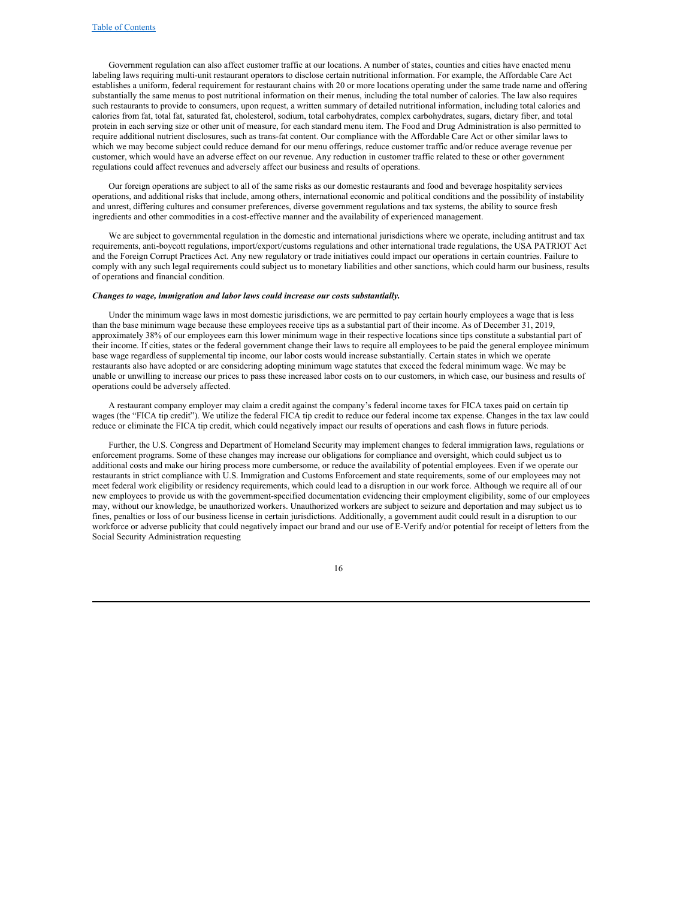Government regulation can also affect customer traffic at our locations. A number of states, counties and cities have enacted menu labeling laws requiring multi-unit restaurant operators to disclose certain nutritional information. For example, the Affordable Care Act establishes a uniform, federal requirement for restaurant chains with 20 or more locations operating under the same trade name and offering substantially the same menus to post nutritional information on their menus, including the total number of calories. The law also requires such restaurants to provide to consumers, upon request, a written summary of detailed nutritional information, including total calories and calories from fat, total fat, saturated fat, cholesterol, sodium, total carbohydrates, complex carbohydrates, sugars, dietary fiber, and total protein in each serving size or other unit of measure, for each standard menu item. The Food and Drug Administration is also permitted to require additional nutrient disclosures, such as trans-fat content. Our compliance with the Affordable Care Act or other similar laws to which we may become subject could reduce demand for our menu offerings, reduce customer traffic and/or reduce average revenue per customer, which would have an adverse effect on our revenue. Any reduction in customer traffic related to these or other government regulations could affect revenues and adversely affect our business and results of operations.

Our foreign operations are subject to all of the same risks as our domestic restaurants and food and beverage hospitality services operations, and additional risks that include, among others, international economic and political conditions and the possibility of instability and unrest, differing cultures and consumer preferences, diverse government regulations and tax systems, the ability to source fresh ingredients and other commodities in a cost-effective manner and the availability of experienced management.

We are subject to governmental regulation in the domestic and international jurisdictions where we operate, including antitrust and tax requirements, anti-boycott regulations, import/export/customs regulations and other international trade regulations, the USA PATRIOT Act and the Foreign Corrupt Practices Act. Any new regulatory or trade initiatives could impact our operations in certain countries. Failure to comply with any such legal requirements could subject us to monetary liabilities and other sanctions, which could harm our business, results of operations and financial condition.

***Changes to wage, immigration and labor laws could increase our costs substantially.***

Under the minimum wage laws in most domestic jurisdictions, we are permitted to pay certain hourly employees a wage that is less than the base minimum wage because these employees receive tips as a substantial part of their income. As of December 31, 2019, approximately 38% of our employees earn this lower minimum wage in their respective locations since tips constitute a substantial part of their income. If cities, states or the federal government change their laws to require all employees to be paid the general employee minimum base wage regardless of supplemental tip income, our labor costs would increase substantially. Certain states in which we operate restaurants also have adopted or are considering adopting minimum wage statutes that exceed the federal minimum wage. We may be unable or unwilling to increase our prices to pass these increased labor costs on to our customers, in which case, our business and results of operations could be adversely affected.

A restaurant company employer may claim a credit against the company's federal income taxes for FICA taxes paid on certain tip wages (the "FICA tip credit"). We utilize the federal FICA tip credit to reduce our federal income tax expense. Changes in the tax law could reduce or eliminate the FICA tip credit, which could negatively impact our results of operations and cash flows in future periods.

Further, the U.S. Congress and Department of Homeland Security may implement changes to federal immigration laws, regulations or enforcement programs. Some of these changes may increase our obligations for compliance and oversight, which could subject us to additional costs and make our hiring process more cumbersome, or reduce the availability of potential employees. Even if we operate our restaurants in strict compliance with U.S. Immigration and Customs Enforcement and state requirements, some of our employees may not meet federal work eligibility or residency requirements, which could lead to a disruption in our work force. Although we require all of our new employees to provide us with the government-specified documentation evidencing their employment eligibility, some of our employees may, without our knowledge, be unauthorized workers. Unauthorized workers are subject to seizure and deportation and may subject us to fines, penalties or loss of our business license in certain jurisdictions. Additionally, a government audit could result in a disruption to our workforce or adverse publicity that could negatively impact our brand and our use of E-Verify and/or potential for receipt of letters from the Social Security Administration requesting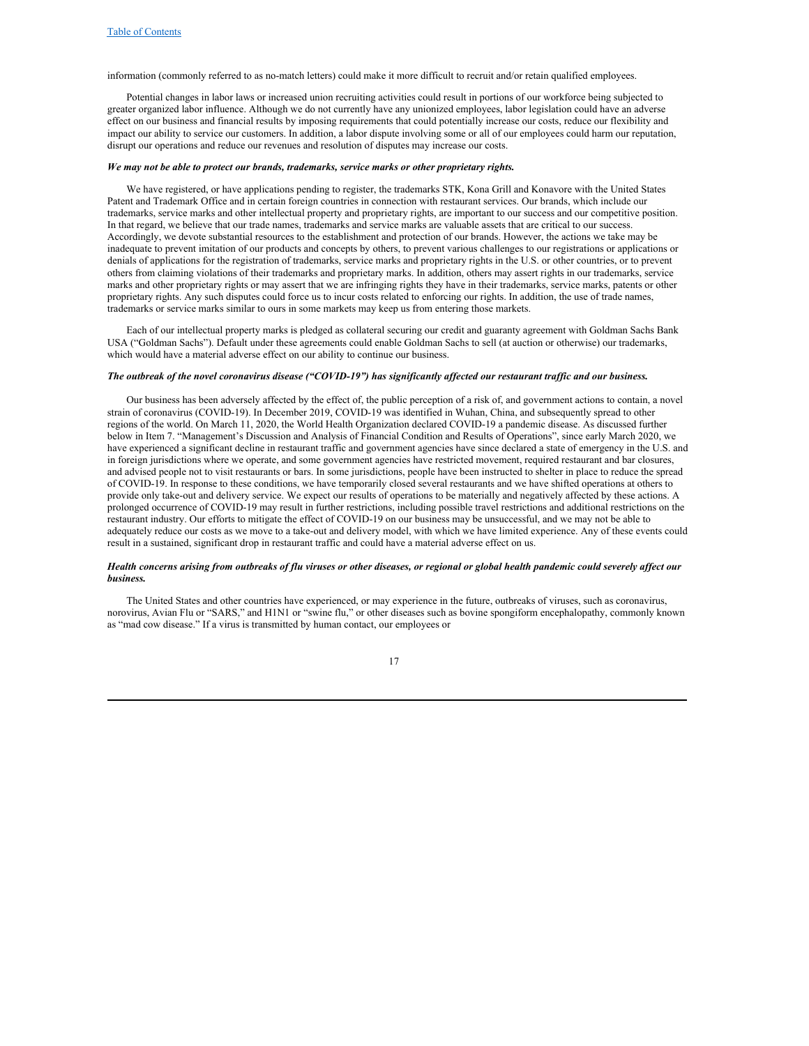information (commonly referred to as no-match letters) could make it more difficult to recruit and/or retain qualified employees.

Potential changes in labor laws or increased union recruiting activities could result in portions of our workforce being subjected to greater organized labor influence. Although we do not currently have any unionized employees, labor legislation could have an adverse effect on our business and financial results by imposing requirements that could potentially increase our costs, reduce our flexibility and impact our ability to service our customers. In addition, a labor dispute involving some or all of our employees could harm our reputation, disrupt our operations and reduce our revenues and resolution of disputes may increase our costs.

***We may not be able to protect our brands, trademarks, service marks or other proprietary rights.***

We have registered, or have applications pending to register, the trademarks STK, Kona Grill and Konavore with the United States Patent and Trademark Office and in certain foreign countries in connection with restaurant services. Our brands, which include our trademarks, service marks and other intellectual property and proprietary rights, are important to our success and our competitive position. In that regard, we believe that our trade names, trademarks and service marks are valuable assets that are critical to our success. Accordingly, we devote substantial resources to the establishment and protection of our brands. However, the actions we take may be inadequate to prevent imitation of our products and concepts by others, to prevent various challenges to our registrations or applications or denials of applications for the registration of trademarks, service marks and proprietary rights in the U.S. or other countries, or to prevent others from claiming violations of their trademarks and proprietary marks. In addition, others may assert rights in our trademarks, service marks and other proprietary rights or may assert that we are infringing rights they have in their trademarks, service marks, patents or other proprietary rights. Any such disputes could force us to incur costs related to enforcing our rights. In addition, the use of trade names, trademarks or service marks similar to ours in some markets may keep us from entering those markets.

Each of our intellectual property marks is pledged as collateral securing our credit and guaranty agreement with Goldman Sachs Bank USA ("Goldman Sachs"). Default under these agreements could enable Goldman Sachs to sell (at auction or otherwise) our trademarks, which would have a material adverse effect on our ability to continue our business.

***The outbreak of the novel coronavirus disease ("COVID-19") has significantly affected our restaurant traffic and our business.***

Our business has been adversely affected by the effect of, the public perception of a risk of, and government actions to contain, a novel strain of coronavirus (COVID-19). In December 2019, COVID-19 was identified in Wuhan, China, and subsequently spread to other regions of the world. On March 11, 2020, the World Health Organization declared COVID-19 a pandemic disease. As discussed further below in Item 7. "Management's Discussion and Analysis of Financial Condition and Results of Operations", since early March 2020, we have experienced a significant decline in restaurant traffic and government agencies have since declared a state of emergency in the U.S. and in foreign jurisdictions where we operate, and some government agencies have restricted movement, required restaurant and bar closures, and advised people not to visit restaurants or bars. In some jurisdictions, people have been instructed to shelter in place to reduce the spread of COVID-19. In response to these conditions, we have temporarily closed several restaurants and we have shifted operations at others to provide only take-out and delivery service. We expect our results of operations to be materially and negatively affected by these actions. A prolonged occurrence of COVID-19 may result in further restrictions, including possible travel restrictions and additional restrictions on the restaurant industry. Our efforts to mitigate the effect of COVID-19 on our business may be unsuccessful, and we may not be able to adequately reduce our costs as we move to a take-out and delivery model, with which we have limited experience. Any of these events could result in a sustained, significant drop in restaurant traffic and could have a material adverse effect on us.

***Health concerns arising from outbreaks of flu viruses or other diseases, or regional or global health pandemic could severely affect our business.***

The United States and other countries have experienced, or may experience in the future, outbreaks of viruses, such as coronavirus, norovirus, Avian Flu or "SARS," and H1N1 or "swine flu," or other diseases such as bovine spongiform encephalopathy, commonly known as "mad cow disease." If a virus is transmitted by human contact, our employees or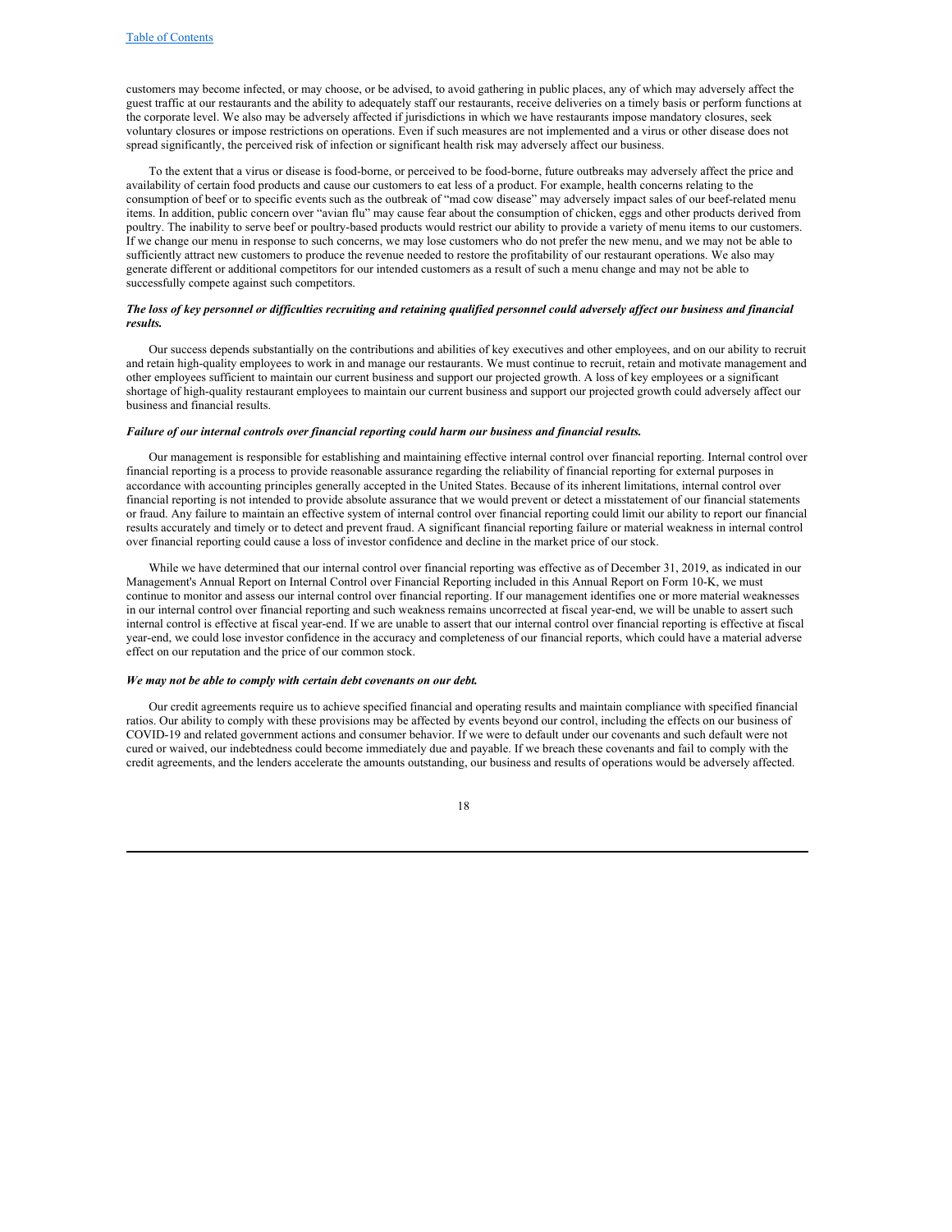customers may become infected, or may choose, or be advised, to avoid gathering in public places, any of which may adversely affect the guest traffic at our restaurants and the ability to adequately staff our restaurants, receive deliveries on a timely basis or perform functions at the corporate level. We also may be adversely affected if jurisdictions in which we have restaurants impose mandatory closures, seek voluntary closures or impose restrictions on operations. Even if such measures are not implemented and a virus or other disease does not spread significantly, the perceived risk of infection or significant health risk may adversely affect our business.

To the extent that a virus or disease is food-borne, or perceived to be food-borne, future outbreaks may adversely affect the price and availability of certain food products and cause our customers to eat less of a product. For example, health concerns relating to the consumption of beef or to specific events such as the outbreak of "mad cow disease" may adversely impact sales of our beef-related menu items. In addition, public concern over "avian flu" may cause fear about the consumption of chicken, eggs and other products derived from poultry. The inability to serve beef or poultry-based products would restrict our ability to provide a variety of menu items to our customers. If we change our menu in response to such concerns, we may lose customers who do not prefer the new menu, and we may not be able to sufficiently attract new customers to produce the revenue needed to restore the profitability of our restaurant operations. We also may generate different or additional competitors for our intended customers as a result of such a menu change and may not be able to successfully compete against such competitors.

***The loss of key personnel or difficulties recruiting and retaining qualified personnel could adversely affect our business and financial results.***

Our success depends substantially on the contributions and abilities of key executives and other employees, and on our ability to recruit and retain high-quality employees to work in and manage our restaurants. We must continue to recruit, retain and motivate management and other employees sufficient to maintain our current business and support our projected growth. A loss of key employees or a significant shortage of high-quality restaurant employees to maintain our current business and support our projected growth could adversely affect our business and financial results.

***Failure of our internal controls over financial reporting could harm our business and financial results.***

Our management is responsible for establishing and maintaining effective internal control over financial reporting. Internal control over financial reporting is a process to provide reasonable assurance regarding the reliability of financial reporting for external purposes in accordance with accounting principles generally accepted in the United States. Because of its inherent limitations, internal control over financial reporting is not intended to provide absolute assurance that we would prevent or detect a misstatement of our financial statements or fraud. Any failure to maintain an effective system of internal control over financial reporting could limit our ability to report our financial results accurately and timely or to detect and prevent fraud. A significant financial reporting failure or material weakness in internal control over financial reporting could cause a loss of investor confidence and decline in the market price of our stock.

While we have determined that our internal control over financial reporting was effective as of December 31, 2019, as indicated in our Management's Annual Report on Internal Control over Financial Reporting included in this Annual Report on Form 10-K, we must continue to monitor and assess our internal control over financial reporting. If our management identifies one or more material weaknesses in our internal control over financial reporting and such weakness remains uncorrected at fiscal year-end, we will be unable to assert such internal control is effective at fiscal year-end. If we are unable to assert that our internal control over financial reporting is effective at fiscal year-end, we could lose investor confidence in the accuracy and completeness of our financial reports, which could have a material adverse effect on our reputation and the price of our common stock.

***We may not be able to comply with certain debt covenants on our debt.***

Our credit agreements require us to achieve specified financial and operating results and maintain compliance with specified financial ratios. Our ability to comply with these provisions may be affected by events beyond our control, including the effects on our business of COVID-19 and related government actions and consumer behavior. If we were to default under our covenants and such default were not cured or waived, our indebtedness could become immediately due and payable. If we breach these covenants and fail to comply with the credit agreements, and the lenders accelerate the amounts outstanding, our business and results of operations would be adversely affected.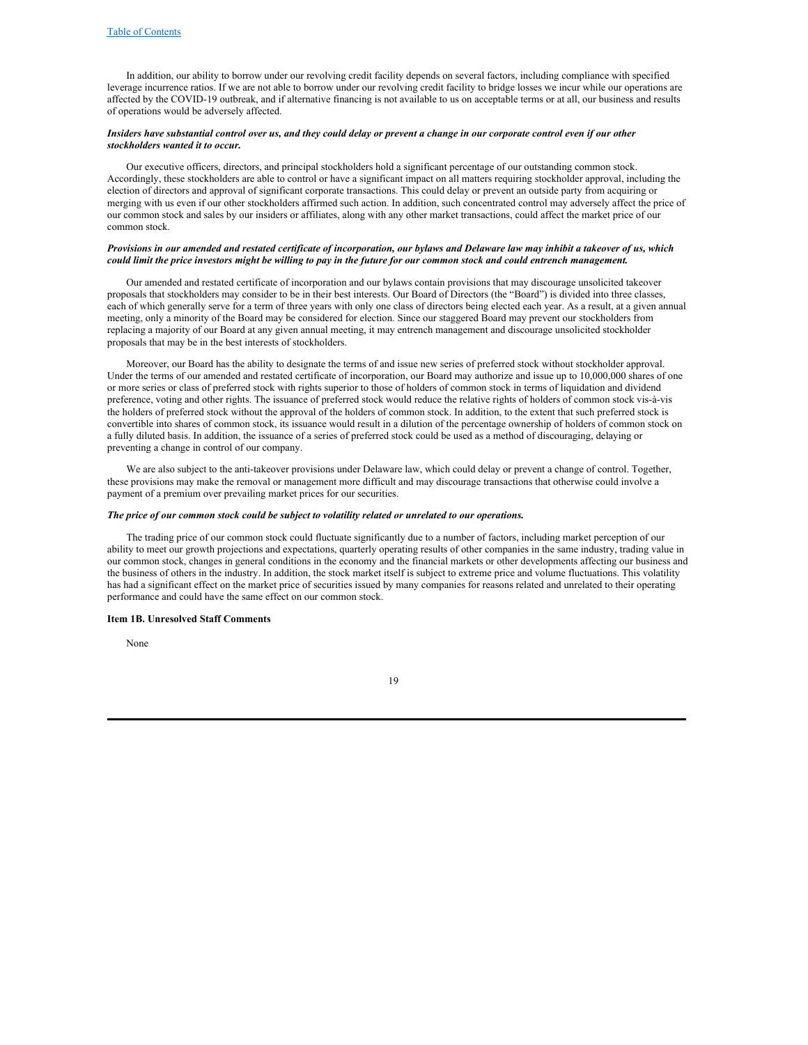In addition, our ability to borrow under our revolving credit facility depends on several factors, including compliance with specified leverage incurrence ratios. If we are not able to borrow under our revolving credit facility to bridge losses we incur while our operations are affected by the COVID-19 outbreak, and if alternative financing is not available to us on acceptable terms or at all, our business and results of operations would be adversely affected.

***Insiders have substantial control over us, and they could delay or prevent a change in our corporate control even if our other stockholders wanted it to occur.***

Our executive officers, directors, and principal stockholders hold a significant percentage of our outstanding common stock. Accordingly, these stockholders are able to control or have a significant impact on all matters requiring stockholder approval, including the election of directors and approval of significant corporate transactions. This could delay or prevent an outside party from acquiring or merging with us even if our other stockholders affirmed such action. In addition, such concentrated control may adversely affect the price of our common stock and sales by our insiders or affiliates, along with any other market transactions, could affect the market price of our common stock.

***Provisions in our amended and restated certificate of incorporation, our bylaws and Delaware law may inhibit a takeover of us, which could limit the price investors might be willing to pay in the future for our common stock and could entrench management.***

Our amended and restated certificate of incorporation and our bylaws contain provisions that may discourage unsolicited takeover proposals that stockholders may consider to be in their best interests. Our Board of Directors (the "Board") is divided into three classes, each of which generally serve for a term of three years with only one class of directors being elected each year. As a result, at a given annual meeting, only a minority of the Board may be considered for election. Since our staggered Board may prevent our stockholders from replacing a majority of our Board at any given annual meeting, it may entrench management and discourage unsolicited stockholder proposals that may be in the best interests of stockholders.

Moreover, our Board has the ability to designate the terms of and issue new series of preferred stock without stockholder approval. Under the terms of our amended and restated certificate of incorporation, our Board may authorize and issue up to 10,000,000 shares of one or more series or class of preferred stock with rights superior to those of holders of common stock in terms of liquidation and dividend preference, voting and other rights. The issuance of preferred stock would reduce the relative rights of holders of common stock vis-à-vis the holders of preferred stock without the approval of the holders of common stock. In addition, to the extent that such preferred stock is convertible into shares of common stock, its issuance would result in a dilution of the percentage ownership of holders of common stock on a fully diluted basis. In addition, the issuance of a series of preferred stock could be used as a method of discouraging, delaying or preventing a change in control of our company.

We are also subject to the anti-takeover provisions under Delaware law, which could delay or prevent a change of control. Together, these provisions may make the removal or management more difficult and may discourage transactions that otherwise could involve a payment of a premium over prevailing market prices for our securities.

***The price of our common stock could be subject to volatility related or unrelated to our operations.***

The trading price of our common stock could fluctuate significantly due to a number of factors, including market perception of our ability to meet our growth projections and expectations, quarterly operating results of other companies in the same industry, trading value in our common stock, changes in general conditions in the economy and the financial markets or other developments affecting our business and the business of others in the industry. In addition, the stock market itself is subject to extreme price and volume fluctuations. This volatility has had a significant effect on the market price of securities issued by many companies for reasons related and unrelated to their operating performance and could have the same effect on our common stock.

**Item 1B. Unresolved Staff Comments**

None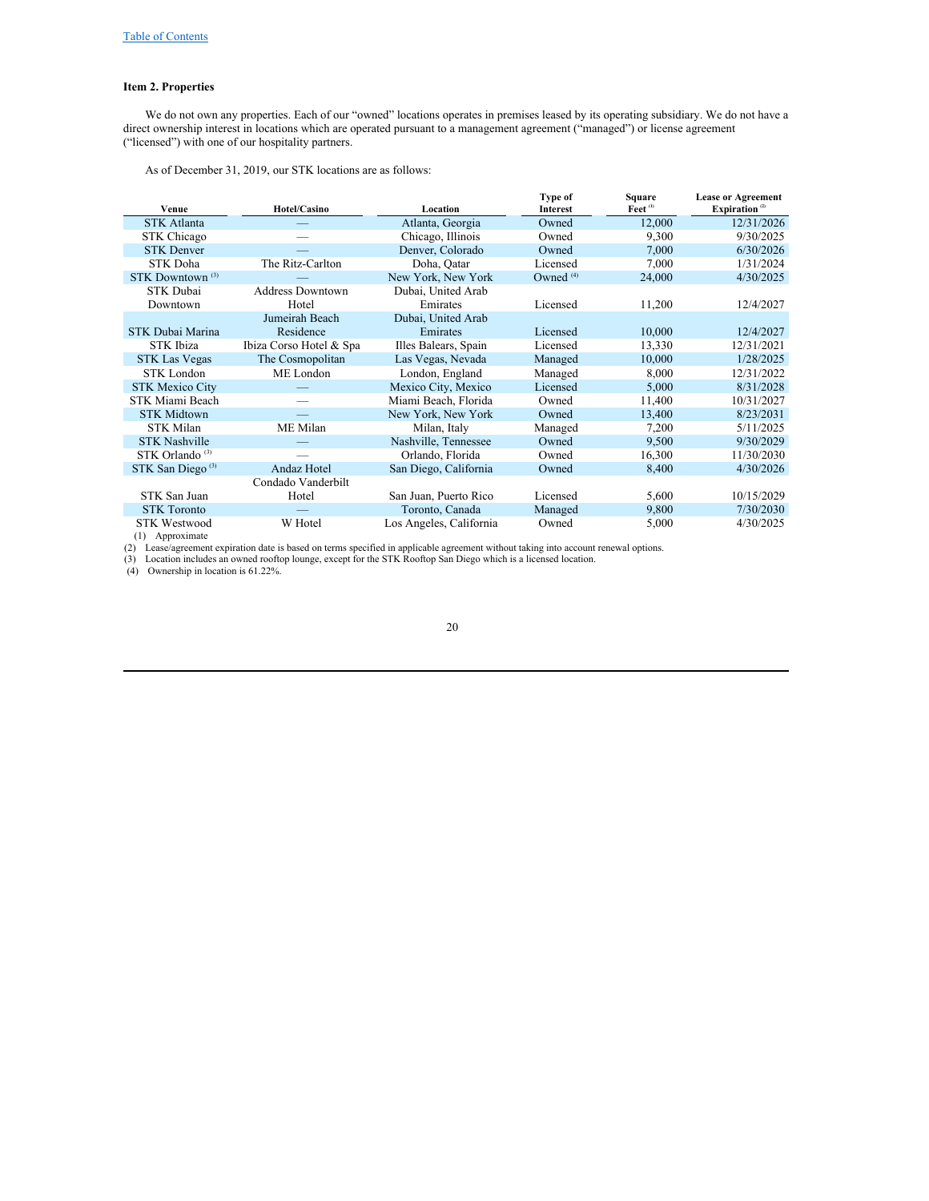## Item 2. Properties

We do not own any properties. Each of our "owned" locations operates in premises leased by its operating subsidiary. We do not have a direct ownership interest in locations which are operated pursuant to a management agreement ("managed") or license agreement ("licensed") with one of our hospitality partners.

As of December 31, 2019, our STK locations are as follows:

| Venue | Hotel/Casino | Location | Type of Interest | Square Feet [1] | Lease or Agreement Expiration [2] |
|---|---|---|---|---|---|
| STK Atlanta | — | Atlanta, Georgia | Owned | 12,000 | 12/31/2026 |
| STK Chicago | — | Chicago, Illinois | Owned | 9,300 | 9/30/2025 |
| STK Denver | — | Denver, Colorado | Owned | 7,000 | 6/30/2026 |
| STK Doha | The Ritz-Carlton | Doha, Qatar | Licensed | 7,000 | 1/31/2024 |
| STK Downtown [3] | — | New York, New York | Owned [4] | 24,000 | 4/30/2025 |
| STK Dubai Downtown | Address Downtown Hotel | Dubai, United Arab Emirates | Licensed | 11,200 | 12/4/2027 |
| STK Dubai Marina | Jumeirah Beach Residence | Dubai, United Arab Emirates | Licensed | 10,000 | 12/4/2027 |
| STK Ibiza | Ibiza Corso Hotel & Spa | Illes Balears, Spain | Licensed | 13,330 | 12/31/2021 |
| STK Las Vegas | The Cosmopolitan | Las Vegas, Nevada | Managed | 10,000 | 1/28/2025 |
| STK London | ME London | London, England | Managed | 8,000 | 12/31/2022 |
| STK Mexico City | — | Mexico City, Mexico | Licensed | 5,000 | 8/31/2028 |
| STK Miami Beach | — | Miami Beach, Florida | Owned | 11,400 | 10/31/2027 |
| STK Midtown | — | New York, New York | Owned | 13,400 | 8/23/2031 |
| STK Milan | ME Milan | Milan, Italy | Managed | 7,200 | 5/11/2025 |
| STK Nashville | — | Nashville, Tennessee | Owned | 9,500 | 9/30/2029 |
| STK Orlando [3] | — | Orlando, Florida | Owned | 16,300 | 11/30/2030 |
| STK San Diego [3] | Andaz Hotel | San Diego, California | Owned | 8,400 | 4/30/2026 |
| STK San Juan | Condado Vanderbilt Hotel | San Juan, Puerto Rico | Licensed | 5,600 | 10/15/2029 |
| STK Toronto | — | Toronto, Canada | Managed | 9,800 | 7/30/2030 |
| STK Westwood | W Hotel | Los Angeles, California | Owned | 5,000 | 4/30/2025 |

(1) Approximate

(2) Lease/agreement expiration date is based on terms specified in applicable agreement without taking into account renewal options.

(3) Location includes an owned rooftop lounge, except for the STK Rooftop San Diego which is a licensed location.

(4) Ownership in location is 61.22%.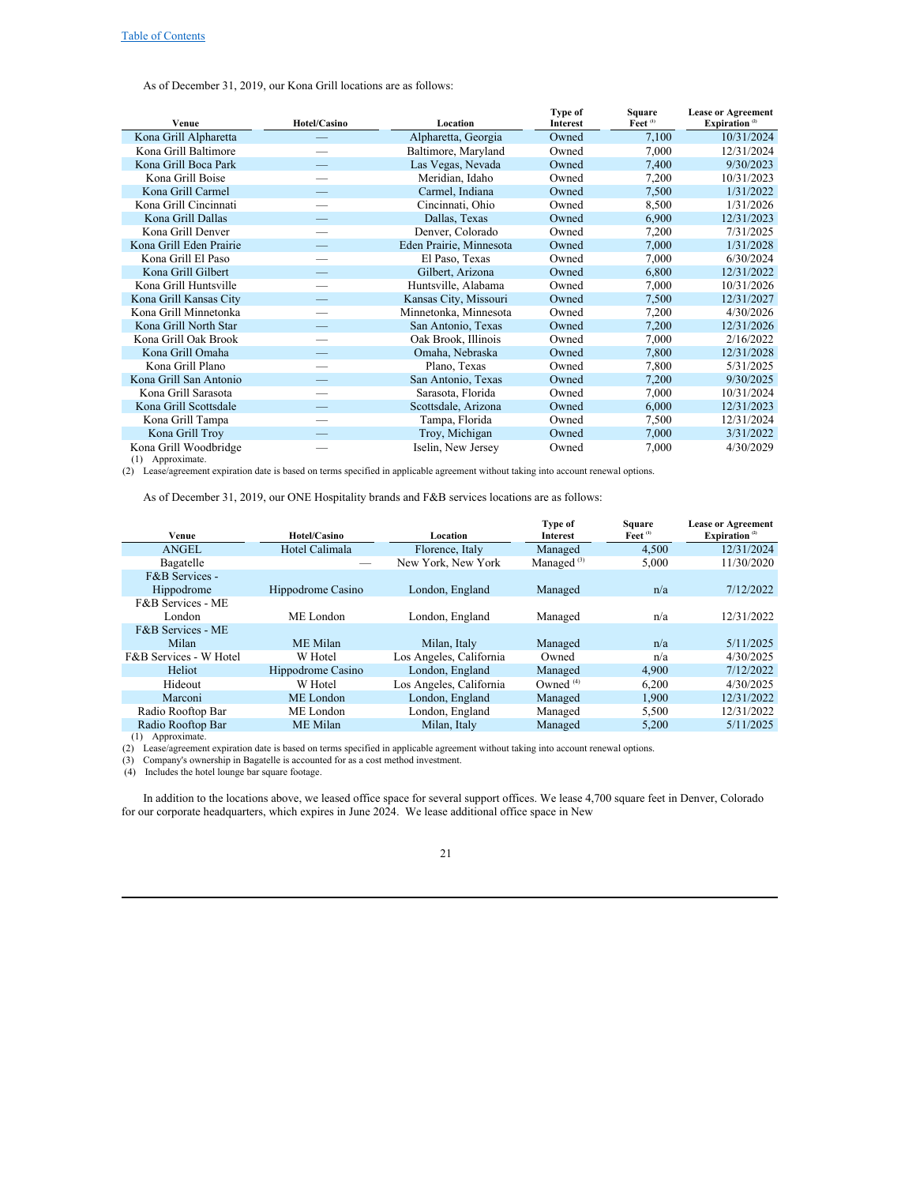As of December 31, 2019, our Kona Grill locations are as follows:

| Venue | Hotel/Casino | Location | Type of Interest | Square Feet [(1)] | Lease or Agreement Expiration [(2)] |
|---|---|---|---|---|---|
| Kona Grill Alpharetta | — | Alpharetta, Georgia | Owned | 7,100 | 10/31/2024 |
| Kona Grill Baltimore | — | Baltimore, Maryland | Owned | 7,000 | 12/31/2024 |
| Kona Grill Boca Park | — | Las Vegas, Nevada | Owned | 7,400 | 9/30/2023 |
| Kona Grill Boise | — | Meridian, Idaho | Owned | 7,200 | 10/31/2023 |
| Kona Grill Carmel | — | Carmel, Indiana | Owned | 7,500 | 1/31/2022 |
| Kona Grill Cincinnati | — | Cincinnati, Ohio | Owned | 8,500 | 1/31/2026 |
| Kona Grill Dallas | — | Dallas, Texas | Owned | 6,900 | 12/31/2023 |
| Kona Grill Denver | — | Denver, Colorado | Owned | 7,200 | 7/31/2025 |
| Kona Grill Eden Prairie | — | Eden Prairie, Minnesota | Owned | 7,000 | 1/31/2028 |
| Kona Grill El Paso | — | El Paso, Texas | Owned | 7,000 | 6/30/2024 |
| Kona Grill Gilbert | — | Gilbert, Arizona | Owned | 6,800 | 12/31/2022 |
| Kona Grill Huntsville | — | Huntsville, Alabama | Owned | 7,000 | 10/31/2026 |
| Kona Grill Kansas City | — | Kansas City, Missouri | Owned | 7,500 | 12/31/2027 |
| Kona Grill Minnetonka | — | Minnetonka, Minnesota | Owned | 7,200 | 4/30/2026 |
| Kona Grill North Star | — | San Antonio, Texas | Owned | 7,200 | 12/31/2026 |
| Kona Grill Oak Brook | — | Oak Brook, Illinois | Owned | 7,000 | 2/16/2022 |
| Kona Grill Omaha | — | Omaha, Nebraska | Owned | 7,800 | 12/31/2028 |
| Kona Grill Plano | — | Plano, Texas | Owned | 7,800 | 5/31/2025 |
| Kona Grill San Antonio | — | San Antonio, Texas | Owned | 7,200 | 9/30/2025 |
| Kona Grill Sarasota | — | Sarasota, Florida | Owned | 7,000 | 10/31/2024 |
| Kona Grill Scottsdale | — | Scottsdale, Arizona | Owned | 6,000 | 12/31/2023 |
| Kona Grill Tampa | — | Tampa, Florida | Owned | 7,500 | 12/31/2024 |
| Kona Grill Troy | — | Troy, Michigan | Owned | 7,000 | 3/31/2022 |
| Kona Grill Woodbridge | — | Iselin, New Jersey | Owned | 7,000 | 4/30/2029 |

(1) Approximate.

(2) Lease/agreement expiration date is based on terms specified in applicable agreement without taking into account renewal options.

As of December 31, 2019, our ONE Hospitality brands and F&B services locations are as follows:

| Venue | Hotel/Casino | Location | Type of Interest | Square Feet [(1)] | Lease or Agreement Expiration [(2)] |
|---|---|---|---|---|---|
| ANGEL | Hotel Calimala | Florence, Italy | Managed | 4,500 | 12/31/2024 |
| Bagatelle | — | New York, New York | Managed [(3)] | 5,000 | 11/30/2020 |
| F&B Services - Hippodrome | Hippodrome Casino | London, England | Managed | n/a | 7/12/2022 |
| F&B Services - ME London | ME London | London, England | Managed | n/a | 12/31/2022 |
| F&B Services - ME Milan | ME Milan | Milan, Italy | Managed | n/a | 5/11/2025 |
| F&B Services - W Hotel | W Hotel | Los Angeles, California | Owned | n/a | 4/30/2025 |
| Heliot | Hippodrome Casino | London, England | Managed | 4,900 | 7/12/2022 |
| Hideout | W Hotel | Los Angeles, California | Owned [(4)] | 6,200 | 4/30/2025 |
| Marconi | ME London | London, England | Managed | 1,900 | 12/31/2022 |
| Radio Rooftop Bar | ME London | London, England | Managed | 5,500 | 12/31/2022 |
| Radio Rooftop Bar | ME Milan | Milan, Italy | Managed | 5,200 | 5/11/2025 |

(1) Approximate.

(2) Lease/agreement expiration date is based on terms specified in applicable agreement without taking into account renewal options.

(3) Company's ownership in Bagatelle is accounted for as a cost method investment.

(4) Includes the hotel lounge bar square footage.

In addition to the locations above, we leased office space for several support offices. We lease 4,700 square feet in Denver, Colorado for our corporate headquarters, which expires in June 2024. We lease additional office space in New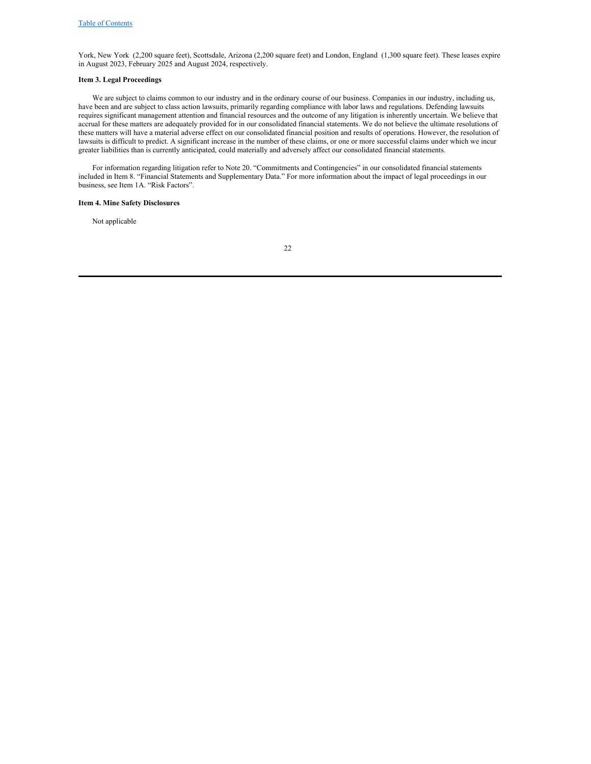York, New York (2,200 square feet), Scottsdale, Arizona (2,200 square feet) and London, England (1,300 square feet). These leases expire in August 2023, February 2025 and August 2024, respectively.

**Item 3. Legal Proceedings**

We are subject to claims common to our industry and in the ordinary course of our business. Companies in our industry, including us, have been and are subject to class action lawsuits, primarily regarding compliance with labor laws and regulations. Defending lawsuits requires significant management attention and financial resources and the outcome of any litigation is inherently uncertain. We believe that accrual for these matters are adequately provided for in our consolidated financial statements. We do not believe the ultimate resolutions of these matters will have a material adverse effect on our consolidated financial position and results of operations. However, the resolution of lawsuits is difficult to predict. A significant increase in the number of these claims, or one or more successful claims under which we incur greater liabilities than is currently anticipated, could materially and adversely affect our consolidated financial statements.

For information regarding litigation refer to Note 20. "Commitments and Contingencies" in our consolidated financial statements included in Item 8. "Financial Statements and Supplementary Data." For more information about the impact of legal proceedings in our business, see Item 1A. "Risk Factors".

**Item 4. Mine Safety Disclosures**

Not applicable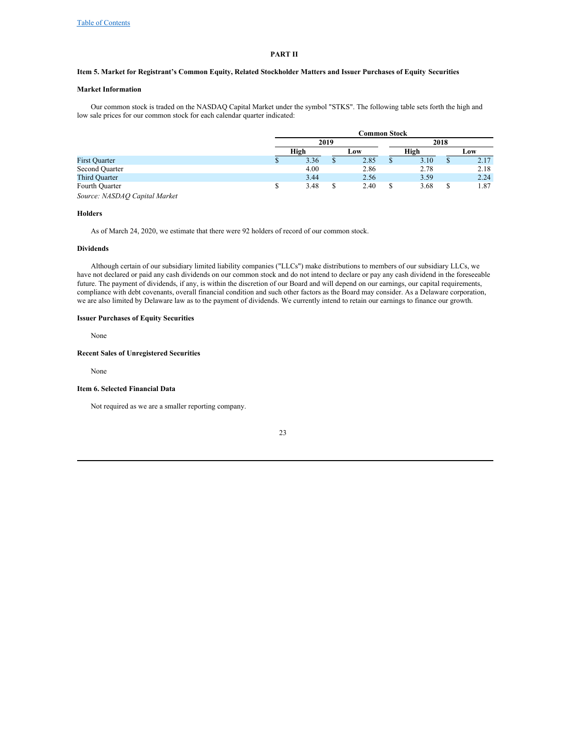**PART II**

**Item 5. Market for Registrant's Common Equity, Related Stockholder Matters and Issuer Purchases of Equity Securities**

**Market Information**

Our common stock is traded on the NASDAQ Capital Market under the symbol "STKS". The following table sets forth the high and low sale prices for our common stock for each calendar quarter indicated:

| | Common Stock | | | |
|---|---|---|---|---|
| | 2019 | | 2018 | |
| | High | Low | High | Low |
| First Quarter | $ 3.36 | $ 2.85 | $ 3.10 | $ 2.17 |
| Second Quarter | 4.00 | 2.86 | 2.78 | 2.18 |
| Third Quarter | 3.44 | 2.56 | 3.59 | 2.24 |
| Fourth Quarter | $ 3.48 | $ 2.40 | $ 3.68 | $ 1.87 |

*Source: NASDAQ Capital Market*

**Holders**

As of March 24, 2020, we estimate that there were 92 holders of record of our common stock.

**Dividends**

Although certain of our subsidiary limited liability companies ("LLCs") make distributions to members of our subsidiary LLCs, we have not declared or paid any cash dividends on our common stock and do not intend to declare or pay any cash dividend in the foreseeable future. The payment of dividends, if any, is within the discretion of our Board and will depend on our earnings, our capital requirements, compliance with debt covenants, overall financial condition and such other factors as the Board may consider. As a Delaware corporation, we are also limited by Delaware law as to the payment of dividends. We currently intend to retain our earnings to finance our growth.

**Issuer Purchases of Equity Securities**

None

**Recent Sales of Unregistered Securities**

None

**Item 6. Selected Financial Data**

Not required as we are a smaller reporting company.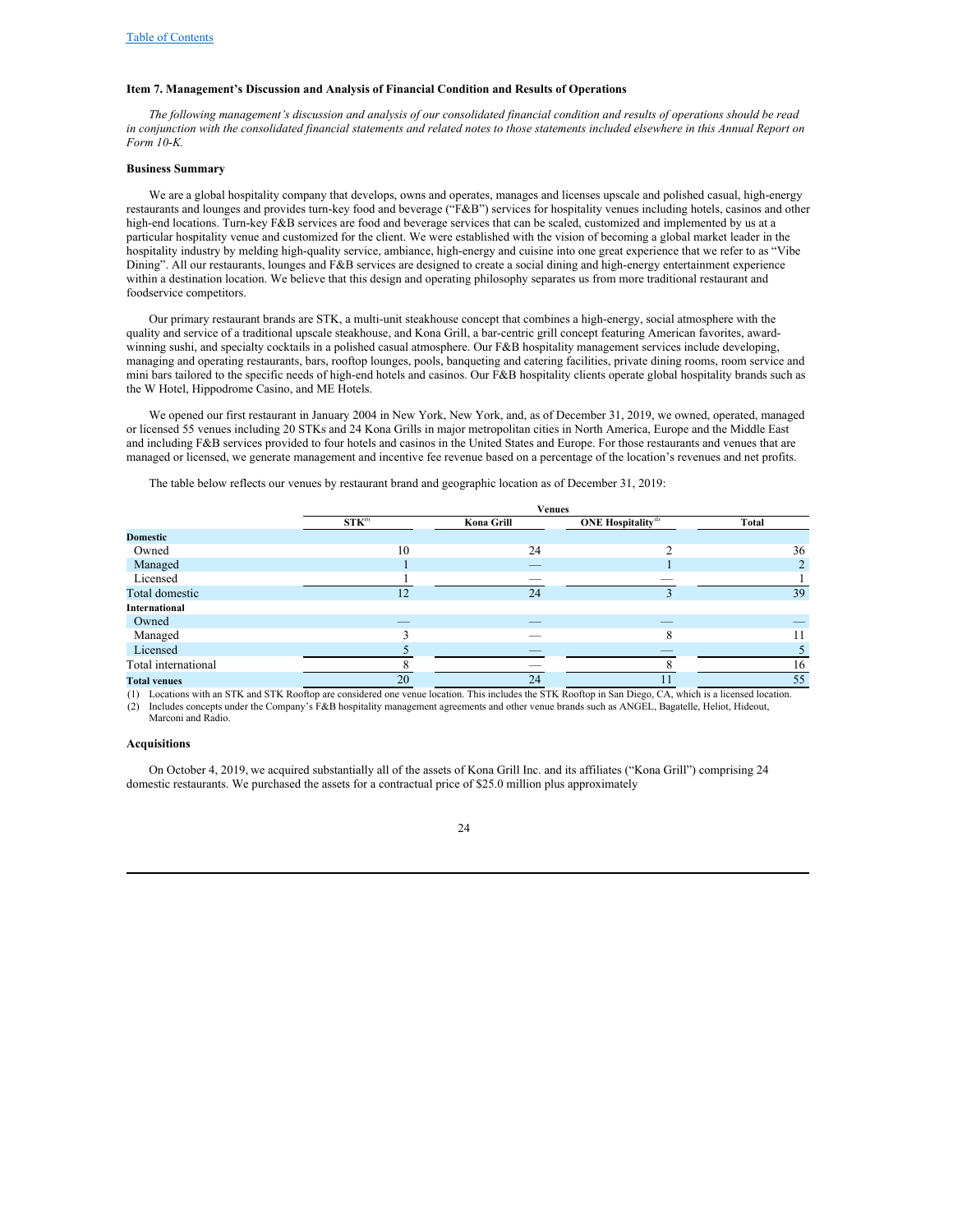[Table of Contents](#)

## Item 7. Management's Discussion and Analysis of Financial Condition and Results of Operations

*The following management's discussion and analysis of our consolidated financial condition and results of operations should be read in conjunction with the consolidated financial statements and related notes to those statements included elsewhere in this Annual Report on Form 10-K.*

### Business Summary

We are a global hospitality company that develops, owns and operates, manages and licenses upscale and polished casual, high-energy restaurants and lounges and provides turn-key food and beverage ("F&B") services for hospitality venues including hotels, casinos and other high-end locations. Turn-key F&B services are food and beverage services that can be scaled, customized and implemented by us at a particular hospitality venue and customized for the client. We were established with the vision of becoming a global market leader in the hospitality industry by melding high-quality service, ambiance, high-energy and cuisine into one great experience that we refer to as "Vibe Dining". All our restaurants, lounges and F&B services are designed to create a social dining and high-energy entertainment experience within a destination location. We believe that this design and operating philosophy separates us from more traditional restaurant and foodservice competitors.

Our primary restaurant brands are STK, a multi-unit steakhouse concept that combines a high-energy, social atmosphere with the quality and service of a traditional upscale steakhouse, and Kona Grill, a bar-centric grill concept featuring American favorites, award-winning sushi, and specialty cocktails in a polished casual atmosphere. Our F&B hospitality management services include developing, managing and operating restaurants, bars, rooftop lounges, pools, banqueting and catering facilities, private dining rooms, room service and mini bars tailored to the specific needs of high-end hotels and casinos. Our F&B hospitality clients operate global hospitality brands such as the W Hotel, Hippodrome Casino, and ME Hotels.

We opened our first restaurant in January 2004 in New York, New York, and, as of December 31, 2019, we owned, operated, managed or licensed 55 venues including 20 STKs and 24 Kona Grills in major metropolitan cities in North America, Europe and the Middle East and including F&B services provided to four hotels and casinos in the United States and Europe. For those restaurants and venues that are managed or licensed, we generate management and incentive fee revenue based on a percentage of the location's revenues and net profits.

The table below reflects our venues by restaurant brand and geographic location as of December 31, 2019:

| | Venues | | | |
|---|---|---|---|---|
| | STK[1] | Kona Grill | ONE Hospitality[2] | Total |
| **Domestic** | | | | |
| Owned | 10 | 24 | 2 | 36 |
| Managed | 1 | — | 1 | 2 |
| Licensed | 1 | — | — | 1 |
| Total domestic | 12 | 24 | 3 | 39 |
| **International** | | | | |
| Owned | — | — | — | — |
| Managed | 3 | — | 8 | 11 |
| Licensed | 5 | — | — | 5 |
| Total international | 8 | — | 8 | 16 |
| **Total venues** | 20 | 24 | 11 | 55 |

(1) Locations with an STK and STK Rooftop are considered one venue location. This includes the STK Rooftop in San Diego, CA, which is a licensed location.
(2) Includes concepts under the Company's F&B hospitality management agreements and other venue brands such as ANGEL, Bagatelle, Heliot, Hideout, Marconi and Radio.

### Acquisitions

On October 4, 2019, we acquired substantially all of the assets of Kona Grill Inc. and its affiliates ("Kona Grill") comprising 24 domestic restaurants. We purchased the assets for a contractual price of $25.0 million plus approximately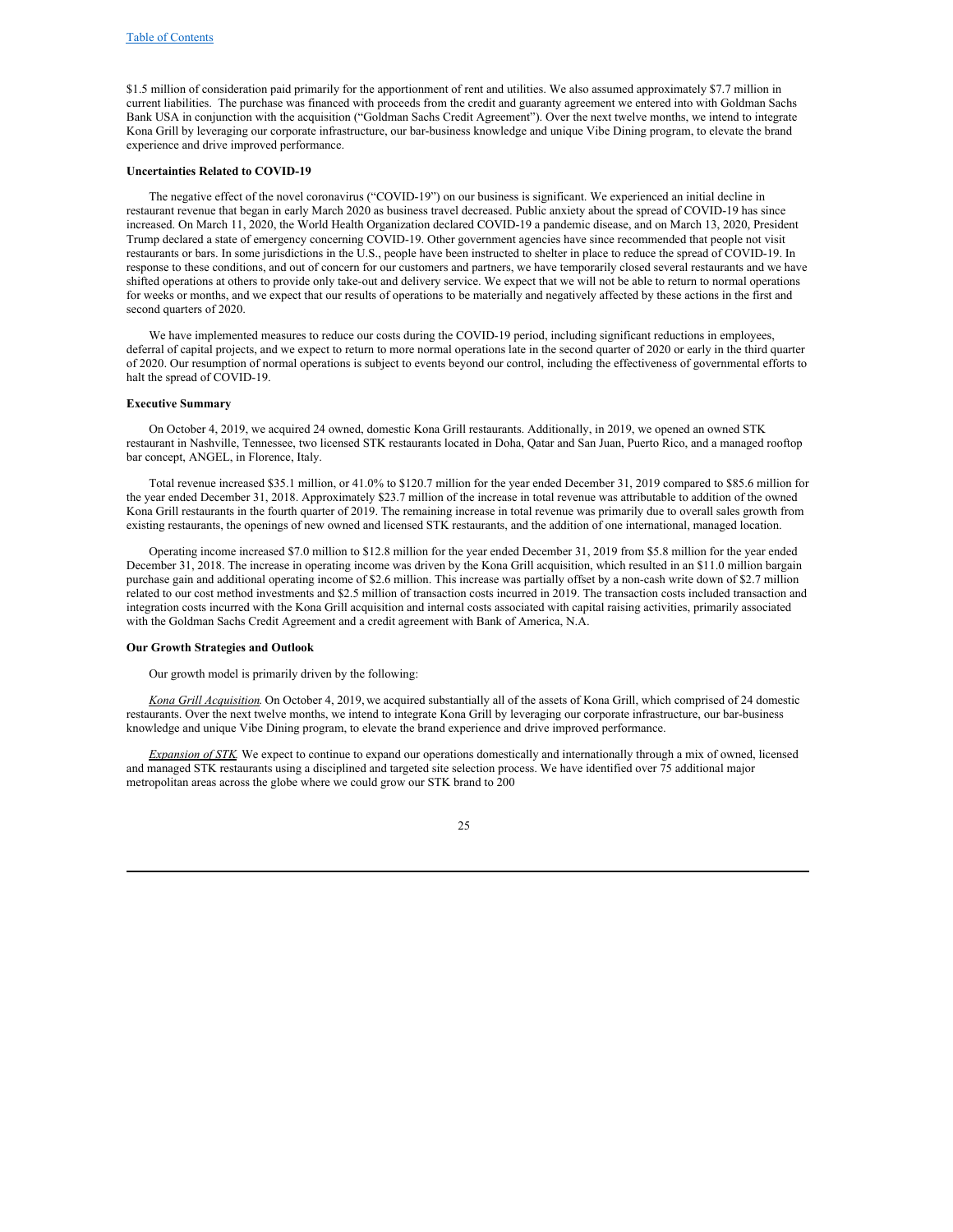$1.5 million of consideration paid primarily for the apportionment of rent and utilities. We also assumed approximately $7.7 million in current liabilities. The purchase was financed with proceeds from the credit and guaranty agreement we entered into with Goldman Sachs Bank USA in conjunction with the acquisition ("Goldman Sachs Credit Agreement"). Over the next twelve months, we intend to integrate Kona Grill by leveraging our corporate infrastructure, our bar-business knowledge and unique Vibe Dining program, to elevate the brand experience and drive improved performance.

**Uncertainties Related to COVID-19**

The negative effect of the novel coronavirus ("COVID-19") on our business is significant. We experienced an initial decline in restaurant revenue that began in early March 2020 as business travel decreased. Public anxiety about the spread of COVID-19 has since increased. On March 11, 2020, the World Health Organization declared COVID-19 a pandemic disease, and on March 13, 2020, President Trump declared a state of emergency concerning COVID-19. Other government agencies have since recommended that people not visit restaurants or bars. In some jurisdictions in the U.S., people have been instructed to shelter in place to reduce the spread of COVID-19. In response to these conditions, and out of concern for our customers and partners, we have temporarily closed several restaurants and we have shifted operations at others to provide only take-out and delivery service. We expect that we will not be able to return to normal operations for weeks or months, and we expect that our results of operations to be materially and negatively affected by these actions in the first and second quarters of 2020.

We have implemented measures to reduce our costs during the COVID-19 period, including significant reductions in employees, deferral of capital projects, and we expect to return to more normal operations late in the second quarter of 2020 or early in the third quarter of 2020. Our resumption of normal operations is subject to events beyond our control, including the effectiveness of governmental efforts to halt the spread of COVID-19.

**Executive Summary**

On October 4, 2019, we acquired 24 owned, domestic Kona Grill restaurants. Additionally, in 2019, we opened an owned STK restaurant in Nashville, Tennessee, two licensed STK restaurants located in Doha, Qatar and San Juan, Puerto Rico, and a managed rooftop bar concept, ANGEL, in Florence, Italy.

Total revenue increased $35.1 million, or 41.0% to $120.7 million for the year ended December 31, 2019 compared to $85.6 million for the year ended December 31, 2018. Approximately $23.7 million of the increase in total revenue was attributable to addition of the owned Kona Grill restaurants in the fourth quarter of 2019. The remaining increase in total revenue was primarily due to overall sales growth from existing restaurants, the openings of new owned and licensed STK restaurants, and the addition of one international, managed location.

Operating income increased $7.0 million to $12.8 million for the year ended December 31, 2019 from $5.8 million for the year ended December 31, 2018. The increase in operating income was driven by the Kona Grill acquisition, which resulted in an $11.0 million bargain purchase gain and additional operating income of $2.6 million. This increase was partially offset by a non-cash write down of $2.7 million related to our cost method investments and $2.5 million of transaction costs incurred in 2019. The transaction costs included transaction and integration costs incurred with the Kona Grill acquisition and internal costs associated with capital raising activities, primarily associated with the Goldman Sachs Credit Agreement and a credit agreement with Bank of America, N.A.

**Our Growth Strategies and Outlook**

Our growth model is primarily driven by the following:

*Kona Grill Acquisition*. On October 4, 2019, we acquired substantially all of the assets of Kona Grill, which comprised of 24 domestic restaurants. Over the next twelve months, we intend to integrate Kona Grill by leveraging our corporate infrastructure, our bar-business knowledge and unique Vibe Dining program, to elevate the brand experience and drive improved performance.

*Expansion of STK*. We expect to continue to expand our operations domestically and internationally through a mix of owned, licensed and managed STK restaurants using a disciplined and targeted site selection process. We have identified over 75 additional major metropolitan areas across the globe where we could grow our STK brand to 200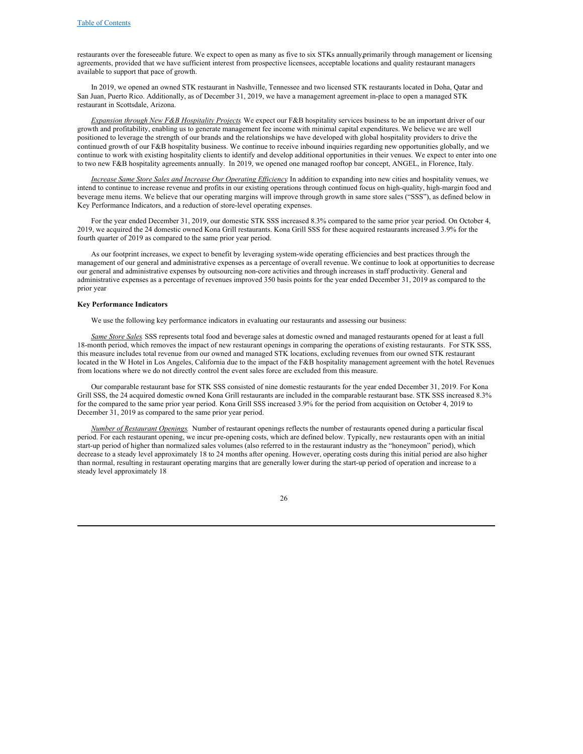restaurants over the foreseeable future. We expect to open as many as five to six STKs annually, primarily through management or licensing agreements, provided that we have sufficient interest from prospective licensees, acceptable locations and quality restaurant managers available to support that pace of growth.

In 2019, we opened an owned STK restaurant in Nashville, Tennessee and two licensed STK restaurants located in Doha, Qatar and San Juan, Puerto Rico. Additionally, as of December 31, 2019, we have a management agreement in-place to open a managed STK restaurant in Scottsdale, Arizona.

*Expansion through New F&B Hospitality Projects.* We expect our F&B hospitality services business to be an important driver of our growth and profitability, enabling us to generate management fee income with minimal capital expenditures. We believe we are well positioned to leverage the strength of our brands and the relationships we have developed with global hospitality providers to drive the continued growth of our F&B hospitality business. We continue to receive inbound inquiries regarding new opportunities globally, and we continue to work with existing hospitality clients to identify and develop additional opportunities in their venues. We expect to enter into one to two new F&B hospitality agreements annually. In 2019, we opened one managed rooftop bar concept, ANGEL, in Florence, Italy.

*Increase Same Store Sales and Increase Our Operating Efficiency.* In addition to expanding into new cities and hospitality venues, we intend to continue to increase revenue and profits in our existing operations through continued focus on high-quality, high-margin food and beverage menu items. We believe that our operating margins will improve through growth in same store sales ("SSS"), as defined below in Key Performance Indicators, and a reduction of store-level operating expenses.

For the year ended December 31, 2019, our domestic STK SSS increased 8.3% compared to the same prior year period. On October 4, 2019, we acquired the 24 domestic owned Kona Grill restaurants. Kona Grill SSS for these acquired restaurants increased 3.9% for the fourth quarter of 2019 as compared to the same prior year period.

As our footprint increases, we expect to benefit by leveraging system-wide operating efficiencies and best practices through the management of our general and administrative expenses as a percentage of overall revenue. We continue to look at opportunities to decrease our general and administrative expenses by outsourcing non-core activities and through increases in staff productivity. General and administrative expenses as a percentage of revenues improved 350 basis points for the year ended December 31, 2019 as compared to the prior year

**Key Performance Indicators**

We use the following key performance indicators in evaluating our restaurants and assessing our business:

*Same Store Sales.* SSS represents total food and beverage sales at domestic owned and managed restaurants opened for at least a full 18-month period, which removes the impact of new restaurant openings in comparing the operations of existing restaurants. For STK SSS, this measure includes total revenue from our owned and managed STK locations, excluding revenues from our owned STK restaurant located in the W Hotel in Los Angeles, California due to the impact of the F&B hospitality management agreement with the hotel. Revenues from locations where we do not directly control the event sales force are excluded from this measure.

Our comparable restaurant base for STK SSS consisted of nine domestic restaurants for the year ended December 31, 2019. For Kona Grill SSS, the 24 acquired domestic owned Kona Grill restaurants are included in the comparable restaurant base. STK SSS increased 8.3% for the compared to the same prior year period. Kona Grill SSS increased 3.9% for the period from acquisition on October 4, 2019 to December 31, 2019 as compared to the same prior year period.

*Number of Restaurant Openings.* Number of restaurant openings reflects the number of restaurants opened during a particular fiscal period. For each restaurant opening, we incur pre-opening costs, which are defined below. Typically, new restaurants open with an initial start-up period of higher than normalized sales volumes (also referred to in the restaurant industry as the "honeymoon" period), which decrease to a steady level approximately 18 to 24 months after opening. However, operating costs during this initial period are also higher than normal, resulting in restaurant operating margins that are generally lower during the start-up period of operation and increase to a steady level approximately 18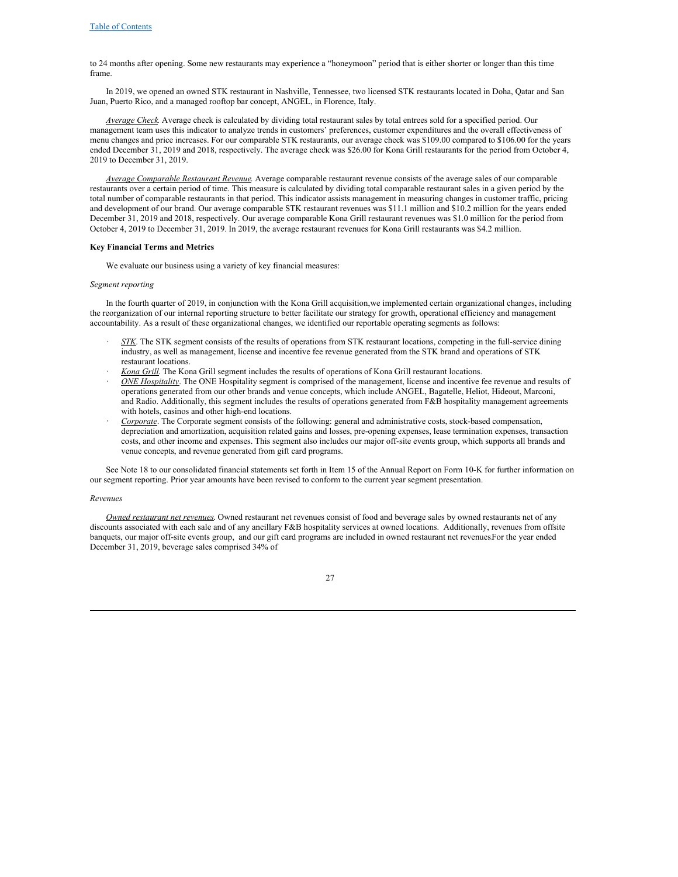to 24 months after opening. Some new restaurants may experience a "honeymoon" period that is either shorter or longer than this time frame.

In 2019, we opened an owned STK restaurant in Nashville, Tennessee, two licensed STK restaurants located in Doha, Qatar and San Juan, Puerto Rico, and a managed rooftop bar concept, ANGEL, in Florence, Italy.

*Average Check.* Average check is calculated by dividing total restaurant sales by total entrees sold for a specified period. Our management team uses this indicator to analyze trends in customers' preferences, customer expenditures and the overall effectiveness of menu changes and price increases. For our comparable STK restaurants, our average check was $109.00 compared to $106.00 for the years ended December 31, 2019 and 2018, respectively. The average check was $26.00 for Kona Grill restaurants for the period from October 4, 2019 to December 31, 2019.

*Average Comparable Restaurant Revenue.* Average comparable restaurant revenue consists of the average sales of our comparable restaurants over a certain period of time. This measure is calculated by dividing total comparable restaurant sales in a given period by the total number of comparable restaurants in that period. This indicator assists management in measuring changes in customer traffic, pricing and development of our brand. Our average comparable STK restaurant revenues was $11.1 million and $10.2 million for the years ended December 31, 2019 and 2018, respectively. Our average comparable Kona Grill restaurant revenues was $1.0 million for the period from October 4, 2019 to December 31, 2019. In 2019, the average restaurant revenues for Kona Grill restaurants was $4.2 million.

**Key Financial Terms and Metrics**

We evaluate our business using a variety of key financial measures:

*Segment reporting*

In the fourth quarter of 2019, in conjunction with the Kona Grill acquisition,we implemented certain organizational changes, including the reorganization of our internal reporting structure to better facilitate our strategy for growth, operational efficiency and management accountability. As a result of these organizational changes, we identified our reportable operating segments as follows:

- *STK*. The STK segment consists of the results of operations from STK restaurant locations, competing in the full-service dining industry, as well as management, license and incentive fee revenue generated from the STK brand and operations of STK restaurant locations.
- *Kona Grill*. The Kona Grill segment includes the results of operations of Kona Grill restaurant locations.
- *ONE Hospitality*. The ONE Hospitality segment is comprised of the management, license and incentive fee revenue and results of operations generated from our other brands and venue concepts, which include ANGEL, Bagatelle, Heliot, Hideout, Marconi, and Radio. Additionally, this segment includes the results of operations generated from F&B hospitality management agreements with hotels, casinos and other high-end locations.
- *Corporate*. The Corporate segment consists of the following: general and administrative costs, stock-based compensation, depreciation and amortization, acquisition related gains and losses, pre-opening expenses, lease termination expenses, transaction costs, and other income and expenses. This segment also includes our major off-site events group, which supports all brands and venue concepts, and revenue generated from gift card programs.

See Note 18 to our consolidated financial statements set forth in Item 15 of the Annual Report on Form 10-K for further information on our segment reporting. Prior year amounts have been revised to conform to the current year segment presentation.

*Revenues*

*Owned restaurant net revenues.* Owned restaurant net revenues consist of food and beverage sales by owned restaurants net of any discounts associated with each sale and of any ancillary F&B hospitality services at owned locations. Additionally, revenues from offsite banquets, our major off-site events group, and our gift card programs are included in owned restaurant net revenuesFor the year ended December 31, 2019, beverage sales comprised 34% of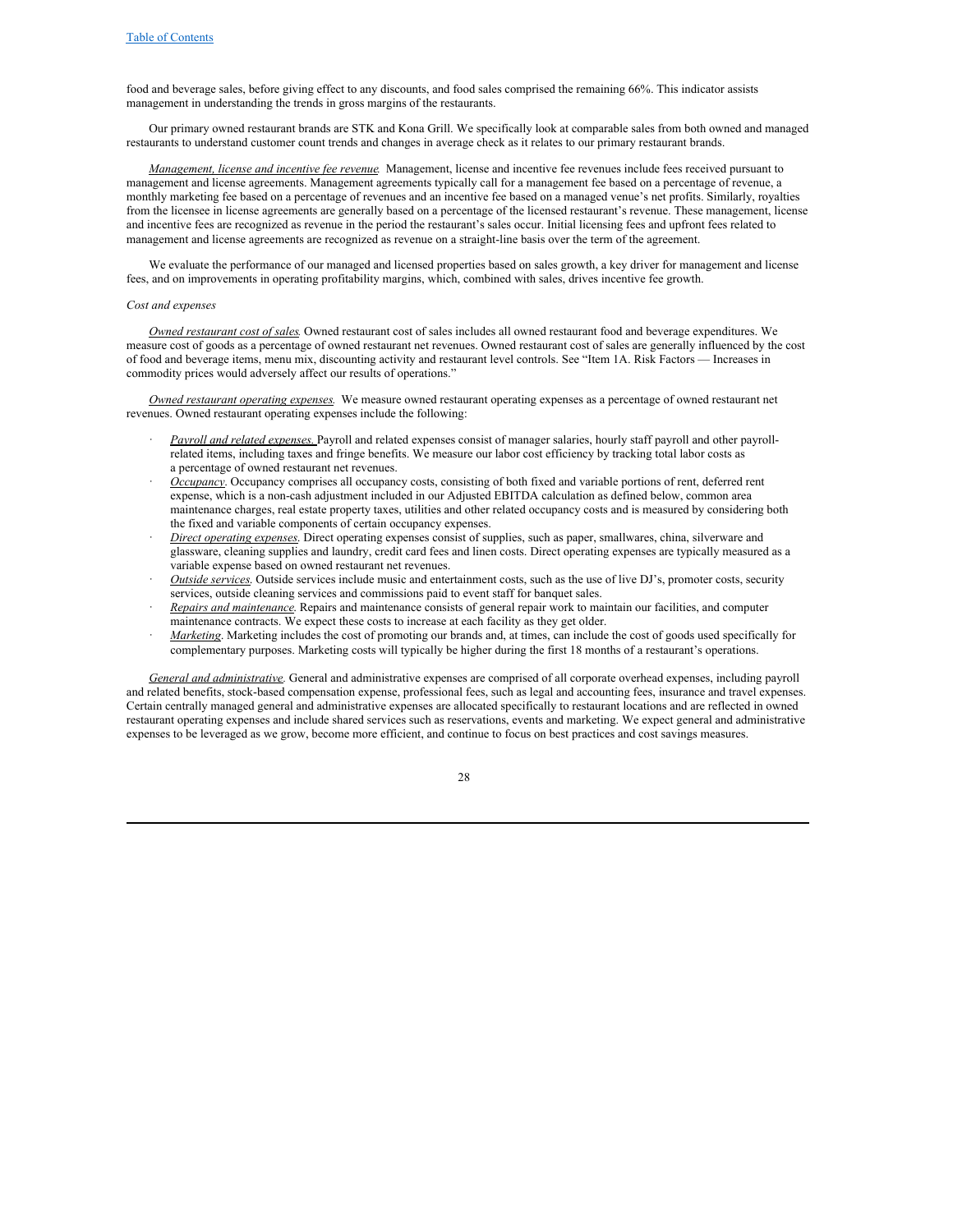food and beverage sales, before giving effect to any discounts, and food sales comprised the remaining 66%. This indicator assists management in understanding the trends in gross margins of the restaurants.

Our primary owned restaurant brands are STK and Kona Grill. We specifically look at comparable sales from both owned and managed restaurants to understand customer count trends and changes in average check as it relates to our primary restaurant brands.

*Management, license and incentive fee revenue.* Management, license and incentive fee revenues include fees received pursuant to management and license agreements. Management agreements typically call for a management fee based on a percentage of revenue, a monthly marketing fee based on a percentage of revenues and an incentive fee based on a managed venue's net profits. Similarly, royalties from the licensee in license agreements are generally based on a percentage of the licensed restaurant's revenue. These management, license and incentive fees are recognized as revenue in the period the restaurant's sales occur. Initial licensing fees and upfront fees related to management and license agreements are recognized as revenue on a straight-line basis over the term of the agreement.

We evaluate the performance of our managed and licensed properties based on sales growth, a key driver for management and license fees, and on improvements in operating profitability margins, which, combined with sales, drives incentive fee growth.

*Cost and expenses*

*Owned restaurant cost of sales.* Owned restaurant cost of sales includes all owned restaurant food and beverage expenditures. We measure cost of goods as a percentage of owned restaurant net revenues. Owned restaurant cost of sales are generally influenced by the cost of food and beverage items, menu mix, discounting activity and restaurant level controls. See "Item 1A. Risk Factors — Increases in commodity prices would adversely affect our results of operations."

*Owned restaurant operating expenses.* We measure owned restaurant operating expenses as a percentage of owned restaurant net revenues. Owned restaurant operating expenses include the following:

- *Payroll and related expenses.* Payroll and related expenses consist of manager salaries, hourly staff payroll and other payroll-related items, including taxes and fringe benefits. We measure our labor cost efficiency by tracking total labor costs as a percentage of owned restaurant net revenues.
- *Occupancy*. Occupancy comprises all occupancy costs, consisting of both fixed and variable portions of rent, deferred rent expense, which is a non-cash adjustment included in our Adjusted EBITDA calculation as defined below, common area maintenance charges, real estate property taxes, utilities and other related occupancy costs and is measured by considering both the fixed and variable components of certain occupancy expenses.
- *Direct operating expenses.* Direct operating expenses consist of supplies, such as paper, smallwares, china, silverware and glassware, cleaning supplies and laundry, credit card fees and linen costs. Direct operating expenses are typically measured as a variable expense based on owned restaurant net revenues.
- *Outside services.* Outside services include music and entertainment costs, such as the use of live DJ's, promoter costs, security services, outside cleaning services and commissions paid to event staff for banquet sales.
- *Repairs and maintenance.* Repairs and maintenance consists of general repair work to maintain our facilities, and computer maintenance contracts. We expect these costs to increase at each facility as they get older.
- *Marketing*. Marketing includes the cost of promoting our brands and, at times, can include the cost of goods used specifically for complementary purposes. Marketing costs will typically be higher during the first 18 months of a restaurant's operations.

*General and administrative.* General and administrative expenses are comprised of all corporate overhead expenses, including payroll and related benefits, stock-based compensation expense, professional fees, such as legal and accounting fees, insurance and travel expenses. Certain centrally managed general and administrative expenses are allocated specifically to restaurant locations and are reflected in owned restaurant operating expenses and include shared services such as reservations, events and marketing. We expect general and administrative expenses to be leveraged as we grow, become more efficient, and continue to focus on best practices and cost savings measures.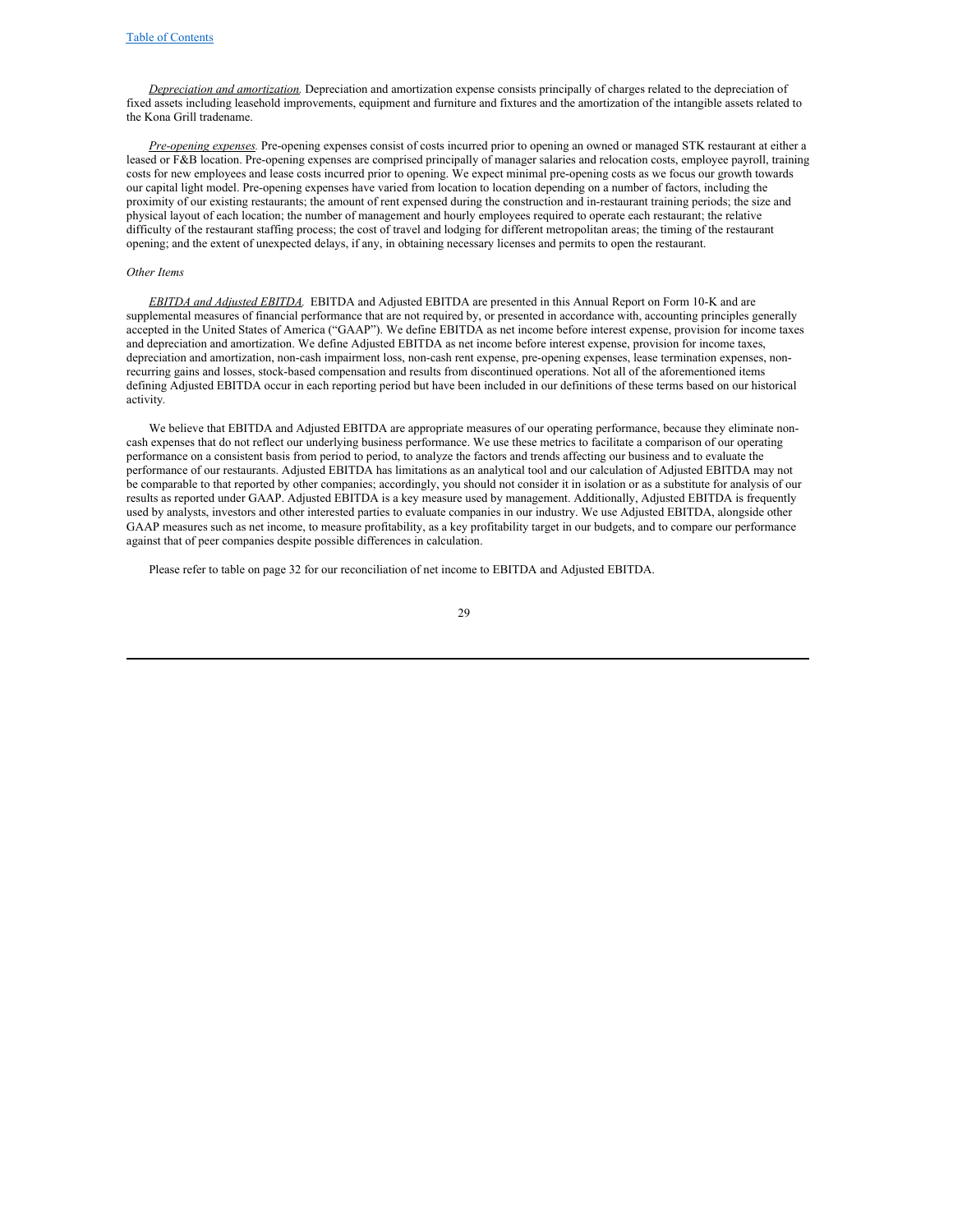*Depreciation and amortization.* Depreciation and amortization expense consists principally of charges related to the depreciation of fixed assets including leasehold improvements, equipment and furniture and fixtures and the amortization of the intangible assets related to the Kona Grill tradename.

*Pre-opening expenses.* Pre-opening expenses consist of costs incurred prior to opening an owned or managed STK restaurant at either a leased or F&B location. Pre-opening expenses are comprised principally of manager salaries and relocation costs, employee payroll, training costs for new employees and lease costs incurred prior to opening. We expect minimal pre-opening costs as we focus our growth towards our capital light model. Pre-opening expenses have varied from location to location depending on a number of factors, including the proximity of our existing restaurants; the amount of rent expensed during the construction and in-restaurant training periods; the size and physical layout of each location; the number of management and hourly employees required to operate each restaurant; the relative difficulty of the restaurant staffing process; the cost of travel and lodging for different metropolitan areas; the timing of the restaurant opening; and the extent of unexpected delays, if any, in obtaining necessary licenses and permits to open the restaurant.

*Other Items*

*EBITDA and Adjusted EBITDA.* EBITDA and Adjusted EBITDA are presented in this Annual Report on Form 10-K and are supplemental measures of financial performance that are not required by, or presented in accordance with, accounting principles generally accepted in the United States of America ("GAAP"). We define EBITDA as net income before interest expense, provision for income taxes and depreciation and amortization. We define Adjusted EBITDA as net income before interest expense, provision for income taxes, depreciation and amortization, non-cash impairment loss, non-cash rent expense, pre-opening expenses, lease termination expenses, non-recurring gains and losses, stock-based compensation and results from discontinued operations. Not all of the aforementioned items defining Adjusted EBITDA occur in each reporting period but have been included in our definitions of these terms based on our historical activity.

We believe that EBITDA and Adjusted EBITDA are appropriate measures of our operating performance, because they eliminate non-cash expenses that do not reflect our underlying business performance. We use these metrics to facilitate a comparison of our operating performance on a consistent basis from period to period, to analyze the factors and trends affecting our business and to evaluate the performance of our restaurants. Adjusted EBITDA has limitations as an analytical tool and our calculation of Adjusted EBITDA may not be comparable to that reported by other companies; accordingly, you should not consider it in isolation or as a substitute for analysis of our results as reported under GAAP. Adjusted EBITDA is a key measure used by management. Additionally, Adjusted EBITDA is frequently used by analysts, investors and other interested parties to evaluate companies in our industry. We use Adjusted EBITDA, alongside other GAAP measures such as net income, to measure profitability, as a key profitability target in our budgets, and to compare our performance against that of peer companies despite possible differences in calculation.

Please refer to table on page 32 for our reconciliation of net income to EBITDA and Adjusted EBITDA.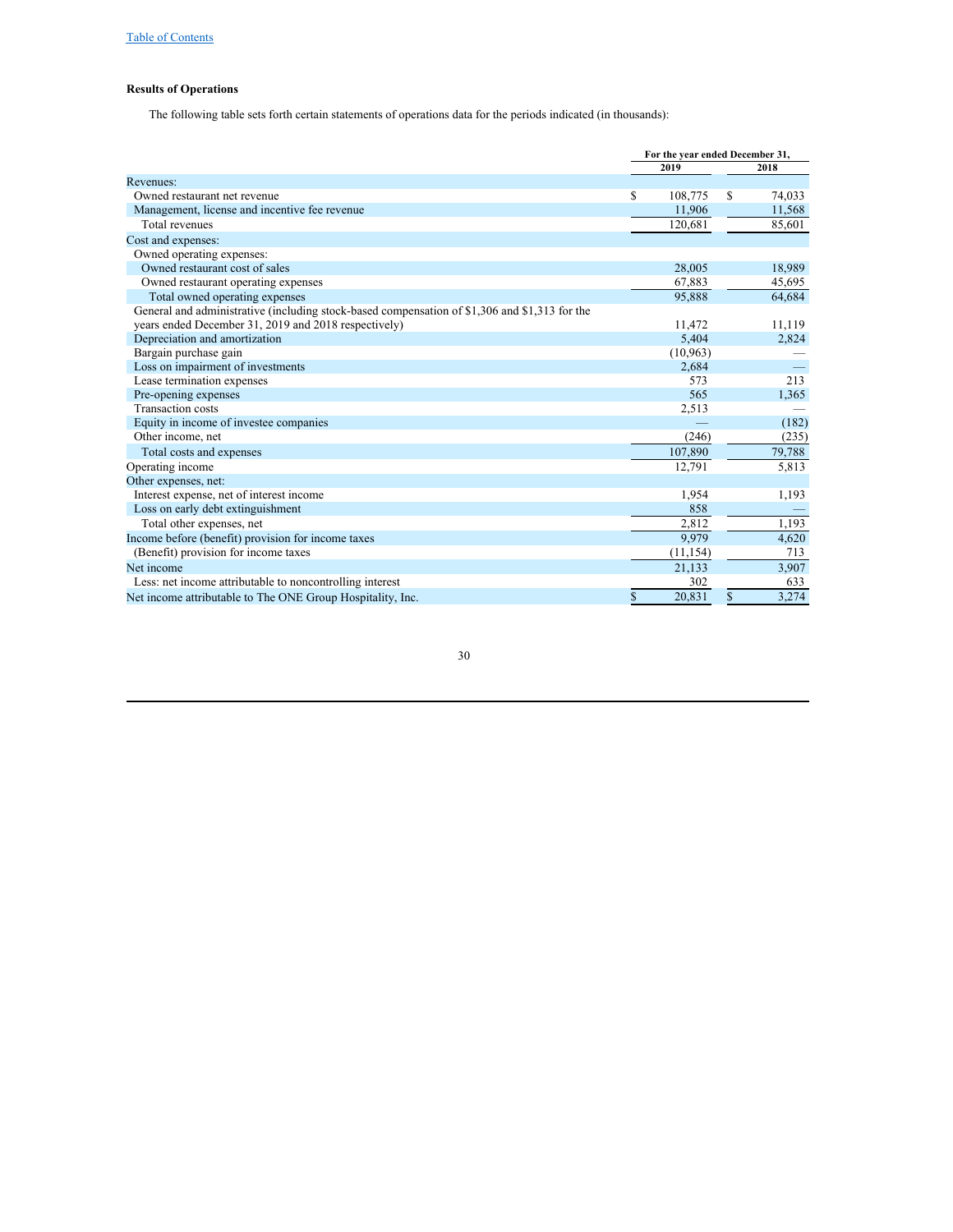### Results of Operations

The following table sets forth certain statements of operations data for the periods indicated (in thousands):

| | For the year ended December 31, | |
|---|---|---|
| | 2019 | 2018 |
| Revenues: | | |
| Owned restaurant net revenue | $ 108,775 | $ 74,033 |
| Management, license and incentive fee revenue | 11,906 | 11,568 |
| Total revenues | 120,681 | 85,601 |
| Cost and expenses: | | |
| Owned operating expenses: | | |
| Owned restaurant cost of sales | 28,005 | 18,989 |
| Owned restaurant operating expenses | 67,883 | 45,695 |
| Total owned operating expenses | 95,888 | 64,684 |
| General and administrative (including stock-based compensation of $1,306 and $1,313 for the years ended December 31, 2019 and 2018 respectively) | 11,472 | 11,119 |
| Depreciation and amortization | 5,404 | 2,824 |
| Bargain purchase gain | (10,963) | — |
| Loss on impairment of investments | 2,684 | — |
| Lease termination expenses | 573 | 213 |
| Pre-opening expenses | 565 | 1,365 |
| Transaction costs | 2,513 | — |
| Equity in income of investee companies | — | (182) |
| Other income, net | (246) | (235) |
| Total costs and expenses | 107,890 | 79,788 |
| Operating income | 12,791 | 5,813 |
| Other expenses, net: | | |
| Interest expense, net of interest income | 1,954 | 1,193 |
| Loss on early debt extinguishment | 858 | — |
| Total other expenses, net | 2,812 | 1,193 |
| Income before (benefit) provision for income taxes | 9,979 | 4,620 |
| (Benefit) provision for income taxes | (11,154) | 713 |
| Net income | 21,133 | 3,907 |
| Less: net income attributable to noncontrolling interest | 302 | 633 |
| Net income attributable to The ONE Group Hospitality, Inc. | $ 20,831 | $ 3,274 |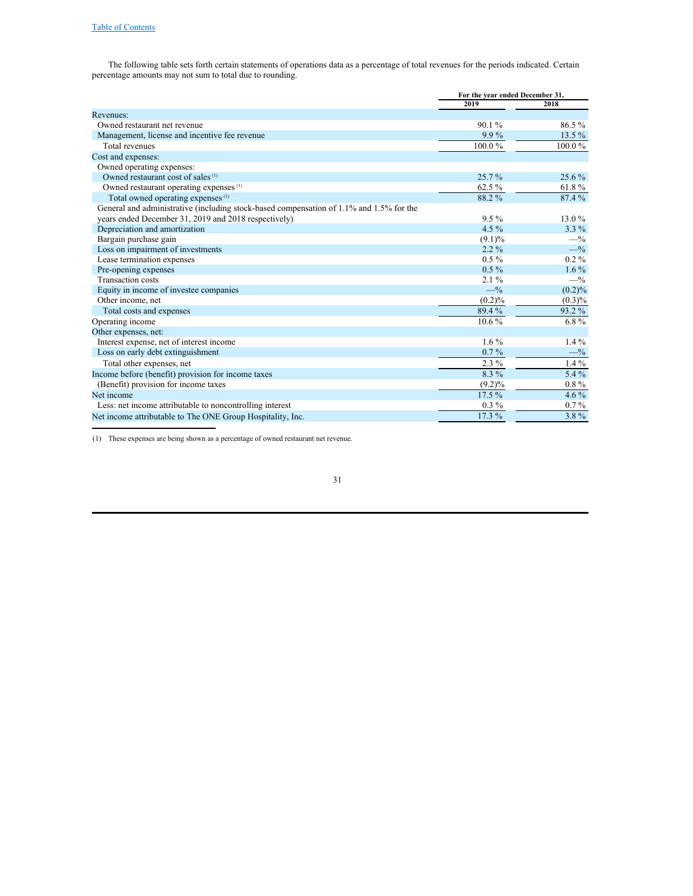[Table of Contents](#)

The following table sets forth certain statements of operations data as a percentage of total revenues for the periods indicated. Certain percentage amounts may not sum to total due to rounding.

| | For the year ended December 31, | |
|---|---|---|
| | 2019 | 2018 |
| Revenues: | | |
| Owned restaurant net revenue | 90.1 % | 86.5 % |
| Management, license and incentive fee revenue | 9.9 % | 13.5 % |
| Total revenues | 100.0 % | 100.0 % |
| Cost and expenses: | | |
| Owned operating expenses: | | |
| Owned restaurant cost of sales (1) | 25.7 % | 25.6 % |
| Owned restaurant operating expenses (1) | 62.5 % | 61.8 % |
| Total owned operating expenses (1) | 88.2 % | 87.4 % |
| General and administrative (including stock-based compensation of 1.1% and 1.5% for the years ended December 31, 2019 and 2018 respectively) | 9.5 % | 13.0 % |
| Depreciation and amortization | 4.5 % | 3.3 % |
| Bargain purchase gain | (9.1)% | —% |
| Loss on impairment of investments | 2.2 % | —% |
| Lease termination expenses | 0.5 % | 0.2 % |
| Pre-opening expenses | 0.5 % | 1.6 % |
| Transaction costs | 2.1 % | —% |
| Equity in income of investee companies | —% | (0.2)% |
| Other income, net | (0.2)% | (0.3)% |
| Total costs and expenses | 89.4 % | 93.2 % |
| Operating income | 10.6 % | 6.8 % |
| Other expenses, net: | | |
| Interest expense, net of interest income | 1.6 % | 1.4 % |
| Loss on early debt extinguishment | 0.7 % | —% |
| Total other expenses, net | 2.3 % | 1.4 % |
| Income before (benefit) provision for income taxes | 8.3 % | 5.4 % |
| (Benefit) provision for income taxes | (9.2)% | 0.8 % |
| Net income | 17.5 % | 4.6 % |
| Less: net income attributable to noncontrolling interest | 0.3 % | 0.7 % |
| Net income attributable to The ONE Group Hospitality, Inc. | 17.3 % | 3.8 % |

(1) These expenses are being shown as a percentage of owned restaurant net revenue.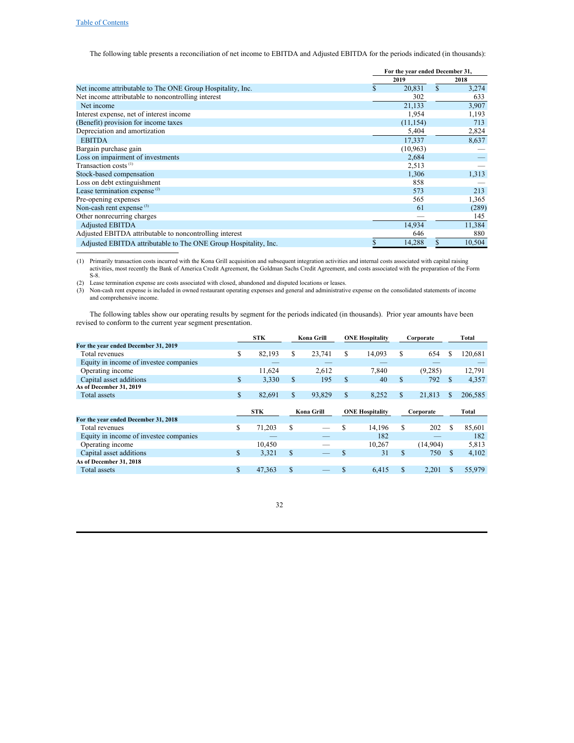The following table presents a reconciliation of net income to EBITDA and Adjusted EBITDA for the periods indicated (in thousands):

| | For the year ended December 31, | |
|---|---|---|
| | 2019 | 2018 |
| Net income attributable to The ONE Group Hospitality, Inc. | $ 20,831 | $ 3,274 |
| Net income attributable to noncontrolling interest | 302 | 633 |
| Net income | 21,133 | 3,907 |
| Interest expense, net of interest income | 1,954 | 1,193 |
| (Benefit) provision for income taxes | (11,154) | 713 |
| Depreciation and amortization | 5,404 | 2,824 |
| EBITDA | 17,337 | 8,637 |
| Bargain purchase gain | (10,963) | — |
| Loss on impairment of investments | 2,684 | — |
| Transaction costs [(1)] | 2,513 | — |
| Stock-based compensation | 1,306 | 1,313 |
| Loss on debt extinguishment | 858 | — |
| Lease termination expense [(2)] | 573 | 213 |
| Pre-opening expenses | 565 | 1,365 |
| Non-cash rent expense [(3)] | 61 | (289) |
| Other nonrecurring charges | — | 145 |
| Adjusted EBITDA | 14,934 | 11,384 |
| Adjusted EBITDA attributable to noncontrolling interest | 646 | 880 |
| Adjusted EBITDA attributable to The ONE Group Hospitality, Inc. | $ 14,288 | $ 10,504 |

(1) Primarily transaction costs incurred with the Kona Grill acquisition and subsequent integration activities and internal costs associated with capital raising activities, most recently the Bank of America Credit Agreement, the Goldman Sachs Credit Agreement, and costs associated with the preparation of the Form S-8.

(2) Lease termination expense are costs associated with closed, abandoned and disputed locations or leases.

(3) Non-cash rent expense is included in owned restaurant operating expenses and general and administrative expense on the consolidated statements of income and comprehensive income.

The following tables show our operating results by segment for the periods indicated (in thousands). Prior year amounts have been revised to conform to the current year segment presentation.

| | STK | Kona Grill | ONE Hospitality | Corporate | Total |
|---|---|---|---|---|---|
| **For the year ended December 31, 2019** | | | | | |
| Total revenues | $ 82,193 | $ 23,741 | $ 14,093 | $ 654 | $ 120,681 |
| Equity in income of investee companies | — | — | — | — | — |
| Operating income | 11,624 | 2,612 | 7,840 | (9,285) | 12,791 |
| Capital asset additions | $ 3,330 | $ 195 | $ 40 | $ 792 | $ 4,357 |
| **As of December 31, 2019** | | | | | |
| Total assets | $ 82,691 | $ 93,829 | $ 8,252 | $ 21,813 | $ 206,585 |

| | STK | Kona Grill | ONE Hospitality | Corporate | Total |
|---|---|---|---|---|---|
| **For the year ended December 31, 2018** | | | | | |
| Total revenues | $ 71,203 | $ — | $ 14,196 | $ 202 | $ 85,601 |
| Equity in income of investee companies | — | — | 182 | — | 182 |
| Operating income | 10,450 | — | 10,267 | (14,904) | 5,813 |
| Capital asset additions | $ 3,321 | $ — | $ 31 | $ 750 | $ 4,102 |
| **As of December 31, 2018** | | | | | |
| Total assets | $ 47,363 | $ — | $ 6,415 | $ 2,201 | $ 55,979 |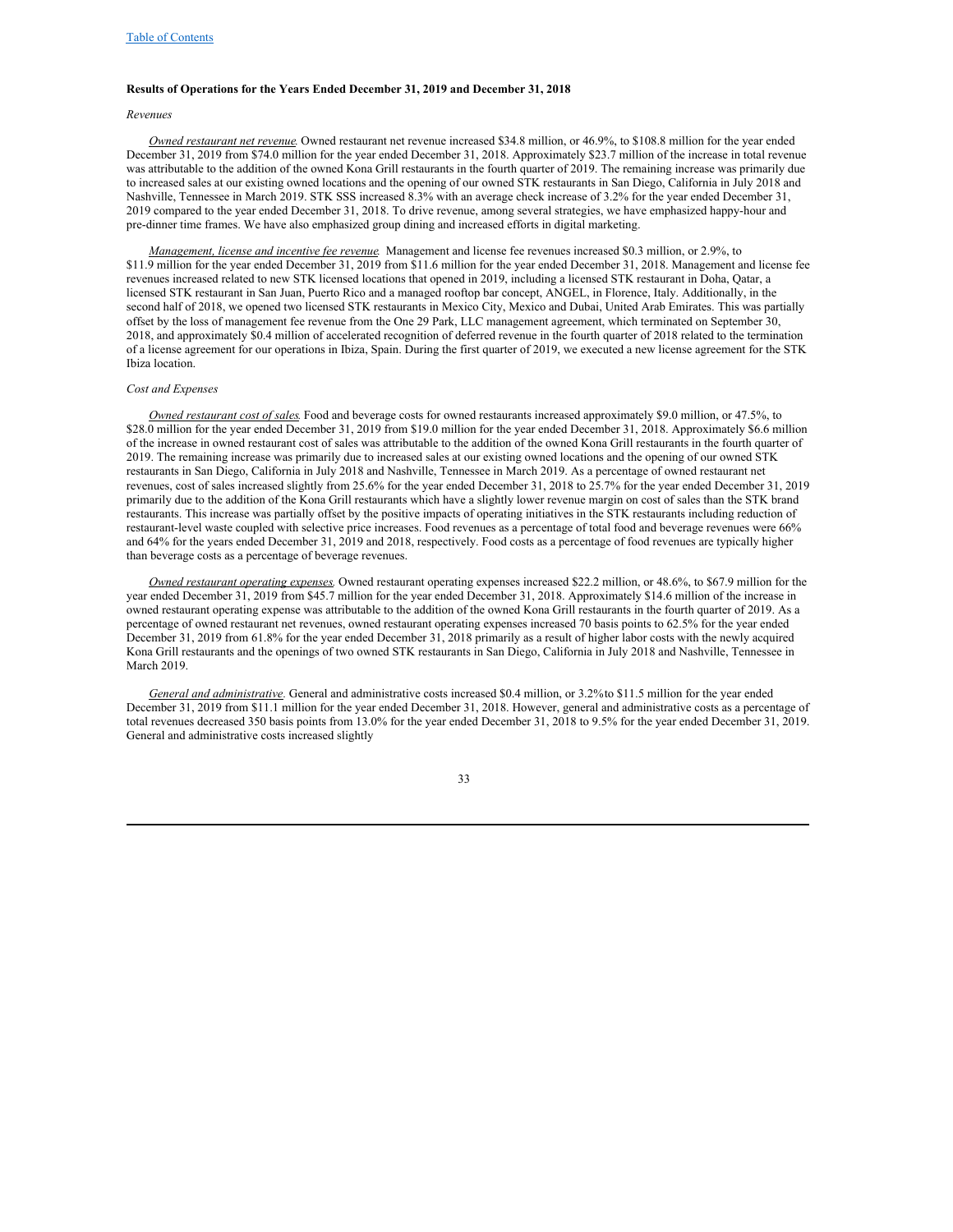### Results of Operations for the Years Ended December 31, 2019 and December 31, 2018

*Revenues*

*Owned restaurant net revenue.* Owned restaurant net revenue increased $34.8 million, or 46.9%, to $108.8 million for the year ended December 31, 2019 from $74.0 million for the year ended December 31, 2018. Approximately $23.7 million of the increase in total revenue was attributable to the addition of the owned Kona Grill restaurants in the fourth quarter of 2019. The remaining increase was primarily due to increased sales at our existing owned locations and the opening of our owned STK restaurants in San Diego, California in July 2018 and Nashville, Tennessee in March 2019. STK SSS increased 8.3% with an average check increase of 3.2% for the year ended December 31, 2019 compared to the year ended December 31, 2018. To drive revenue, among several strategies, we have emphasized happy-hour and pre-dinner time frames. We have also emphasized group dining and increased efforts in digital marketing.

*Management, license and incentive fee revenue.* Management and license fee revenues increased $0.3 million, or 2.9%, to $11.9 million for the year ended December 31, 2019 from $11.6 million for the year ended December 31, 2018. Management and license fee revenues increased related to new STK licensed locations that opened in 2019, including a licensed STK restaurant in Doha, Qatar, a licensed STK restaurant in San Juan, Puerto Rico and a managed rooftop bar concept, ANGEL, in Florence, Italy. Additionally, in the second half of 2018, we opened two licensed STK restaurants in Mexico City, Mexico and Dubai, United Arab Emirates. This was partially offset by the loss of management fee revenue from the One 29 Park, LLC management agreement, which terminated on September 30, 2018, and approximately $0.4 million of accelerated recognition of deferred revenue in the fourth quarter of 2018 related to the termination of a license agreement for our operations in Ibiza, Spain. During the first quarter of 2019, we executed a new license agreement for the STK Ibiza location.

*Cost and Expenses*

*Owned restaurant cost of sales.* Food and beverage costs for owned restaurants increased approximately $9.0 million, or 47.5%, to $28.0 million for the year ended December 31, 2019 from $19.0 million for the year ended December 31, 2018. Approximately $6.6 million of the increase in owned restaurant cost of sales was attributable to the addition of the owned Kona Grill restaurants in the fourth quarter of 2019. The remaining increase was primarily due to increased sales at our existing owned locations and the opening of our owned STK restaurants in San Diego, California in July 2018 and Nashville, Tennessee in March 2019. As a percentage of owned restaurant net revenues, cost of sales increased slightly from 25.6% for the year ended December 31, 2018 to 25.7% for the year ended December 31, 2019 primarily due to the addition of the Kona Grill restaurants which have a slightly lower revenue margin on cost of sales than the STK brand restaurants. This increase was partially offset by the positive impacts of operating initiatives in the STK restaurants including reduction of restaurant-level waste coupled with selective price increases. Food revenues as a percentage of total food and beverage revenues were 66% and 64% for the years ended December 31, 2019 and 2018, respectively. Food costs as a percentage of food revenues are typically higher than beverage costs as a percentage of beverage revenues.

*Owned restaurant operating expenses.* Owned restaurant operating expenses increased $22.2 million, or 48.6%, to $67.9 million for the year ended December 31, 2019 from $45.7 million for the year ended December 31, 2018. Approximately $14.6 million of the increase in owned restaurant operating expense was attributable to the addition of the owned Kona Grill restaurants in the fourth quarter of 2019. As a percentage of owned restaurant net revenues, owned restaurant operating expenses increased 70 basis points to 62.5% for the year ended December 31, 2019 from 61.8% for the year ended December 31, 2018 primarily as a result of higher labor costs with the newly acquired Kona Grill restaurants and the openings of two owned STK restaurants in San Diego, California in July 2018 and Nashville, Tennessee in March 2019.

*General and administrative.* General and administrative costs increased $0.4 million, or 3.2%to $11.5 million for the year ended December 31, 2019 from $11.1 million for the year ended December 31, 2018. However, general and administrative costs as a percentage of total revenues decreased 350 basis points from 13.0% for the year ended December 31, 2018 to 9.5% for the year ended December 31, 2019. General and administrative costs increased slightly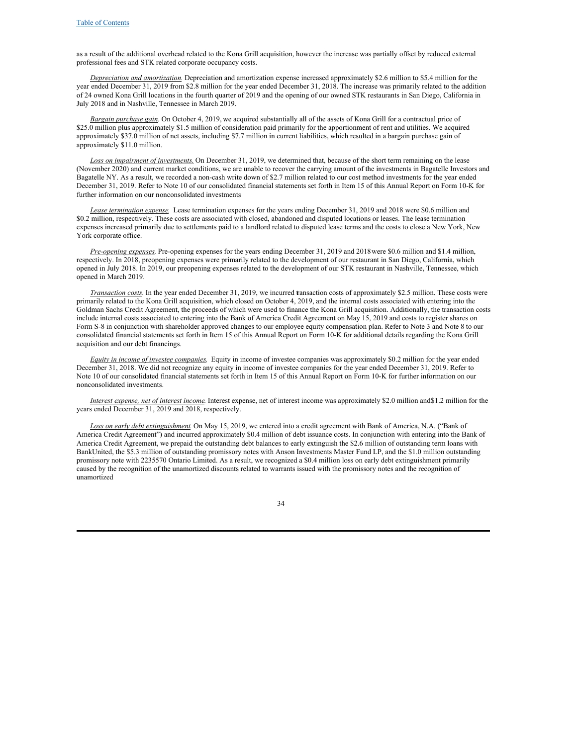as a result of the additional overhead related to the Kona Grill acquisition, however the increase was partially offset by reduced external professional fees and STK related corporate occupancy costs.

*Depreciation and amortization.* Depreciation and amortization expense increased approximately $2.6 million to $5.4 million for the year ended December 31, 2019 from $2.8 million for the year ended December 31, 2018. The increase was primarily related to the addition of 24 owned Kona Grill locations in the fourth quarter of 2019 and the opening of our owned STK restaurants in San Diego, California in July 2018 and in Nashville, Tennessee in March 2019.

*Bargain purchase gain.* On October 4, 2019, we acquired substantially all of the assets of Kona Grill for a contractual price of $25.0 million plus approximately $1.5 million of consideration paid primarily for the apportionment of rent and utilities. We acquired approximately $37.0 million of net assets, including $7.7 million in current liabilities, which resulted in a bargain purchase gain of approximately $11.0 million.

*Loss on impairment of investments.* On December 31, 2019, we determined that, because of the short term remaining on the lease (November 2020) and current market conditions, we are unable to recover the carrying amount of the investments in Bagatelle Investors and Bagatelle NY. As a result, we recorded a non-cash write down of $2.7 million related to our cost method investments for the year ended December 31, 2019. Refer to Note 10 of our consolidated financial statements set forth in Item 15 of this Annual Report on Form 10-K for further information on our nonconsolidated investments

*Lease termination expense.* Lease termination expenses for the years ending December 31, 2019 and 2018 were $0.6 million and $0.2 million, respectively. These costs are associated with closed, abandoned and disputed locations or leases. The lease termination expenses increased primarily due to settlements paid to a landlord related to disputed lease terms and the costs to close a New York, New York corporate office.

*Pre-opening expenses.* Pre-opening expenses for the years ending December 31, 2019 and 2018 were $0.6 million and $1.4 million, respectively. In 2018, preopening expenses were primarily related to the development of our restaurant in San Diego, California, which opened in July 2018. In 2019, our preopening expenses related to the development of our STK restaurant in Nashville, Tennessee, which opened in March 2019.

*Transaction costs.* In the year ended December 31, 2019, we incurred transaction costs of approximately $2.5 million. These costs were primarily related to the Kona Grill acquisition, which closed on October 4, 2019, and the internal costs associated with entering into the Goldman Sachs Credit Agreement, the proceeds of which were used to finance the Kona Grill acquisition. Additionally, the transaction costs include internal costs associated to entering into the Bank of America Credit Agreement on May 15, 2019 and costs to register shares on Form S-8 in conjunction with shareholder approved changes to our employee equity compensation plan. Refer to Note 3 and Note 8 to our consolidated financial statements set forth in Item 15 of this Annual Report on Form 10-K for additional details regarding the Kona Grill acquisition and our debt financings.

*Equity in income of investee companies.* Equity in income of investee companies was approximately $0.2 million for the year ended December 31, 2018. We did not recognize any equity in income of investee companies for the year ended December 31, 2019. Refer to Note 10 of our consolidated financial statements set forth in Item 15 of this Annual Report on Form 10-K for further information on our nonconsolidated investments.

*Interest expense, net of interest income.* Interest expense, net of interest income was approximately $2.0 million and $1.2 million for the years ended December 31, 2019 and 2018, respectively.

*Loss on early debt extinguishment.* On May 15, 2019, we entered into a credit agreement with Bank of America, N.A. ("Bank of America Credit Agreement") and incurred approximately $0.4 million of debt issuance costs. In conjunction with entering into the Bank of America Credit Agreement, we prepaid the outstanding debt balances to early extinguish the $2.6 million of outstanding term loans with BankUnited, the $5.3 million of outstanding promissory notes with Anson Investments Master Fund LP, and the $1.0 million outstanding promissory note with 2235570 Ontario Limited. As a result, we recognized a $0.4 million loss on early debt extinguishment primarily caused by the recognition of the unamortized discounts related to warrants issued with the promissory notes and the recognition of unamortized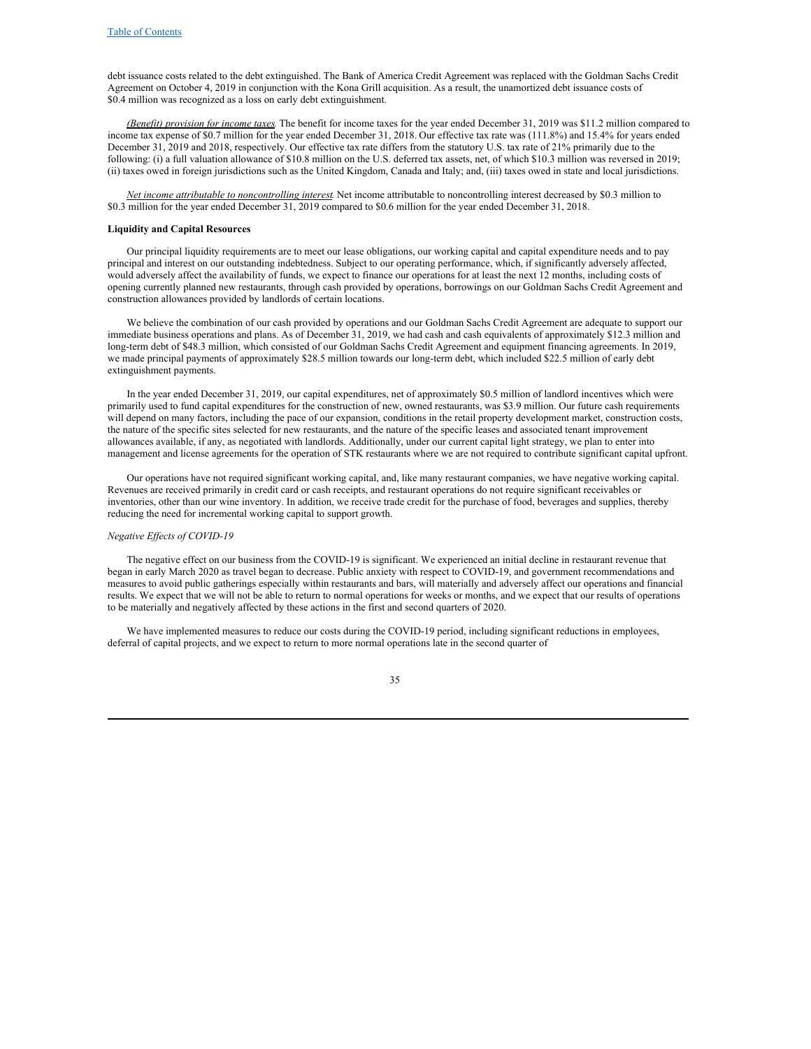debt issuance costs related to the debt extinguished. The Bank of America Credit Agreement was replaced with the Goldman Sachs Credit Agreement on October 4, 2019 in conjunction with the Kona Grill acquisition. As a result, the unamortized debt issuance costs of $0.4 million was recognized as a loss on early debt extinguishment.

*(Benefit) provision for income taxes.* The benefit for income taxes for the year ended December 31, 2019 was $11.2 million compared to income tax expense of $0.7 million for the year ended December 31, 2018. Our effective tax rate was (111.8%) and 15.4% for years ended December 31, 2019 and 2018, respectively. Our effective tax rate differs from the statutory U.S. tax rate of 21% primarily due to the following: (i) a full valuation allowance of $10.8 million on the U.S. deferred tax assets, net, of which $10.3 million was reversed in 2019; (ii) taxes owed in foreign jurisdictions such as the United Kingdom, Canada and Italy; and, (iii) taxes owed in state and local jurisdictions.

*Net income attributable to noncontrolling interest.* Net income attributable to noncontrolling interest decreased by $0.3 million to $0.3 million for the year ended December 31, 2019 compared to $0.6 million for the year ended December 31, 2018.

**Liquidity and Capital Resources**

Our principal liquidity requirements are to meet our lease obligations, our working capital and capital expenditure needs and to pay principal and interest on our outstanding indebtedness. Subject to our operating performance, which, if significantly adversely affected, would adversely affect the availability of funds, we expect to finance our operations for at least the next 12 months, including costs of opening currently planned new restaurants, through cash provided by operations, borrowings on our Goldman Sachs Credit Agreement and construction allowances provided by landlords of certain locations.

We believe the combination of our cash provided by operations and our Goldman Sachs Credit Agreement are adequate to support our immediate business operations and plans. As of December 31, 2019, we had cash and cash equivalents of approximately $12.3 million and long-term debt of $48.3 million, which consisted of our Goldman Sachs Credit Agreement and equipment financing agreements. In 2019, we made principal payments of approximately $28.5 million towards our long-term debt, which included $22.5 million of early debt extinguishment payments.

In the year ended December 31, 2019, our capital expenditures, net of approximately $0.5 million of landlord incentives which were primarily used to fund capital expenditures for the construction of new, owned restaurants, was $3.9 million. Our future cash requirements will depend on many factors, including the pace of our expansion, conditions in the retail property development market, construction costs, the nature of the specific sites selected for new restaurants, and the nature of the specific leases and associated tenant improvement allowances available, if any, as negotiated with landlords. Additionally, under our current capital light strategy, we plan to enter into management and license agreements for the operation of STK restaurants where we are not required to contribute significant capital upfront.

Our operations have not required significant working capital, and, like many restaurant companies, we have negative working capital. Revenues are received primarily in credit card or cash receipts, and restaurant operations do not require significant receivables or inventories, other than our wine inventory. In addition, we receive trade credit for the purchase of food, beverages and supplies, thereby reducing the need for incremental working capital to support growth.

*Negative Effects of COVID-19*

The negative effect on our business from the COVID-19 is significant. We experienced an initial decline in restaurant revenue that began in early March 2020 as travel began to decrease. Public anxiety with respect to COVID-19, and government recommendations and measures to avoid public gatherings especially within restaurants and bars, will materially and adversely affect our operations and financial results. We expect that we will not be able to return to normal operations for weeks or months, and we expect that our results of operations to be materially and negatively affected by these actions in the first and second quarters of 2020.

We have implemented measures to reduce our costs during the COVID-19 period, including significant reductions in employees, deferral of capital projects, and we expect to return to more normal operations late in the second quarter of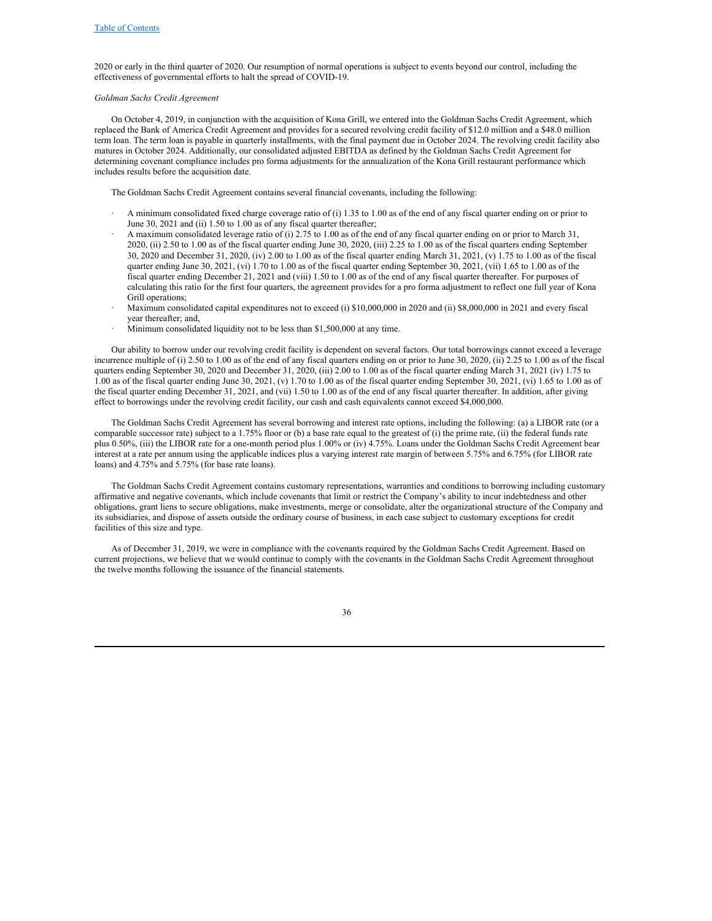2020 or early in the third quarter of 2020. Our resumption of normal operations is subject to events beyond our control, including the effectiveness of governmental efforts to halt the spread of COVID-19.

*Goldman Sachs Credit Agreement*

On October 4, 2019, in conjunction with the acquisition of Kona Grill, we entered into the Goldman Sachs Credit Agreement, which replaced the Bank of America Credit Agreement and provides for a secured revolving credit facility of $12.0 million and a $48.0 million term loan. The term loan is payable in quarterly installments, with the final payment due in October 2024. The revolving credit facility also matures in October 2024. Additionally, our consolidated adjusted EBITDA as defined by the Goldman Sachs Credit Agreement for determining covenant compliance includes pro forma adjustments for the annualization of the Kona Grill restaurant performance which includes results before the acquisition date.

The Goldman Sachs Credit Agreement contains several financial covenants, including the following:

- A minimum consolidated fixed charge coverage ratio of (i) 1.35 to 1.00 as of the end of any fiscal quarter ending on or prior to June 30, 2021 and (ii) 1.50 to 1.00 as of any fiscal quarter thereafter;
- A maximum consolidated leverage ratio of (i) 2.75 to 1.00 as of the end of any fiscal quarter ending on or prior to March 31, 2020, (ii) 2.50 to 1.00 as of the fiscal quarter ending June 30, 2020, (iii) 2.25 to 1.00 as of the fiscal quarters ending September 30, 2020 and December 31, 2020, (iv) 2.00 to 1.00 as of the fiscal quarter ending March 31, 2021, (v) 1.75 to 1.00 as of the fiscal quarter ending June 30, 2021, (vi) 1.70 to 1.00 as of the fiscal quarter ending September 30, 2021, (vii) 1.65 to 1.00 as of the fiscal quarter ending December 21, 2021 and (viii) 1.50 to 1.00 as of the end of any fiscal quarter thereafter. For purposes of calculating this ratio for the first four quarters, the agreement provides for a pro forma adjustment to reflect one full year of Kona Grill operations;
- Maximum consolidated capital expenditures not to exceed (i) $10,000,000 in 2020 and (ii) $8,000,000 in 2021 and every fiscal year thereafter; and,
- Minimum consolidated liquidity not to be less than $1,500,000 at any time.

Our ability to borrow under our revolving credit facility is dependent on several factors. Our total borrowings cannot exceed a leverage incurrence multiple of (i) 2.50 to 1.00 as of the end of any fiscal quarters ending on or prior to June 30, 2020, (ii) 2.25 to 1.00 as of the fiscal quarters ending September 30, 2020 and December 31, 2020, (iii) 2.00 to 1.00 as of the fiscal quarter ending March 31, 2021 (iv) 1.75 to 1.00 as of the fiscal quarter ending June 30, 2021, (v) 1.70 to 1.00 as of the fiscal quarter ending September 30, 2021, (vi) 1.65 to 1.00 as of the fiscal quarter ending December 31, 2021, and (vii) 1.50 to 1.00 as of the end of any fiscal quarter thereafter. In addition, after giving effect to borrowings under the revolving credit facility, our cash and cash equivalents cannot exceed $4,000,000.

The Goldman Sachs Credit Agreement has several borrowing and interest rate options, including the following: (a) a LIBOR rate (or a comparable successor rate) subject to a 1.75% floor or (b) a base rate equal to the greatest of (i) the prime rate, (ii) the federal funds rate plus 0.50%, (iii) the LIBOR rate for a one-month period plus 1.00% or (iv) 4.75%. Loans under the Goldman Sachs Credit Agreement bear interest at a rate per annum using the applicable indices plus a varying interest rate margin of between 5.75% and 6.75% (for LIBOR rate loans) and 4.75% and 5.75% (for base rate loans).

The Goldman Sachs Credit Agreement contains customary representations, warranties and conditions to borrowing including customary affirmative and negative covenants, which include covenants that limit or restrict the Company's ability to incur indebtedness and other obligations, grant liens to secure obligations, make investments, merge or consolidate, alter the organizational structure of the Company and its subsidiaries, and dispose of assets outside the ordinary course of business, in each case subject to customary exceptions for credit facilities of this size and type.

As of December 31, 2019, we were in compliance with the covenants required by the Goldman Sachs Credit Agreement. Based on current projections, we believe that we would continue to comply with the covenants in the Goldman Sachs Credit Agreement throughout the twelve months following the issuance of the financial statements.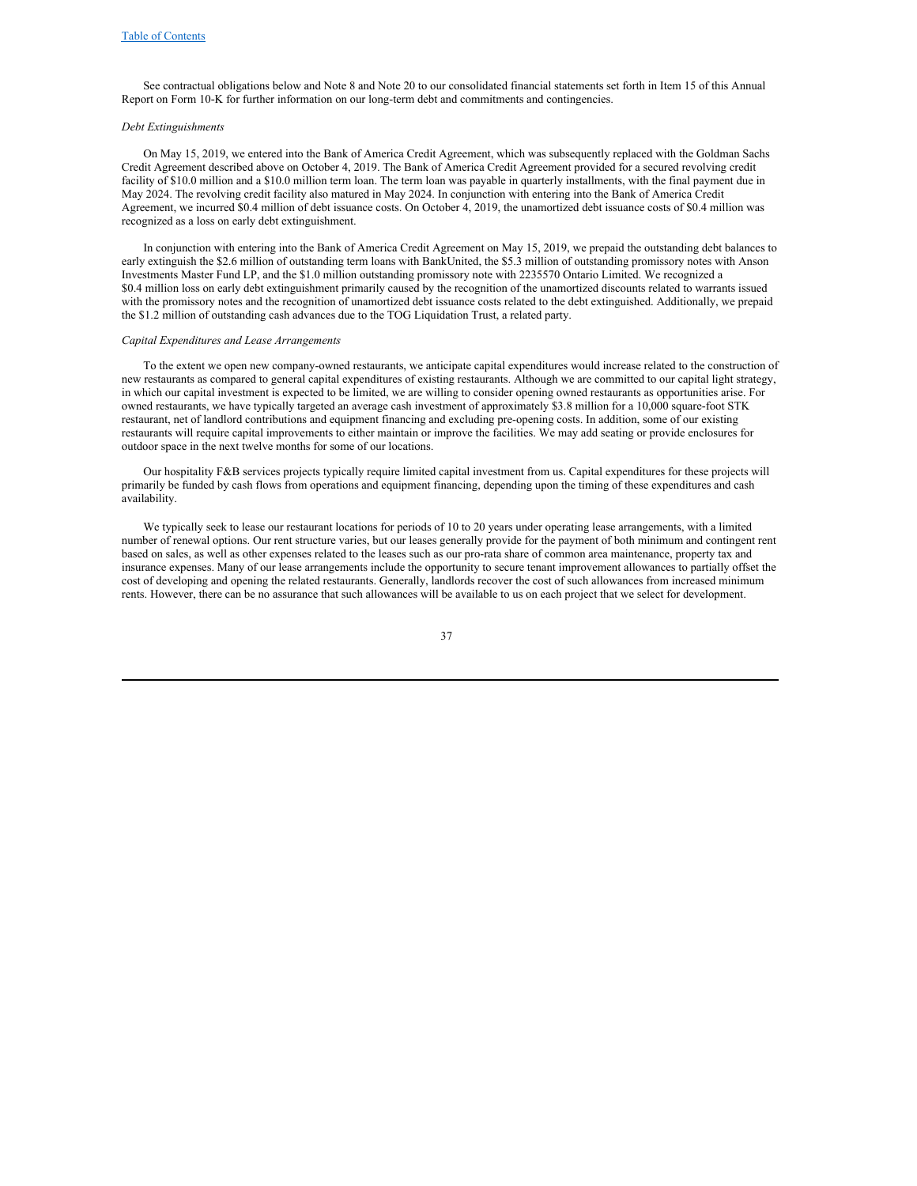See contractual obligations below and Note 8 and Note 20 to our consolidated financial statements set forth in Item 15 of this Annual Report on Form 10-K for further information on our long-term debt and commitments and contingencies.

*Debt Extinguishments*

On May 15, 2019, we entered into the Bank of America Credit Agreement, which was subsequently replaced with the Goldman Sachs Credit Agreement described above on October 4, 2019. The Bank of America Credit Agreement provided for a secured revolving credit facility of $10.0 million and a $10.0 million term loan. The term loan was payable in quarterly installments, with the final payment due in May 2024. The revolving credit facility also matured in May 2024. In conjunction with entering into the Bank of America Credit Agreement, we incurred $0.4 million of debt issuance costs. On October 4, 2019, the unamortized debt issuance costs of $0.4 million was recognized as a loss on early debt extinguishment.

In conjunction with entering into the Bank of America Credit Agreement on May 15, 2019, we prepaid the outstanding debt balances to early extinguish the $2.6 million of outstanding term loans with BankUnited, the $5.3 million of outstanding promissory notes with Anson Investments Master Fund LP, and the $1.0 million outstanding promissory note with 2235570 Ontario Limited. We recognized a $0.4 million loss on early debt extinguishment primarily caused by the recognition of the unamortized discounts related to warrants issued with the promissory notes and the recognition of unamortized debt issuance costs related to the debt extinguished. Additionally, we prepaid the $1.2 million of outstanding cash advances due to the TOG Liquidation Trust, a related party.

*Capital Expenditures and Lease Arrangements*

To the extent we open new company-owned restaurants, we anticipate capital expenditures would increase related to the construction of new restaurants as compared to general capital expenditures of existing restaurants. Although we are committed to our capital light strategy, in which our capital investment is expected to be limited, we are willing to consider opening owned restaurants as opportunities arise. For owned restaurants, we have typically targeted an average cash investment of approximately $3.8 million for a 10,000 square-foot STK restaurant, net of landlord contributions and equipment financing and excluding pre-opening costs. In addition, some of our existing restaurants will require capital improvements to either maintain or improve the facilities. We may add seating or provide enclosures for outdoor space in the next twelve months for some of our locations.

Our hospitality F&B services projects typically require limited capital investment from us. Capital expenditures for these projects will primarily be funded by cash flows from operations and equipment financing, depending upon the timing of these expenditures and cash availability.

We typically seek to lease our restaurant locations for periods of 10 to 20 years under operating lease arrangements, with a limited number of renewal options. Our rent structure varies, but our leases generally provide for the payment of both minimum and contingent rent based on sales, as well as other expenses related to the leases such as our pro-rata share of common area maintenance, property tax and insurance expenses. Many of our lease arrangements include the opportunity to secure tenant improvement allowances to partially offset the cost of developing and opening the related restaurants. Generally, landlords recover the cost of such allowances from increased minimum rents. However, there can be no assurance that such allowances will be available to us on each project that we select for development.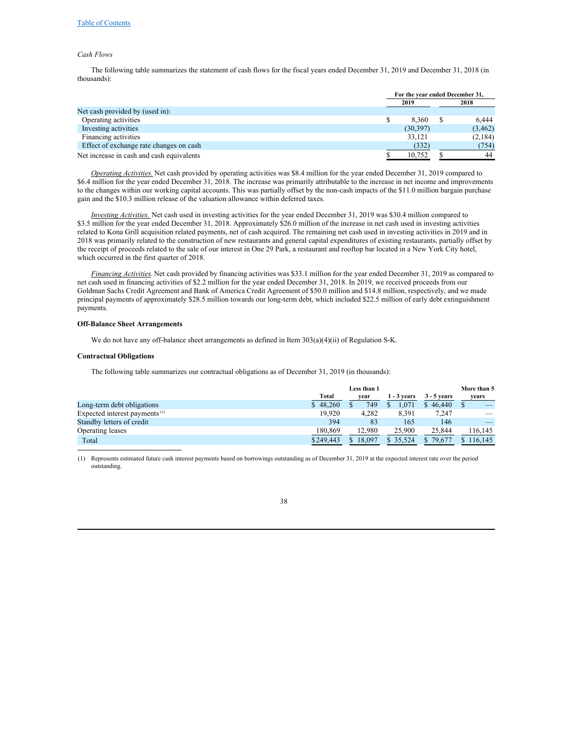*Cash Flows*

The following table summarizes the statement of cash flows for the fiscal years ended December 31, 2019 and December 31, 2018 (in thousands):

| | For the year ended December 31, | |
|---|---|---|
| | 2019 | 2018 |
| Net cash provided by (used in): | | |
| Operating activities | $ 8,360 | $ 6,444 |
| Investing activities | (30,397) | (3,462) |
| Financing activities | 33,121 | (2,184) |
| Effect of exchange rate changes on cash | (332) | (754) |
| Net increase in cash and cash equivalents | $ 10,752 | $ 44 |

*Operating Activities.* Net cash provided by operating activities was $8.4 million for the year ended December 31, 2019 compared to $6.4 million for the year ended December 31, 2018. The increase was primarily attributable to the increase in net income and improvements to the changes within our working capital accounts. This was partially offset by the non-cash impacts of the $11.0 million bargain purchase gain and the $10.3 million release of the valuation allowance within deferred taxes.

*Investing Activities.* Net cash used in investing activities for the year ended December 31, 2019 was $30.4 million compared to $3.5 million for the year ended December 31, 2018. Approximately $26.0 million of the increase in net cash used in investing activities related to Kona Grill acquisition related payments, net of cash acquired. The remaining net cash used in investing activities in 2019 and in 2018 was primarily related to the construction of new restaurants and general capital expenditures of existing restaurants, partially offset by the receipt of proceeds related to the sale of our interest in One 29 Park, a restaurant and rooftop bar located in a New York City hotel, which occurred in the first quarter of 2018.

*Financing Activities.* Net cash provided by financing activities was $33.1 million for the year ended December 31, 2019 as compared to net cash used in financing activities of $2.2 million for the year ended December 31, 2018. In 2019, we received proceeds from our Goldman Sachs Credit Agreement and Bank of America Credit Agreement of $50.0 million and $14.8 million, respectively, and we made principal payments of approximately $28.5 million towards our long-term debt, which included $22.5 million of early debt extinguishment payments.

**Off-Balance Sheet Arrangements**

We do not have any off-balance sheet arrangements as defined in Item 303(a)(4)(ii) of Regulation S-K.

**Contractual Obligations**

The following table summarizes our contractual obligations as of December 31, 2019 (in thousands):

| | Total | Less than 1 year | 1 - 3 years | 3 - 5 years | More than 5 years |
|---|---|---|---|---|---|
| Long-term debt obligations | $ 48,260 | $ 749 | $ 1,071 | $ 46,440 | $ — |
| Expected interest payments [(1)] | 19,920 | 4,282 | 8,391 | 7,247 | — |
| Standby letters of credit | 394 | 83 | 165 | 146 | — |
| Operating leases | 180,869 | 12,980 | 25,900 | 25,844 | 116,145 |
| Total | $249,443 | $ 18,097 | $ 35,524 | $ 79,677 | $ 116,145 |

(1) Represents estimated future cash interest payments based on borrowings outstanding as of December 31, 2019 at the expected interest rate over the period outstanding.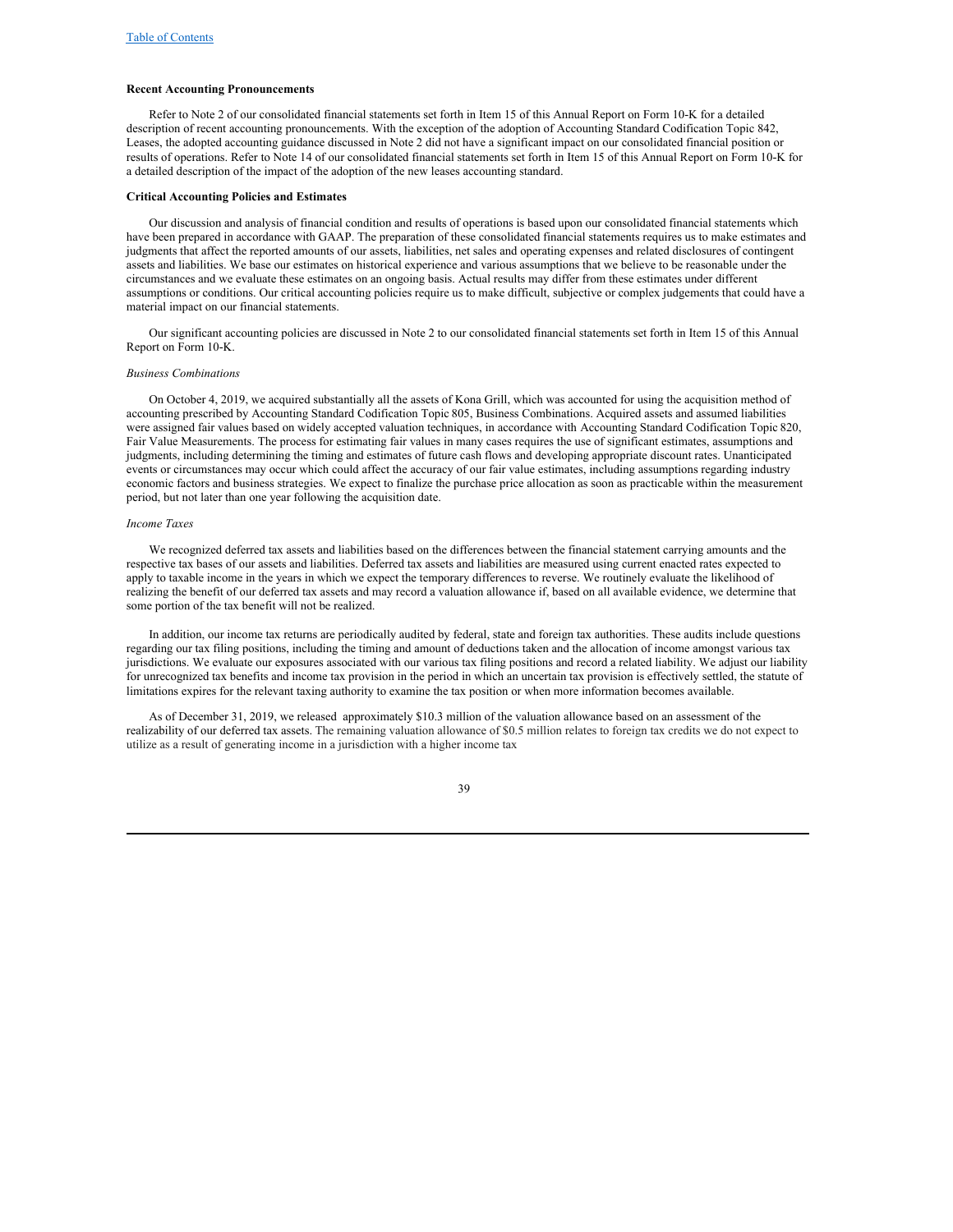**Recent Accounting Pronouncements**

Refer to Note 2 of our consolidated financial statements set forth in Item 15 of this Annual Report on Form 10-K for a detailed description of recent accounting pronouncements. With the exception of the adoption of Accounting Standard Codification Topic 842, Leases, the adopted accounting guidance discussed in Note 2 did not have a significant impact on our consolidated financial position or results of operations. Refer to Note 14 of our consolidated financial statements set forth in Item 15 of this Annual Report on Form 10-K for a detailed description of the impact of the adoption of the new leases accounting standard.

**Critical Accounting Policies and Estimates**

Our discussion and analysis of financial condition and results of operations is based upon our consolidated financial statements which have been prepared in accordance with GAAP. The preparation of these consolidated financial statements requires us to make estimates and judgments that affect the reported amounts of our assets, liabilities, net sales and operating expenses and related disclosures of contingent assets and liabilities. We base our estimates on historical experience and various assumptions that we believe to be reasonable under the circumstances and we evaluate these estimates on an ongoing basis. Actual results may differ from these estimates under different assumptions or conditions. Our critical accounting policies require us to make difficult, subjective or complex judgements that could have a material impact on our financial statements.

Our significant accounting policies are discussed in Note 2 to our consolidated financial statements set forth in Item 15 of this Annual Report on Form 10-K.

*Business Combinations*

On October 4, 2019, we acquired substantially all the assets of Kona Grill, which was accounted for using the acquisition method of accounting prescribed by Accounting Standard Codification Topic 805, Business Combinations. Acquired assets and assumed liabilities were assigned fair values based on widely accepted valuation techniques, in accordance with Accounting Standard Codification Topic 820, Fair Value Measurements. The process for estimating fair values in many cases requires the use of significant estimates, assumptions and judgments, including determining the timing and estimates of future cash flows and developing appropriate discount rates. Unanticipated events or circumstances may occur which could affect the accuracy of our fair value estimates, including assumptions regarding industry economic factors and business strategies. We expect to finalize the purchase price allocation as soon as practicable within the measurement period, but not later than one year following the acquisition date.

*Income Taxes*

We recognized deferred tax assets and liabilities based on the differences between the financial statement carrying amounts and the respective tax bases of our assets and liabilities. Deferred tax assets and liabilities are measured using current enacted rates expected to apply to taxable income in the years in which we expect the temporary differences to reverse. We routinely evaluate the likelihood of realizing the benefit of our deferred tax assets and may record a valuation allowance if, based on all available evidence, we determine that some portion of the tax benefit will not be realized.

In addition, our income tax returns are periodically audited by federal, state and foreign tax authorities. These audits include questions regarding our tax filing positions, including the timing and amount of deductions taken and the allocation of income amongst various tax jurisdictions. We evaluate our exposures associated with our various tax filing positions and record a related liability. We adjust our liability for unrecognized tax benefits and income tax provision in the period in which an uncertain tax provision is effectively settled, the statute of limitations expires for the relevant taxing authority to examine the tax position or when more information becomes available.

As of December 31, 2019, we released approximately $10.3 million of the valuation allowance based on an assessment of the realizability of our deferred tax assets. The remaining valuation allowance of $0.5 million relates to foreign tax credits we do not expect to utilize as a result of generating income in a jurisdiction with a higher income tax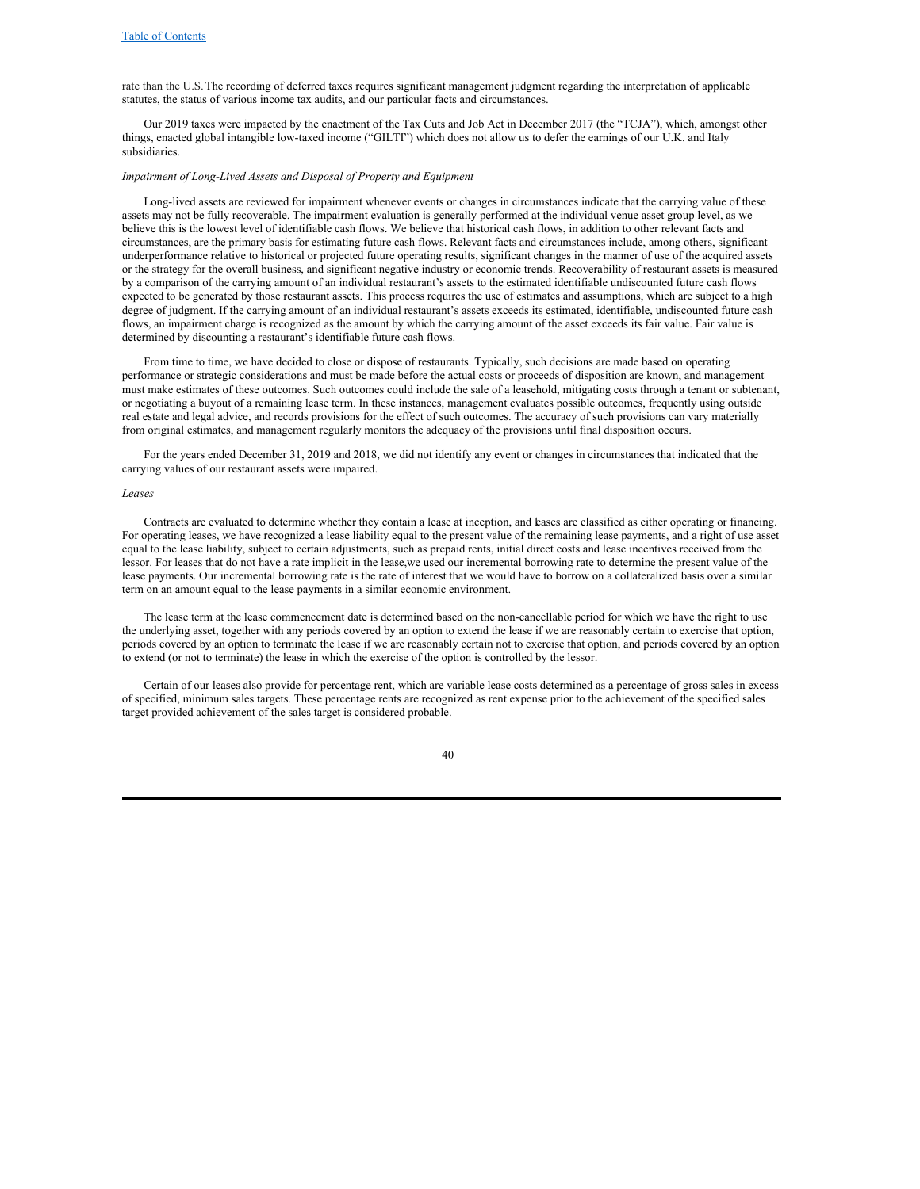rate than the U.S. The recording of deferred taxes requires significant management judgment regarding the interpretation of applicable statutes, the status of various income tax audits, and our particular facts and circumstances.

Our 2019 taxes were impacted by the enactment of the Tax Cuts and Job Act in December 2017 (the "TCJA"), which, amongst other things, enacted global intangible low-taxed income ("GILTI") which does not allow us to defer the earnings of our U.K. and Italy subsidiaries.

*Impairment of Long-Lived Assets and Disposal of Property and Equipment*

Long-lived assets are reviewed for impairment whenever events or changes in circumstances indicate that the carrying value of these assets may not be fully recoverable. The impairment evaluation is generally performed at the individual venue asset group level, as we believe this is the lowest level of identifiable cash flows. We believe that historical cash flows, in addition to other relevant facts and circumstances, are the primary basis for estimating future cash flows. Relevant facts and circumstances include, among others, significant underperformance relative to historical or projected future operating results, significant changes in the manner of use of the acquired assets or the strategy for the overall business, and significant negative industry or economic trends. Recoverability of restaurant assets is measured by a comparison of the carrying amount of an individual restaurant's assets to the estimated identifiable undiscounted future cash flows expected to be generated by those restaurant assets. This process requires the use of estimates and assumptions, which are subject to a high degree of judgment. If the carrying amount of an individual restaurant's assets exceeds its estimated, identifiable, undiscounted future cash flows, an impairment charge is recognized as the amount by which the carrying amount of the asset exceeds its fair value. Fair value is determined by discounting a restaurant's identifiable future cash flows.

From time to time, we have decided to close or dispose of restaurants. Typically, such decisions are made based on operating performance or strategic considerations and must be made before the actual costs or proceeds of disposition are known, and management must make estimates of these outcomes. Such outcomes could include the sale of a leasehold, mitigating costs through a tenant or subtenant, or negotiating a buyout of a remaining lease term. In these instances, management evaluates possible outcomes, frequently using outside real estate and legal advice, and records provisions for the effect of such outcomes. The accuracy of such provisions can vary materially from original estimates, and management regularly monitors the adequacy of the provisions until final disposition occurs.

For the years ended December 31, 2019 and 2018, we did not identify any event or changes in circumstances that indicated that the carrying values of our restaurant assets were impaired.

*Leases*

Contracts are evaluated to determine whether they contain a lease at inception, and leases are classified as either operating or financing. For operating leases, we have recognized a lease liability equal to the present value of the remaining lease payments, and a right of use asset equal to the lease liability, subject to certain adjustments, such as prepaid rents, initial direct costs and lease incentives received from the lessor. For leases that do not have a rate implicit in the lease, we used our incremental borrowing rate to determine the present value of the lease payments. Our incremental borrowing rate is the rate of interest that we would have to borrow on a collateralized basis over a similar term on an amount equal to the lease payments in a similar economic environment.

The lease term at the lease commencement date is determined based on the non-cancellable period for which we have the right to use the underlying asset, together with any periods covered by an option to extend the lease if we are reasonably certain to exercise that option, periods covered by an option to terminate the lease if we are reasonably certain not to exercise that option, and periods covered by an option to extend (or not to terminate) the lease in which the exercise of the option is controlled by the lessor.

Certain of our leases also provide for percentage rent, which are variable lease costs determined as a percentage of gross sales in excess of specified, minimum sales targets. These percentage rents are recognized as rent expense prior to the achievement of the specified sales target provided achievement of the sales target is considered probable.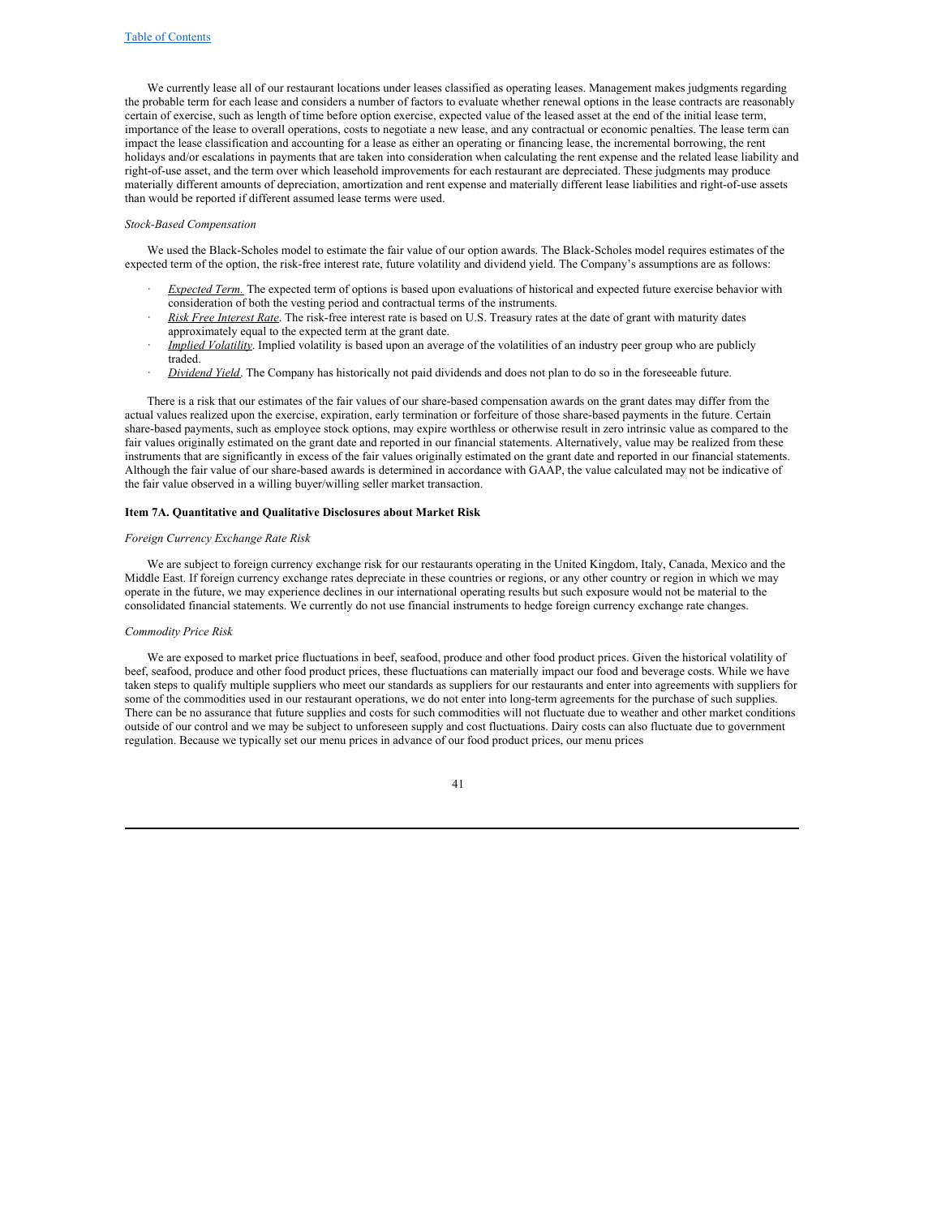We currently lease all of our restaurant locations under leases classified as operating leases. Management makes judgments regarding the probable term for each lease and considers a number of factors to evaluate whether renewal options in the lease contracts are reasonably certain of exercise, such as length of time before option exercise, expected value of the leased asset at the end of the initial lease term, importance of the lease to overall operations, costs to negotiate a new lease, and any contractual or economic penalties. The lease term can impact the lease classification and accounting for a lease as either an operating or financing lease, the incremental borrowing, the rent holidays and/or escalations in payments that are taken into consideration when calculating the rent expense and the related lease liability and right-of-use asset, and the term over which leasehold improvements for each restaurant are depreciated. These judgments may produce materially different amounts of depreciation, amortization and rent expense and materially different lease liabilities and right-of-use assets than would be reported if different assumed lease terms were used.

*Stock-Based Compensation*

We used the Black-Scholes model to estimate the fair value of our option awards. The Black-Scholes model requires estimates of the expected term of the option, the risk-free interest rate, future volatility and dividend yield. The Company's assumptions are as follows:

- *Expected Term.* The expected term of options is based upon evaluations of historical and expected future exercise behavior with consideration of both the vesting period and contractual terms of the instruments.
- *Risk Free Interest Rate*. The risk-free interest rate is based on U.S. Treasury rates at the date of grant with maturity dates approximately equal to the expected term at the grant date.
- *Implied Volatility*. Implied volatility is based upon an average of the volatilities of an industry peer group who are publicly traded.
- *Dividend Yield*. The Company has historically not paid dividends and does not plan to do so in the foreseeable future.

There is a risk that our estimates of the fair values of our share-based compensation awards on the grant dates may differ from the actual values realized upon the exercise, expiration, early termination or forfeiture of those share-based payments in the future. Certain share-based payments, such as employee stock options, may expire worthless or otherwise result in zero intrinsic value as compared to the fair values originally estimated on the grant date and reported in our financial statements. Alternatively, value may be realized from these instruments that are significantly in excess of the fair values originally estimated on the grant date and reported in our financial statements. Although the fair value of our share-based awards is determined in accordance with GAAP, the value calculated may not be indicative of the fair value observed in a willing buyer/willing seller market transaction.

**Item 7A. Quantitative and Qualitative Disclosures about Market Risk**

*Foreign Currency Exchange Rate Risk*

We are subject to foreign currency exchange risk for our restaurants operating in the United Kingdom, Italy, Canada, Mexico and the Middle East. If foreign currency exchange rates depreciate in these countries or regions, or any other country or region in which we may operate in the future, we may experience declines in our international operating results but such exposure would not be material to the consolidated financial statements. We currently do not use financial instruments to hedge foreign currency exchange rate changes.

*Commodity Price Risk*

We are exposed to market price fluctuations in beef, seafood, produce and other food product prices. Given the historical volatility of beef, seafood, produce and other food product prices, these fluctuations can materially impact our food and beverage costs. While we have taken steps to qualify multiple suppliers who meet our standards as suppliers for our restaurants and enter into agreements with suppliers for some of the commodities used in our restaurant operations, we do not enter into long-term agreements for the purchase of such supplies. There can be no assurance that future supplies and costs for such commodities will not fluctuate due to weather and other market conditions outside of our control and we may be subject to unforeseen supply and cost fluctuations. Dairy costs can also fluctuate due to government regulation. Because we typically set our menu prices in advance of our food product prices, our menu prices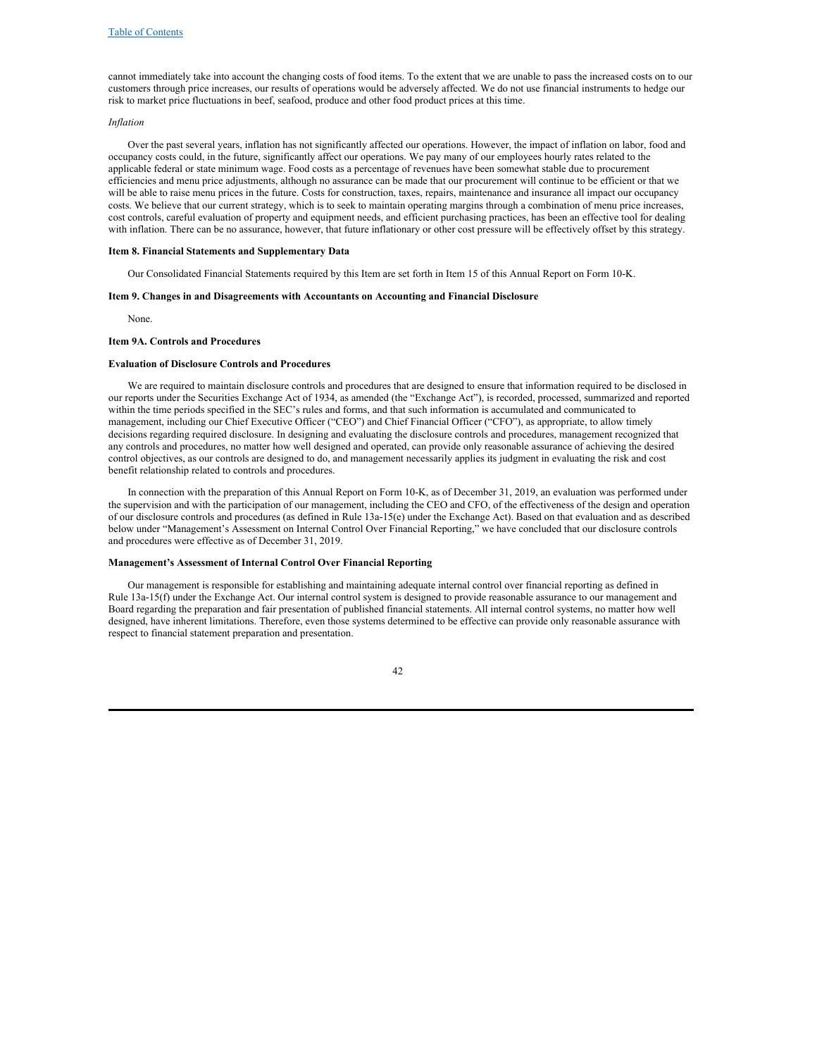cannot immediately take into account the changing costs of food items. To the extent that we are unable to pass the increased costs on to our customers through price increases, our results of operations would be adversely affected. We do not use financial instruments to hedge our risk to market price fluctuations in beef, seafood, produce and other food product prices at this time.

*Inflation*

Over the past several years, inflation has not significantly affected our operations. However, the impact of inflation on labor, food and occupancy costs could, in the future, significantly affect our operations. We pay many of our employees hourly rates related to the applicable federal or state minimum wage. Food costs as a percentage of revenues have been somewhat stable due to procurement efficiencies and menu price adjustments, although no assurance can be made that our procurement will continue to be efficient or that we will be able to raise menu prices in the future. Costs for construction, taxes, repairs, maintenance and insurance all impact our occupancy costs. We believe that our current strategy, which is to seek to maintain operating margins through a combination of menu price increases, cost controls, careful evaluation of property and equipment needs, and efficient purchasing practices, has been an effective tool for dealing with inflation. There can be no assurance, however, that future inflationary or other cost pressure will be effectively offset by this strategy.

**Item 8. Financial Statements and Supplementary Data**

Our Consolidated Financial Statements required by this Item are set forth in Item 15 of this Annual Report on Form 10-K.

**Item 9. Changes in and Disagreements with Accountants on Accounting and Financial Disclosure**

None.

**Item 9A. Controls and Procedures**

**Evaluation of Disclosure Controls and Procedures**

We are required to maintain disclosure controls and procedures that are designed to ensure that information required to be disclosed in our reports under the Securities Exchange Act of 1934, as amended (the "Exchange Act"), is recorded, processed, summarized and reported within the time periods specified in the SEC's rules and forms, and that such information is accumulated and communicated to management, including our Chief Executive Officer ("CEO") and Chief Financial Officer ("CFO"), as appropriate, to allow timely decisions regarding required disclosure. In designing and evaluating the disclosure controls and procedures, management recognized that any controls and procedures, no matter how well designed and operated, can provide only reasonable assurance of achieving the desired control objectives, as our controls are designed to do, and management necessarily applies its judgment in evaluating the risk and cost benefit relationship related to controls and procedures.

In connection with the preparation of this Annual Report on Form 10-K, as of December 31, 2019, an evaluation was performed under the supervision and with the participation of our management, including the CEO and CFO, of the effectiveness of the design and operation of our disclosure controls and procedures (as defined in Rule 13a-15(e) under the Exchange Act). Based on that evaluation and as described below under "Management's Assessment on Internal Control Over Financial Reporting," we have concluded that our disclosure controls and procedures were effective as of December 31, 2019.

**Management's Assessment of Internal Control Over Financial Reporting**

Our management is responsible for establishing and maintaining adequate internal control over financial reporting as defined in Rule 13a-15(f) under the Exchange Act. Our internal control system is designed to provide reasonable assurance to our management and Board regarding the preparation and fair presentation of published financial statements. All internal control systems, no matter how well designed, have inherent limitations. Therefore, even those systems determined to be effective can provide only reasonable assurance with respect to financial statement preparation and presentation.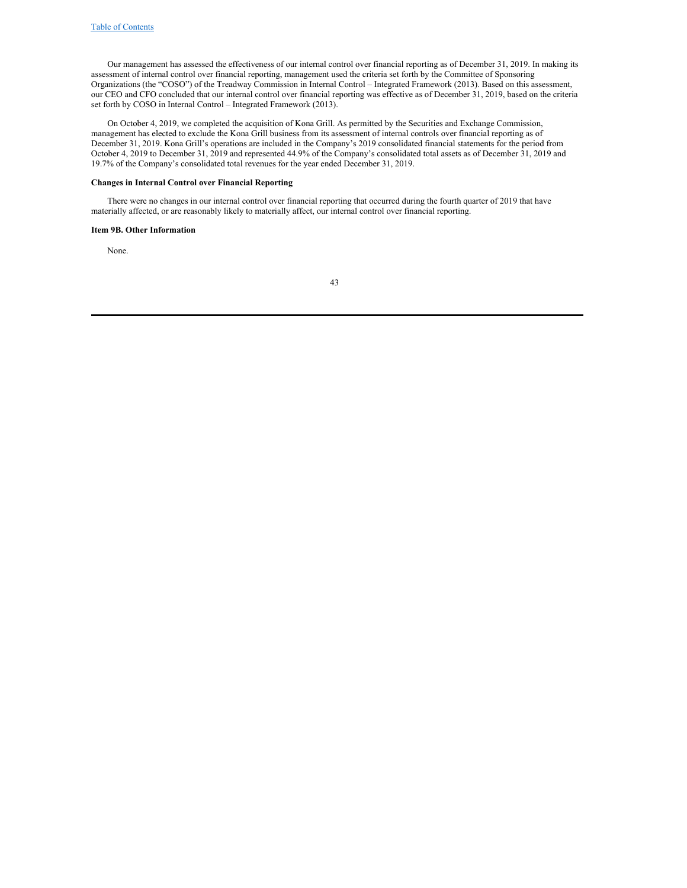Our management has assessed the effectiveness of our internal control over financial reporting as of December 31, 2019. In making its assessment of internal control over financial reporting, management used the criteria set forth by the Committee of Sponsoring Organizations (the "COSO") of the Treadway Commission in Internal Control – Integrated Framework (2013). Based on this assessment, our CEO and CFO concluded that our internal control over financial reporting was effective as of December 31, 2019, based on the criteria set forth by COSO in Internal Control – Integrated Framework (2013).

On October 4, 2019, we completed the acquisition of Kona Grill. As permitted by the Securities and Exchange Commission, management has elected to exclude the Kona Grill business from its assessment of internal controls over financial reporting as of December 31, 2019. Kona Grill's operations are included in the Company's 2019 consolidated financial statements for the period from October 4, 2019 to December 31, 2019 and represented 44.9% of the Company's consolidated total assets as of December 31, 2019 and 19.7% of the Company's consolidated total revenues for the year ended December 31, 2019.

**Changes in Internal Control over Financial Reporting**

There were no changes in our internal control over financial reporting that occurred during the fourth quarter of 2019 that have materially affected, or are reasonably likely to materially affect, our internal control over financial reporting.

**Item 9B. Other Information**

None.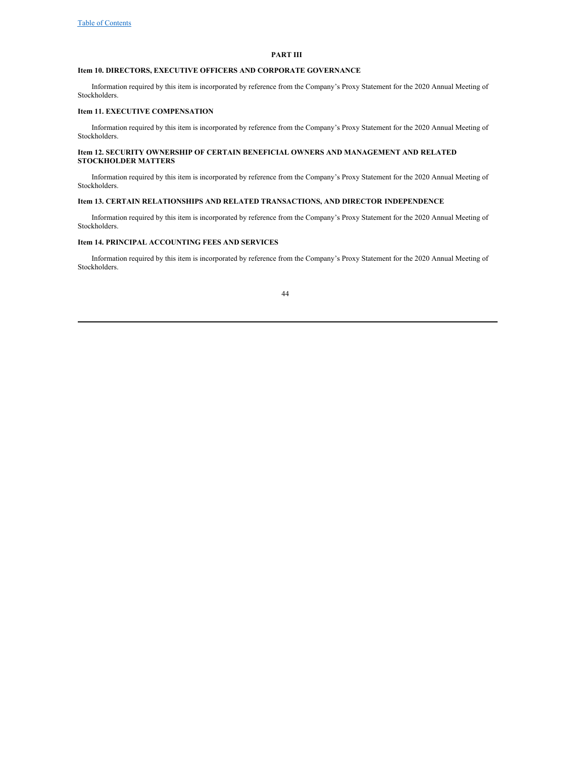## PART III

### Item 10. DIRECTORS, EXECUTIVE OFFICERS AND CORPORATE GOVERNANCE

Information required by this item is incorporated by reference from the Company's Proxy Statement for the 2020 Annual Meeting of Stockholders.

### Item 11. EXECUTIVE COMPENSATION

Information required by this item is incorporated by reference from the Company's Proxy Statement for the 2020 Annual Meeting of Stockholders.

### Item 12. SECURITY OWNERSHIP OF CERTAIN BENEFICIAL OWNERS AND MANAGEMENT AND RELATED STOCKHOLDER MATTERS

Information required by this item is incorporated by reference from the Company's Proxy Statement for the 2020 Annual Meeting of Stockholders.

### Item 13. CERTAIN RELATIONSHIPS AND RELATED TRANSACTIONS, AND DIRECTOR INDEPENDENCE

Information required by this item is incorporated by reference from the Company's Proxy Statement for the 2020 Annual Meeting of Stockholders.

### Item 14. PRINCIPAL ACCOUNTING FEES AND SERVICES

Information required by this item is incorporated by reference from the Company's Proxy Statement for the 2020 Annual Meeting of Stockholders.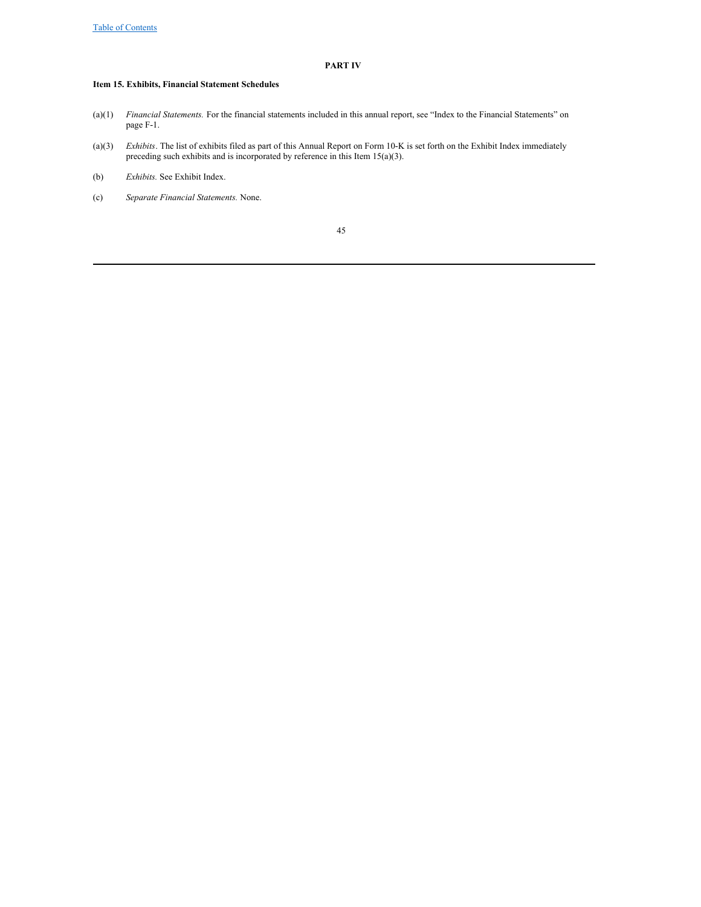## PART IV

### Item 15. Exhibits, Financial Statement Schedules

(a)(1) *Financial Statements.* For the financial statements included in this annual report, see "Index to the Financial Statements" on page F-1.

(a)(3) *Exhibits*. The list of exhibits filed as part of this Annual Report on Form 10-K is set forth on the Exhibit Index immediately preceding such exhibits and is incorporated by reference in this Item 15(a)(3).

(b) *Exhibits.* See Exhibit Index.

(c) *Separate Financial Statements.* None.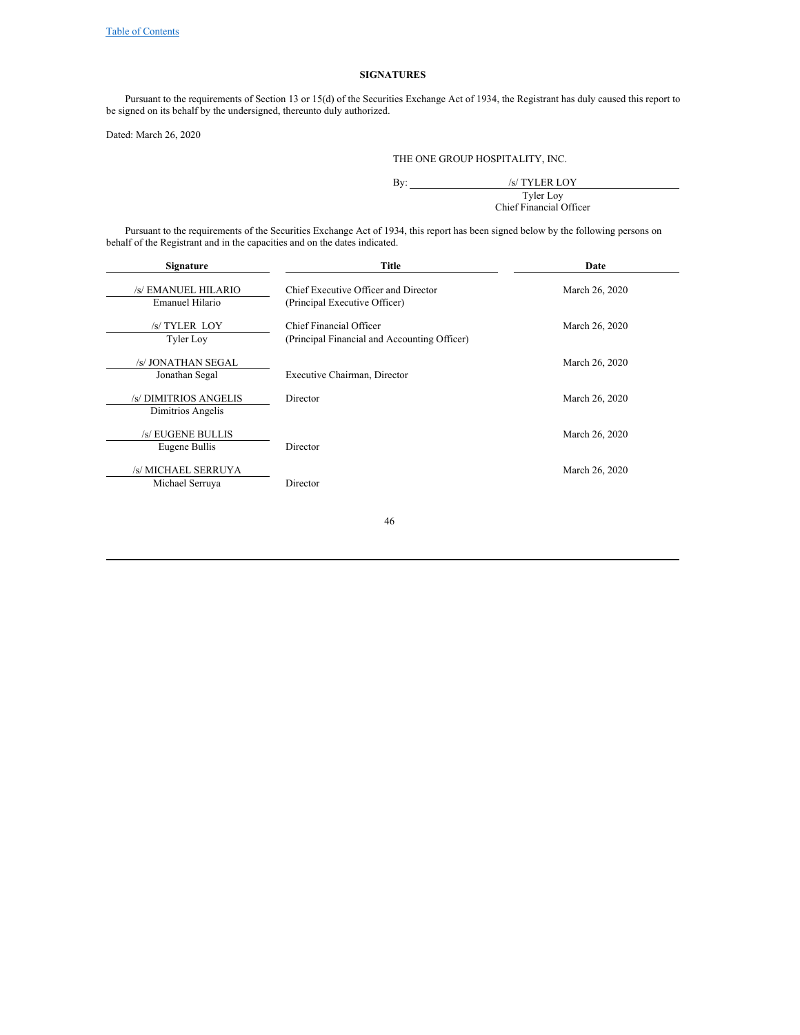[Table of Contents]

## SIGNATURES

Pursuant to the requirements of Section 13 or 15(d) of the Securities Exchange Act of 1934, the Registrant has duly caused this report to be signed on its behalf by the undersigned, thereunto duly authorized.

Dated: March 26, 2020

THE ONE GROUP HOSPITALITY, INC.

By: /s/ TYLER LOY
Tyler Loy
Chief Financial Officer

Pursuant to the requirements of the Securities Exchange Act of 1934, this report has been signed below by the following persons on behalf of the Registrant and in the capacities and on the dates indicated.

| Signature | Title | Date |
|---|---|---|
| /s/ EMANUEL HILARIO<br>Emanuel Hilario | Chief Executive Officer and Director<br>(Principal Executive Officer) | March 26, 2020 |
| /s/ TYLER LOY<br>Tyler Loy | Chief Financial Officer<br>(Principal Financial and Accounting Officer) | March 26, 2020 |
| /s/ JONATHAN SEGAL<br>Jonathan Segal | Executive Chairman, Director | March 26, 2020 |
| /s/ DIMITRIOS ANGELIS<br>Dimitrios Angelis | Director | March 26, 2020 |
| /s/ EUGENE BULLIS<br>Eugene Bullis | Director | March 26, 2020 |
| /s/ MICHAEL SERRUYA<br>Michael Serruya | Director | March 26, 2020 |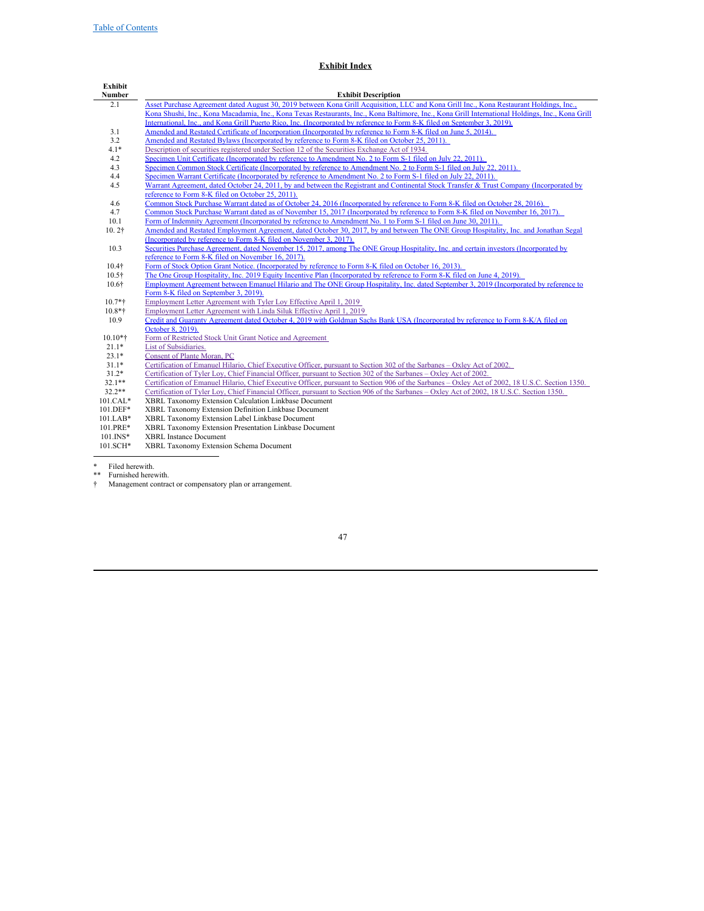**Exhibit Index**

| Exhibit Number | Exhibit Description |
|---|---|
| 2.1 | Asset Purchase Agreement dated August 30, 2019 between Kona Grill Acquisition, LLC and Kona Grill Inc., Kona Restaurant Holdings, Inc., Kona Shushi, Inc., Kona Macadamia, Inc., Kona Texas Restaurants, Inc., Kona Baltimore, Inc., Kona Grill International Holdings, Inc., Kona Grill International, Inc., and Kona Grill Puerto Rico, Inc. (Incorporated by reference to Form 8-K filed on September 3, 2019). |
| 3.1 | Amended and Restated Certificate of Incorporation (Incorporated by reference to Form 8-K filed on June 5, 2014). |
| 3.2 | Amended and Restated Bylaws (Incorporated by reference to Form 8-K filed on October 25, 2011). |
| 4.1* | Description of securities registered under Section 12 of the Securities Exchange Act of 1934. |
| 4.2 | Specimen Unit Certificate (Incorporated by reference to Amendment No. 2 to Form S-1 filed on July 22, 2011). |
| 4.3 | Specimen Common Stock Certificate (Incorporated by reference to Amendment No. 2 to Form S-1 filed on July 22, 2011). |
| 4.4 | Specimen Warrant Certificate (Incorporated by reference to Amendment No. 2 to Form S-1 filed on July 22, 2011). |
| 4.5 | Warrant Agreement, dated October 24, 2011, by and between the Registrant and Continental Stock Transfer & Trust Company (Incorporated by reference to Form 8-K filed on October 25, 2011). |
| 4.6 | Common Stock Purchase Warrant dated as of October 24, 2016 (Incorporated by reference to Form 8-K filed on October 28, 2016). |
| 4.7 | Common Stock Purchase Warrant dated as of November 15, 2017 (Incorporated by reference to Form 8-K filed on November 16, 2017). |
| 10.1 | Form of Indemnity Agreement (Incorporated by reference to Amendment No. 1 to Form S-1 filed on June 30, 2011). |
| 10. 2† | Amended and Restated Employment Agreement, dated October 30, 2017, by and between The ONE Group Hospitality, Inc. and Jonathan Segal (Incorporated by reference to Form 8-K filed on November 3, 2017). |
| 10.3 | Securities Purchase Agreement, dated November 15, 2017, among The ONE Group Hospitality, Inc. and certain investors (Incorporated by reference to Form 8-K filed on November 16, 2017). |
| 10.4† | Form of Stock Option Grant Notice. (Incorporated by reference to Form 8-K filed on October 16, 2013). |
| 10.5† | The One Group Hospitality, Inc. 2019 Equity Incentive Plan (Incorporated by reference to Form 8-K filed on June 4, 2019). |
| 10.6† | Employment Agreement between Emanuel Hilario and The ONE Group Hospitality, Inc. dated September 3, 2019 (Incorporated by reference to Form 8-K filed on September 3, 2019). |
| 10.7*† | Employment Letter Agreement with Tyler Loy Effective April 1, 2019 |
| 10.8*† | Employment Letter Agreement with Linda Siluk Effective April 1, 2019 |
| 10.9 | Credit and Guaranty Agreement dated October 4, 2019 with Goldman Sachs Bank USA (Incorporated by reference to Form 8-K/A filed on October 8, 2019). |
| 10.10*† | Form of Restricted Stock Unit Grant Notice and Agreement |
| 21.1* | List of Subsidiaries. |
| 23.1* | Consent of Plante Moran, PC |
| 31.1* | Certification of Emanuel Hilario, Chief Executive Officer, pursuant to Section 302 of the Sarbanes – Oxley Act of 2002. |
| 31.2* | Certification of Tyler Loy, Chief Financial Officer, pursuant to Section 302 of the Sarbanes – Oxley Act of 2002. |
| 32.1** | Certification of Emanuel Hilario, Chief Executive Officer, pursuant to Section 906 of the Sarbanes – Oxley Act of 2002, 18 U.S.C. Section 1350. |
| 32.2** | Certification of Tyler Loy, Chief Financial Officer, pursuant to Section 906 of the Sarbanes – Oxley Act of 2002, 18 U.S.C. Section 1350. |
| 101.CAL* | XBRL Taxonomy Extension Calculation Linkbase Document |
| 101.DEF* | XBRL Taxonomy Extension Definition Linkbase Document |
| 101.LAB* | XBRL Taxonomy Extension Label Linkbase Document |
| 101.PRE* | XBRL Taxonomy Extension Presentation Linkbase Document |
| 101.INS* | XBRL Instance Document |
| 101.SCH* | XBRL Taxonomy Extension Schema Document |

\* Filed herewith.

\*\* Furnished herewith.

† Management contract or compensatory plan or arrangement.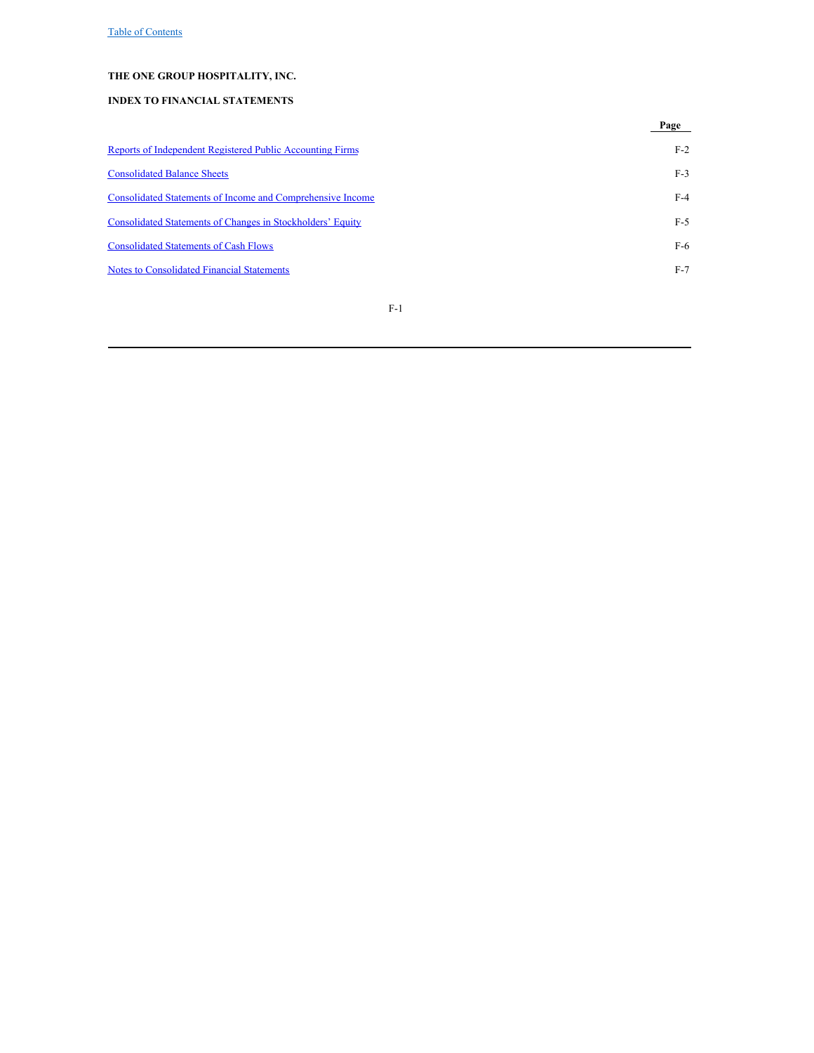**THE ONE GROUP HOSPITALITY, INC.**

**INDEX TO FINANCIAL STATEMENTS**

| | Page |
|---|---|
| Reports of Independent Registered Public Accounting Firms | F-2 |
| Consolidated Balance Sheets | F-3 |
| Consolidated Statements of Income and Comprehensive Income | F-4 |
| Consolidated Statements of Changes in Stockholders' Equity | F-5 |
| Consolidated Statements of Cash Flows | F-6 |
| Notes to Consolidated Financial Statements | F-7 |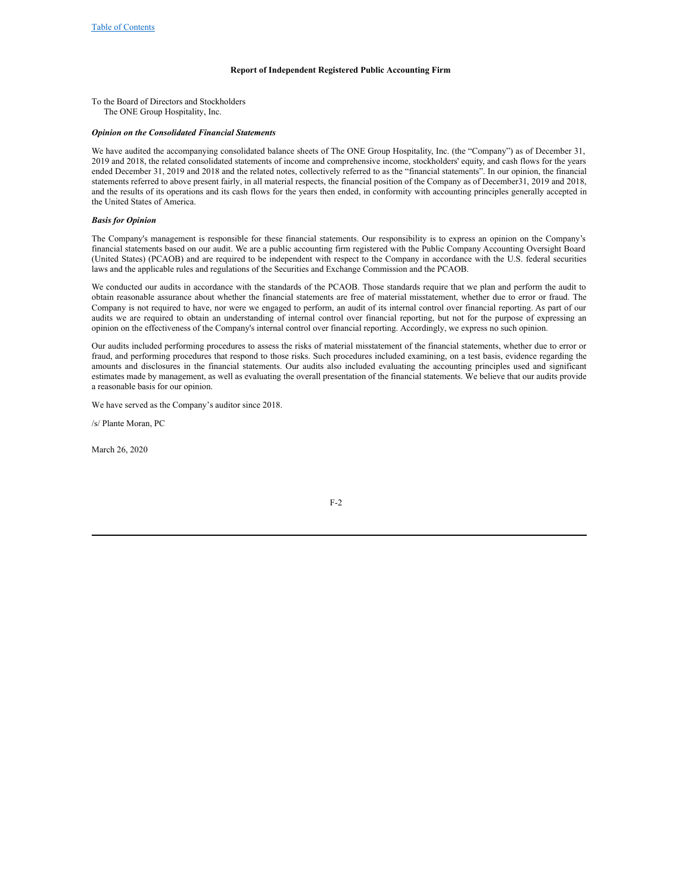## Report of Independent Registered Public Accounting Firm

To the Board of Directors and Stockholders
The ONE Group Hospitality, Inc.

### *Opinion on the Consolidated Financial Statements*

We have audited the accompanying consolidated balance sheets of The ONE Group Hospitality, Inc. (the "Company") as of December 31, 2019 and 2018, the related consolidated statements of income and comprehensive income, stockholders' equity, and cash flows for the years ended December 31, 2019 and 2018 and the related notes, collectively referred to as the "financial statements". In our opinion, the financial statements referred to above present fairly, in all material respects, the financial position of the Company as of December31, 2019 and 2018, and the results of its operations and its cash flows for the years then ended, in conformity with accounting principles generally accepted in the United States of America.

### *Basis for Opinion*

The Company's management is responsible for these financial statements. Our responsibility is to express an opinion on the Company's financial statements based on our audit. We are a public accounting firm registered with the Public Company Accounting Oversight Board (United States) (PCAOB) and are required to be independent with respect to the Company in accordance with the U.S. federal securities laws and the applicable rules and regulations of the Securities and Exchange Commission and the PCAOB.

We conducted our audits in accordance with the standards of the PCAOB. Those standards require that we plan and perform the audit to obtain reasonable assurance about whether the financial statements are free of material misstatement, whether due to error or fraud. The Company is not required to have, nor were we engaged to perform, an audit of its internal control over financial reporting. As part of our audits we are required to obtain an understanding of internal control over financial reporting, but not for the purpose of expressing an opinion on the effectiveness of the Company's internal control over financial reporting. Accordingly, we express no such opinion.

Our audits included performing procedures to assess the risks of material misstatement of the financial statements, whether due to error or fraud, and performing procedures that respond to those risks. Such procedures included examining, on a test basis, evidence regarding the amounts and disclosures in the financial statements. Our audits also included evaluating the accounting principles used and significant estimates made by management, as well as evaluating the overall presentation of the financial statements. We believe that our audits provide a reasonable basis for our opinion.

We have served as the Company's auditor since 2018.

/s/ Plante Moran, PC

March 26, 2020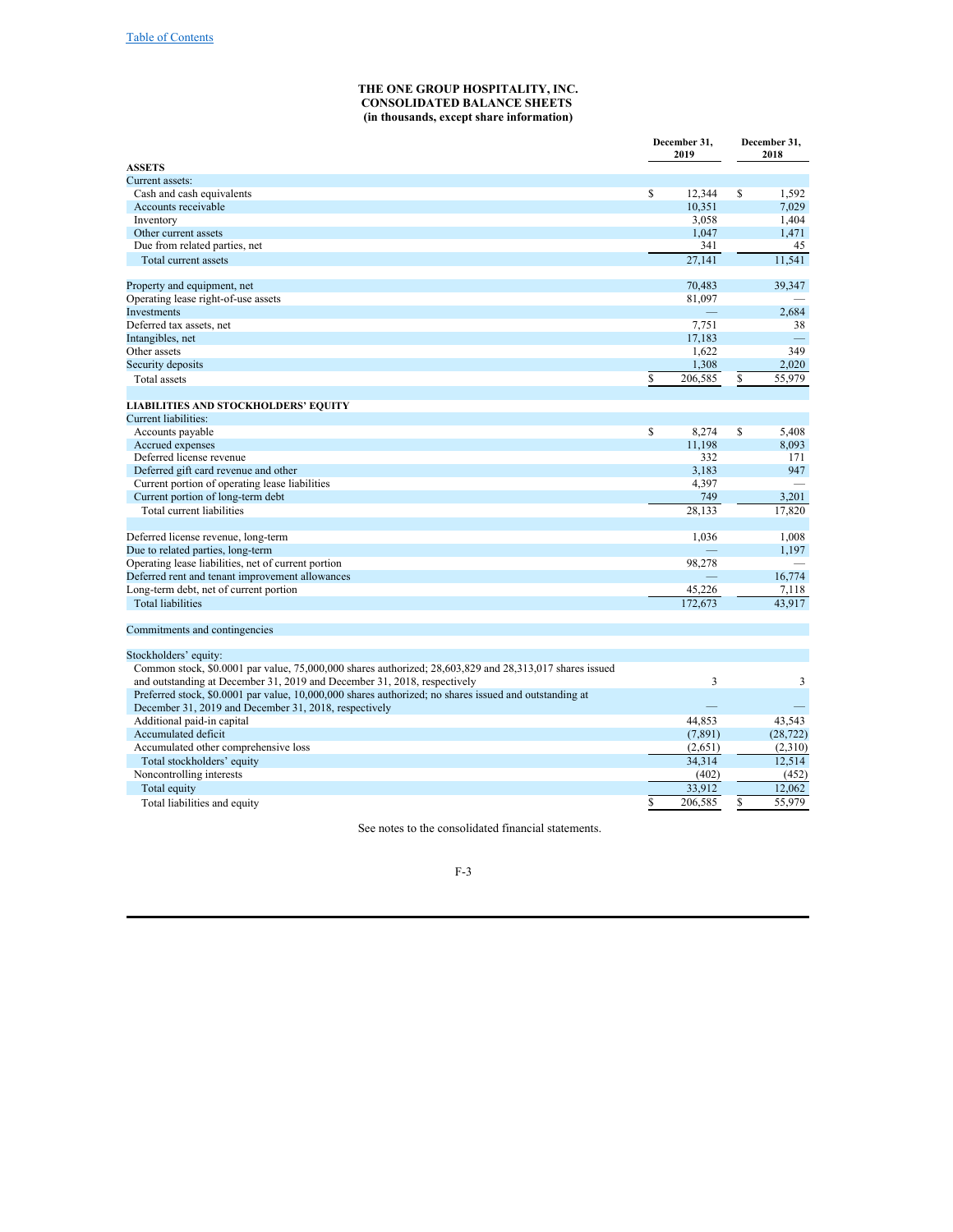# THE ONE GROUP HOSPITALITY, INC.
## CONSOLIDATED BALANCE SHEETS
### (in thousands, except share information)

| | December 31, 2019 | December 31, 2018 |
|---|---|---|
| **ASSETS** | | |
| Current assets: | | |
| Cash and cash equivalents | $ 12,344 | $ 1,592 |
| Accounts receivable | 10,351 | 7,029 |
| Inventory | 3,058 | 1,404 |
| Other current assets | 1,047 | 1,471 |
| Due from related parties, net | 341 | 45 |
| Total current assets | 27,141 | 11,541 |
| | | |
| Property and equipment, net | 70,483 | 39,347 |
| Operating lease right-of-use assets | 81,097 | — |
| Investments | — | 2,684 |
| Deferred tax assets, net | 7,751 | 38 |
| Intangibles, net | 17,183 | — |
| Other assets | 1,622 | 349 |
| Security deposits | 1,308 | 2,020 |
| Total assets | $ 206,585 | $ 55,979 |
| | | |
| **LIABILITIES AND STOCKHOLDERS' EQUITY** | | |
| Current liabilities: | | |
| Accounts payable | $ 8,274 | $ 5,408 |
| Accrued expenses | 11,198 | 8,093 |
| Deferred license revenue | 332 | 171 |
| Deferred gift card revenue and other | 3,183 | 947 |
| Current portion of operating lease liabilities | 4,397 | — |
| Current portion of long-term debt | 749 | 3,201 |
| Total current liabilities | 28,133 | 17,820 |
| | | |
| Deferred license revenue, long-term | 1,036 | 1,008 |
| Due to related parties, long-term | — | 1,197 |
| Operating lease liabilities, net of current portion | 98,278 | — |
| Deferred rent and tenant improvement allowances | — | 16,774 |
| Long-term debt, net of current portion | 45,226 | 7,118 |
| Total liabilities | 172,673 | 43,917 |
| | | |
| Commitments and contingencies | | |
| | | |
| Stockholders' equity: | | |
| Common stock, $0.0001 par value, 75,000,000 shares authorized; 28,603,829 and 28,313,017 shares issued and outstanding at December 31, 2019 and December 31, 2018, respectively | 3 | 3 |
| Preferred stock, $0.0001 par value, 10,000,000 shares authorized; no shares issued and outstanding at December 31, 2019 and December 31, 2018, respectively | — | — |
| Additional paid-in capital | 44,853 | 43,543 |
| Accumulated deficit | (7,891) | (28,722) |
| Accumulated other comprehensive loss | (2,651) | (2,310) |
| Total stockholders' equity | 34,314 | 12,514 |
| Noncontrolling interests | (402) | (452) |
| Total equity | 33,912 | 12,062 |
| Total liabilities and equity | $ 206,585 | $ 55,979 |

See notes to the consolidated financial statements.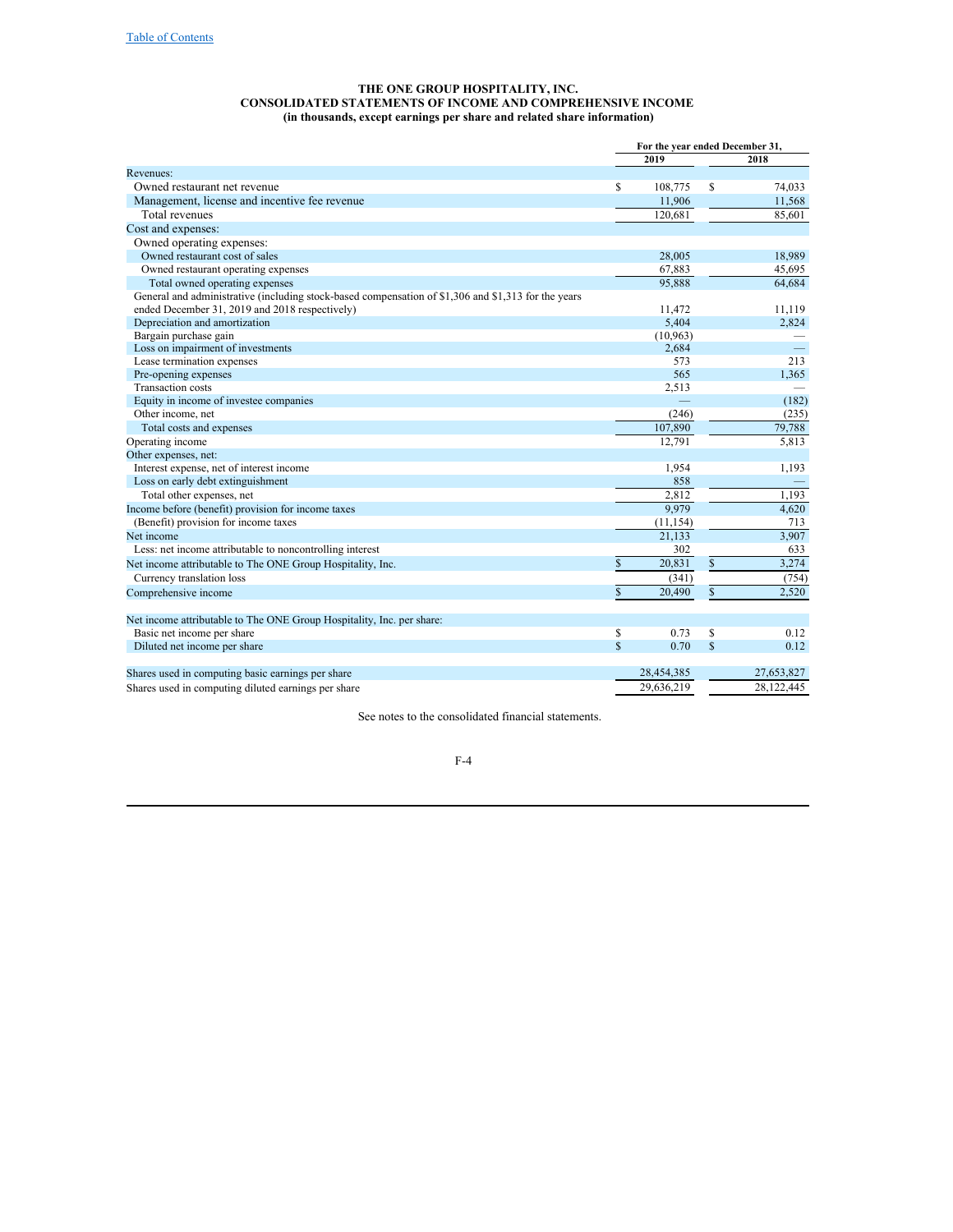# THE ONE GROUP HOSPITALITY, INC.
## CONSOLIDATED STATEMENTS OF INCOME AND COMPREHENSIVE INCOME
### (in thousands, except earnings per share and related share information)

| | For the year ended December 31, | |
|---|---|---|
| | 2019 | 2018 |
| Revenues: | | |
| Owned restaurant net revenue | $ 108,775 | $ 74,033 |
| Management, license and incentive fee revenue | 11,906 | 11,568 |
| Total revenues | 120,681 | 85,601 |
| Cost and expenses: | | |
| Owned operating expenses: | | |
| Owned restaurant cost of sales | 28,005 | 18,989 |
| Owned restaurant operating expenses | 67,883 | 45,695 |
| Total owned operating expenses | 95,888 | 64,684 |
| General and administrative (including stock-based compensation of $1,306 and $1,313 for the years ended December 31, 2019 and 2018 respectively) | 11,472 | 11,119 |
| Depreciation and amortization | 5,404 | 2,824 |
| Bargain purchase gain | (10,963) | — |
| Loss on impairment of investments | 2,684 | — |
| Lease termination expenses | 573 | 213 |
| Pre-opening expenses | 565 | 1,365 |
| Transaction costs | 2,513 | — |
| Equity in income of investee companies | — | (182) |
| Other income, net | (246) | (235) |
| Total costs and expenses | 107,890 | 79,788 |
| Operating income | 12,791 | 5,813 |
| Other expenses, net: | | |
| Interest expense, net of interest income | 1,954 | 1,193 |
| Loss on early debt extinguishment | 858 | — |
| Total other expenses, net | 2,812 | 1,193 |
| Income before (benefit) provision for income taxes | 9,979 | 4,620 |
| (Benefit) provision for income taxes | (11,154) | 713 |
| Net income | 21,133 | 3,907 |
| Less: net income attributable to noncontrolling interest | 302 | 633 |
| Net income attributable to The ONE Group Hospitality, Inc. | $ 20,831 | $ 3,274 |
| Currency translation loss | (341) | (754) |
| Comprehensive income | $ 20,490 | $ 2,520 |
| | | |
| Net income attributable to The ONE Group Hospitality, Inc. per share: | | |
| Basic net income per share | $ 0.73 | $ 0.12 |
| Diluted net income per share | $ 0.70 | $ 0.12 |
| | | |
| Shares used in computing basic earnings per share | 28,454,385 | 27,653,827 |
| Shares used in computing diluted earnings per share | 29,636,219 | 28,122,445 |

See notes to the consolidated financial statements.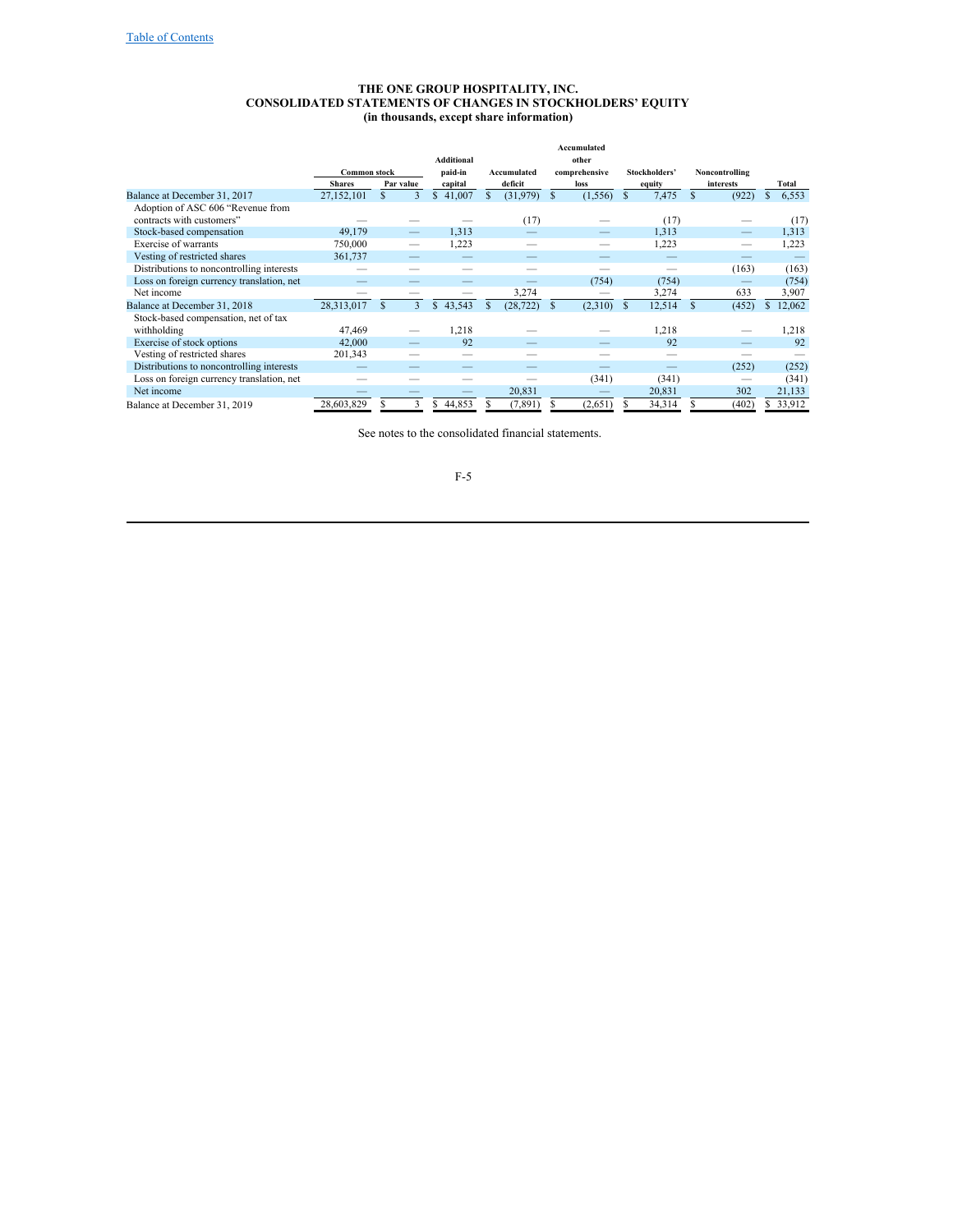# THE ONE GROUP HOSPITALITY, INC.
## CONSOLIDATED STATEMENTS OF CHANGES IN STOCKHOLDERS' EQUITY
### (in thousands, except share information)

| | Common stock | | Additional paid-in capital | Accumulated deficit | Accumulated other comprehensive loss | Stockholders' equity | Noncontrolling interests | Total |
|---|---|---|---|---|---|---|---|---|
| | Shares | Par value | | | | | | |
| Balance at December 31, 2017 | 27,152,101 | $ 3 | $ 41,007 | $ (31,979) | $ (1,556) | $ 7,475 | $ (922) | $ 6,553 |
| Adoption of ASC 606 "Revenue from contracts with customers" | — | — | — | (17) | — | (17) | — | (17) |
| Stock-based compensation | 49,179 | — | 1,313 | — | — | 1,313 | — | 1,313 |
| Exercise of warrants | 750,000 | — | 1,223 | — | — | 1,223 | — | 1,223 |
| Vesting of restricted shares | 361,737 | — | — | — | — | — | — | — |
| Distributions to noncontrolling interests | — | — | — | — | — | — | (163) | (163) |
| Loss on foreign currency translation, net | — | — | — | — | (754) | (754) | — | (754) |
| Net income | — | — | — | 3,274 | — | 3,274 | 633 | 3,907 |
| Balance at December 31, 2018 | 28,313,017 | $ 3 | $ 43,543 | $ (28,722) | $ (2,310) | $ 12,514 | $ (452) | $ 12,062 |
| Stock-based compensation, net of tax withholding | 47,469 | — | 1,218 | — | — | 1,218 | — | 1,218 |
| Exercise of stock options | 42,000 | — | 92 | — | — | 92 | — | 92 |
| Vesting of restricted shares | 201,343 | — | — | — | — | — | — | — |
| Distributions to noncontrolling interests | — | — | — | — | — | — | (252) | (252) |
| Loss on foreign currency translation, net | — | — | — | — | (341) | (341) | — | (341) |
| Net income | — | — | — | 20,831 | — | 20,831 | 302 | 21,133 |
| Balance at December 31, 2019 | 28,603,829 | $ 3 | $ 44,853 | $ (7,891) | $ (2,651) | $ 34,314 | $ (402) | $ 33,912 |

See notes to the consolidated financial statements.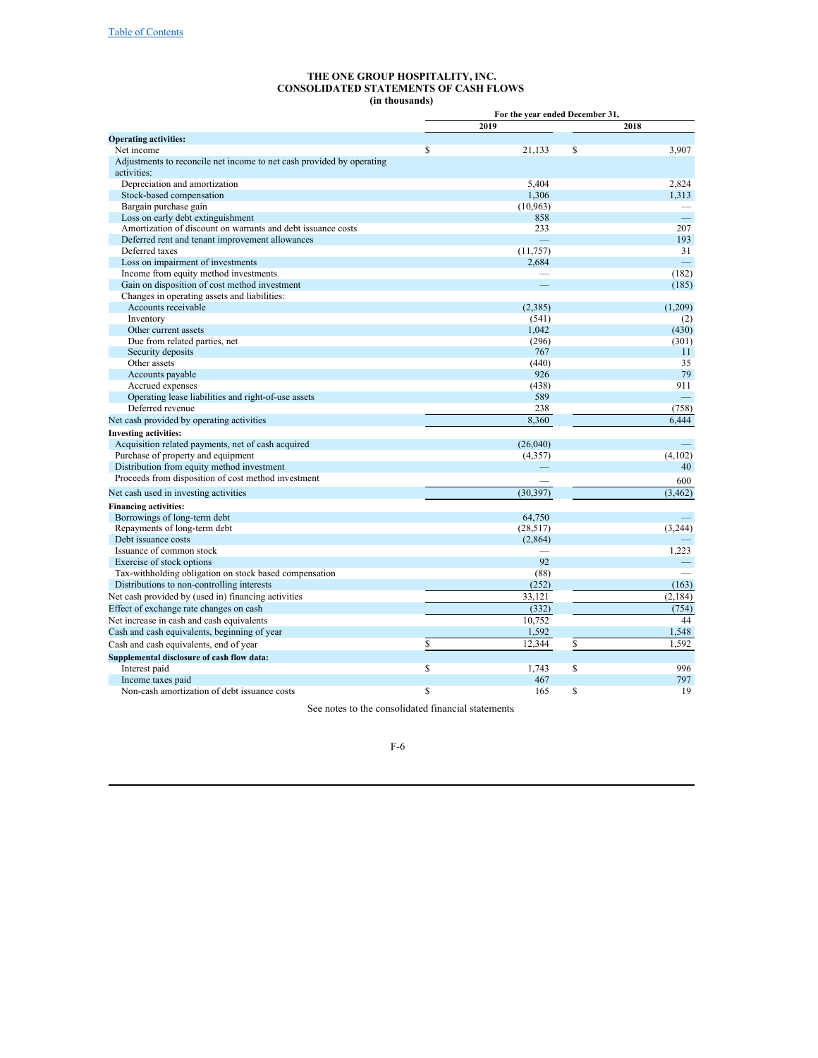Table of Contents

**THE ONE GROUP HOSPITALITY, INC.**
**CONSOLIDATED STATEMENTS OF CASH FLOWS**
**(in thousands)**

| | For the year ended December 31, | |
|---|---|---|
| | 2019 | 2018 |
| **Operating activities:** | | |
| Net income | $ 21,133 | $ 3,907 |
| Adjustments to reconcile net income to net cash provided by operating activities: | | |
| Depreciation and amortization | 5,404 | 2,824 |
| Stock-based compensation | 1,306 | 1,313 |
| Bargain purchase gain | (10,963) | — |
| Loss on early debt extinguishment | 858 | — |
| Amortization of discount on warrants and debt issuance costs | 233 | 207 |
| Deferred rent and tenant improvement allowances | — | 193 |
| Deferred taxes | (11,757) | 31 |
| Loss on impairment of investments | 2,684 | — |
| Income from equity method investments | — | (182) |
| Gain on disposition of cost method investment | — | (185) |
| Changes in operating assets and liabilities: | | |
| Accounts receivable | (2,385) | (1,209) |
| Inventory | (541) | (2) |
| Other current assets | 1,042 | (430) |
| Due from related parties, net | (296) | (301) |
| Security deposits | 767 | 11 |
| Other assets | (440) | 35 |
| Accounts payable | 926 | 79 |
| Accrued expenses | (438) | 911 |
| Operating lease liabilities and right-of-use assets | 589 | — |
| Deferred revenue | 238 | (758) |
| Net cash provided by operating activities | 8,360 | 6,444 |
| **Investing activities:** | | |
| Acquisition related payments, net of cash acquired | (26,040) | — |
| Purchase of property and equipment | (4,357) | (4,102) |
| Distribution from equity method investment | — | 40 |
| Proceeds from disposition of cost method investment | — | 600 |
| Net cash used in investing activities | (30,397) | (3,462) |
| **Financing activities:** | | |
| Borrowings of long-term debt | 64,750 | — |
| Repayments of long-term debt | (28,517) | (3,244) |
| Debt issuance costs | (2,864) | — |
| Issuance of common stock | — | 1,223 |
| Exercise of stock options | 92 | — |
| Tax-withholding obligation on stock based compensation | (88) | — |
| Distributions to non-controlling interests | (252) | (163) |
| Net cash provided by (used in) financing activities | 33,121 | (2,184) |
| Effect of exchange rate changes on cash | (332) | (754) |
| Net increase in cash and cash equivalents | 10,752 | 44 |
| Cash and cash equivalents, beginning of year | 1,592 | 1,548 |
| Cash and cash equivalents, end of year | $ 12,344 | $ 1,592 |
| **Supplemental disclosure of cash flow data:** | | |
| Interest paid | $ 1,743 | $ 996 |
| Income taxes paid | 467 | 797 |
| Non-cash amortization of debt issuance costs | $ 165 | $ 19 |

See notes to the consolidated financial statements.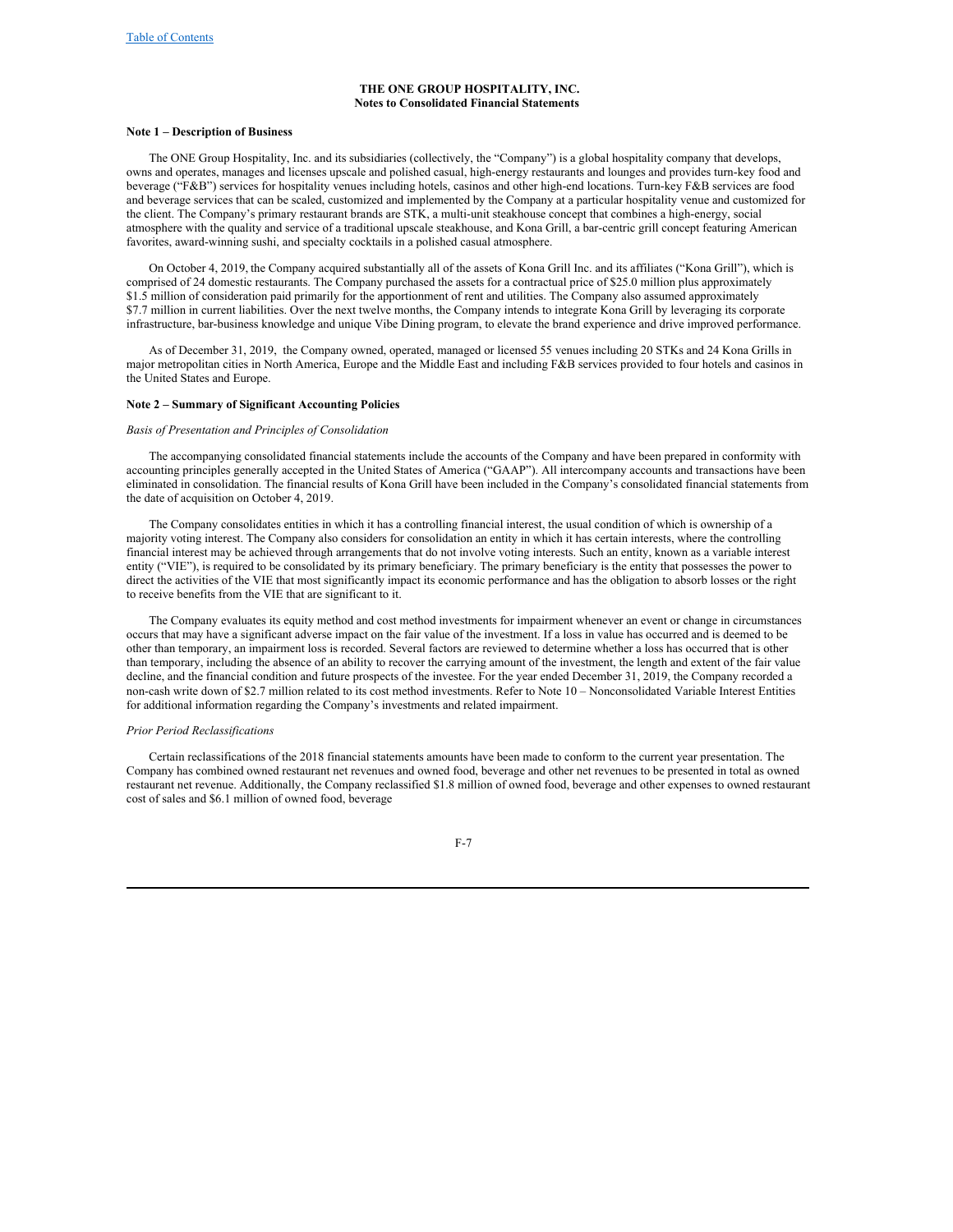**THE ONE GROUP HOSPITALITY, INC.**
**Notes to Consolidated Financial Statements**

**Note 1 – Description of Business**

The ONE Group Hospitality, Inc. and its subsidiaries (collectively, the "Company") is a global hospitality company that develops, owns and operates, manages and licenses upscale and polished casual, high-energy restaurants and lounges and provides turn-key food and beverage ("F&B") services for hospitality venues including hotels, casinos and other high-end locations. Turn-key F&B services are food and beverage services that can be scaled, customized and implemented by the Company at a particular hospitality venue and customized for the client. The Company's primary restaurant brands are STK, a multi-unit steakhouse concept that combines a high-energy, social atmosphere with the quality and service of a traditional upscale steakhouse, and Kona Grill, a bar-centric grill concept featuring American favorites, award-winning sushi, and specialty cocktails in a polished casual atmosphere.

On October 4, 2019, the Company acquired substantially all of the assets of Kona Grill Inc. and its affiliates ("Kona Grill"), which is comprised of 24 domestic restaurants. The Company purchased the assets for a contractual price of $25.0 million plus approximately $1.5 million of consideration paid primarily for the apportionment of rent and utilities. The Company also assumed approximately $7.7 million in current liabilities. Over the next twelve months, the Company intends to integrate Kona Grill by leveraging its corporate infrastructure, bar-business knowledge and unique Vibe Dining program, to elevate the brand experience and drive improved performance.

As of December 31, 2019, the Company owned, operated, managed or licensed 55 venues including 20 STKs and 24 Kona Grills in major metropolitan cities in North America, Europe and the Middle East and including F&B services provided to four hotels and casinos in the United States and Europe.

**Note 2 – Summary of Significant Accounting Policies**

*Basis of Presentation and Principles of Consolidation*

The accompanying consolidated financial statements include the accounts of the Company and have been prepared in conformity with accounting principles generally accepted in the United States of America ("GAAP"). All intercompany accounts and transactions have been eliminated in consolidation. The financial results of Kona Grill have been included in the Company's consolidated financial statements from the date of acquisition on October 4, 2019.

The Company consolidates entities in which it has a controlling financial interest, the usual condition of which is ownership of a majority voting interest. The Company also considers for consolidation an entity in which it has certain interests, where the controlling financial interest may be achieved through arrangements that do not involve voting interests. Such an entity, known as a variable interest entity ("VIE"), is required to be consolidated by its primary beneficiary. The primary beneficiary is the entity that possesses the power to direct the activities of the VIE that most significantly impact its economic performance and has the obligation to absorb losses or the right to receive benefits from the VIE that are significant to it.

The Company evaluates its equity method and cost method investments for impairment whenever an event or change in circumstances occurs that may have a significant adverse impact on the fair value of the investment. If a loss in value has occurred and is deemed to be other than temporary, an impairment loss is recorded. Several factors are reviewed to determine whether a loss has occurred that is other than temporary, including the absence of an ability to recover the carrying amount of the investment, the length and extent of the fair value decline, and the financial condition and future prospects of the investee. For the year ended December 31, 2019, the Company recorded a non-cash write down of $2.7 million related to its cost method investments. Refer to Note 10 – Nonconsolidated Variable Interest Entities for additional information regarding the Company's investments and related impairment.

*Prior Period Reclassifications*

Certain reclassifications of the 2018 financial statements amounts have been made to conform to the current year presentation. The Company has combined owned restaurant net revenues and owned food, beverage and other net revenues to be presented in total as owned restaurant net revenue. Additionally, the Company reclassified $1.8 million of owned food, beverage and other expenses to owned restaurant cost of sales and $6.1 million of owned food, beverage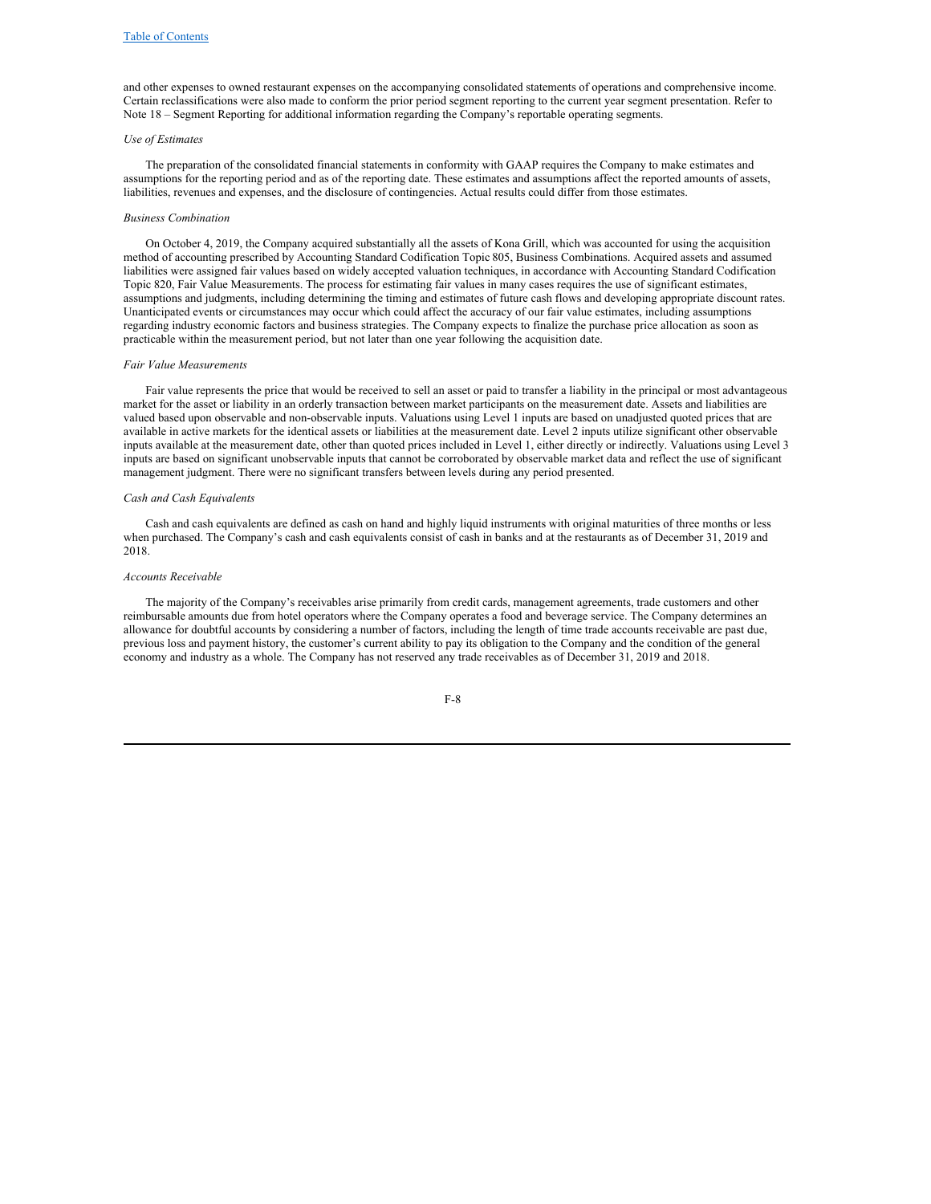and other expenses to owned restaurant expenses on the accompanying consolidated statements of operations and comprehensive income. Certain reclassifications were also made to conform the prior period segment reporting to the current year segment presentation. Refer to Note 18 – Segment Reporting for additional information regarding the Company's reportable operating segments.

*Use of Estimates*

The preparation of the consolidated financial statements in conformity with GAAP requires the Company to make estimates and assumptions for the reporting period and as of the reporting date. These estimates and assumptions affect the reported amounts of assets, liabilities, revenues and expenses, and the disclosure of contingencies. Actual results could differ from those estimates.

*Business Combination*

On October 4, 2019, the Company acquired substantially all the assets of Kona Grill, which was accounted for using the acquisition method of accounting prescribed by Accounting Standard Codification Topic 805, Business Combinations. Acquired assets and assumed liabilities were assigned fair values based on widely accepted valuation techniques, in accordance with Accounting Standard Codification Topic 820, Fair Value Measurements. The process for estimating fair values in many cases requires the use of significant estimates, assumptions and judgments, including determining the timing and estimates of future cash flows and developing appropriate discount rates. Unanticipated events or circumstances may occur which could affect the accuracy of our fair value estimates, including assumptions regarding industry economic factors and business strategies. The Company expects to finalize the purchase price allocation as soon as practicable within the measurement period, but not later than one year following the acquisition date.

*Fair Value Measurements*

Fair value represents the price that would be received to sell an asset or paid to transfer a liability in the principal or most advantageous market for the asset or liability in an orderly transaction between market participants on the measurement date. Assets and liabilities are valued based upon observable and non-observable inputs. Valuations using Level 1 inputs are based on unadjusted quoted prices that are available in active markets for the identical assets or liabilities at the measurement date. Level 2 inputs utilize significant other observable inputs available at the measurement date, other than quoted prices included in Level 1, either directly or indirectly. Valuations using Level 3 inputs are based on significant unobservable inputs that cannot be corroborated by observable market data and reflect the use of significant management judgment. There were no significant transfers between levels during any period presented.

*Cash and Cash Equivalents*

Cash and cash equivalents are defined as cash on hand and highly liquid instruments with original maturities of three months or less when purchased. The Company's cash and cash equivalents consist of cash in banks and at the restaurants as of December 31, 2019 and 2018.

*Accounts Receivable*

The majority of the Company's receivables arise primarily from credit cards, management agreements, trade customers and other reimbursable amounts due from hotel operators where the Company operates a food and beverage service. The Company determines an allowance for doubtful accounts by considering a number of factors, including the length of time trade accounts receivable are past due, previous loss and payment history, the customer's current ability to pay its obligation to the Company and the condition of the general economy and industry as a whole. The Company has not reserved any trade receivables as of December 31, 2019 and 2018.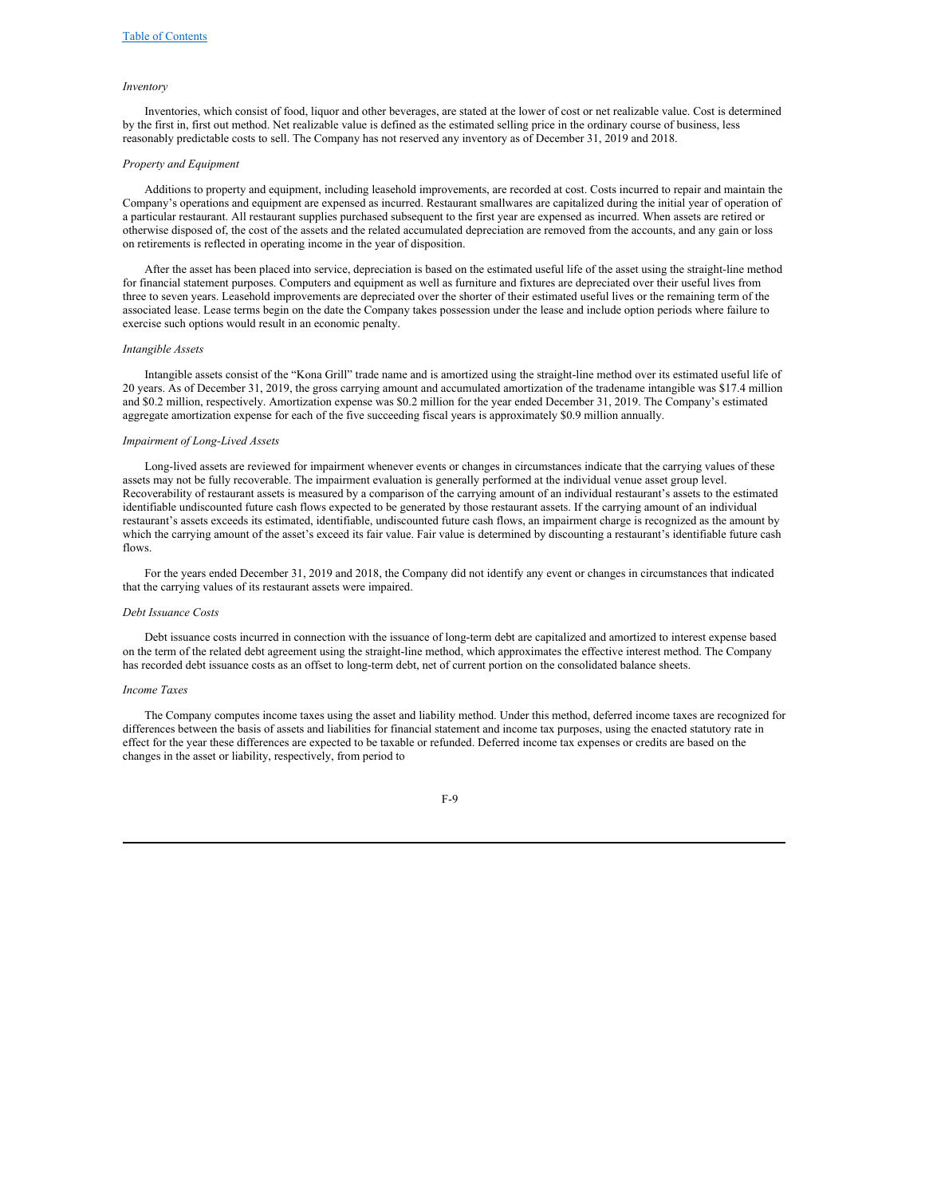*Inventory*

Inventories, which consist of food, liquor and other beverages, are stated at the lower of cost or net realizable value. Cost is determined by the first in, first out method. Net realizable value is defined as the estimated selling price in the ordinary course of business, less reasonably predictable costs to sell. The Company has not reserved any inventory as of December 31, 2019 and 2018.

*Property and Equipment*

Additions to property and equipment, including leasehold improvements, are recorded at cost. Costs incurred to repair and maintain the Company's operations and equipment are expensed as incurred. Restaurant smallwares are capitalized during the initial year of operation of a particular restaurant. All restaurant supplies purchased subsequent to the first year are expensed as incurred. When assets are retired or otherwise disposed of, the cost of the assets and the related accumulated depreciation are removed from the accounts, and any gain or loss on retirements is reflected in operating income in the year of disposition.

After the asset has been placed into service, depreciation is based on the estimated useful life of the asset using the straight-line method for financial statement purposes. Computers and equipment as well as furniture and fixtures are depreciated over their useful lives from three to seven years. Leasehold improvements are depreciated over the shorter of their estimated useful lives or the remaining term of the associated lease. Lease terms begin on the date the Company takes possession under the lease and include option periods where failure to exercise such options would result in an economic penalty.

*Intangible Assets*

Intangible assets consist of the "Kona Grill" trade name and is amortized using the straight-line method over its estimated useful life of 20 years. As of December 31, 2019, the gross carrying amount and accumulated amortization of the tradename intangible was $17.4 million and $0.2 million, respectively. Amortization expense was $0.2 million for the year ended December 31, 2019. The Company's estimated aggregate amortization expense for each of the five succeeding fiscal years is approximately $0.9 million annually.

*Impairment of Long-Lived Assets*

Long-lived assets are reviewed for impairment whenever events or changes in circumstances indicate that the carrying values of these assets may not be fully recoverable. The impairment evaluation is generally performed at the individual venue asset group level. Recoverability of restaurant assets is measured by a comparison of the carrying amount of an individual restaurant's assets to the estimated identifiable undiscounted future cash flows expected to be generated by those restaurant assets. If the carrying amount of an individual restaurant's assets exceeds its estimated, identifiable, undiscounted future cash flows, an impairment charge is recognized as the amount by which the carrying amount of the asset's exceed its fair value. Fair value is determined by discounting a restaurant's identifiable future cash flows.

For the years ended December 31, 2019 and 2018, the Company did not identify any event or changes in circumstances that indicated that the carrying values of its restaurant assets were impaired.

*Debt Issuance Costs*

Debt issuance costs incurred in connection with the issuance of long-term debt are capitalized and amortized to interest expense based on the term of the related debt agreement using the straight-line method, which approximates the effective interest method. The Company has recorded debt issuance costs as an offset to long-term debt, net of current portion on the consolidated balance sheets.

*Income Taxes*

The Company computes income taxes using the asset and liability method. Under this method, deferred income taxes are recognized for differences between the basis of assets and liabilities for financial statement and income tax purposes, using the enacted statutory rate in effect for the year these differences are expected to be taxable or refunded. Deferred income tax expenses or credits are based on the changes in the asset or liability, respectively, from period to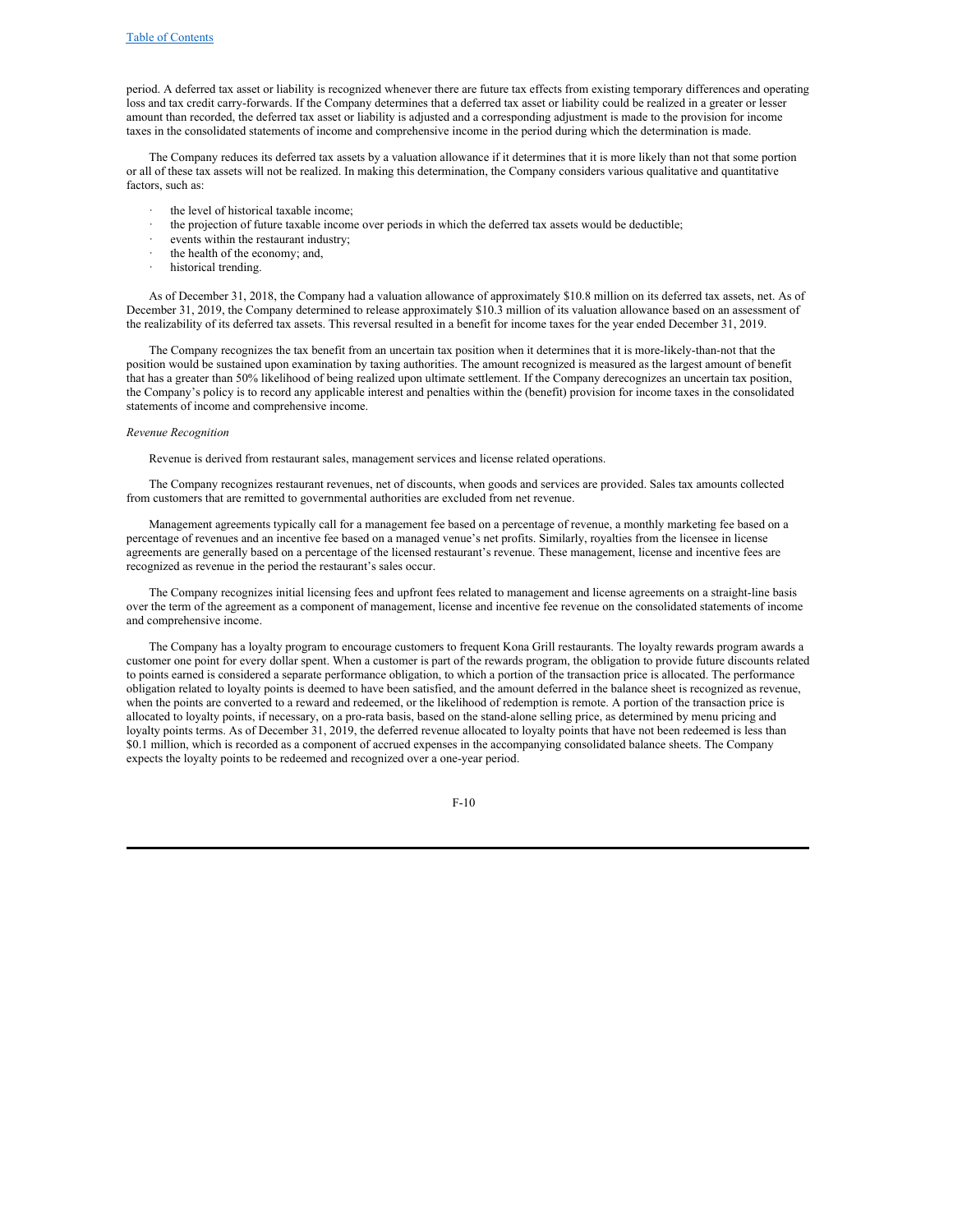period. A deferred tax asset or liability is recognized whenever there are future tax effects from existing temporary differences and operating loss and tax credit carry-forwards. If the Company determines that a deferred tax asset or liability could be realized in a greater or lesser amount than recorded, the deferred tax asset or liability is adjusted and a corresponding adjustment is made to the provision for income taxes in the consolidated statements of income and comprehensive income in the period during which the determination is made.

The Company reduces its deferred tax assets by a valuation allowance if it determines that it is more likely than not that some portion or all of these tax assets will not be realized. In making this determination, the Company considers various qualitative and quantitative factors, such as:

- the level of historical taxable income;
- the projection of future taxable income over periods in which the deferred tax assets would be deductible;
- events within the restaurant industry;
- the health of the economy; and,
- historical trending.

As of December 31, 2018, the Company had a valuation allowance of approximately $10.8 million on its deferred tax assets, net. As of December 31, 2019, the Company determined to release approximately $10.3 million of its valuation allowance based on an assessment of the realizability of its deferred tax assets. This reversal resulted in a benefit for income taxes for the year ended December 31, 2019.

The Company recognizes the tax benefit from an uncertain tax position when it determines that it is more-likely-than-not that the position would be sustained upon examination by taxing authorities. The amount recognized is measured as the largest amount of benefit that has a greater than 50% likelihood of being realized upon ultimate settlement. If the Company derecognizes an uncertain tax position, the Company's policy is to record any applicable interest and penalties within the (benefit) provision for income taxes in the consolidated statements of income and comprehensive income.

*Revenue Recognition*

Revenue is derived from restaurant sales, management services and license related operations.

The Company recognizes restaurant revenues, net of discounts, when goods and services are provided. Sales tax amounts collected from customers that are remitted to governmental authorities are excluded from net revenue.

Management agreements typically call for a management fee based on a percentage of revenue, a monthly marketing fee based on a percentage of revenues and an incentive fee based on a managed venue's net profits. Similarly, royalties from the licensee in license agreements are generally based on a percentage of the licensed restaurant's revenue. These management, license and incentive fees are recognized as revenue in the period the restaurant's sales occur.

The Company recognizes initial licensing fees and upfront fees related to management and license agreements on a straight-line basis over the term of the agreement as a component of management, license and incentive fee revenue on the consolidated statements of income and comprehensive income.

The Company has a loyalty program to encourage customers to frequent Kona Grill restaurants. The loyalty rewards program awards a customer one point for every dollar spent. When a customer is part of the rewards program, the obligation to provide future discounts related to points earned is considered a separate performance obligation, to which a portion of the transaction price is allocated. The performance obligation related to loyalty points is deemed to have been satisfied, and the amount deferred in the balance sheet is recognized as revenue, when the points are converted to a reward and redeemed, or the likelihood of redemption is remote. A portion of the transaction price is allocated to loyalty points, if necessary, on a pro-rata basis, based on the stand-alone selling price, as determined by menu pricing and loyalty points terms. As of December 31, 2019, the deferred revenue allocated to loyalty points that have not been redeemed is less than $0.1 million, which is recorded as a component of accrued expenses in the accompanying consolidated balance sheets. The Company expects the loyalty points to be redeemed and recognized over a one-year period.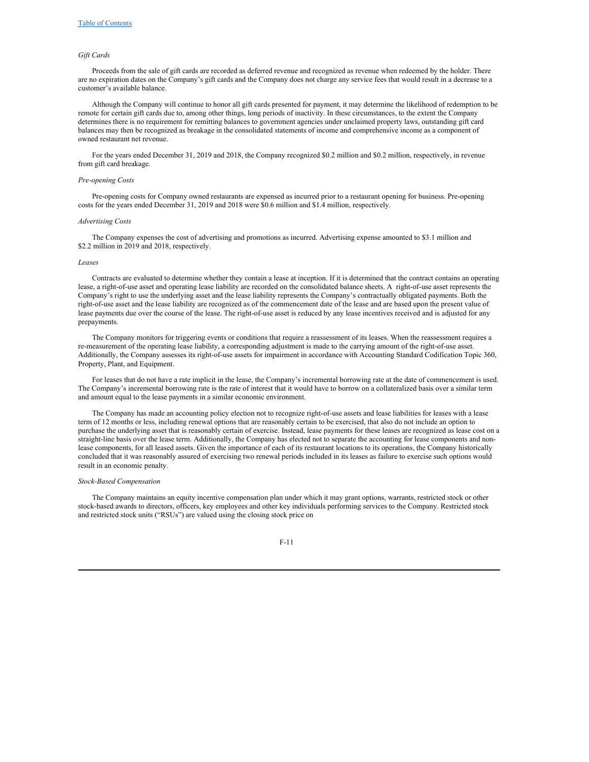*Gift Cards*

Proceeds from the sale of gift cards are recorded as deferred revenue and recognized as revenue when redeemed by the holder. There are no expiration dates on the Company's gift cards and the Company does not charge any service fees that would result in a decrease to a customer's available balance.

Although the Company will continue to honor all gift cards presented for payment, it may determine the likelihood of redemption to be remote for certain gift cards due to, among other things, long periods of inactivity. In these circumstances, to the extent the Company determines there is no requirement for remitting balances to government agencies under unclaimed property laws, outstanding gift card balances may then be recognized as breakage in the consolidated statements of income and comprehensive income as a component of owned restaurant net revenue.

For the years ended December 31, 2019 and 2018, the Company recognized $0.2 million and $0.2 million, respectively, in revenue from gift card breakage.

*Pre-opening Costs*

Pre-opening costs for Company owned restaurants are expensed as incurred prior to a restaurant opening for business. Pre-opening costs for the years ended December 31, 2019 and 2018 were $0.6 million and $1.4 million, respectively.

*Advertising Costs*

The Company expenses the cost of advertising and promotions as incurred. Advertising expense amounted to $3.1 million and $2.2 million in 2019 and 2018, respectively.

*Leases*

Contracts are evaluated to determine whether they contain a lease at inception. If it is determined that the contract contains an operating lease, a right-of-use asset and operating lease liability are recorded on the consolidated balance sheets. A right-of-use asset represents the Company's right to use the underlying asset and the lease liability represents the Company's contractually obligated payments. Both the right-of-use asset and the lease liability are recognized as of the commencement date of the lease and are based upon the present value of lease payments due over the course of the lease. The right-of-use asset is reduced by any lease incentives received and is adjusted for any prepayments.

The Company monitors for triggering events or conditions that require a reassessment of its leases. When the reassessment requires a re-measurement of the operating lease liability, a corresponding adjustment is made to the carrying amount of the right-of-use asset. Additionally, the Company assesses its right-of-use assets for impairment in accordance with Accounting Standard Codification Topic 360, Property, Plant, and Equipment.

For leases that do not have a rate implicit in the lease, the Company's incremental borrowing rate at the date of commencement is used. The Company's incremental borrowing rate is the rate of interest that it would have to borrow on a collateralized basis over a similar term and amount equal to the lease payments in a similar economic environment.

The Company has made an accounting policy election not to recognize right-of-use assets and lease liabilities for leases with a lease term of 12 months or less, including renewal options that are reasonably certain to be exercised, that also do not include an option to purchase the underlying asset that is reasonably certain of exercise. Instead, lease payments for these leases are recognized as lease cost on a straight-line basis over the lease term. Additionally, the Company has elected not to separate the accounting for lease components and non-lease components, for all leased assets. Given the importance of each of its restaurant locations to its operations, the Company historically concluded that it was reasonably assured of exercising two renewal periods included in its leases as failure to exercise such options would result in an economic penalty.

*Stock-Based Compensation*

The Company maintains an equity incentive compensation plan under which it may grant options, warrants, restricted stock or other stock-based awards to directors, officers, key employees and other key individuals performing services to the Company. Restricted stock and restricted stock units ("RSUs") are valued using the closing stock price on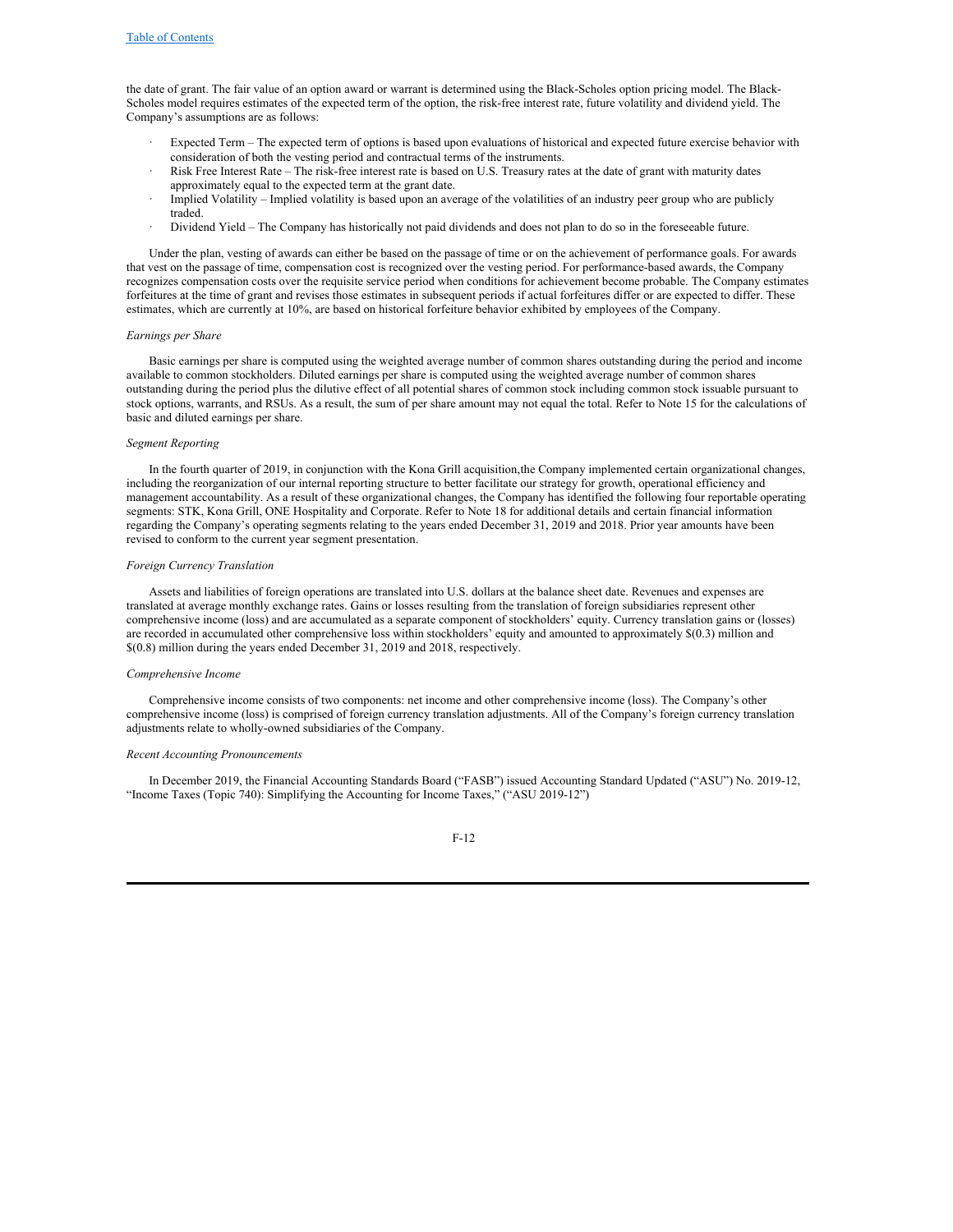the date of grant. The fair value of an option award or warrant is determined using the Black-Scholes option pricing model. The Black-Scholes model requires estimates of the expected term of the option, the risk-free interest rate, future volatility and dividend yield. The Company's assumptions are as follows:

- Expected Term – The expected term of options is based upon evaluations of historical and expected future exercise behavior with consideration of both the vesting period and contractual terms of the instruments.
- Risk Free Interest Rate – The risk-free interest rate is based on U.S. Treasury rates at the date of grant with maturity dates approximately equal to the expected term at the grant date.
- Implied Volatility – Implied volatility is based upon an average of the volatilities of an industry peer group who are publicly traded.
- Dividend Yield – The Company has historically not paid dividends and does not plan to do so in the foreseeable future.

Under the plan, vesting of awards can either be based on the passage of time or on the achievement of performance goals. For awards that vest on the passage of time, compensation cost is recognized over the vesting period. For performance-based awards, the Company recognizes compensation costs over the requisite service period when conditions for achievement become probable. The Company estimates forfeitures at the time of grant and revises those estimates in subsequent periods if actual forfeitures differ or are expected to differ. These estimates, which are currently at 10%, are based on historical forfeiture behavior exhibited by employees of the Company.

*Earnings per Share*

Basic earnings per share is computed using the weighted average number of common shares outstanding during the period and income available to common stockholders. Diluted earnings per share is computed using the weighted average number of common shares outstanding during the period plus the dilutive effect of all potential shares of common stock including common stock issuable pursuant to stock options, warrants, and RSUs. As a result, the sum of per share amount may not equal the total. Refer to Note 15 for the calculations of basic and diluted earnings per share.

*Segment Reporting*

In the fourth quarter of 2019, in conjunction with the Kona Grill acquisition,the Company implemented certain organizational changes, including the reorganization of our internal reporting structure to better facilitate our strategy for growth, operational efficiency and management accountability. As a result of these organizational changes, the Company has identified the following four reportable operating segments: STK, Kona Grill, ONE Hospitality and Corporate. Refer to Note 18 for additional details and certain financial information regarding the Company's operating segments relating to the years ended December 31, 2019 and 2018. Prior year amounts have been revised to conform to the current year segment presentation.

*Foreign Currency Translation*

Assets and liabilities of foreign operations are translated into U.S. dollars at the balance sheet date. Revenues and expenses are translated at average monthly exchange rates. Gains or losses resulting from the translation of foreign subsidiaries represent other comprehensive income (loss) and are accumulated as a separate component of stockholders' equity. Currency translation gains or (losses) are recorded in accumulated other comprehensive loss within stockholders' equity and amounted to approximately $(0.3) million and $(0.8) million during the years ended December 31, 2019 and 2018, respectively.

*Comprehensive Income*

Comprehensive income consists of two components: net income and other comprehensive income (loss). The Company's other comprehensive income (loss) is comprised of foreign currency translation adjustments. All of the Company's foreign currency translation adjustments relate to wholly-owned subsidiaries of the Company.

*Recent Accounting Pronouncements*

In December 2019, the Financial Accounting Standards Board ("FASB") issued Accounting Standard Updated ("ASU") No. 2019-12, "Income Taxes (Topic 740): Simplifying the Accounting for Income Taxes," ("ASU 2019-12")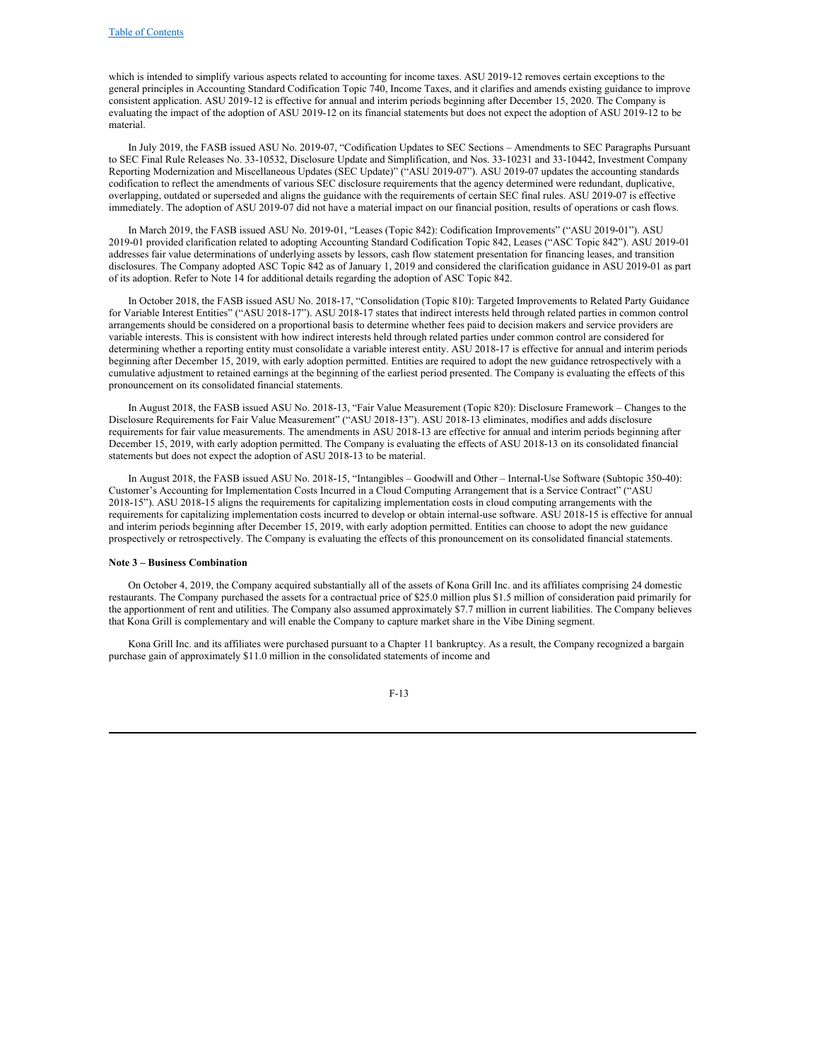which is intended to simplify various aspects related to accounting for income taxes. ASU 2019-12 removes certain exceptions to the general principles in Accounting Standard Codification Topic 740, Income Taxes, and it clarifies and amends existing guidance to improve consistent application. ASU 2019-12 is effective for annual and interim periods beginning after December 15, 2020. The Company is evaluating the impact of the adoption of ASU 2019-12 on its financial statements but does not expect the adoption of ASU 2019-12 to be material.

In July 2019, the FASB issued ASU No. 2019-07, "Codification Updates to SEC Sections – Amendments to SEC Paragraphs Pursuant to SEC Final Rule Releases No. 33-10532, Disclosure Update and Simplification, and Nos. 33-10231 and 33-10442, Investment Company Reporting Modernization and Miscellaneous Updates (SEC Update)" ("ASU 2019-07"). ASU 2019-07 updates the accounting standards codification to reflect the amendments of various SEC disclosure requirements that the agency determined were redundant, duplicative, overlapping, outdated or superseded and aligns the guidance with the requirements of certain SEC final rules. ASU 2019-07 is effective immediately. The adoption of ASU 2019-07 did not have a material impact on our financial position, results of operations or cash flows.

In March 2019, the FASB issued ASU No. 2019-01, "Leases (Topic 842): Codification Improvements" ("ASU 2019-01"). ASU 2019-01 provided clarification related to adopting Accounting Standard Codification Topic 842, Leases ("ASC Topic 842"). ASU 2019-01 addresses fair value determinations of underlying assets by lessors, cash flow statement presentation for financing leases, and transition disclosures. The Company adopted ASC Topic 842 as of January 1, 2019 and considered the clarification guidance in ASU 2019-01 as part of its adoption. Refer to Note 14 for additional details regarding the adoption of ASC Topic 842.

In October 2018, the FASB issued ASU No. 2018-17, "Consolidation (Topic 810): Targeted Improvements to Related Party Guidance for Variable Interest Entities" ("ASU 2018-17"). ASU 2018-17 states that indirect interests held through related parties in common control arrangements should be considered on a proportional basis to determine whether fees paid to decision makers and service providers are variable interests. This is consistent with how indirect interests held through related parties under common control are considered for determining whether a reporting entity must consolidate a variable interest entity. ASU 2018-17 is effective for annual and interim periods beginning after December 15, 2019, with early adoption permitted. Entities are required to adopt the new guidance retrospectively with a cumulative adjustment to retained earnings at the beginning of the earliest period presented. The Company is evaluating the effects of this pronouncement on its consolidated financial statements.

In August 2018, the FASB issued ASU No. 2018-13, "Fair Value Measurement (Topic 820): Disclosure Framework – Changes to the Disclosure Requirements for Fair Value Measurement" ("ASU 2018-13"). ASU 2018-13 eliminates, modifies and adds disclosure requirements for fair value measurements. The amendments in ASU 2018-13 are effective for annual and interim periods beginning after December 15, 2019, with early adoption permitted. The Company is evaluating the effects of ASU 2018-13 on its consolidated financial statements but does not expect the adoption of ASU 2018-13 to be material.

In August 2018, the FASB issued ASU No. 2018-15, "Intangibles – Goodwill and Other – Internal-Use Software (Subtopic 350-40): Customer's Accounting for Implementation Costs Incurred in a Cloud Computing Arrangement that is a Service Contract" ("ASU 2018-15"). ASU 2018-15 aligns the requirements for capitalizing implementation costs in cloud computing arrangements with the requirements for capitalizing implementation costs incurred to develop or obtain internal-use software. ASU 2018-15 is effective for annual and interim periods beginning after December 15, 2019, with early adoption permitted. Entities can choose to adopt the new guidance prospectively or retrospectively. The Company is evaluating the effects of this pronouncement on its consolidated financial statements.

**Note 3 – Business Combination**

On October 4, 2019, the Company acquired substantially all of the assets of Kona Grill Inc. and its affiliates comprising 24 domestic restaurants. The Company purchased the assets for a contractual price of $25.0 million plus $1.5 million of consideration paid primarily for the apportionment of rent and utilities. The Company also assumed approximately $7.7 million in current liabilities. The Company believes that Kona Grill is complementary and will enable the Company to capture market share in the Vibe Dining segment.

Kona Grill Inc. and its affiliates were purchased pursuant to a Chapter 11 bankruptcy. As a result, the Company recognized a bargain purchase gain of approximately $11.0 million in the consolidated statements of income and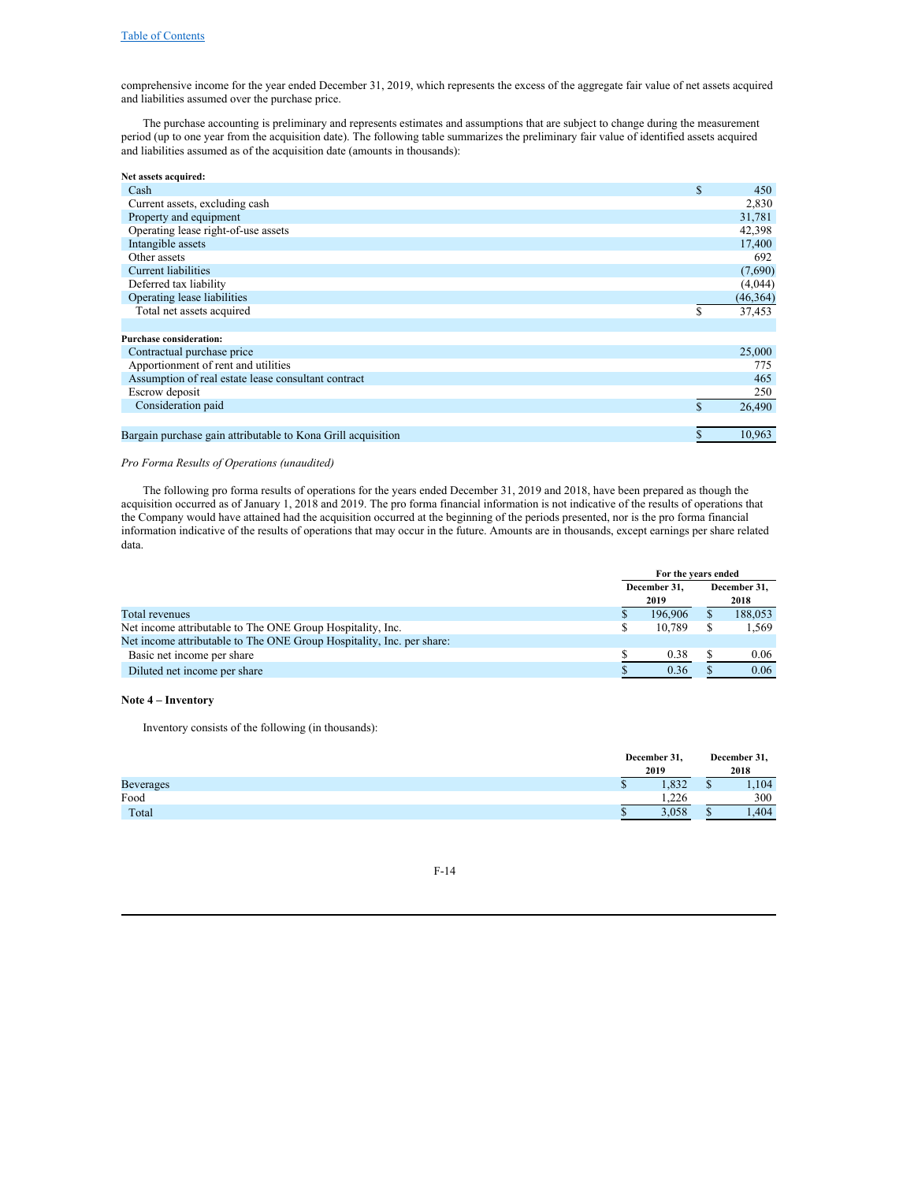comprehensive income for the year ended December 31, 2019, which represents the excess of the aggregate fair value of net assets acquired and liabilities assumed over the purchase price.

The purchase accounting is preliminary and represents estimates and assumptions that are subject to change during the measurement period (up to one year from the acquisition date). The following table summarizes the preliminary fair value of identified assets acquired and liabilities assumed as of the acquisition date (amounts in thousands):

| | | |
|---|---|---|
| **Net assets acquired:** | | |
| Cash | $ | 450 |
| Current assets, excluding cash | | 2,830 |
| Property and equipment | | 31,781 |
| Operating lease right-of-use assets | | 42,398 |
| Intangible assets | | 17,400 |
| Other assets | | 692 |
| Current liabilities | | (7,690) |
| Deferred tax liability | | (4,044) |
| Operating lease liabilities | | (46,364) |
| Total net assets acquired | $ | 37,453 |
| | | |
| **Purchase consideration:** | | |
| Contractual purchase price | | 25,000 |
| Apportionment of rent and utilities | | 775 |
| Assumption of real estate lease consultant contract | | 465 |
| Escrow deposit | | 250 |
| Consideration paid | $ | 26,490 |
| | | |
| Bargain purchase gain attributable to Kona Grill acquisition | $ | 10,963 |

*Pro Forma Results of Operations (unaudited)*

The following pro forma results of operations for the years ended December 31, 2019 and 2018, have been prepared as though the acquisition occurred as of January 1, 2018 and 2019. The pro forma financial information is not indicative of the results of operations that the Company would have attained had the acquisition occurred at the beginning of the periods presented, nor is the pro forma financial information indicative of the results of operations that may occur in the future. Amounts are in thousands, except earnings per share related data.

| | For the years ended | | | |
|---|---|---|---|---|
| | December 31, 2019 | | December 31, 2018 | |
| Total revenues | $ | 196,906 | $ | 188,053 |
| Net income attributable to The ONE Group Hospitality, Inc. | $ | 10,789 | $ | 1,569 |
| Net income attributable to The ONE Group Hospitality, Inc. per share: | | | | |
| Basic net income per share | $ | 0.38 | $ | 0.06 |
| Diluted net income per share | $ | 0.36 | $ | 0.06 |

**Note 4 – Inventory**

Inventory consists of the following (in thousands):

| | December 31, 2019 | | December 31, 2018 | |
|---|---|---|---|---|
| Beverages | $ | 1,832 | $ | 1,104 |
| Food | | 1,226 | | 300 |
| Total | $ | 3,058 | $ | 1,404 |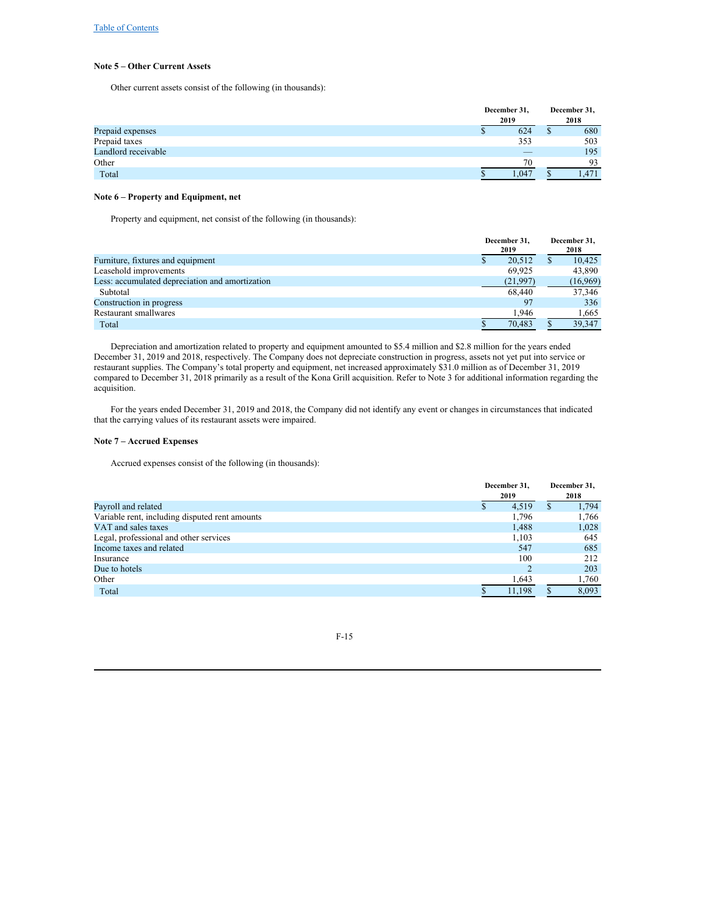### Note 5 – Other Current Assets

Other current assets consist of the following (in thousands):

| | December 31, 2019 | December 31, 2018 |
|---|---|---|
| Prepaid expenses | $ 624 | $ 680 |
| Prepaid taxes | 353 | 503 |
| Landlord receivable | — | 195 |
| Other | 70 | 93 |
| Total | $ 1,047 | $ 1,471 |

### Note 6 – Property and Equipment, net

Property and equipment, net consist of the following (in thousands):

| | December 31, 2019 | December 31, 2018 |
|---|---|---|
| Furniture, fixtures and equipment | $ 20,512 | $ 10,425 |
| Leasehold improvements | 69,925 | 43,890 |
| Less: accumulated depreciation and amortization | (21,997) | (16,969) |
| Subtotal | 68,440 | 37,346 |
| Construction in progress | 97 | 336 |
| Restaurant smallwares | 1,946 | 1,665 |
| Total | $ 70,483 | $ 39,347 |

Depreciation and amortization related to property and equipment amounted to $5.4 million and $2.8 million for the years ended December 31, 2019 and 2018, respectively. The Company does not depreciate construction in progress, assets not yet put into service or restaurant supplies. The Company's total property and equipment, net increased approximately $31.0 million as of December 31, 2019 compared to December 31, 2018 primarily as a result of the Kona Grill acquisition. Refer to Note 3 for additional information regarding the acquisition.

For the years ended December 31, 2019 and 2018, the Company did not identify any event or changes in circumstances that indicated that the carrying values of its restaurant assets were impaired.

### Note 7 – Accrued Expenses

Accrued expenses consist of the following (in thousands):

| | December 31, 2019 | December 31, 2018 |
|---|---|---|
| Payroll and related | $ 4,519 | $ 1,794 |
| Variable rent, including disputed rent amounts | 1,796 | 1,766 |
| VAT and sales taxes | 1,488 | 1,028 |
| Legal, professional and other services | 1,103 | 645 |
| Income taxes and related | 547 | 685 |
| Insurance | 100 | 212 |
| Due to hotels | 2 | 203 |
| Other | 1,643 | 1,760 |
| Total | $ 11,198 | $ 8,093 |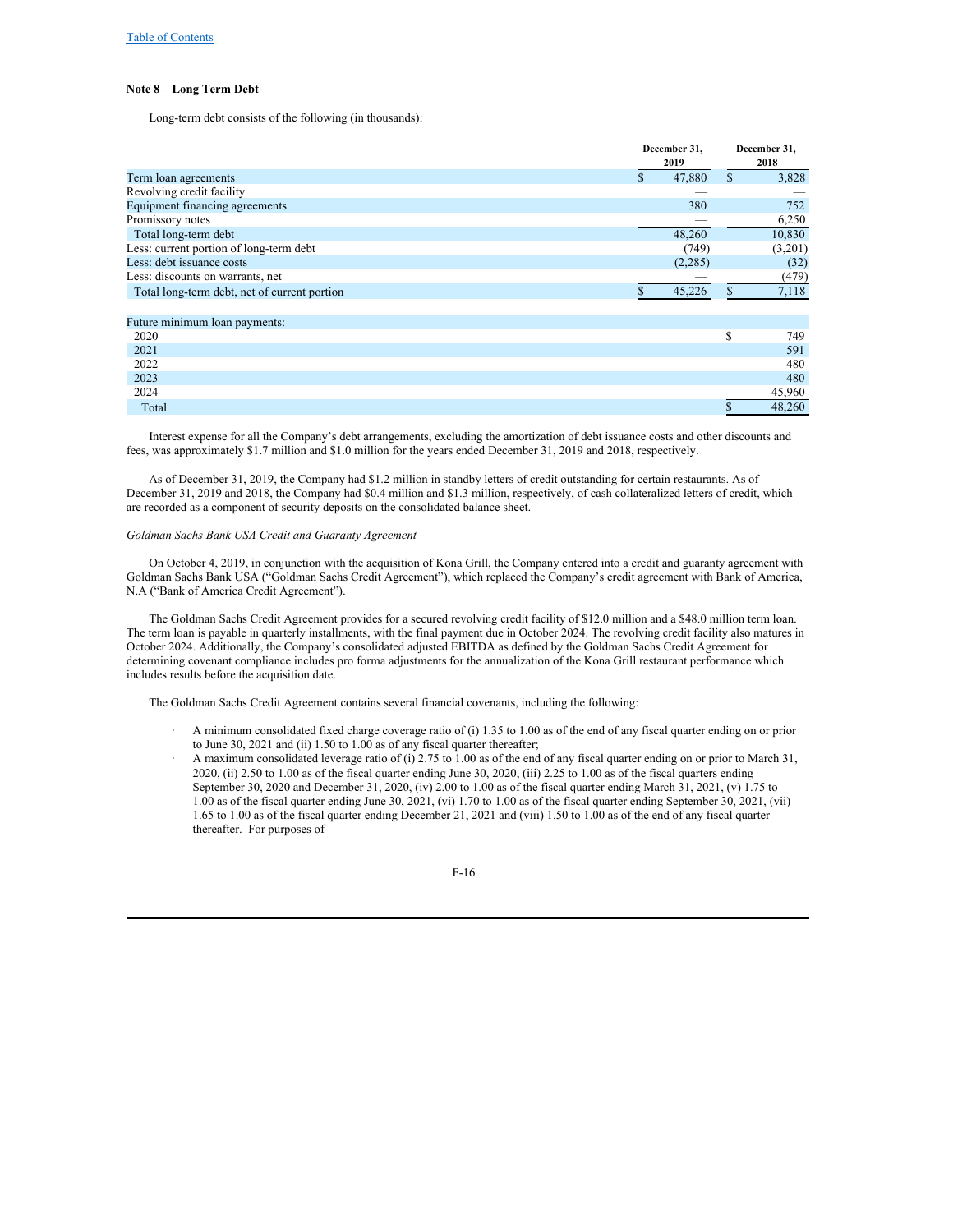### Note 8 – Long Term Debt

Long-term debt consists of the following (in thousands):

| | December 31, 2019 | December 31, 2018 |
|---|---|---|
| Term loan agreements | $ 47,880 | $ 3,828 |
| Revolving credit facility | — | — |
| Equipment financing agreements | 380 | 752 |
| Promissory notes | — | 6,250 |
| Total long-term debt | 48,260 | 10,830 |
| Less: current portion of long-term debt | (749) | (3,201) |
| Less: debt issuance costs | (2,285) | (32) |
| Less: discounts on warrants, net | — | (479) |
| Total long-term debt, net of current portion | $ 45,226 | $ 7,118 |

| Future minimum loan payments: | |
|---|---|
| 2020 | $ 749 |
| 2021 | 591 |
| 2022 | 480 |
| 2023 | 480 |
| 2024 | 45,960 |
| Total | $ 48,260 |

Interest expense for all the Company's debt arrangements, excluding the amortization of debt issuance costs and other discounts and fees, was approximately $1.7 million and $1.0 million for the years ended December 31, 2019 and 2018, respectively.

As of December 31, 2019, the Company had $1.2 million in standby letters of credit outstanding for certain restaurants. As of December 31, 2019 and 2018, the Company had $0.4 million and $1.3 million, respectively, of cash collateralized letters of credit, which are recorded as a component of security deposits on the consolidated balance sheet.

*Goldman Sachs Bank USA Credit and Guaranty Agreement*

On October 4, 2019, in conjunction with the acquisition of Kona Grill, the Company entered into a credit and guaranty agreement with Goldman Sachs Bank USA ("Goldman Sachs Credit Agreement"), which replaced the Company's credit agreement with Bank of America, N.A ("Bank of America Credit Agreement").

The Goldman Sachs Credit Agreement provides for a secured revolving credit facility of $12.0 million and a $48.0 million term loan. The term loan is payable in quarterly installments, with the final payment due in October 2024. The revolving credit facility also matures in October 2024. Additionally, the Company's consolidated adjusted EBITDA as defined by the Goldman Sachs Credit Agreement for determining covenant compliance includes pro forma adjustments for the annualization of the Kona Grill restaurant performance which includes results before the acquisition date.

The Goldman Sachs Credit Agreement contains several financial covenants, including the following:

- A minimum consolidated fixed charge coverage ratio of (i) 1.35 to 1.00 as of the end of any fiscal quarter ending on or prior to June 30, 2021 and (ii) 1.50 to 1.00 as of any fiscal quarter thereafter;
- A maximum consolidated leverage ratio of (i) 2.75 to 1.00 as of the end of any fiscal quarter ending on or prior to March 31, 2020, (ii) 2.50 to 1.00 as of the fiscal quarter ending June 30, 2020, (iii) 2.25 to 1.00 as of the fiscal quarters ending September 30, 2020 and December 31, 2020, (iv) 2.00 to 1.00 as of the fiscal quarter ending March 31, 2021, (v) 1.75 to 1.00 as of the fiscal quarter ending June 30, 2021, (vi) 1.70 to 1.00 as of the fiscal quarter ending September 30, 2021, (vii) 1.65 to 1.00 as of the fiscal quarter ending December 21, 2021 and (viii) 1.50 to 1.00 as of the end of any fiscal quarter thereafter. For purposes of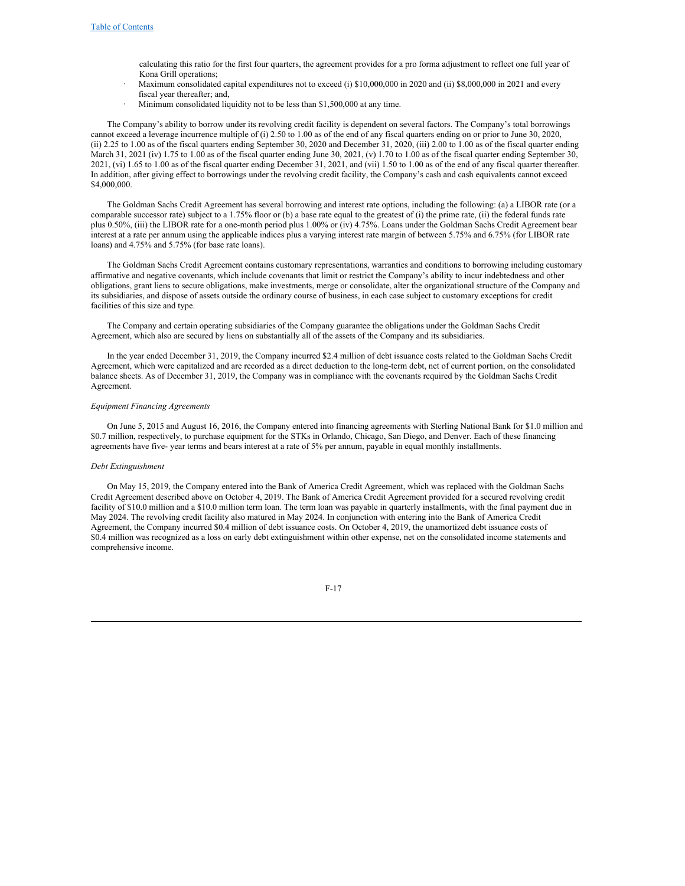calculating this ratio for the first four quarters, the agreement provides for a pro forma adjustment to reflect one full year of Kona Grill operations;

- Maximum consolidated capital expenditures not to exceed (i) $10,000,000 in 2020 and (ii) $8,000,000 in 2021 and every fiscal year thereafter; and,
- Minimum consolidated liquidity not to be less than $1,500,000 at any time.

The Company's ability to borrow under its revolving credit facility is dependent on several factors. The Company's total borrowings cannot exceed a leverage incurrence multiple of (i) 2.50 to 1.00 as of the end of any fiscal quarters ending on or prior to June 30, 2020, (ii) 2.25 to 1.00 as of the fiscal quarters ending September 30, 2020 and December 31, 2020, (iii) 2.00 to 1.00 as of the fiscal quarter ending March 31, 2021 (iv) 1.75 to 1.00 as of the fiscal quarter ending June 30, 2021, (v) 1.70 to 1.00 as of the fiscal quarter ending September 30, 2021, (vi) 1.65 to 1.00 as of the fiscal quarter ending December 31, 2021, and (vii) 1.50 to 1.00 as of the end of any fiscal quarter thereafter. In addition, after giving effect to borrowings under the revolving credit facility, the Company's cash and cash equivalents cannot exceed $4,000,000.

The Goldman Sachs Credit Agreement has several borrowing and interest rate options, including the following: (a) a LIBOR rate (or a comparable successor rate) subject to a 1.75% floor or (b) a base rate equal to the greatest of (i) the prime rate, (ii) the federal funds rate plus 0.50%, (iii) the LIBOR rate for a one-month period plus 1.00% or (iv) 4.75%. Loans under the Goldman Sachs Credit Agreement bear interest at a rate per annum using the applicable indices plus a varying interest rate margin of between 5.75% and 6.75% (for LIBOR rate loans) and 4.75% and 5.75% (for base rate loans).

The Goldman Sachs Credit Agreement contains customary representations, warranties and conditions to borrowing including customary affirmative and negative covenants, which include covenants that limit or restrict the Company's ability to incur indebtedness and other obligations, grant liens to secure obligations, make investments, merge or consolidate, alter the organizational structure of the Company and its subsidiaries, and dispose of assets outside the ordinary course of business, in each case subject to customary exceptions for credit facilities of this size and type.

The Company and certain operating subsidiaries of the Company guarantee the obligations under the Goldman Sachs Credit Agreement, which also are secured by liens on substantially all of the assets of the Company and its subsidiaries.

In the year ended December 31, 2019, the Company incurred $2.4 million of debt issuance costs related to the Goldman Sachs Credit Agreement, which were capitalized and are recorded as a direct deduction to the long-term debt, net of current portion, on the consolidated balance sheets. As of December 31, 2019, the Company was in compliance with the covenants required by the Goldman Sachs Credit Agreement.

*Equipment Financing Agreements*

On June 5, 2015 and August 16, 2016, the Company entered into financing agreements with Sterling National Bank for $1.0 million and $0.7 million, respectively, to purchase equipment for the STKs in Orlando, Chicago, San Diego, and Denver. Each of these financing agreements have five- year terms and bears interest at a rate of 5% per annum, payable in equal monthly installments.

*Debt Extinguishment*

On May 15, 2019, the Company entered into the Bank of America Credit Agreement, which was replaced with the Goldman Sachs Credit Agreement described above on October 4, 2019. The Bank of America Credit Agreement provided for a secured revolving credit facility of $10.0 million and a $10.0 million term loan. The term loan was payable in quarterly installments, with the final payment due in May 2024. The revolving credit facility also matured in May 2024. In conjunction with entering into the Bank of America Credit Agreement, the Company incurred $0.4 million of debt issuance costs. On October 4, 2019, the unamortized debt issuance costs of $0.4 million was recognized as a loss on early debt extinguishment within other expense, net on the consolidated income statements and comprehensive income.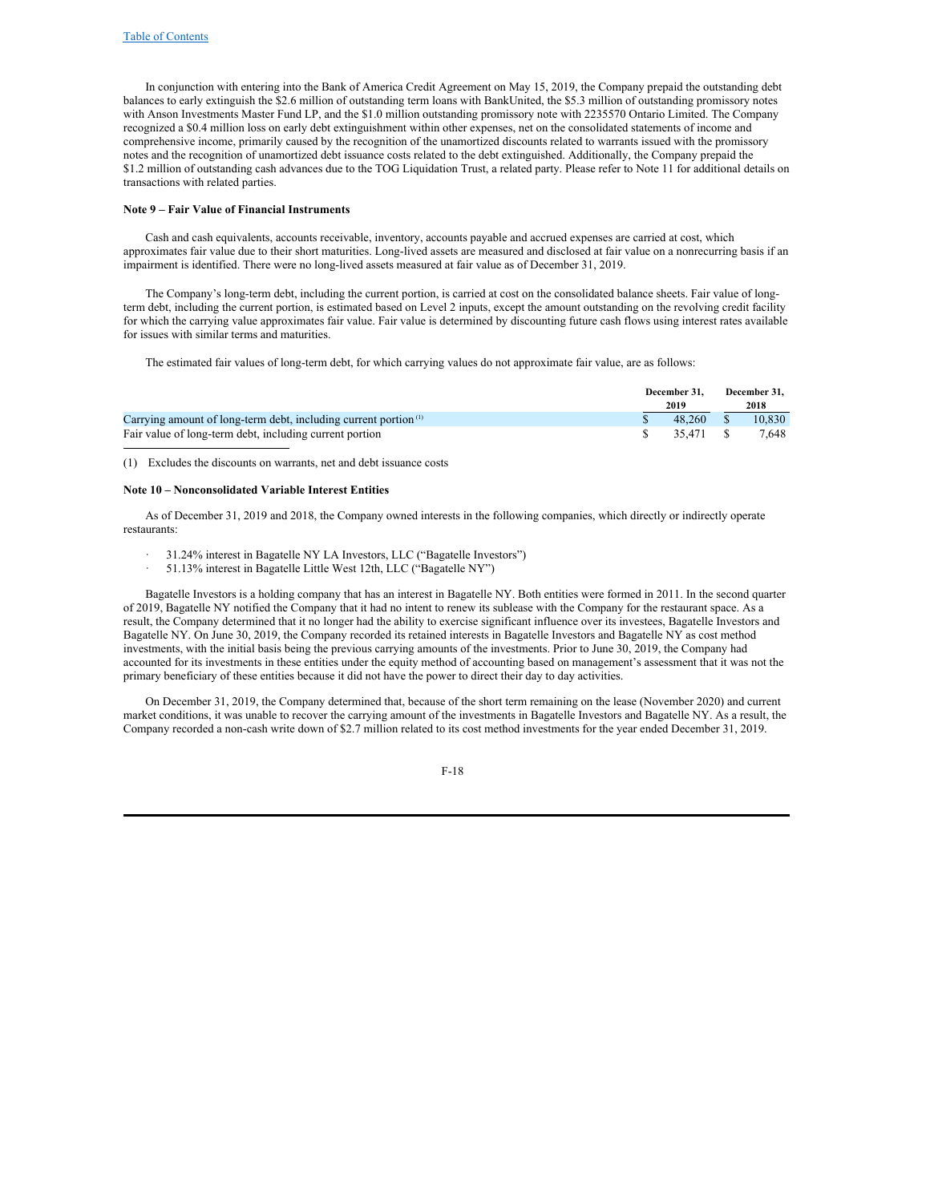In conjunction with entering into the Bank of America Credit Agreement on May 15, 2019, the Company prepaid the outstanding debt balances to early extinguish the $2.6 million of outstanding term loans with BankUnited, the $5.3 million of outstanding promissory notes with Anson Investments Master Fund LP, and the $1.0 million outstanding promissory note with 2235570 Ontario Limited. The Company recognized a $0.4 million loss on early debt extinguishment within other expenses, net on the consolidated statements of income and comprehensive income, primarily caused by the recognition of the unamortized discounts related to warrants issued with the promissory notes and the recognition of unamortized debt issuance costs related to the debt extinguished. Additionally, the Company prepaid the $1.2 million of outstanding cash advances due to the TOG Liquidation Trust, a related party. Please refer to Note 11 for additional details on transactions with related parties.

**Note 9 – Fair Value of Financial Instruments**

Cash and cash equivalents, accounts receivable, inventory, accounts payable and accrued expenses are carried at cost, which approximates fair value due to their short maturities. Long-lived assets are measured and disclosed at fair value on a nonrecurring basis if an impairment is identified. There were no long-lived assets measured at fair value as of December 31, 2019.

The Company's long-term debt, including the current portion, is carried at cost on the consolidated balance sheets. Fair value of long-term debt, including the current portion, is estimated based on Level 2 inputs, except the amount outstanding on the revolving credit facility for which the carrying value approximates fair value. Fair value is determined by discounting future cash flows using interest rates available for issues with similar terms and maturities.

The estimated fair values of long-term debt, for which carrying values do not approximate fair value, are as follows:

| | December 31, 2019 | December 31, 2018 |
|---|---|---|
| Carrying amount of long-term debt, including current portion [(1)] | $ 48,260 | $ 10,830 |
| Fair value of long-term debt, including current portion | $ 35,471 | $ 7,648 |

(1) Excludes the discounts on warrants, net and debt issuance costs

**Note 10 – Nonconsolidated Variable Interest Entities**

As of December 31, 2019 and 2018, the Company owned interests in the following companies, which directly or indirectly operate restaurants:

- 31.24% interest in Bagatelle NY LA Investors, LLC ("Bagatelle Investors")
- 51.13% interest in Bagatelle Little West 12th, LLC ("Bagatelle NY")

Bagatelle Investors is a holding company that has an interest in Bagatelle NY. Both entities were formed in 2011. In the second quarter of 2019, Bagatelle NY notified the Company that it had no intent to renew its sublease with the Company for the restaurant space. As a result, the Company determined that it no longer had the ability to exercise significant influence over its investees, Bagatelle Investors and Bagatelle NY. On June 30, 2019, the Company recorded its retained interests in Bagatelle Investors and Bagatelle NY as cost method investments, with the initial basis being the previous carrying amounts of the investments. Prior to June 30, 2019, the Company had accounted for its investments in these entities under the equity method of accounting based on management's assessment that it was not the primary beneficiary of these entities because it did not have the power to direct their day to day activities.

On December 31, 2019, the Company determined that, because of the short term remaining on the lease (November 2020) and current market conditions, it was unable to recover the carrying amount of the investments in Bagatelle Investors and Bagatelle NY. As a result, the Company recorded a non-cash write down of $2.7 million related to its cost method investments for the year ended December 31, 2019.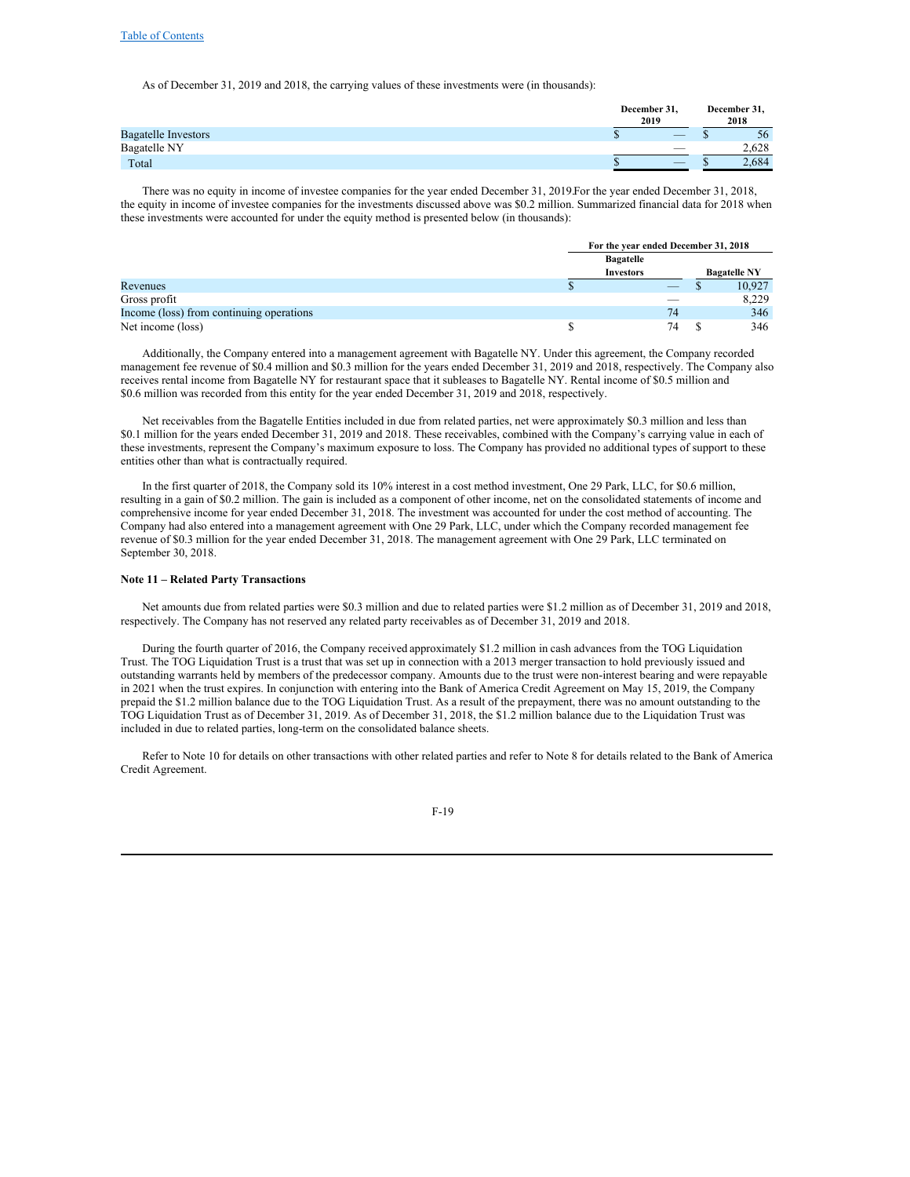As of December 31, 2019 and 2018, the carrying values of these investments were (in thousands):

| | December 31, 2019 | December 31, 2018 |
|---|---|---|
| Bagatelle Investors | $ — | $ 56 |
| Bagatelle NY | — | 2,628 |
| Total | $ — | $ 2,684 |

There was no equity in income of investee companies for the year ended December 31, 2019.For the year ended December 31, 2018, the equity in income of investee companies for the investments discussed above was $0.2 million. Summarized financial data for 2018 when these investments were accounted for under the equity method is presented below (in thousands):

| | For the year ended December 31, 2018 | |
|---|---|---|
| | Bagatelle Investors | Bagatelle NY |
| Revenues | $ — | $ 10,927 |
| Gross profit | — | 8,229 |
| Income (loss) from continuing operations | 74 | 346 |
| Net income (loss) | $ 74 | $ 346 |

Additionally, the Company entered into a management agreement with Bagatelle NY. Under this agreement, the Company recorded management fee revenue of $0.4 million and $0.3 million for the years ended December 31, 2019 and 2018, respectively. The Company also receives rental income from Bagatelle NY for restaurant space that it subleases to Bagatelle NY. Rental income of $0.5 million and $0.6 million was recorded from this entity for the year ended December 31, 2019 and 2018, respectively.

Net receivables from the Bagatelle Entities included in due from related parties, net were approximately $0.3 million and less than $0.1 million for the years ended December 31, 2019 and 2018. These receivables, combined with the Company's carrying value in each of these investments, represent the Company's maximum exposure to loss. The Company has provided no additional types of support to these entities other than what is contractually required.

In the first quarter of 2018, the Company sold its 10% interest in a cost method investment, One 29 Park, LLC, for $0.6 million, resulting in a gain of $0.2 million. The gain is included as a component of other income, net on the consolidated statements of income and comprehensive income for year ended December 31, 2018. The investment was accounted for under the cost method of accounting. The Company had also entered into a management agreement with One 29 Park, LLC, under which the Company recorded management fee revenue of $0.3 million for the year ended December 31, 2018. The management agreement with One 29 Park, LLC terminated on September 30, 2018.

**Note 11 – Related Party Transactions**

Net amounts due from related parties were $0.3 million and due to related parties were $1.2 million as of December 31, 2019 and 2018, respectively. The Company has not reserved any related party receivables as of December 31, 2019 and 2018.

During the fourth quarter of 2016, the Company received approximately $1.2 million in cash advances from the TOG Liquidation Trust. The TOG Liquidation Trust is a trust that was set up in connection with a 2013 merger transaction to hold previously issued and outstanding warrants held by members of the predecessor company. Amounts due to the trust were non-interest bearing and were repayable in 2021 when the trust expires. In conjunction with entering into the Bank of America Credit Agreement on May 15, 2019, the Company prepaid the $1.2 million balance due to the TOG Liquidation Trust. As a result of the prepayment, there was no amount outstanding to the TOG Liquidation Trust as of December 31, 2019. As of December 31, 2018, the $1.2 million balance due to the Liquidation Trust was included in due to related parties, long-term on the consolidated balance sheets.

Refer to Note 10 for details on other transactions with other related parties and refer to Note 8 for details related to the Bank of America Credit Agreement.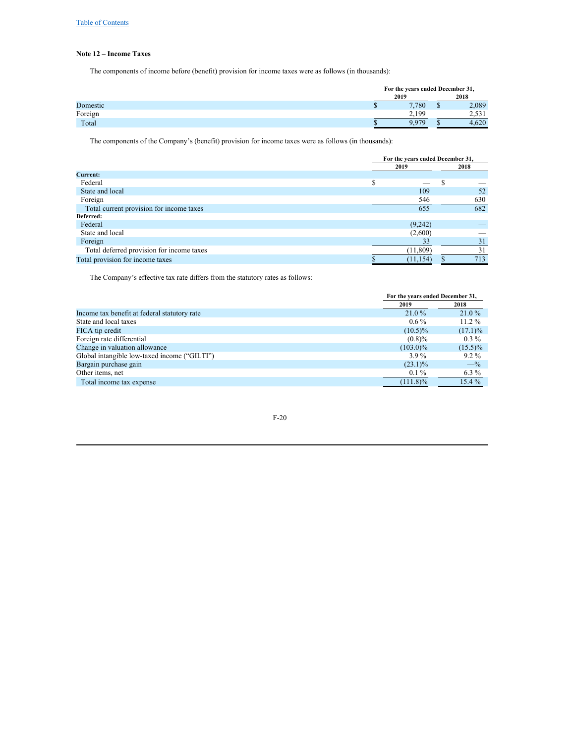### Note 12 – Income Taxes

The components of income before (benefit) provision for income taxes were as follows (in thousands):

| | For the years ended December 31, | |
|---|---|---|
| | 2019 | 2018 |
| Domestic | $ 7,780 | $ 2,089 |
| Foreign | 2,199 | 2,531 |
| Total | $ 9,979 | $ 4,620 |

The components of the Company's (benefit) provision for income taxes were as follows (in thousands):

| | For the years ended December 31, | |
|---|---|---|
| | 2019 | 2018 |
| **Current:** | | |
| Federal | $ — | $ — |
| State and local | 109 | 52 |
| Foreign | 546 | 630 |
| Total current provision for income taxes | 655 | 682 |
| **Deferred:** | | |
| Federal | (9,242) | — |
| State and local | (2,600) | — |
| Foreign | 33 | 31 |
| Total deferred provision for income taxes | (11,809) | 31 |
| Total provision for income taxes | $ (11,154) | $ 713 |

The Company's effective tax rate differs from the statutory rates as follows:

| | For the years ended December 31, | |
|---|---|---|
| | 2019 | 2018 |
| Income tax benefit at federal statutory rate | 21.0 % | 21.0 % |
| State and local taxes | 0.6 % | 11.2 % |
| FICA tip credit | (10.5)% | (17.1)% |
| Foreign rate differential | (0.8)% | 0.3 % |
| Change in valuation allowance | (103.0)% | (15.5)% |
| Global intangible low-taxed income ("GILTI") | 3.9 % | 9.2 % |
| Bargain purchase gain | (23.1)% | —% |
| Other items, net | 0.1 % | 6.3 % |
| Total income tax expense | (111.8)% | 15.4 % |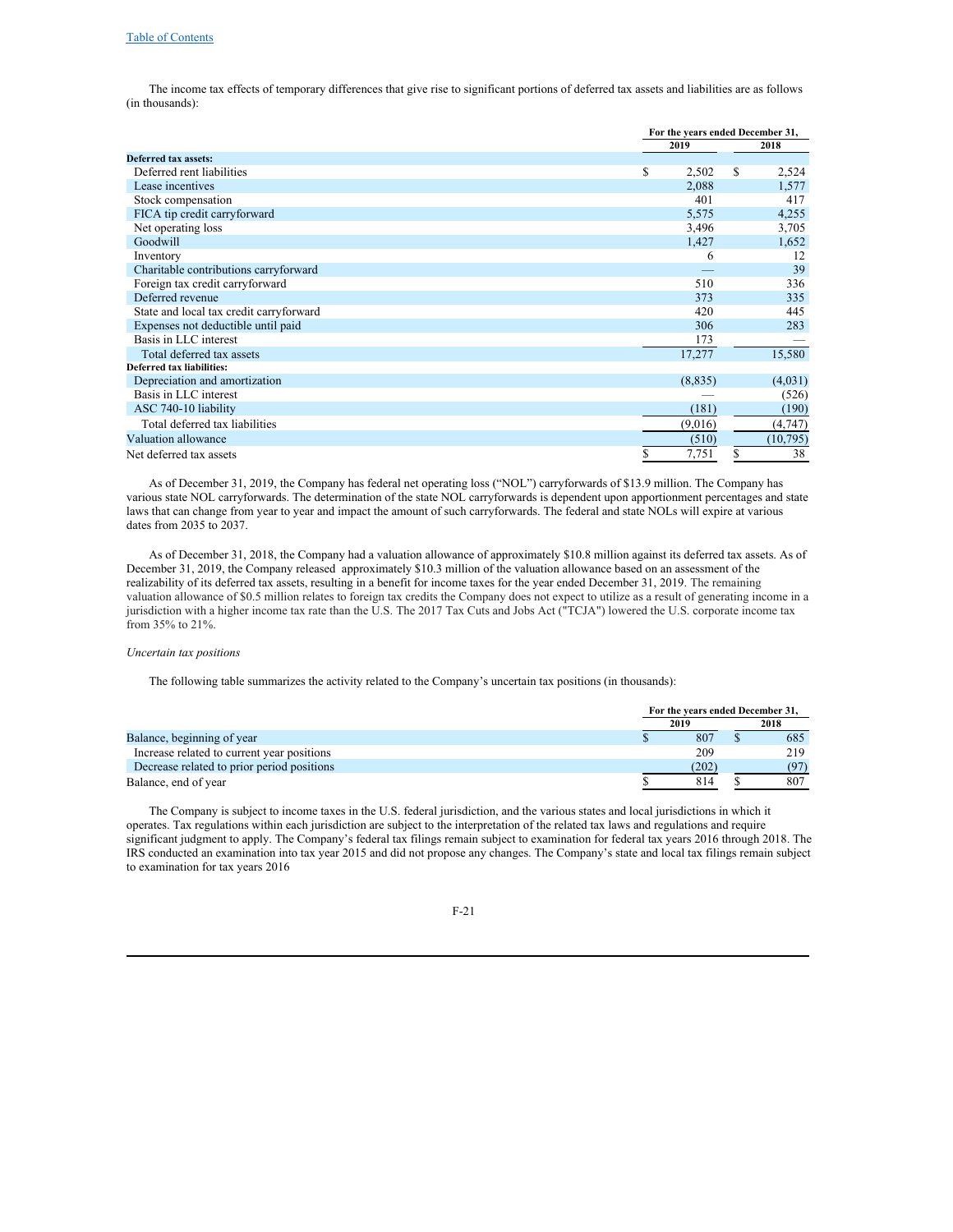The income tax effects of temporary differences that give rise to significant portions of deferred tax assets and liabilities are as follows (in thousands):

| | For the years ended December 31, | |
|---|---|---|
| | 2019 | 2018 |
| **Deferred tax assets:** | | |
| Deferred rent liabilities | $ 2,502 | $ 2,524 |
| Lease incentives | 2,088 | 1,577 |
| Stock compensation | 401 | 417 |
| FICA tip credit carryforward | 5,575 | 4,255 |
| Net operating loss | 3,496 | 3,705 |
| Goodwill | 1,427 | 1,652 |
| Inventory | 6 | 12 |
| Charitable contributions carryforward | — | 39 |
| Foreign tax credit carryforward | 510 | 336 |
| Deferred revenue | 373 | 335 |
| State and local tax credit carryforward | 420 | 445 |
| Expenses not deductible until paid | 306 | 283 |
| Basis in LLC interest | 173 | — |
| Total deferred tax assets | 17,277 | 15,580 |
| **Deferred tax liabilities:** | | |
| Depreciation and amortization | (8,835) | (4,031) |
| Basis in LLC interest | — | (526) |
| ASC 740-10 liability | (181) | (190) |
| Total deferred tax liabilities | (9,016) | (4,747) |
| Valuation allowance | (510) | (10,795) |
| Net deferred tax assets | $ 7,751 | $ 38 |

As of December 31, 2019, the Company has federal net operating loss ("NOL") carryforwards of $13.9 million. The Company has various state NOL carryforwards. The determination of the state NOL carryforwards is dependent upon apportionment percentages and state laws that can change from year to year and impact the amount of such carryforwards. The federal and state NOLs will expire at various dates from 2035 to 2037.

As of December 31, 2018, the Company had a valuation allowance of approximately $10.8 million against its deferred tax assets. As of December 31, 2019, the Company released approximately $10.3 million of the valuation allowance based on an assessment of the realizability of its deferred tax assets, resulting in a benefit for income taxes for the year ended December 31, 2019. The remaining valuation allowance of $0.5 million relates to foreign tax credits the Company does not expect to utilize as a result of generating income in a jurisdiction with a higher income tax rate than the U.S. The 2017 Tax Cuts and Jobs Act ("TCJA") lowered the U.S. corporate income tax from 35% to 21%.

*Uncertain tax positions*

The following table summarizes the activity related to the Company's uncertain tax positions (in thousands):

| | For the years ended December 31, | |
|---|---|---|
| | 2019 | 2018 |
| Balance, beginning of year | $ 807 | $ 685 |
| Increase related to current year positions | 209 | 219 |
| Decrease related to prior period positions | (202) | (97) |
| Balance, end of year | $ 814 | $ 807 |

The Company is subject to income taxes in the U.S. federal jurisdiction, and the various states and local jurisdictions in which it operates. Tax regulations within each jurisdiction are subject to the interpretation of the related tax laws and regulations and require significant judgment to apply. The Company's federal tax filings remain subject to examination for federal tax years 2016 through 2018. The IRS conducted an examination into tax year 2015 and did not propose any changes. The Company's state and local tax filings remain subject to examination for tax years 2016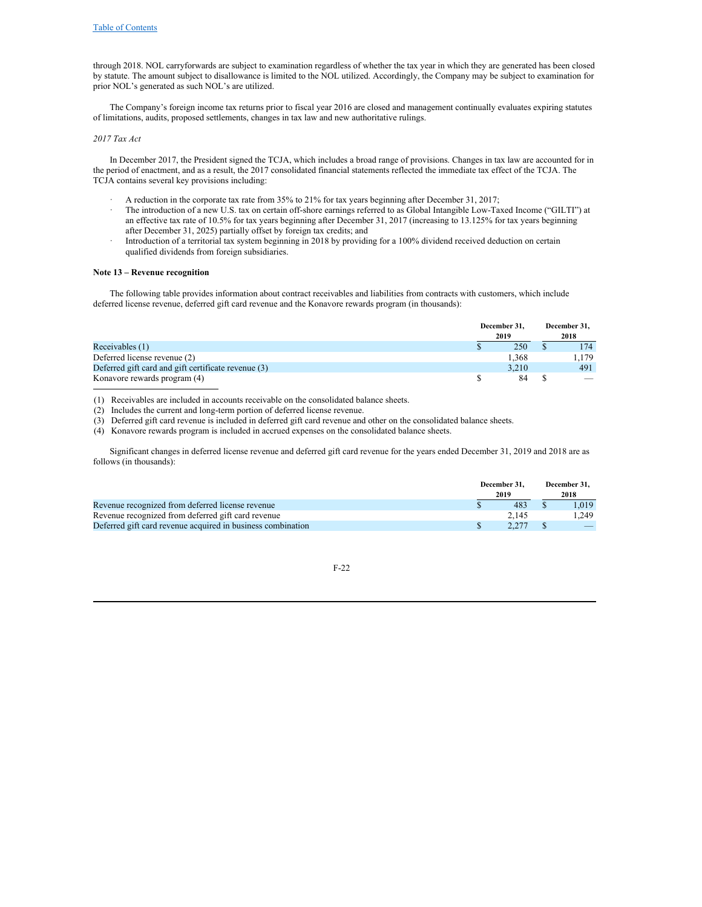through 2018. NOL carryforwards are subject to examination regardless of whether the tax year in which they are generated has been closed by statute. The amount subject to disallowance is limited to the NOL utilized. Accordingly, the Company may be subject to examination for prior NOL's generated as such NOL's are utilized.

The Company's foreign income tax returns prior to fiscal year 2016 are closed and management continually evaluates expiring statutes of limitations, audits, proposed settlements, changes in tax law and new authoritative rulings.

*2017 Tax Act*

In December 2017, the President signed the TCJA, which includes a broad range of provisions. Changes in tax law are accounted for in the period of enactment, and as a result, the 2017 consolidated financial statements reflected the immediate tax effect of the TCJA. The TCJA contains several key provisions including:

- A reduction in the corporate tax rate from 35% to 21% for tax years beginning after December 31, 2017;
- The introduction of a new U.S. tax on certain off-shore earnings referred to as Global Intangible Low-Taxed Income ("GILTI") at an effective tax rate of 10.5% for tax years beginning after December 31, 2017 (increasing to 13.125% for tax years beginning after December 31, 2025) partially offset by foreign tax credits; and
- Introduction of a territorial tax system beginning in 2018 by providing for a 100% dividend received deduction on certain qualified dividends from foreign subsidiaries.

**Note 13 – Revenue recognition**

The following table provides information about contract receivables and liabilities from contracts with customers, which include deferred license revenue, deferred gift card revenue and the Konavore rewards program (in thousands):

| | December 31, 2019 | December 31, 2018 |
|---|---|---|
| Receivables (1) | $ 250 | $ 174 |
| Deferred license revenue (2) | 1,368 | 1,179 |
| Deferred gift card and gift certificate revenue (3) | 3,210 | 491 |
| Konavore rewards program (4) | $ 84 | $ — |

(1) Receivables are included in accounts receivable on the consolidated balance sheets.
(2) Includes the current and long-term portion of deferred license revenue.
(3) Deferred gift card revenue is included in deferred gift card revenue and other on the consolidated balance sheets.
(4) Konavore rewards program is included in accrued expenses on the consolidated balance sheets.

Significant changes in deferred license revenue and deferred gift card revenue for the years ended December 31, 2019 and 2018 are as follows (in thousands):

| | December 31, 2019 | December 31, 2018 |
|---|---|---|
| Revenue recognized from deferred license revenue | $ 483 | $ 1,019 |
| Revenue recognized from deferred gift card revenue | 2,145 | 1,249 |
| Deferred gift card revenue acquired in business combination | $ 2,277 | $ — |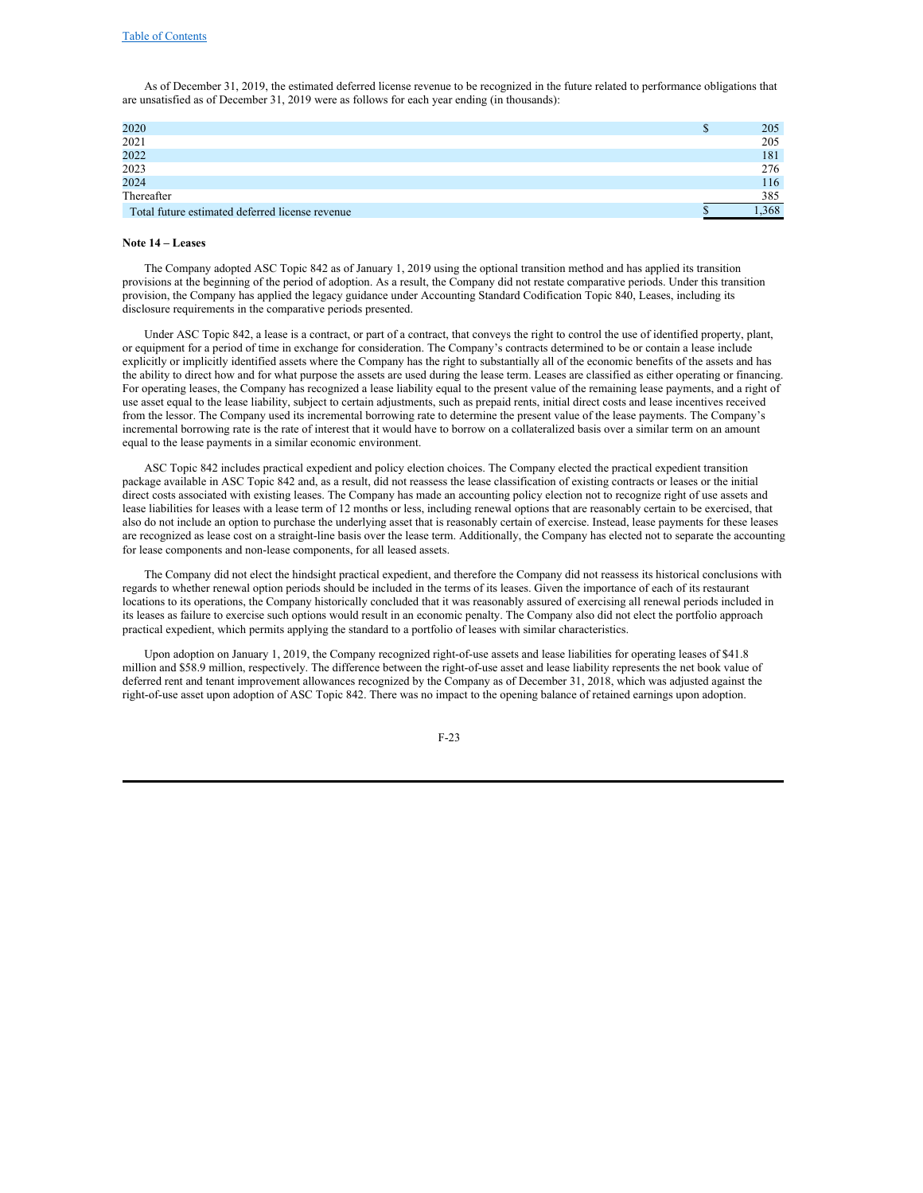As of December 31, 2019, the estimated deferred license revenue to be recognized in the future related to performance obligations that are unsatisfied as of December 31, 2019 were as follows for each year ending (in thousands):

| | |
|---|---|
| 2020 | $ 205 |
| 2021 | 205 |
| 2022 | 181 |
| 2023 | 276 |
| 2024 | 116 |
| Thereafter | 385 |
| Total future estimated deferred license revenue | $ 1,368 |

**Note 14 – Leases**

The Company adopted ASC Topic 842 as of January 1, 2019 using the optional transition method and has applied its transition provisions at the beginning of the period of adoption. As a result, the Company did not restate comparative periods. Under this transition provision, the Company has applied the legacy guidance under Accounting Standard Codification Topic 840, Leases, including its disclosure requirements in the comparative periods presented.

Under ASC Topic 842, a lease is a contract, or part of a contract, that conveys the right to control the use of identified property, plant, or equipment for a period of time in exchange for consideration. The Company's contracts determined to be or contain a lease include explicitly or implicitly identified assets where the Company has the right to substantially all of the economic benefits of the assets and has the ability to direct how and for what purpose the assets are used during the lease term. Leases are classified as either operating or financing. For operating leases, the Company has recognized a lease liability equal to the present value of the remaining lease payments, and a right of use asset equal to the lease liability, subject to certain adjustments, such as prepaid rents, initial direct costs and lease incentives received from the lessor. The Company used its incremental borrowing rate to determine the present value of the lease payments. The Company's incremental borrowing rate is the rate of interest that it would have to borrow on a collateralized basis over a similar term on an amount equal to the lease payments in a similar economic environment.

ASC Topic 842 includes practical expedient and policy election choices. The Company elected the practical expedient transition package available in ASC Topic 842 and, as a result, did not reassess the lease classification of existing contracts or leases or the initial direct costs associated with existing leases. The Company has made an accounting policy election not to recognize right of use assets and lease liabilities for leases with a lease term of 12 months or less, including renewal options that are reasonably certain to be exercised, that also do not include an option to purchase the underlying asset that is reasonably certain of exercise. Instead, lease payments for these leases are recognized as lease cost on a straight-line basis over the lease term. Additionally, the Company has elected not to separate the accounting for lease components and non-lease components, for all leased assets.

The Company did not elect the hindsight practical expedient, and therefore the Company did not reassess its historical conclusions with regards to whether renewal option periods should be included in the terms of its leases. Given the importance of each of its restaurant locations to its operations, the Company historically concluded that it was reasonably assured of exercising all renewal periods included in its leases as failure to exercise such options would result in an economic penalty. The Company also did not elect the portfolio approach practical expedient, which permits applying the standard to a portfolio of leases with similar characteristics.

Upon adoption on January 1, 2019, the Company recognized right-of-use assets and lease liabilities for operating leases of $41.8 million and $58.9 million, respectively. The difference between the right-of-use asset and lease liability represents the net book value of deferred rent and tenant improvement allowances recognized by the Company as of December 31, 2018, which was adjusted against the right-of-use asset upon adoption of ASC Topic 842. There was no impact to the opening balance of retained earnings upon adoption.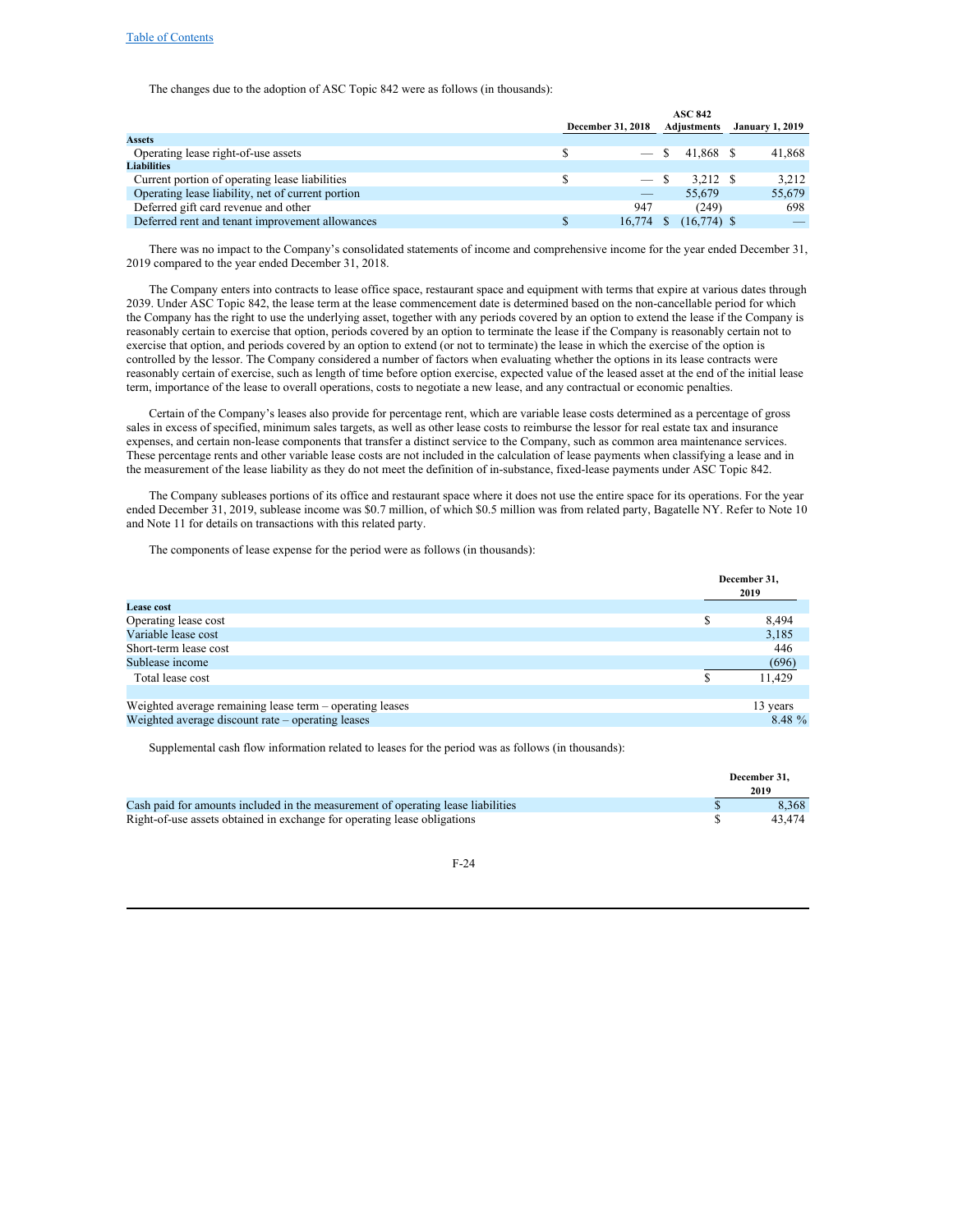The changes due to the adoption of ASC Topic 842 were as follows (in thousands):

| | December 31, 2018 | ASC 842 Adjustments | January 1, 2019 |
|---|---|---|---|
| **Assets** | | | |
| Operating lease right-of-use assets | $ — | $ 41,868 | $ 41,868 |
| **Liabilities** | | | |
| Current portion of operating lease liabilities | $ — | $ 3,212 | $ 3,212 |
| Operating lease liability, net of current portion | — | 55,679 | 55,679 |
| Deferred gift card revenue and other | 947 | (249) | 698 |
| Deferred rent and tenant improvement allowances | $ 16,774 | $ (16,774) | $ — |

There was no impact to the Company's consolidated statements of income and comprehensive income for the year ended December 31, 2019 compared to the year ended December 31, 2018.

The Company enters into contracts to lease office space, restaurant space and equipment with terms that expire at various dates through 2039. Under ASC Topic 842, the lease term at the lease commencement date is determined based on the non-cancellable period for which the Company has the right to use the underlying asset, together with any periods covered by an option to extend the lease if the Company is reasonably certain to exercise that option, periods covered by an option to terminate the lease if the Company is reasonably certain not to exercise that option, and periods covered by an option to extend (or not to terminate) the lease in which the exercise of the option is controlled by the lessor. The Company considered a number of factors when evaluating whether the options in its lease contracts were reasonably certain of exercise, such as length of time before option exercise, expected value of the leased asset at the end of the initial lease term, importance of the lease to overall operations, costs to negotiate a new lease, and any contractual or economic penalties.

Certain of the Company's leases also provide for percentage rent, which are variable lease costs determined as a percentage of gross sales in excess of specified, minimum sales targets, as well as other lease costs to reimburse the lessor for real estate tax and insurance expenses, and certain non-lease components that transfer a distinct service to the Company, such as common area maintenance services. These percentage rents and other variable lease costs are not included in the calculation of lease payments when classifying a lease and in the measurement of the lease liability as they do not meet the definition of in-substance, fixed-lease payments under ASC Topic 842.

The Company subleases portions of its office and restaurant space where it does not use the entire space for its operations. For the year ended December 31, 2019, sublease income was $0.7 million, of which $0.5 million was from related party, Bagatelle NY. Refer to Note 10 and Note 11 for details on transactions with this related party.

The components of lease expense for the period were as follows (in thousands):

| | December 31, 2019 |
|---|---|
| **Lease cost** | |
| Operating lease cost | $ 8,494 |
| Variable lease cost | 3,185 |
| Short-term lease cost | 446 |
| Sublease income | (696) |
| Total lease cost | $ 11,429 |
| | |
| Weighted average remaining lease term – operating leases | 13 years |
| Weighted average discount rate – operating leases | 8.48 % |

Supplemental cash flow information related to leases for the period was as follows (in thousands):

| | December 31, 2019 |
|---|---|
| Cash paid for amounts included in the measurement of operating lease liabilities | $ 8,368 |
| Right-of-use assets obtained in exchange for operating lease obligations | $ 43,474 |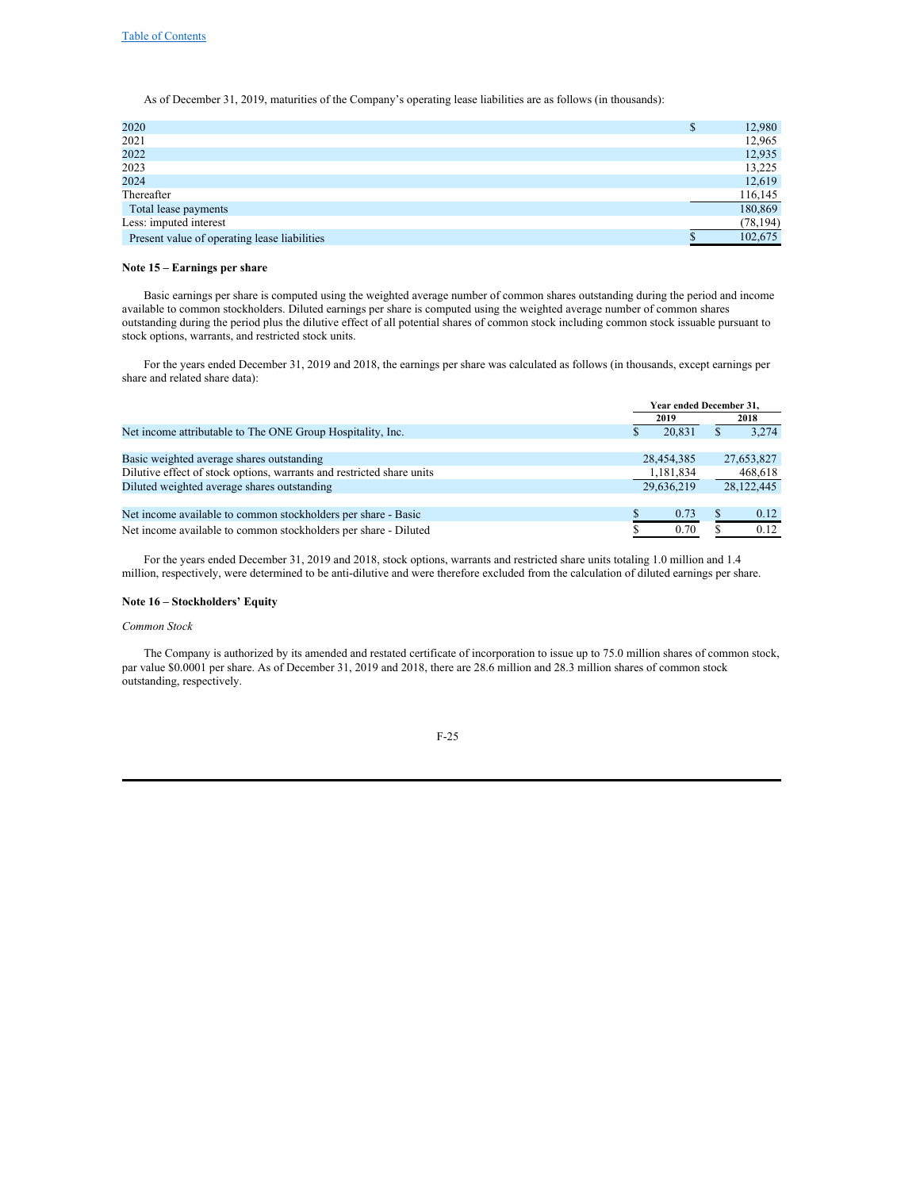As of December 31, 2019, maturities of the Company's operating lease liabilities are as follows (in thousands):

| | |
|---|---|
| 2020 | $ 12,980 |
| 2021 | 12,965 |
| 2022 | 12,935 |
| 2023 | 13,225 |
| 2024 | 12,619 |
| Thereafter | 116,145 |
| Total lease payments | 180,869 |
| Less: imputed interest | (78,194) |
| Present value of operating lease liabilities | $ 102,675 |

**Note 15 – Earnings per share**

Basic earnings per share is computed using the weighted average number of common shares outstanding during the period and income available to common stockholders. Diluted earnings per share is computed using the weighted average number of common shares outstanding during the period plus the dilutive effect of all potential shares of common stock including common stock issuable pursuant to stock options, warrants, and restricted stock units.

For the years ended December 31, 2019 and 2018, the earnings per share was calculated as follows (in thousands, except earnings per share and related share data):

| | Year ended December 31, | |
|---|---|---|
| | 2019 | 2018 |
| Net income attributable to The ONE Group Hospitality, Inc. | $ 20,831 | $ 3,274 |
| | | |
| Basic weighted average shares outstanding | 28,454,385 | 27,653,827 |
| Dilutive effect of stock options, warrants and restricted share units | 1,181,834 | 468,618 |
| Diluted weighted average shares outstanding | 29,636,219 | 28,122,445 |
| | | |
| Net income available to common stockholders per share - Basic | $ 0.73 | $ 0.12 |
| Net income available to common stockholders per share - Diluted | $ 0.70 | $ 0.12 |

For the years ended December 31, 2019 and 2018, stock options, warrants and restricted share units totaling 1.0 million and 1.4 million, respectively, were determined to be anti-dilutive and were therefore excluded from the calculation of diluted earnings per share.

**Note 16 – Stockholders' Equity**

*Common Stock*

The Company is authorized by its amended and restated certificate of incorporation to issue up to 75.0 million shares of common stock, par value $0.0001 per share. As of December 31, 2019 and 2018, there are 28.6 million and 28.3 million shares of common stock outstanding, respectively.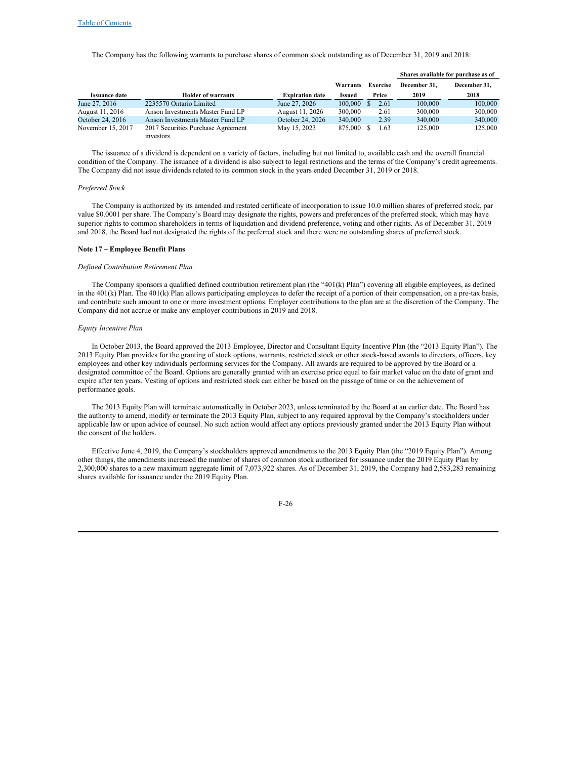The Company has the following warrants to purchase shares of common stock outstanding as of December 31, 2019 and 2018:

| Issuance date | Holder of warrants | Expiration date | Warrants Issued | Exercise Price | Shares available for purchase as of December 31, 2019 | December 31, 2018 |
|---|---|---|---|---|---|---|
| June 27, 2016 | 2235570 Ontario Limited | June 27, 2026 | 100,000 | $ 2.61 | 100,000 | 100,000 |
| August 11, 2016 | Anson Investments Master Fund LP | August 11, 2026 | 300,000 | 2.61 | 300,000 | 300,000 |
| October 24, 2016 | Anson Investments Master Fund LP | October 24, 2026 | 340,000 | 2.39 | 340,000 | 340,000 |
| November 15, 2017 | 2017 Securities Purchase Agreement investors | May 15, 2023 | 875,000 | $ 1.63 | 125,000 | 125,000 |

The issuance of a dividend is dependent on a variety of factors, including but not limited to, available cash and the overall financial condition of the Company. The issuance of a dividend is also subject to legal restrictions and the terms of the Company's credit agreements. The Company did not issue dividends related to its common stock in the years ended December 31, 2019 or 2018.

*Preferred Stock*

The Company is authorized by its amended and restated certificate of incorporation to issue 10.0 million shares of preferred stock, par value $0.0001 per share. The Company's Board may designate the rights, powers and preferences of the preferred stock, which may have superior rights to common shareholders in terms of liquidation and dividend preference, voting and other rights. As of December 31, 2019 and 2018, the Board had not designated the rights of the preferred stock and there were no outstanding shares of preferred stock.

**Note 17 – Employee Benefit Plans**

*Defined Contribution Retirement Plan*

The Company sponsors a qualified defined contribution retirement plan (the "401(k) Plan") covering all eligible employees, as defined in the 401(k) Plan. The 401(k) Plan allows participating employees to defer the receipt of a portion of their compensation, on a pre-tax basis, and contribute such amount to one or more investment options. Employer contributions to the plan are at the discretion of the Company. The Company did not accrue or make any employer contributions in 2019 and 2018.

*Equity Incentive Plan*

In October 2013, the Board approved the 2013 Employee, Director and Consultant Equity Incentive Plan (the "2013 Equity Plan"). The 2013 Equity Plan provides for the granting of stock options, warrants, restricted stock or other stock-based awards to directors, officers, key employees and other key individuals performing services for the Company. All awards are required to be approved by the Board or a designated committee of the Board. Options are generally granted with an exercise price equal to fair market value on the date of grant and expire after ten years. Vesting of options and restricted stock can either be based on the passage of time or on the achievement of performance goals.

The 2013 Equity Plan will terminate automatically in October 2023, unless terminated by the Board at an earlier date. The Board has the authority to amend, modify or terminate the 2013 Equity Plan, subject to any required approval by the Company's stockholders under applicable law or upon advice of counsel. No such action would affect any options previously granted under the 2013 Equity Plan without the consent of the holders.

Effective June 4, 2019, the Company's stockholders approved amendments to the 2013 Equity Plan (the "2019 Equity Plan"). Among other things, the amendments increased the number of shares of common stock authorized for issuance under the 2019 Equity Plan by 2,300,000 shares to a new maximum aggregate limit of 7,073,922 shares. As of December 31, 2019, the Company had 2,583,283 remaining shares available for issuance under the 2019 Equity Plan.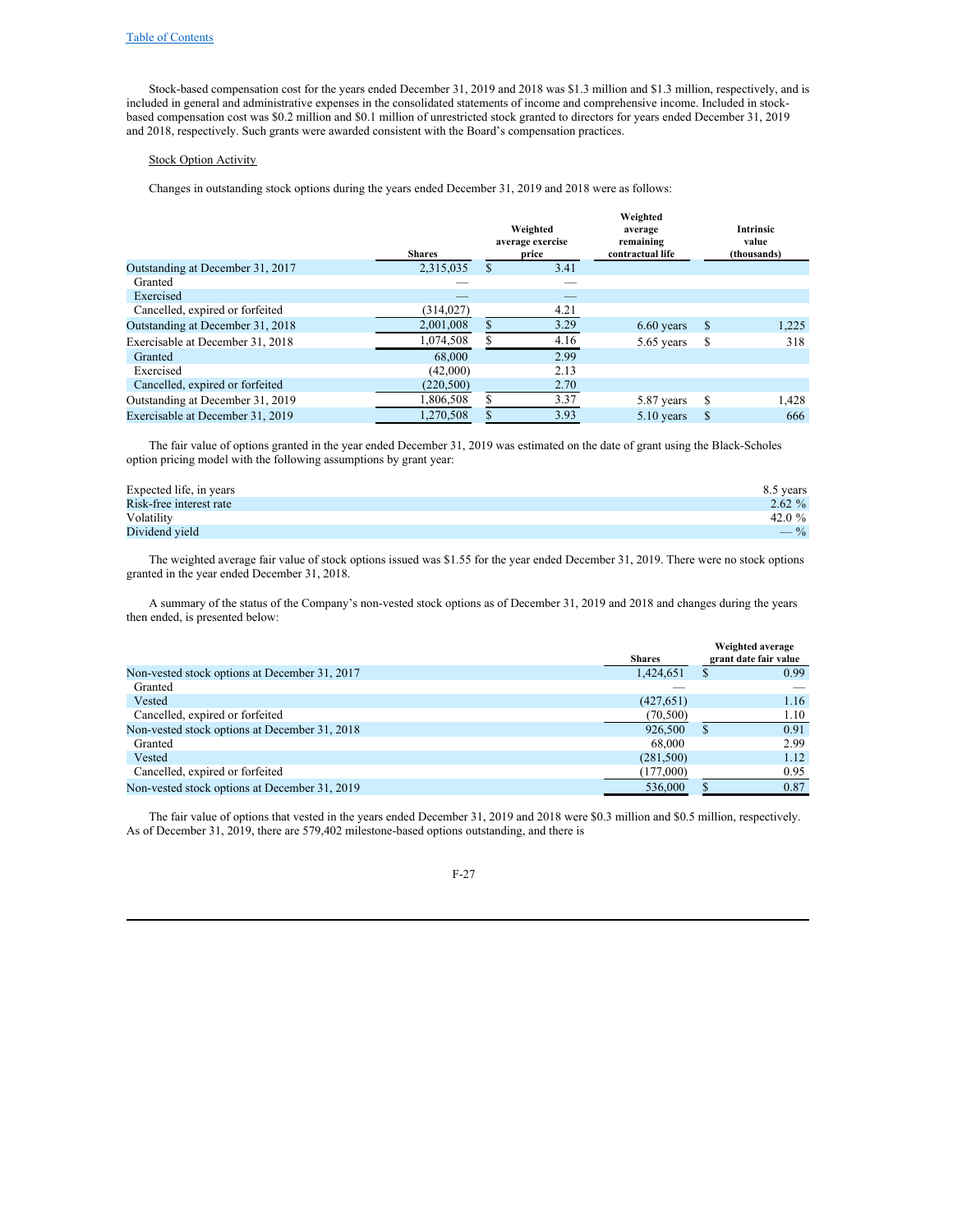Stock-based compensation cost for the years ended December 31, 2019 and 2018 was \$1.3 million and \$1.3 million, respectively, and is included in general and administrative expenses in the consolidated statements of income and comprehensive income. Included in stock-based compensation cost was \$0.2 million and \$0.1 million of unrestricted stock granted to directors for years ended December 31, 2019 and 2018, respectively. Such grants were awarded consistent with the Board's compensation practices.

Stock Option Activity

Changes in outstanding stock options during the years ended December 31, 2019 and 2018 were as follows:

| | Shares | Weighted average exercise price | Weighted average remaining contractual life | Intrinsic value (thousands) |
|---|---|---|---|---|
| Outstanding at December 31, 2017 | 2,315,035 | \$ 3.41 | | |
| Granted | — | — | | |
| Exercised | — | — | | |
| Cancelled, expired or forfeited | (314,027) | 4.21 | | |
| Outstanding at December 31, 2018 | 2,001,008 | \$ 3.29 | 6.60 years | \$ 1,225 |
| Exercisable at December 31, 2018 | 1,074,508 | \$ 4.16 | 5.65 years | \$ 318 |
| Granted | 68,000 | 2.99 | | |
| Exercised | (42,000) | 2.13 | | |
| Cancelled, expired or forfeited | (220,500) | 2.70 | | |
| Outstanding at December 31, 2019 | 1,806,508 | \$ 3.37 | 5.87 years | \$ 1,428 |
| Exercisable at December 31, 2019 | 1,270,508 | \$ 3.93 | 5.10 years | \$ 666 |

The fair value of options granted in the year ended December 31, 2019 was estimated on the date of grant using the Black-Scholes option pricing model with the following assumptions by grant year:

| | |
|---|---|
| Expected life, in years | 8.5 years |
| Risk-free interest rate | 2.62 % |
| Volatility | 42.0 % |
| Dividend yield | — % |

The weighted average fair value of stock options issued was \$1.55 for the year ended December 31, 2019. There were no stock options granted in the year ended December 31, 2018.

A summary of the status of the Company's non-vested stock options as of December 31, 2019 and 2018 and changes during the years then ended, is presented below:

| | Shares | Weighted average grant date fair value |
|---|---|---|
| Non-vested stock options at December 31, 2017 | 1,424,651 | \$ 0.99 |
| Granted | — | — |
| Vested | (427,651) | 1.16 |
| Cancelled, expired or forfeited | (70,500) | 1.10 |
| Non-vested stock options at December 31, 2018 | 926,500 | \$ 0.91 |
| Granted | 68,000 | 2.99 |
| Vested | (281,500) | 1.12 |
| Cancelled, expired or forfeited | (177,000) | 0.95 |
| Non-vested stock options at December 31, 2019 | 536,000 | \$ 0.87 |

The fair value of options that vested in the years ended December 31, 2019 and 2018 were \$0.3 million and \$0.5 million, respectively. As of December 31, 2019, there are 579,402 milestone-based options outstanding, and there is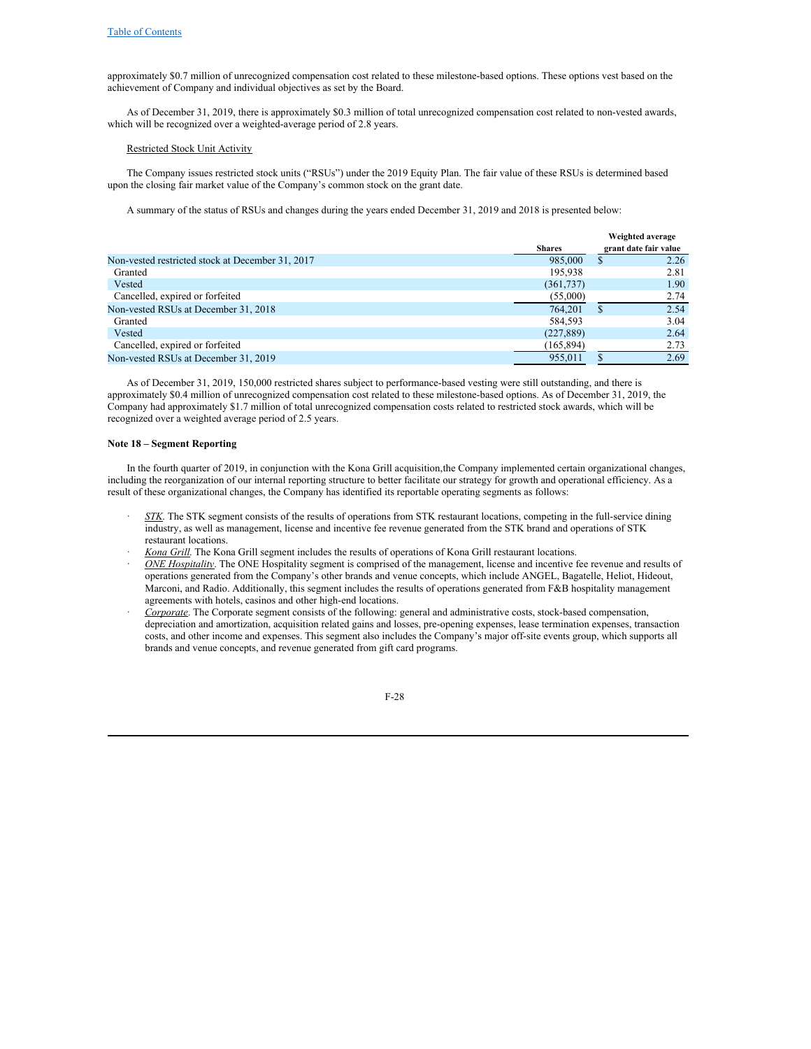approximately $0.7 million of unrecognized compensation cost related to these milestone-based options. These options vest based on the achievement of Company and individual objectives as set by the Board.

As of December 31, 2019, there is approximately $0.3 million of total unrecognized compensation cost related to non-vested awards, which will be recognized over a weighted-average period of 2.8 years.

Restricted Stock Unit Activity

The Company issues restricted stock units ("RSUs") under the 2019 Equity Plan. The fair value of these RSUs is determined based upon the closing fair market value of the Company's common stock on the grant date.

A summary of the status of RSUs and changes during the years ended December 31, 2019 and 2018 is presented below:

| | Shares | Weighted average grant date fair value |
|---|---|---|
| Non-vested restricted stock at December 31, 2017 | 985,000 | $ 2.26 |
| Granted | 195,938 | 2.81 |
| Vested | (361,737) | 1.90 |
| Cancelled, expired or forfeited | (55,000) | 2.74 |
| Non-vested RSUs at December 31, 2018 | 764,201 | $ 2.54 |
| Granted | 584,593 | 3.04 |
| Vested | (227,889) | 2.64 |
| Cancelled, expired or forfeited | (165,894) | 2.73 |
| Non-vested RSUs at December 31, 2019 | 955,011 | $ 2.69 |

As of December 31, 2019, 150,000 restricted shares subject to performance-based vesting were still outstanding, and there is approximately $0.4 million of unrecognized compensation cost related to these milestone-based options. As of December 31, 2019, the Company had approximately $1.7 million of total unrecognized compensation costs related to restricted stock awards, which will be recognized over a weighted average period of 2.5 years.

**Note 18 – Segment Reporting**

In the fourth quarter of 2019, in conjunction with the Kona Grill acquisition,the Company implemented certain organizational changes, including the reorganization of our internal reporting structure to better facilitate our strategy for growth and operational efficiency. As a result of these organizational changes, the Company has identified its reportable operating segments as follows:

- *STK*. The STK segment consists of the results of operations from STK restaurant locations, competing in the full-service dining industry, as well as management, license and incentive fee revenue generated from the STK brand and operations of STK restaurant locations.
- *Kona Grill*. The Kona Grill segment includes the results of operations of Kona Grill restaurant locations.
- *ONE Hospitality*. The ONE Hospitality segment is comprised of the management, license and incentive fee revenue and results of operations generated from the Company's other brands and venue concepts, which include ANGEL, Bagatelle, Heliot, Hideout, Marconi, and Radio. Additionally, this segment includes the results of operations generated from F&B hospitality management agreements with hotels, casinos and other high-end locations.
- *Corporate*. The Corporate segment consists of the following: general and administrative costs, stock-based compensation, depreciation and amortization, acquisition related gains and losses, pre-opening expenses, lease termination expenses, transaction costs, and other income and expenses. This segment also includes the Company's major off-site events group, which supports all brands and venue concepts, and revenue generated from gift card programs.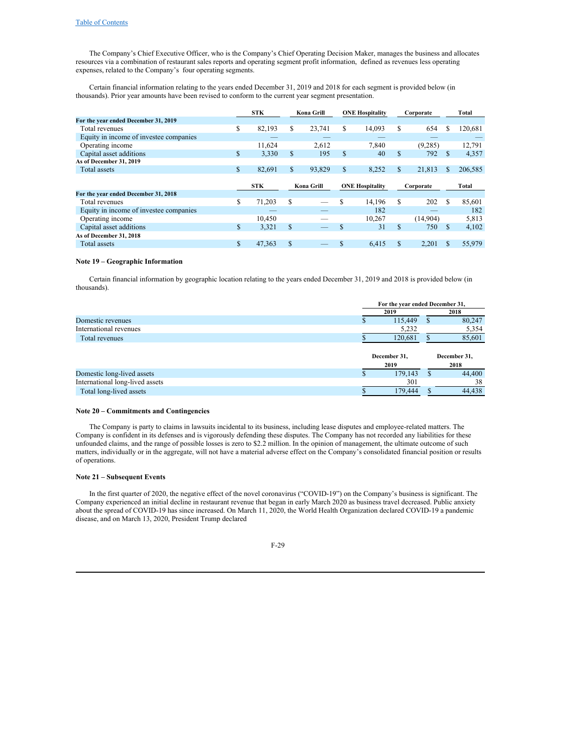The Company's Chief Executive Officer, who is the Company's Chief Operating Decision Maker, manages the business and allocates resources via a combination of restaurant sales reports and operating segment profit information, defined as revenues less operating expenses, related to the Company's four operating segments.

Certain financial information relating to the years ended December 31, 2019 and 2018 for each segment is provided below (in thousands). Prior year amounts have been revised to conform to the current year segment presentation.

| | STK | Kona Grill | ONE Hospitality | Corporate | Total |
|---|---|---|---|---|---|
| **For the year ended December 31, 2019** | | | | | |
| Total revenues | $ 82,193 | $ 23,741 | $ 14,093 | $ 654 | $ 120,681 |
| Equity in income of investee companies | — | — | — | — | — |
| Operating income | 11,624 | 2,612 | 7,840 | (9,285) | 12,791 |
| Capital asset additions | $ 3,330 | $ 195 | $ 40 | $ 792 | $ 4,357 |
| **As of December 31, 2019** | | | | | |
| Total assets | $ 82,691 | $ 93,829 | $ 8,252 | $ 21,813 | $ 206,585 |

| | STK | Kona Grill | ONE Hospitality | Corporate | Total |
|---|---|---|---|---|---|
| **For the year ended December 31, 2018** | | | | | |
| Total revenues | $ 71,203 | $ — | $ 14,196 | $ 202 | $ 85,601 |
| Equity in income of investee companies | — | — | 182 | — | 182 |
| Operating income | 10,450 | — | 10,267 | (14,904) | 5,813 |
| Capital asset additions | $ 3,321 | $ — | $ 31 | $ 750 | $ 4,102 |
| **As of December 31, 2018** | | | | | |
| Total assets | $ 47,363 | $ — | $ 6,415 | $ 2,201 | $ 55,979 |

**Note 19 – Geographic Information**

Certain financial information by geographic location relating to the years ended December 31, 2019 and 2018 is provided below (in thousands).

| | For the year ended December 31, | |
|---|---|---|
| | 2019 | 2018 |
| Domestic revenues | $ 115,449 | $ 80,247 |
| International revenues | 5,232 | 5,354 |
| Total revenues | $ 120,681 | $ 85,601 |

| | December 31, 2019 | December 31, 2018 |
|---|---|---|
| Domestic long-lived assets | $ 179,143 | $ 44,400 |
| International long-lived assets | 301 | 38 |
| Total long-lived assets | $ 179,444 | $ 44,438 |

**Note 20 – Commitments and Contingencies**

The Company is party to claims in lawsuits incidental to its business, including lease disputes and employee-related matters. The Company is confident in its defenses and is vigorously defending these disputes. The Company has not recorded any liabilities for these unfounded claims, and the range of possible losses is zero to $2.2 million. In the opinion of management, the ultimate outcome of such matters, individually or in the aggregate, will not have a material adverse effect on the Company's consolidated financial position or results of operations.

**Note 21 – Subsequent Events**

In the first quarter of 2020, the negative effect of the novel coronavirus ("COVID-19") on the Company's business is significant. The Company experienced an initial decline in restaurant revenue that began in early March 2020 as business travel decreased. Public anxiety about the spread of COVID-19 has since increased. On March 11, 2020, the World Health Organization declared COVID-19 a pandemic disease, and on March 13, 2020, President Trump declared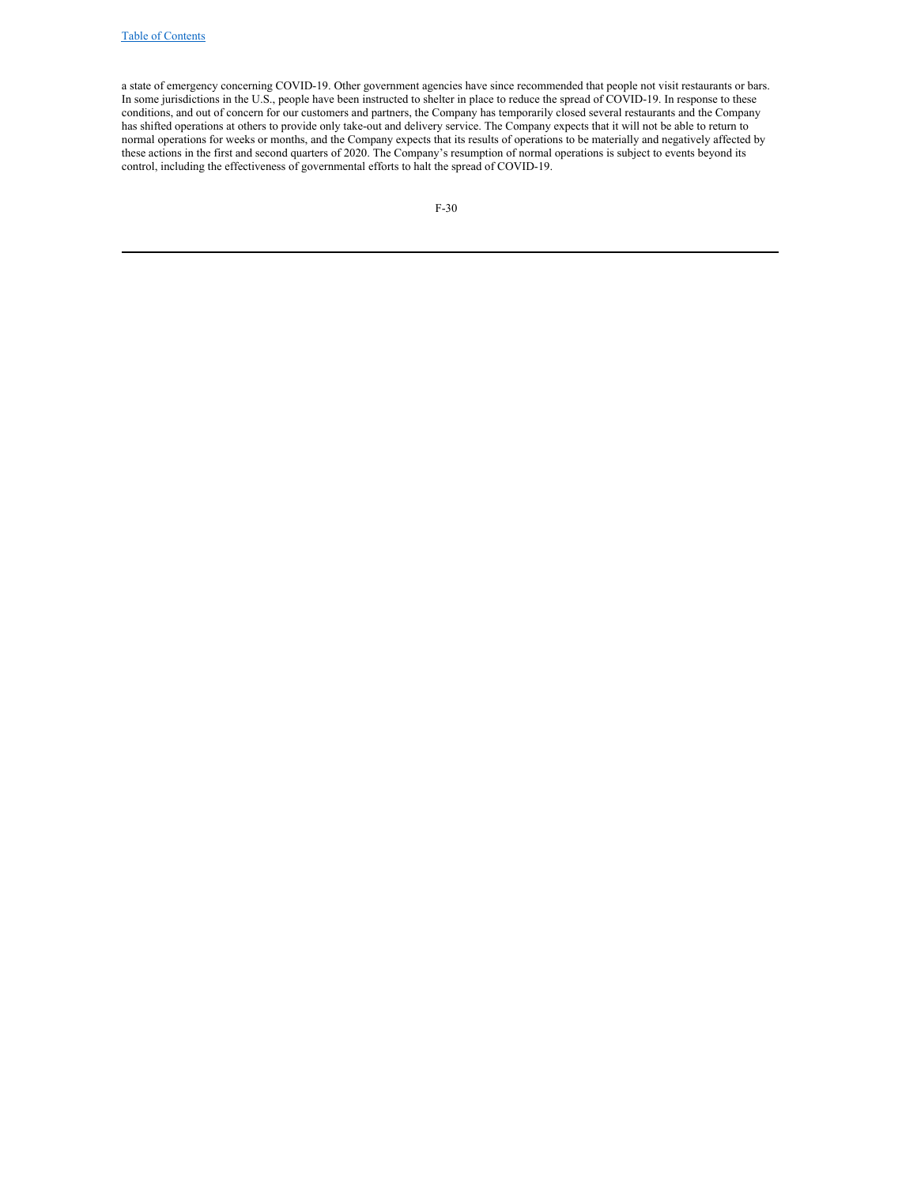a state of emergency concerning COVID-19. Other government agencies have since recommended that people not visit restaurants or bars. In some jurisdictions in the U.S., people have been instructed to shelter in place to reduce the spread of COVID-19. In response to these conditions, and out of concern for our customers and partners, the Company has temporarily closed several restaurants and the Company has shifted operations at others to provide only take-out and delivery service. The Company expects that it will not be able to return to normal operations for weeks or months, and the Company expects that its results of operations to be materially and negatively affected by these actions in the first and second quarters of 2020. The Company's resumption of normal operations is subject to events beyond its control, including the effectiveness of governmental efforts to halt the spread of COVID-19.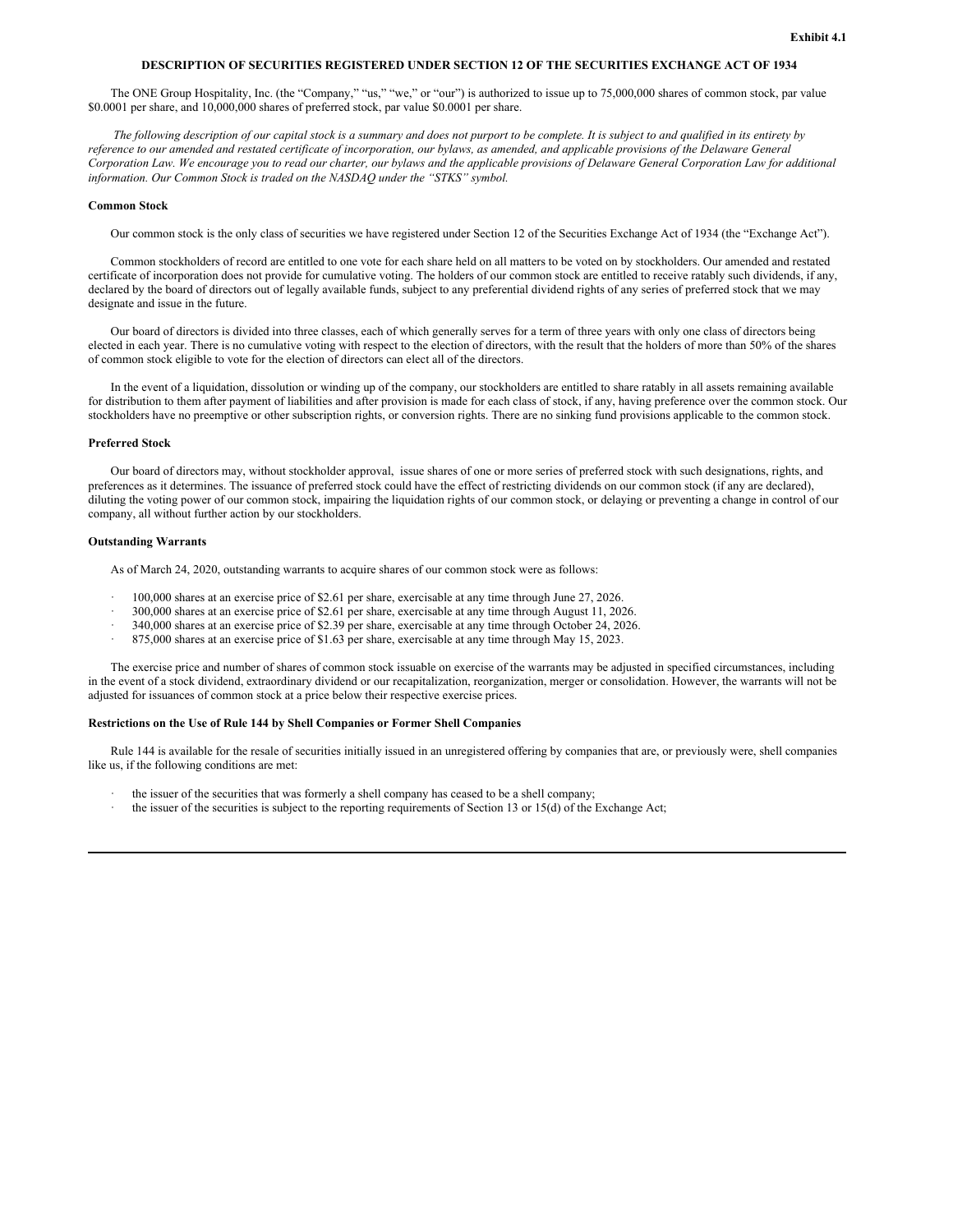Exhibit 4.1

## DESCRIPTION OF SECURITIES REGISTERED UNDER SECTION 12 OF THE SECURITIES EXCHANGE ACT OF 1934

The ONE Group Hospitality, Inc. (the "Company," "us," "we," or "our") is authorized to issue up to 75,000,000 shares of common stock, par value $0.0001 per share, and 10,000,000 shares of preferred stock, par value $0.0001 per share.

*The following description of our capital stock is a summary and does not purport to be complete. It is subject to and qualified in its entirety by reference to our amended and restated certificate of incorporation, our bylaws, as amended, and applicable provisions of the Delaware General Corporation Law. We encourage you to read our charter, our bylaws and the applicable provisions of Delaware General Corporation Law for additional information. Our Common Stock is traded on the NASDAQ under the "STKS" symbol.*

**Common Stock**

Our common stock is the only class of securities we have registered under Section 12 of the Securities Exchange Act of 1934 (the "Exchange Act").

Common stockholders of record are entitled to one vote for each share held on all matters to be voted on by stockholders. Our amended and restated certificate of incorporation does not provide for cumulative voting. The holders of our common stock are entitled to receive ratably such dividends, if any, declared by the board of directors out of legally available funds, subject to any preferential dividend rights of any series of preferred stock that we may designate and issue in the future.

Our board of directors is divided into three classes, each of which generally serves for a term of three years with only one class of directors being elected in each year. There is no cumulative voting with respect to the election of directors, with the result that the holders of more than 50% of the shares of common stock eligible to vote for the election of directors can elect all of the directors.

In the event of a liquidation, dissolution or winding up of the company, our stockholders are entitled to share ratably in all assets remaining available for distribution to them after payment of liabilities and after provision is made for each class of stock, if any, having preference over the common stock. Our stockholders have no preemptive or other subscription rights, or conversion rights. There are no sinking fund provisions applicable to the common stock.

**Preferred Stock**

Our board of directors may, without stockholder approval, issue shares of one or more series of preferred stock with such designations, rights, and preferences as it determines. The issuance of preferred stock could have the effect of restricting dividends on our common stock (if any are declared), diluting the voting power of our common stock, impairing the liquidation rights of our common stock, or delaying or preventing a change in control of our company, all without further action by our stockholders.

**Outstanding Warrants**

As of March 24, 2020, outstanding warrants to acquire shares of our common stock were as follows:

- 100,000 shares at an exercise price of $2.61 per share, exercisable at any time through June 27, 2026.
- 300,000 shares at an exercise price of $2.61 per share, exercisable at any time through August 11, 2026.
- 340,000 shares at an exercise price of $2.39 per share, exercisable at any time through October 24, 2026.
- 875,000 shares at an exercise price of $1.63 per share, exercisable at any time through May 15, 2023.

The exercise price and number of shares of common stock issuable on exercise of the warrants may be adjusted in specified circumstances, including in the event of a stock dividend, extraordinary dividend or our recapitalization, reorganization, merger or consolidation. However, the warrants will not be adjusted for issuances of common stock at a price below their respective exercise prices.

**Restrictions on the Use of Rule 144 by Shell Companies or Former Shell Companies**

Rule 144 is available for the resale of securities initially issued in an unregistered offering by companies that are, or previously were, shell companies like us, if the following conditions are met:

- the issuer of the securities that was formerly a shell company has ceased to be a shell company;
- the issuer of the securities is subject to the reporting requirements of Section 13 or 15(d) of the Exchange Act;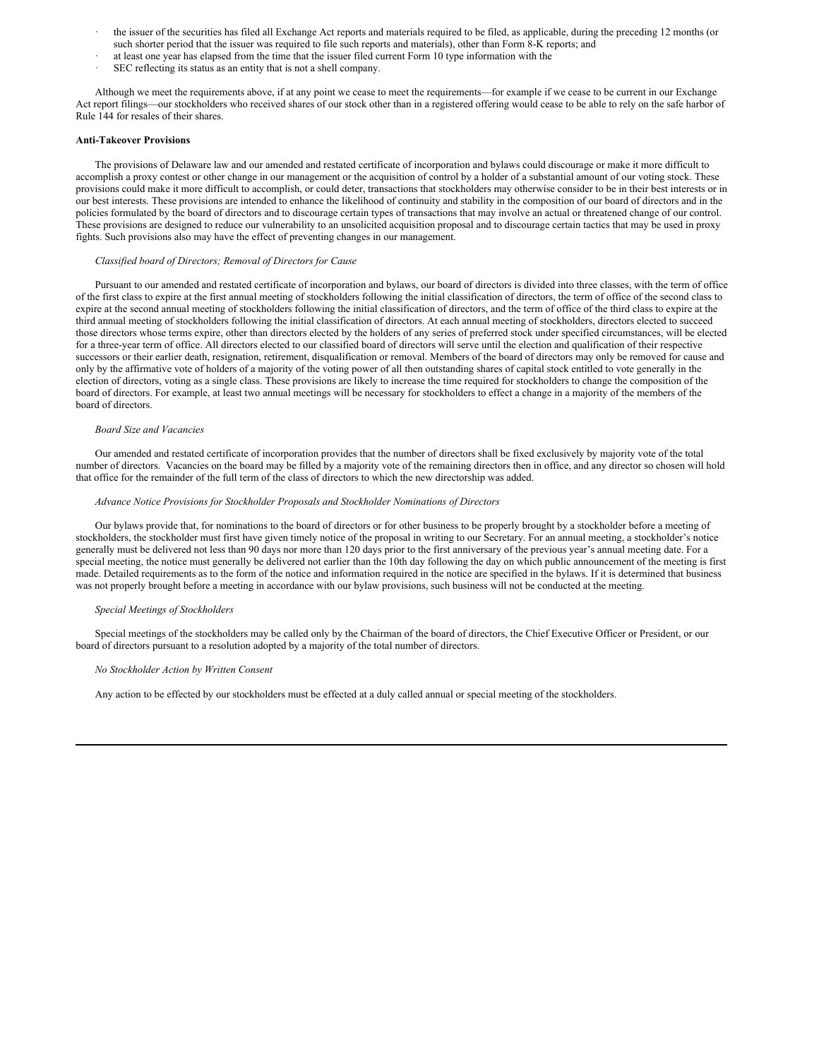- the issuer of the securities has filed all Exchange Act reports and materials required to be filed, as applicable, during the preceding 12 months (or such shorter period that the issuer was required to file such reports and materials), other than Form 8-K reports; and
- at least one year has elapsed from the time that the issuer filed current Form 10 type information with the
- SEC reflecting its status as an entity that is not a shell company.

Although we meet the requirements above, if at any point we cease to meet the requirements—for example if we cease to be current in our Exchange Act report filings—our stockholders who received shares of our stock other than in a registered offering would cease to be able to rely on the safe harbor of Rule 144 for resales of their shares.

**Anti-Takeover Provisions**

The provisions of Delaware law and our amended and restated certificate of incorporation and bylaws could discourage or make it more difficult to accomplish a proxy contest or other change in our management or the acquisition of control by a holder of a substantial amount of our voting stock. These provisions could make it more difficult to accomplish, or could deter, transactions that stockholders may otherwise consider to be in their best interests or in our best interests. These provisions are intended to enhance the likelihood of continuity and stability in the composition of our board of directors and in the policies formulated by the board of directors and to discourage certain types of transactions that may involve an actual or threatened change of our control. These provisions are designed to reduce our vulnerability to an unsolicited acquisition proposal and to discourage certain tactics that may be used in proxy fights. Such provisions also may have the effect of preventing changes in our management.

*Classified board of Directors; Removal of Directors for Cause*

Pursuant to our amended and restated certificate of incorporation and bylaws, our board of directors is divided into three classes, with the term of office of the first class to expire at the first annual meeting of stockholders following the initial classification of directors, the term of office of the second class to expire at the second annual meeting of stockholders following the initial classification of directors, and the term of office of the third class to expire at the third annual meeting of stockholders following the initial classification of directors. At each annual meeting of stockholders, directors elected to succeed those directors whose terms expire, other than directors elected by the holders of any series of preferred stock under specified circumstances, will be elected for a three-year term of office. All directors elected to our classified board of directors will serve until the election and qualification of their respective successors or their earlier death, resignation, retirement, disqualification or removal. Members of the board of directors may only be removed for cause and only by the affirmative vote of holders of a majority of the voting power of all then outstanding shares of capital stock entitled to vote generally in the election of directors, voting as a single class. These provisions are likely to increase the time required for stockholders to change the composition of the board of directors. For example, at least two annual meetings will be necessary for stockholders to effect a change in a majority of the members of the board of directors.

*Board Size and Vacancies*

Our amended and restated certificate of incorporation provides that the number of directors shall be fixed exclusively by majority vote of the total number of directors. Vacancies on the board may be filled by a majority vote of the remaining directors then in office, and any director so chosen will hold that office for the remainder of the full term of the class of directors to which the new directorship was added.

*Advance Notice Provisions for Stockholder Proposals and Stockholder Nominations of Directors*

Our bylaws provide that, for nominations to the board of directors or for other business to be properly brought by a stockholder before a meeting of stockholders, the stockholder must first have given timely notice of the proposal in writing to our Secretary. For an annual meeting, a stockholder's notice generally must be delivered not less than 90 days nor more than 120 days prior to the first anniversary of the previous year's annual meeting date. For a special meeting, the notice must generally be delivered not earlier than the 10th day following the day on which public announcement of the meeting is first made. Detailed requirements as to the form of the notice and information required in the notice are specified in the bylaws. If it is determined that business was not properly brought before a meeting in accordance with our bylaw provisions, such business will not be conducted at the meeting.

*Special Meetings of Stockholders*

Special meetings of the stockholders may be called only by the Chairman of the board of directors, the Chief Executive Officer or President, or our board of directors pursuant to a resolution adopted by a majority of the total number of directors.

*No Stockholder Action by Written Consent*

Any action to be effected by our stockholders must be effected at a duly called annual or special meeting of the stockholders.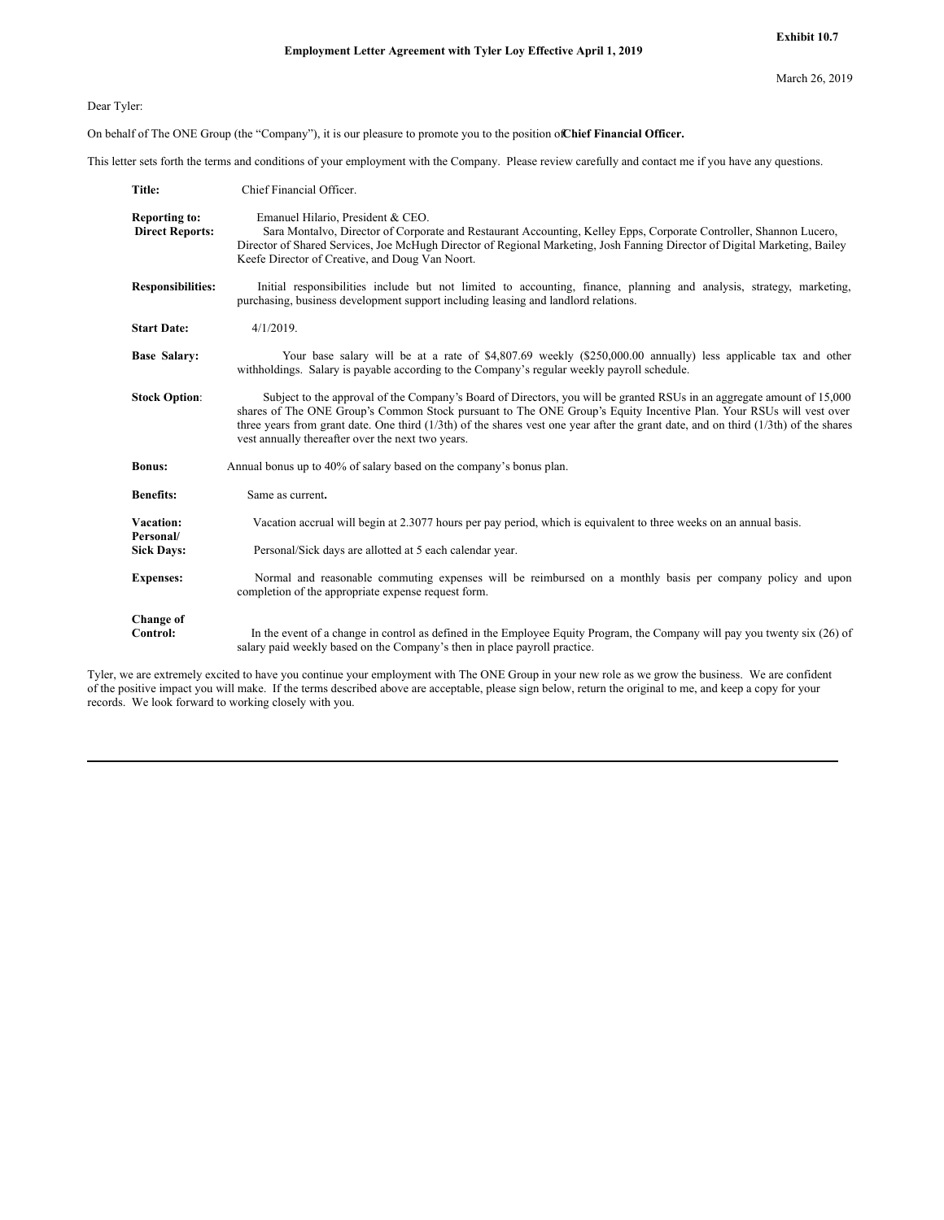**Exhibit 10.7**

**Employment Letter Agreement with Tyler Loy Effective April 1, 2019**

March 26, 2019

Dear Tyler:

On behalf of The ONE Group (the "Company"), it is our pleasure to promote you to the position of **Chief Financial Officer.**

This letter sets forth the terms and conditions of your employment with the Company. Please review carefully and contact me if you have any questions.

| | |
|---|---|
| **Title:** | Chief Financial Officer. |
| **Reporting to:** | Emanuel Hilario, President & CEO. |
| **Direct Reports:** | Sara Montalvo, Director of Corporate and Restaurant Accounting, Kelley Epps, Corporate Controller, Shannon Lucero, Director of Shared Services, Joe McHugh Director of Regional Marketing, Josh Fanning Director of Digital Marketing, Bailey Keefe Director of Creative, and Doug Van Noort. |
| **Responsibilities:** | Initial responsibilities include but not limited to accounting, finance, planning and analysis, strategy, marketing, purchasing, business development support including leasing and landlord relations. |
| **Start Date:** | 4/1/2019. |
| **Base Salary:** | Your base salary will be at a rate of $4,807.69 weekly ($250,000.00 annually) less applicable tax and other withholdings. Salary is payable according to the Company's regular weekly payroll schedule. |
| **Stock Option**: | Subject to the approval of the Company's Board of Directors, you will be granted RSUs in an aggregate amount of 15,000 shares of The ONE Group's Common Stock pursuant to The ONE Group's Equity Incentive Plan. Your RSUs will vest over three years from grant date. One third (1/3th) of the shares vest one year after the grant date, and on third (1/3th) of the shares vest annually thereafter over the next two years. |
| **Bonus:** | Annual bonus up to 40% of salary based on the company's bonus plan. |
| **Benefits:** | Same as current**.** |
| **Vacation:** | Vacation accrual will begin at 2.3077 hours per pay period, which is equivalent to three weeks on an annual basis. |
| **Personal/ Sick Days:** | Personal/Sick days are allotted at 5 each calendar year. |
| **Expenses:** | Normal and reasonable commuting expenses will be reimbursed on a monthly basis per company policy and upon completion of the appropriate expense request form. |
| **Change of Control:** | In the event of a change in control as defined in the Employee Equity Program, the Company will pay you twenty six (26) of salary paid weekly based on the Company's then in place payroll practice. |

Tyler, we are extremely excited to have you continue your employment with The ONE Group in your new role as we grow the business. We are confident of the positive impact you will make. If the terms described above are acceptable, please sign below, return the original to me, and keep a copy for your records. We look forward to working closely with you.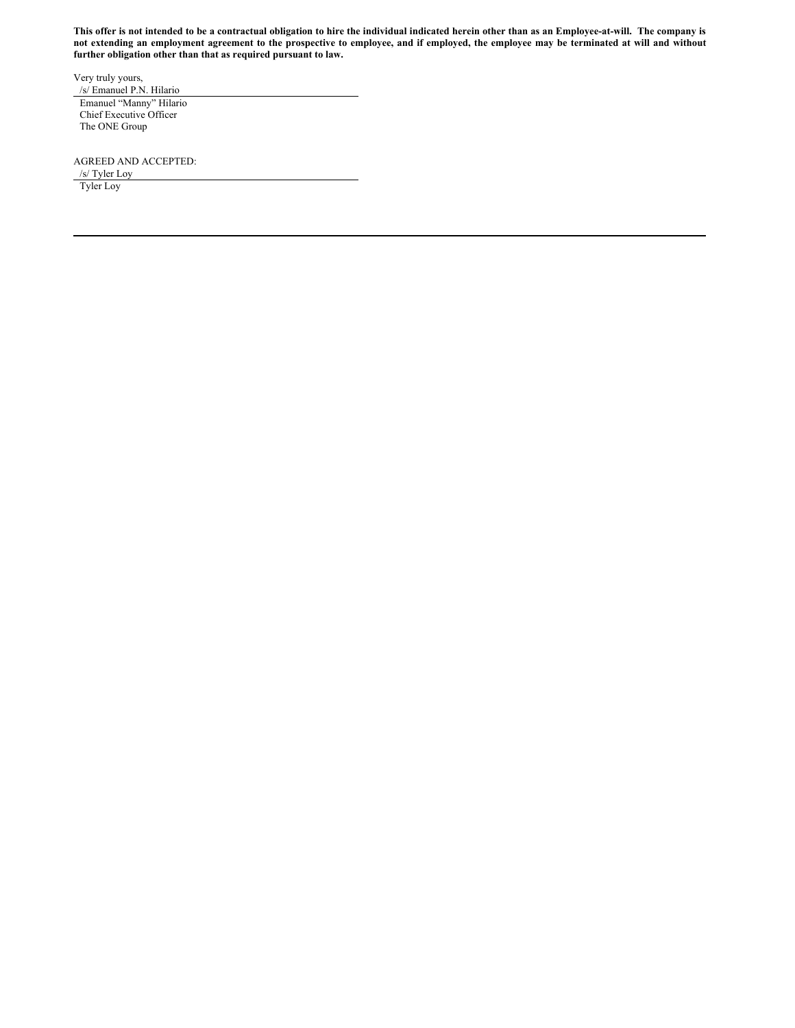**This offer is not intended to be a contractual obligation to hire the individual indicated herein other than as an Employee-at-will. The company is not extending an employment agreement to the prospective to employee, and if employed, the employee may be terminated at will and without further obligation other than that as required pursuant to law.**

Very truly yours,

/s/ Emanuel P.N. Hilario

Emanuel "Manny" Hilario
Chief Executive Officer
The ONE Group

AGREED AND ACCEPTED:

/s/ Tyler Loy

Tyler Loy

---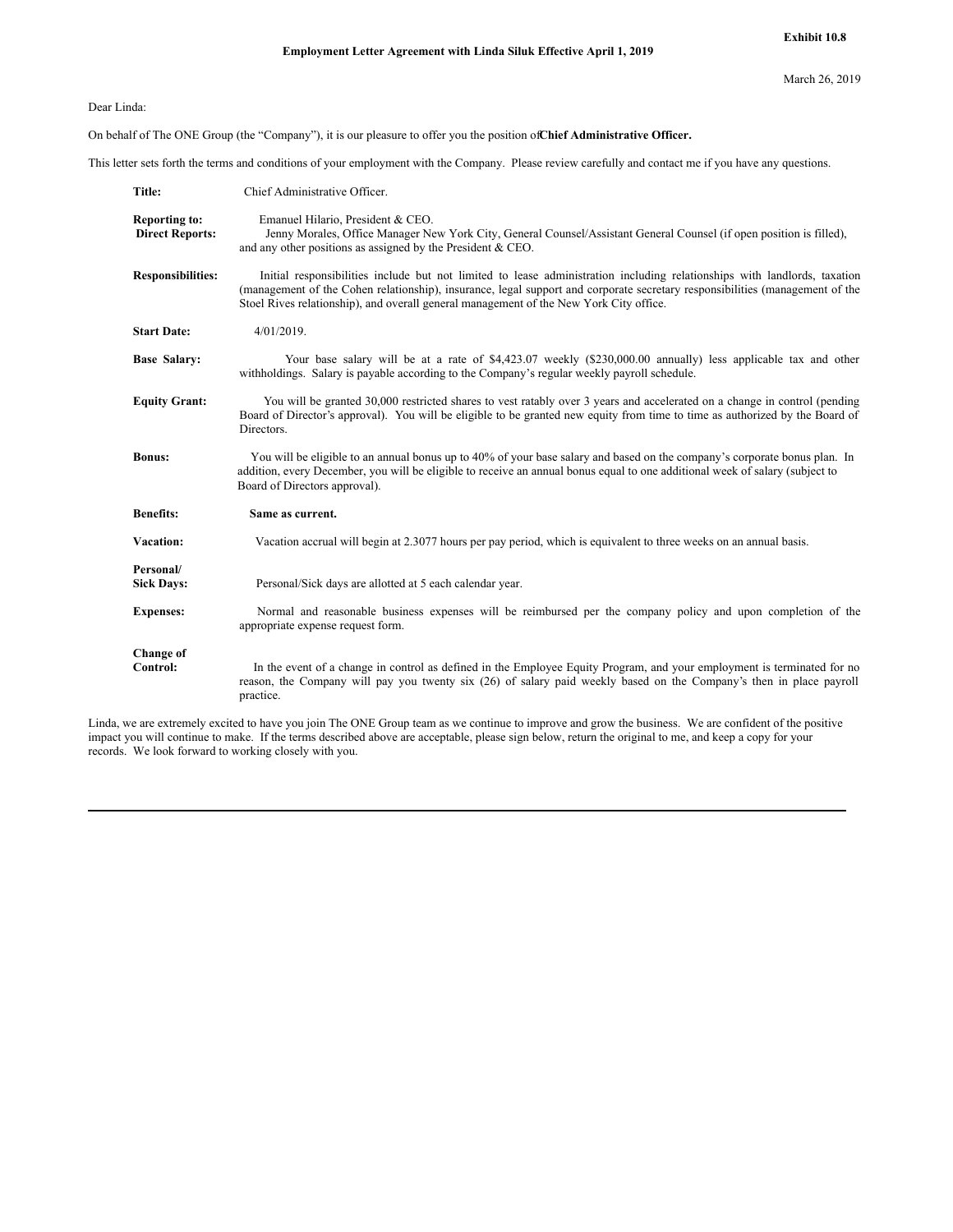**Exhibit 10.8**

**Employment Letter Agreement with Linda Siluk Effective April 1, 2019**

March 26, 2019

Dear Linda:

On behalf of The ONE Group (the "Company"), it is our pleasure to offer you the position of **Chief Administrative Officer.**

This letter sets forth the terms and conditions of your employment with the Company. Please review carefully and contact me if you have any questions.

**Title:** Chief Administrative Officer.

**Reporting to:** Emanuel Hilario, President & CEO.

**Direct Reports:** Jenny Morales, Office Manager New York City, General Counsel/Assistant General Counsel (if open position is filled), and any other positions as assigned by the President & CEO.

**Responsibilities:** Initial responsibilities include but not limited to lease administration including relationships with landlords, taxation (management of the Cohen relationship), insurance, legal support and corporate secretary responsibilities (management of the Stoel Rives relationship), and overall general management of the New York City office.

**Start Date:** 4/01/2019.

**Base Salary:** Your base salary will be at a rate of $4,423.07 weekly ($230,000.00 annually) less applicable tax and other withholdings. Salary is payable according to the Company's regular weekly payroll schedule.

**Equity Grant:** You will be granted 30,000 restricted shares to vest ratably over 3 years and accelerated on a change in control (pending Board of Director's approval). You will be eligible to be granted new equity from time to time as authorized by the Board of Directors.

**Bonus:** You will be eligible to an annual bonus up to 40% of your base salary and based on the company's corporate bonus plan. In addition, every December, you will be eligible to receive an annual bonus equal to one additional week of salary (subject to Board of Directors approval).

**Benefits:** **Same as current.**

**Vacation:** Vacation accrual will begin at 2.3077 hours per pay period, which is equivalent to three weeks on an annual basis.

**Personal/ Sick Days:** Personal/Sick days are allotted at 5 each calendar year.

**Expenses:** Normal and reasonable business expenses will be reimbursed per the company policy and upon completion of the appropriate expense request form.

**Change of Control:** In the event of a change in control as defined in the Employee Equity Program, and your employment is terminated for no reason, the Company will pay you twenty six (26) of salary paid weekly based on the Company's then in place payroll practice.

Linda, we are extremely excited to have you join The ONE Group team as we continue to improve and grow the business. We are confident of the positive impact you will continue to make. If the terms described above are acceptable, please sign below, return the original to me, and keep a copy for your records. We look forward to working closely with you.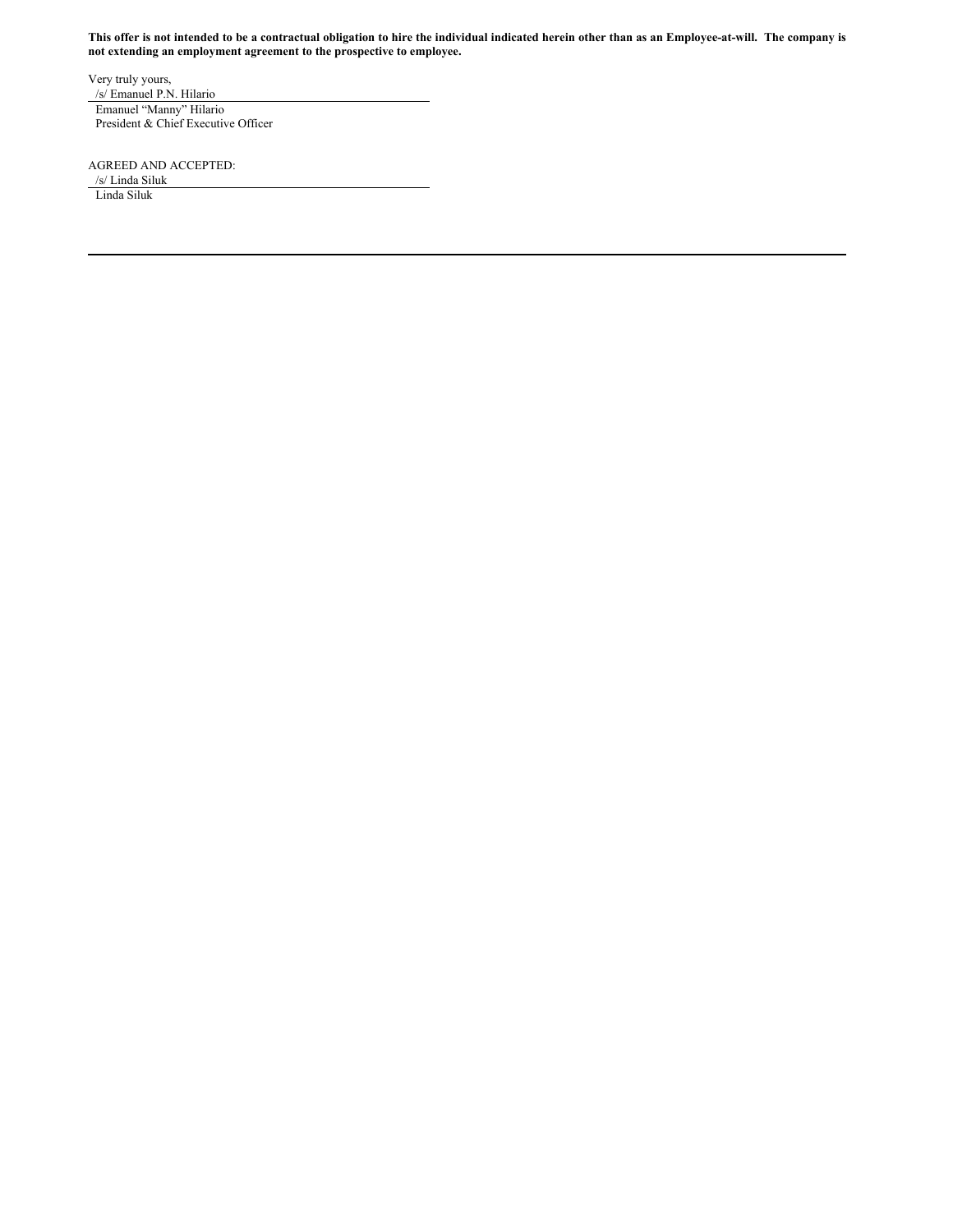**This offer is not intended to be a contractual obligation to hire the individual indicated herein other than as an Employee-at-will. The company is not extending an employment agreement to the prospective to employee.**

Very truly yours,

/s/ Emanuel P.N. Hilario

Emanuel "Manny" Hilario
President & Chief Executive Officer

AGREED AND ACCEPTED:

/s/ Linda Siluk

Linda Siluk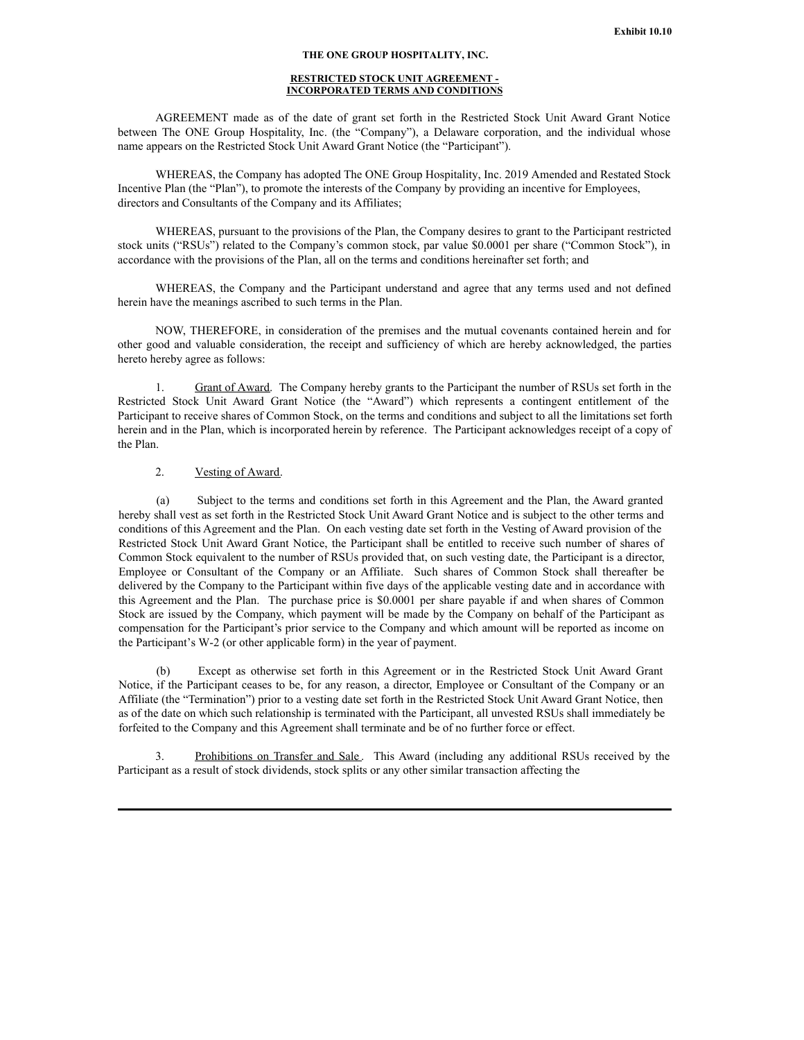Exhibit 10.10

**THE ONE GROUP HOSPITALITY, INC.**

**RESTRICTED STOCK UNIT AGREEMENT -**
**INCORPORATED TERMS AND CONDITIONS**

AGREEMENT made as of the date of grant set forth in the Restricted Stock Unit Award Grant Notice between The ONE Group Hospitality, Inc. (the "Company"), a Delaware corporation, and the individual whose name appears on the Restricted Stock Unit Award Grant Notice (the "Participant").

WHEREAS, the Company has adopted The ONE Group Hospitality, Inc. 2019 Amended and Restated Stock Incentive Plan (the "Plan"), to promote the interests of the Company by providing an incentive for Employees, directors and Consultants of the Company and its Affiliates;

WHEREAS, pursuant to the provisions of the Plan, the Company desires to grant to the Participant restricted stock units ("RSUs") related to the Company's common stock, par value $0.0001 per share ("Common Stock"), in accordance with the provisions of the Plan, all on the terms and conditions hereinafter set forth; and

WHEREAS, the Company and the Participant understand and agree that any terms used and not defined herein have the meanings ascribed to such terms in the Plan.

NOW, THEREFORE, in consideration of the premises and the mutual covenants contained herein and for other good and valuable consideration, the receipt and sufficiency of which are hereby acknowledged, the parties hereto hereby agree as follows:

1. Grant of Award. The Company hereby grants to the Participant the number of RSUs set forth in the Restricted Stock Unit Award Grant Notice (the "Award") which represents a contingent entitlement of the Participant to receive shares of Common Stock, on the terms and conditions and subject to all the limitations set forth herein and in the Plan, which is incorporated herein by reference. The Participant acknowledges receipt of a copy of the Plan.

2. Vesting of Award.

(a) Subject to the terms and conditions set forth in this Agreement and the Plan, the Award granted hereby shall vest as set forth in the Restricted Stock Unit Award Grant Notice and is subject to the other terms and conditions of this Agreement and the Plan. On each vesting date set forth in the Vesting of Award provision of the Restricted Stock Unit Award Grant Notice, the Participant shall be entitled to receive such number of shares of Common Stock equivalent to the number of RSUs provided that, on such vesting date, the Participant is a director, Employee or Consultant of the Company or an Affiliate. Such shares of Common Stock shall thereafter be delivered by the Company to the Participant within five days of the applicable vesting date and in accordance with this Agreement and the Plan. The purchase price is $0.0001 per share payable if and when shares of Common Stock are issued by the Company, which payment will be made by the Company on behalf of the Participant as compensation for the Participant's prior service to the Company and which amount will be reported as income on the Participant's W-2 (or other applicable form) in the year of payment.

(b) Except as otherwise set forth in this Agreement or in the Restricted Stock Unit Award Grant Notice, if the Participant ceases to be, for any reason, a director, Employee or Consultant of the Company or an Affiliate (the "Termination") prior to a vesting date set forth in the Restricted Stock Unit Award Grant Notice, then as of the date on which such relationship is terminated with the Participant, all unvested RSUs shall immediately be forfeited to the Company and this Agreement shall terminate and be of no further force or effect.

3. Prohibitions on Transfer and Sale. This Award (including any additional RSUs received by the Participant as a result of stock dividends, stock splits or any other similar transaction affecting the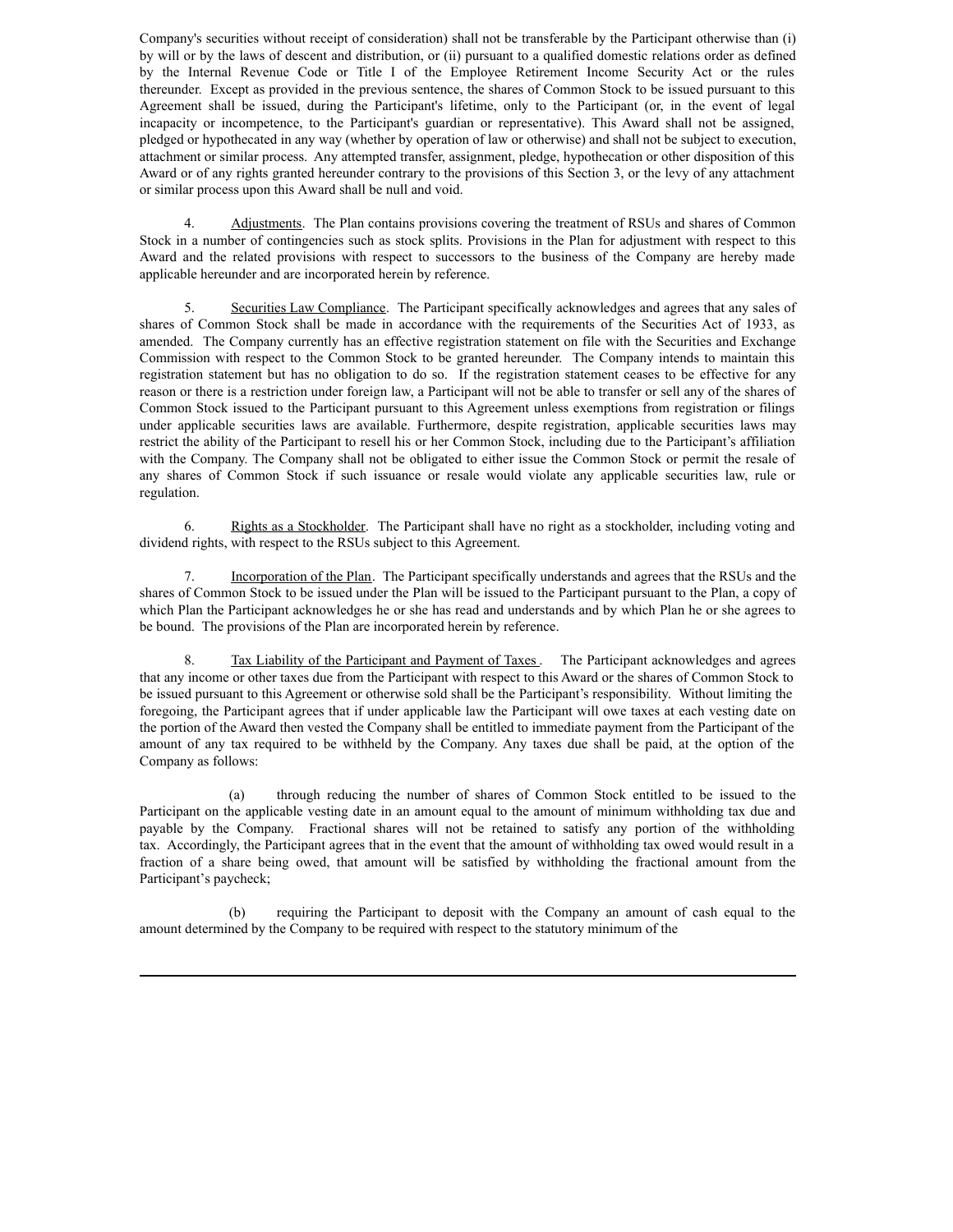Company's securities without receipt of consideration) shall not be transferable by the Participant otherwise than (i) by will or by the laws of descent and distribution, or (ii) pursuant to a qualified domestic relations order as defined by the Internal Revenue Code or Title I of the Employee Retirement Income Security Act or the rules thereunder. Except as provided in the previous sentence, the shares of Common Stock to be issued pursuant to this Agreement shall be issued, during the Participant's lifetime, only to the Participant (or, in the event of legal incapacity or incompetence, to the Participant's guardian or representative). This Award shall not be assigned, pledged or hypothecated in any way (whether by operation of law or otherwise) and shall not be subject to execution, attachment or similar process. Any attempted transfer, assignment, pledge, hypothecation or other disposition of this Award or of any rights granted hereunder contrary to the provisions of this Section 3, or the levy of any attachment or similar process upon this Award shall be null and void.

4. Adjustments. The Plan contains provisions covering the treatment of RSUs and shares of Common Stock in a number of contingencies such as stock splits. Provisions in the Plan for adjustment with respect to this Award and the related provisions with respect to successors to the business of the Company are hereby made applicable hereunder and are incorporated herein by reference.

5. Securities Law Compliance. The Participant specifically acknowledges and agrees that any sales of shares of Common Stock shall be made in accordance with the requirements of the Securities Act of 1933, as amended. The Company currently has an effective registration statement on file with the Securities and Exchange Commission with respect to the Common Stock to be granted hereunder. The Company intends to maintain this registration statement but has no obligation to do so. If the registration statement ceases to be effective for any reason or there is a restriction under foreign law, a Participant will not be able to transfer or sell any of the shares of Common Stock issued to the Participant pursuant to this Agreement unless exemptions from registration or filings under applicable securities laws are available. Furthermore, despite registration, applicable securities laws may restrict the ability of the Participant to resell his or her Common Stock, including due to the Participant's affiliation with the Company. The Company shall not be obligated to either issue the Common Stock or permit the resale of any shares of Common Stock if such issuance or resale would violate any applicable securities law, rule or regulation.

6. Rights as a Stockholder. The Participant shall have no right as a stockholder, including voting and dividend rights, with respect to the RSUs subject to this Agreement.

7. Incorporation of the Plan. The Participant specifically understands and agrees that the RSUs and the shares of Common Stock to be issued under the Plan will be issued to the Participant pursuant to the Plan, a copy of which Plan the Participant acknowledges he or she has read and understands and by which Plan he or she agrees to be bound. The provisions of the Plan are incorporated herein by reference.

8. Tax Liability of the Participant and Payment of Taxes. The Participant acknowledges and agrees that any income or other taxes due from the Participant with respect to this Award or the shares of Common Stock to be issued pursuant to this Agreement or otherwise sold shall be the Participant's responsibility. Without limiting the foregoing, the Participant agrees that if under applicable law the Participant will owe taxes at each vesting date on the portion of the Award then vested the Company shall be entitled to immediate payment from the Participant of the amount of any tax required to be withheld by the Company. Any taxes due shall be paid, at the option of the Company as follows:

(a) through reducing the number of shares of Common Stock entitled to be issued to the Participant on the applicable vesting date in an amount equal to the amount of minimum withholding tax due and payable by the Company. Fractional shares will not be retained to satisfy any portion of the withholding tax. Accordingly, the Participant agrees that in the event that the amount of withholding tax owed would result in a fraction of a share being owed, that amount will be satisfied by withholding the fractional amount from the Participant's paycheck;

(b) requiring the Participant to deposit with the Company an amount of cash equal to the amount determined by the Company to be required with respect to the statutory minimum of the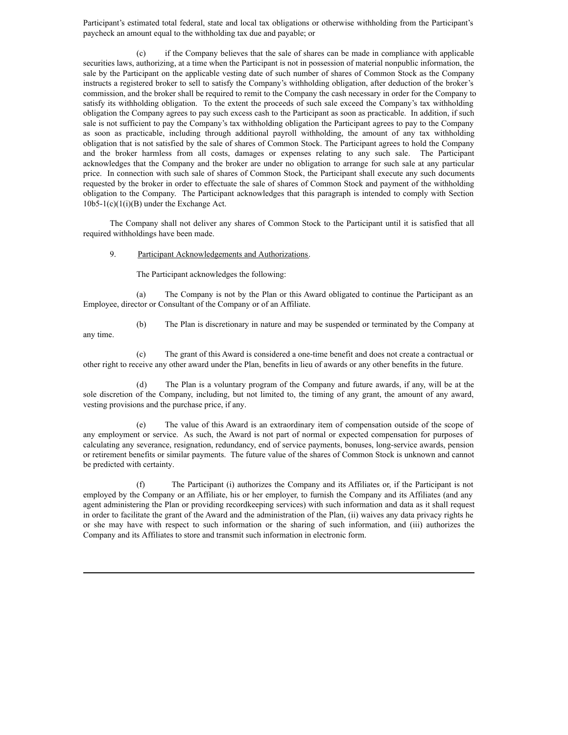Participant's estimated total federal, state and local tax obligations or otherwise withholding from the Participant's paycheck an amount equal to the withholding tax due and payable; or

(c) if the Company believes that the sale of shares can be made in compliance with applicable securities laws, authorizing, at a time when the Participant is not in possession of material nonpublic information, the sale by the Participant on the applicable vesting date of such number of shares of Common Stock as the Company instructs a registered broker to sell to satisfy the Company's withholding obligation, after deduction of the broker's commission, and the broker shall be required to remit to the Company the cash necessary in order for the Company to satisfy its withholding obligation. To the extent the proceeds of such sale exceed the Company's tax withholding obligation the Company agrees to pay such excess cash to the Participant as soon as practicable. In addition, if such sale is not sufficient to pay the Company's tax withholding obligation the Participant agrees to pay to the Company as soon as practicable, including through additional payroll withholding, the amount of any tax withholding obligation that is not satisfied by the sale of shares of Common Stock. The Participant agrees to hold the Company and the broker harmless from all costs, damages or expenses relating to any such sale. The Participant acknowledges that the Company and the broker are under no obligation to arrange for such sale at any particular price. In connection with such sale of shares of Common Stock, the Participant shall execute any such documents requested by the broker in order to effectuate the sale of shares of Common Stock and payment of the withholding obligation to the Company. The Participant acknowledges that this paragraph is intended to comply with Section 10b5-1(c)(1(i)(B) under the Exchange Act.

The Company shall not deliver any shares of Common Stock to the Participant until it is satisfied that all required withholdings have been made.

9. Participant Acknowledgements and Authorizations.

The Participant acknowledges the following:

(a) The Company is not by the Plan or this Award obligated to continue the Participant as an Employee, director or Consultant of the Company or of an Affiliate.

(b) The Plan is discretionary in nature and may be suspended or terminated by the Company at any time.

(c) The grant of this Award is considered a one-time benefit and does not create a contractual or other right to receive any other award under the Plan, benefits in lieu of awards or any other benefits in the future.

(d) The Plan is a voluntary program of the Company and future awards, if any, will be at the sole discretion of the Company, including, but not limited to, the timing of any grant, the amount of any award, vesting provisions and the purchase price, if any.

(e) The value of this Award is an extraordinary item of compensation outside of the scope of any employment or service. As such, the Award is not part of normal or expected compensation for purposes of calculating any severance, resignation, redundancy, end of service payments, bonuses, long-service awards, pension or retirement benefits or similar payments. The future value of the shares of Common Stock is unknown and cannot be predicted with certainty.

(f) The Participant (i) authorizes the Company and its Affiliates or, if the Participant is not employed by the Company or an Affiliate, his or her employer, to furnish the Company and its Affiliates (and any agent administering the Plan or providing recordkeeping services) with such information and data as it shall request in order to facilitate the grant of the Award and the administration of the Plan, (ii) waives any data privacy rights he or she may have with respect to such information or the sharing of such information, and (iii) authorizes the Company and its Affiliates to store and transmit such information in electronic form.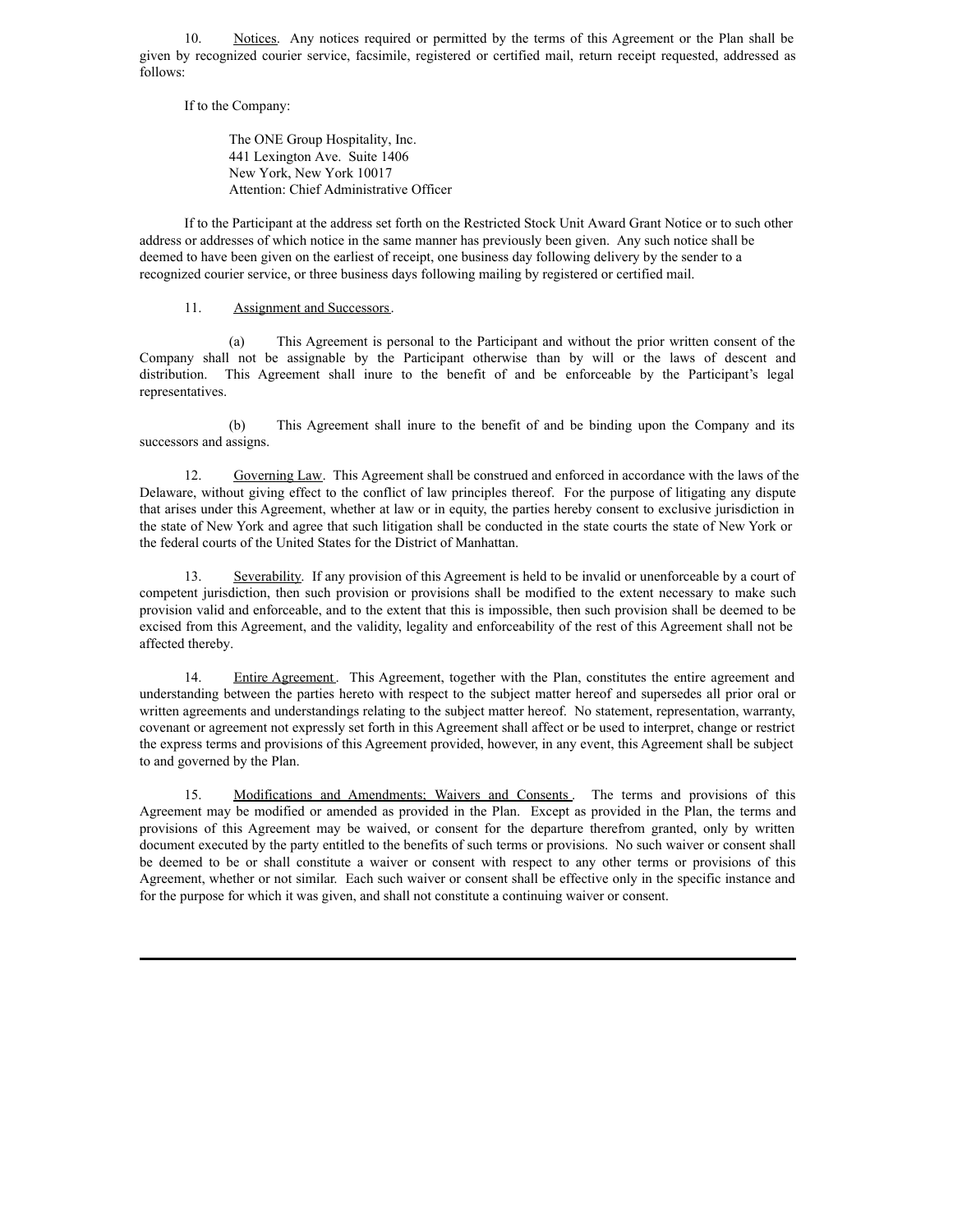10. Notices. Any notices required or permitted by the terms of this Agreement or the Plan shall be given by recognized courier service, facsimile, registered or certified mail, return receipt requested, addressed as follows:

If to the Company:

The ONE Group Hospitality, Inc.
441 Lexington Ave. Suite 1406
New York, New York 10017
Attention: Chief Administrative Officer

If to the Participant at the address set forth on the Restricted Stock Unit Award Grant Notice or to such other address or addresses of which notice in the same manner has previously been given. Any such notice shall be deemed to have been given on the earliest of receipt, one business day following delivery by the sender to a recognized courier service, or three business days following mailing by registered or certified mail.

11. Assignment and Successors.

(a) This Agreement is personal to the Participant and without the prior written consent of the Company shall not be assignable by the Participant otherwise than by will or the laws of descent and distribution. This Agreement shall inure to the benefit of and be enforceable by the Participant's legal representatives.

(b) This Agreement shall inure to the benefit of and be binding upon the Company and its successors and assigns.

12. Governing Law. This Agreement shall be construed and enforced in accordance with the laws of the Delaware, without giving effect to the conflict of law principles thereof. For the purpose of litigating any dispute that arises under this Agreement, whether at law or in equity, the parties hereby consent to exclusive jurisdiction in the state of New York and agree that such litigation shall be conducted in the state courts the state of New York or the federal courts of the United States for the District of Manhattan.

13. Severability. If any provision of this Agreement is held to be invalid or unenforceable by a court of competent jurisdiction, then such provision or provisions shall be modified to the extent necessary to make such provision valid and enforceable, and to the extent that this is impossible, then such provision shall be deemed to be excised from this Agreement, and the validity, legality and enforceability of the rest of this Agreement shall not be affected thereby.

14. Entire Agreement. This Agreement, together with the Plan, constitutes the entire agreement and understanding between the parties hereto with respect to the subject matter hereof and supersedes all prior oral or written agreements and understandings relating to the subject matter hereof. No statement, representation, warranty, covenant or agreement not expressly set forth in this Agreement shall affect or be used to interpret, change or restrict the express terms and provisions of this Agreement provided, however, in any event, this Agreement shall be subject to and governed by the Plan.

15. Modifications and Amendments; Waivers and Consents. The terms and provisions of this Agreement may be modified or amended as provided in the Plan. Except as provided in the Plan, the terms and provisions of this Agreement may be waived, or consent for the departure therefrom granted, only by written document executed by the party entitled to the benefits of such terms or provisions. No such waiver or consent shall be deemed to be or shall constitute a waiver or consent with respect to any other terms or provisions of this Agreement, whether or not similar. Each such waiver or consent shall be effective only in the specific instance and for the purpose for which it was given, and shall not constitute a continuing waiver or consent.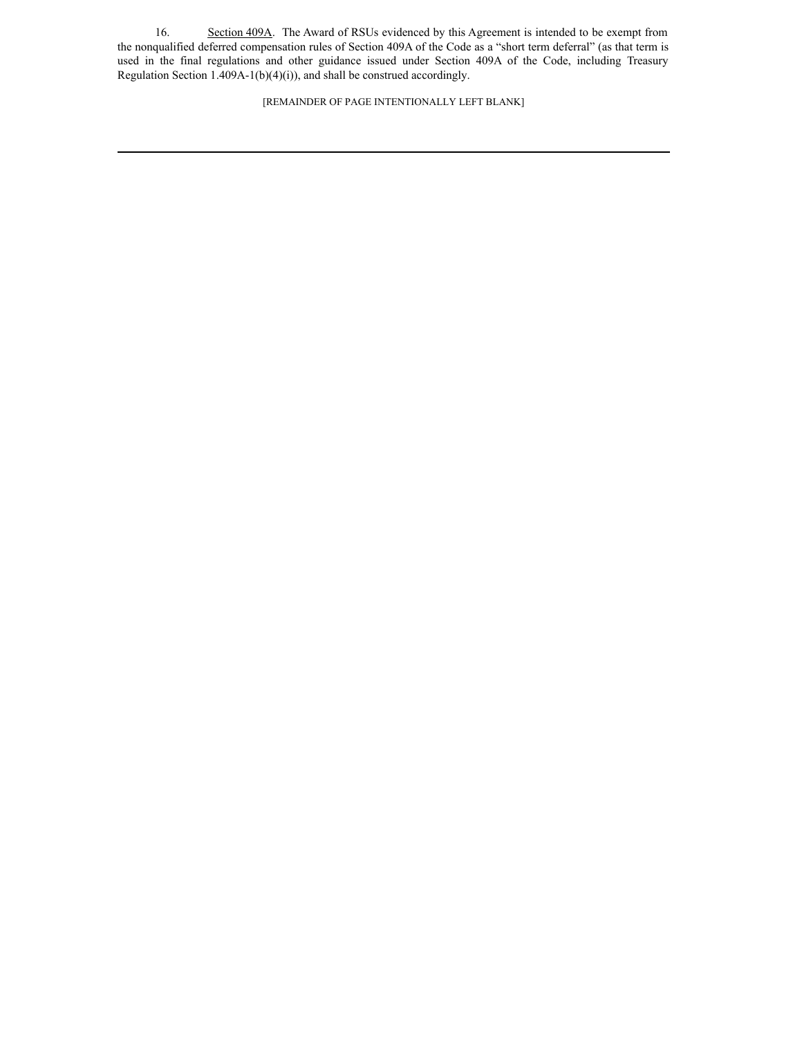16. Section 409A. The Award of RSUs evidenced by this Agreement is intended to be exempt from the nonqualified deferred compensation rules of Section 409A of the Code as a "short term deferral" (as that term is used in the final regulations and other guidance issued under Section 409A of the Code, including Treasury Regulation Section 1.409A-1(b)(4)(i)), and shall be construed accordingly.

[REMAINDER OF PAGE INTENTIONALLY LEFT BLANK]

---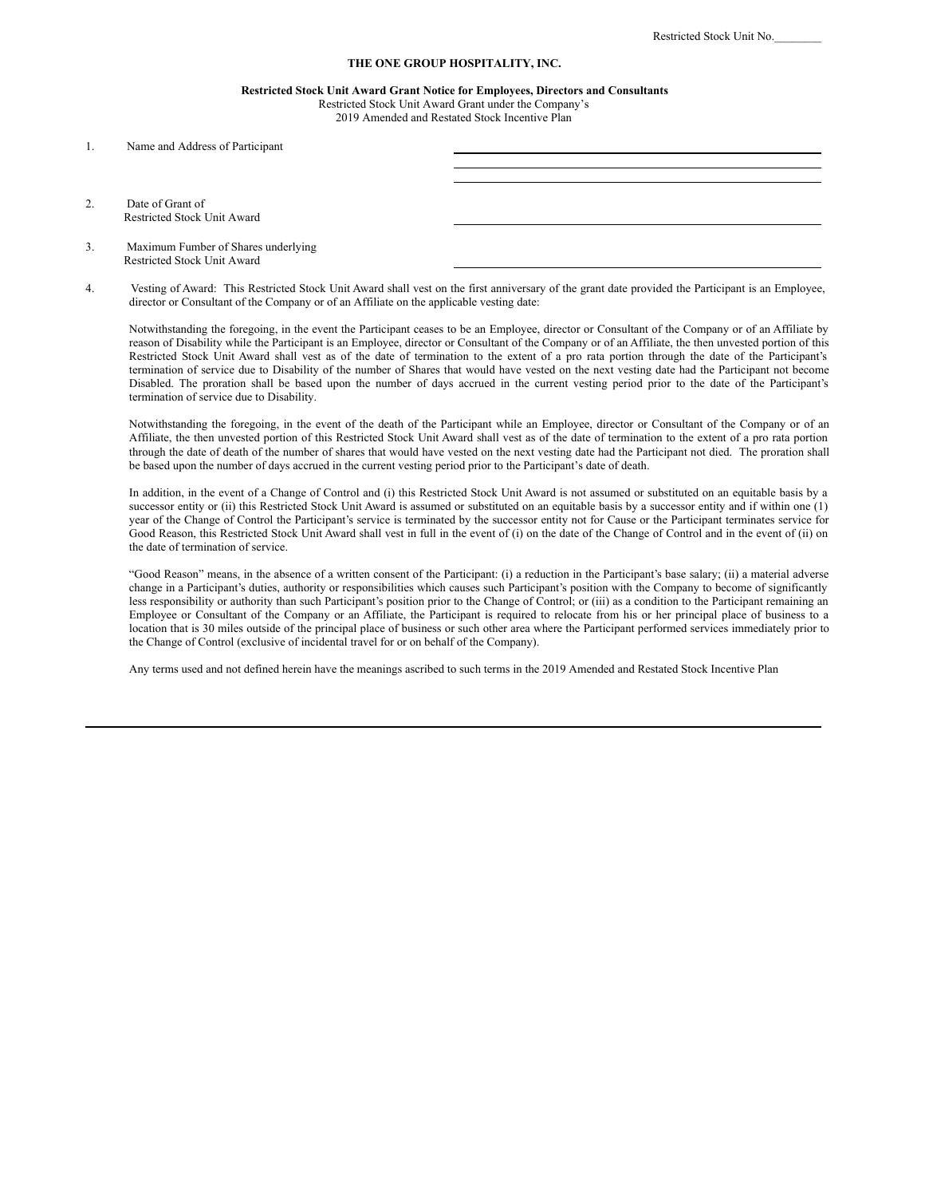Restricted Stock Unit No.________

**THE ONE GROUP HOSPITALITY, INC.**

**Restricted Stock Unit Award Grant Notice for Employees, Directors and Consultants**
Restricted Stock Unit Award Grant under the Company's
2019 Amended and Restated Stock Incentive Plan

1. Name and Address of Participant ______________________________

2. Date of Grant of Restricted Stock Unit Award ______________________________

3. Maximum Fumber of Shares underlying Restricted Stock Unit Award ______________________________

4. Vesting of Award: This Restricted Stock Unit Award shall vest on the first anniversary of the grant date provided the Participant is an Employee, director or Consultant of the Company or of an Affiliate on the applicable vesting date:

   Notwithstanding the foregoing, in the event the Participant ceases to be an Employee, director or Consultant of the Company or of an Affiliate by reason of Disability while the Participant is an Employee, director or Consultant of the Company or of an Affiliate, the then unvested portion of this Restricted Stock Unit Award shall vest as of the date of termination to the extent of a pro rata portion through the date of the Participant's termination of service due to Disability of the number of Shares that would have vested on the next vesting date had the Participant not become Disabled. The proration shall be based upon the number of days accrued in the current vesting period prior to the date of the Participant's termination of service due to Disability.

   Notwithstanding the foregoing, in the event of the death of the Participant while an Employee, director or Consultant of the Company or of an Affiliate, the then unvested portion of this Restricted Stock Unit Award shall vest as of the date of termination to the extent of a pro rata portion through the date of death of the number of shares that would have vested on the next vesting date had the Participant not died. The proration shall be based upon the number of days accrued in the current vesting period prior to the Participant's date of death.

   In addition, in the event of a Change of Control and (i) this Restricted Stock Unit Award is not assumed or substituted on an equitable basis by a successor entity or (ii) this Restricted Stock Unit Award is assumed or substituted on an equitable basis by a successor entity and if within one (1) year of the Change of Control the Participant's service is terminated by the successor entity not for Cause or the Participant terminates service for Good Reason, this Restricted Stock Unit Award shall vest in full in the event of (i) on the date of the Change of Control and in the event of (ii) on the date of termination of service.

   "Good Reason" means, in the absence of a written consent of the Participant: (i) a reduction in the Participant's base salary; (ii) a material adverse change in a Participant's duties, authority or responsibilities which causes such Participant's position with the Company to become of significantly less responsibility or authority than such Participant's position prior to the Change of Control; or (iii) as a condition to the Participant remaining an Employee or Consultant of the Company or an Affiliate, the Participant is required to relocate from his or her principal place of business to a location that is 30 miles outside of the principal place of business or such other area where the Participant performed services immediately prior to the Change of Control (exclusive of incidental travel for or on behalf of the Company).

   Any terms used and not defined herein have the meanings ascribed to such terms in the 2019 Amended and Restated Stock Incentive Plan

---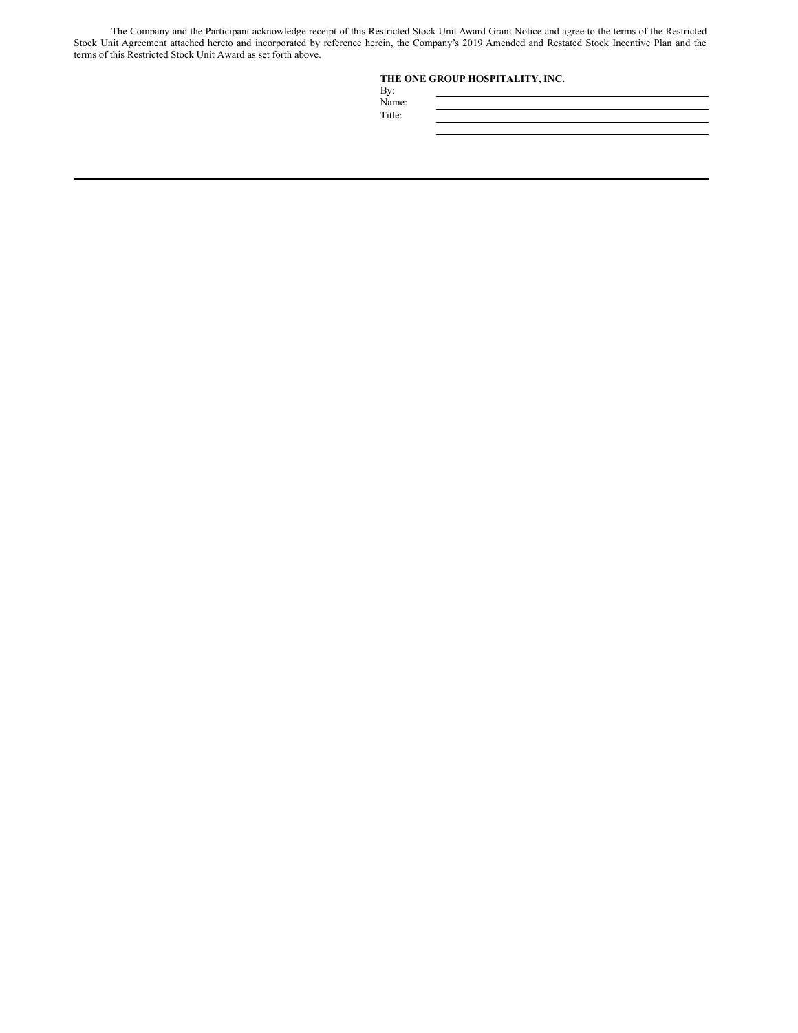The Company and the Participant acknowledge receipt of this Restricted Stock Unit Award Grant Notice and agree to the terms of the Restricted Stock Unit Agreement attached hereto and incorporated by reference herein, the Company's 2019 Amended and Restated Stock Incentive Plan and the terms of this Restricted Stock Unit Award as set forth above.

**THE ONE GROUP HOSPITALITY, INC.**

By: \_\_\_\_\_\_\_\_\_\_\_\_\_\_\_\_\_\_\_\_\_\_\_\_\_\_\_\_\_\_

Name: \_\_\_\_\_\_\_\_\_\_\_\_\_\_\_\_\_\_\_\_\_\_\_\_\_\_\_\_\_\_

Title: \_\_\_\_\_\_\_\_\_\_\_\_\_\_\_\_\_\_\_\_\_\_\_\_\_\_\_\_\_\_

\_\_\_\_\_\_\_\_\_\_\_\_\_\_\_\_\_\_\_\_\_\_\_\_\_\_\_\_\_\_

---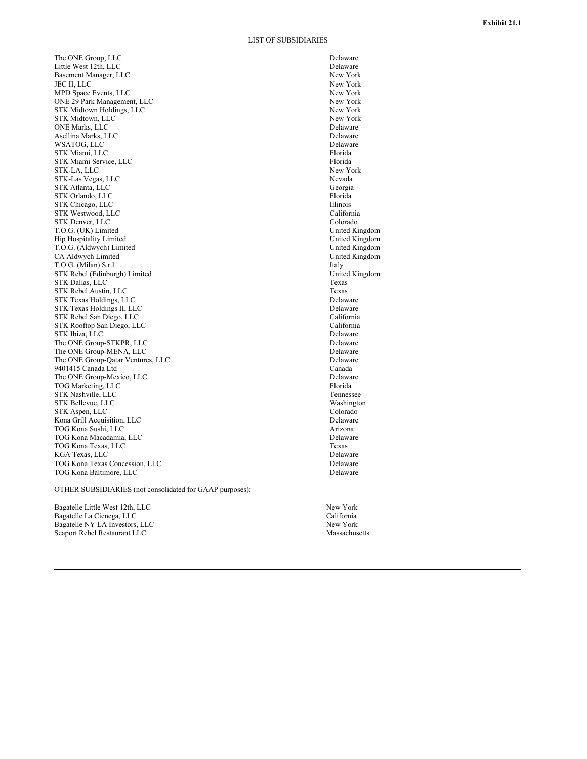**Exhibit 21.1**

# LIST OF SUBSIDIARIES

| | |
|---|---|
| The ONE Group, LLC | Delaware |
| Little West 12th, LLC | Delaware |
| Basement Manager, LLC | New York |
| JEC II, LLC | New York |
| MPD Space Events, LLC | New York |
| ONE 29 Park Management, LLC | New York |
| STK Midtown Holdings, LLC | New York |
| STK Midtown, LLC | New York |
| ONE Marks, LLC | Delaware |
| Asellina Marks, LLC | Delaware |
| WSATOG, LLC | Delaware |
| STK Miami, LLC | Florida |
| STK Miami Service, LLC | Florida |
| STK-LA, LLC | New York |
| STK-Las Vegas, LLC | Nevada |
| STK Atlanta, LLC | Georgia |
| STK Orlando, LLC | Florida |
| STK Chicago, LLC | Illinois |
| STK Westwood, LLC | California |
| STK Denver, LLC | Colorado |
| T.O.G. (UK) Limited | United Kingdom |
| Hip Hospitality Limited | United Kingdom |
| T.O.G. (Aldwych) Limited | United Kingdom |
| CA Aldwych Limited | United Kingdom |
| T.O.G. (Milan) S.r.l. | Italy |
| STK Rebel (Edinburgh) Limited | United Kingdom |
| STK Dallas, LLC | Texas |
| STK Rebel Austin, LLC | Texas |
| STK Texas Holdings, LLC | Delaware |
| STK Texas Holdings II, LLC | Delaware |
| STK Rebel San Diego, LLC | California |
| STK Rooftop San Diego, LLC | California |
| STK Ibiza, LLC | Delaware |
| The ONE Group-STKPR, LLC | Delaware |
| The ONE Group-MENA, LLC | Delaware |
| The ONE Group-Qatar Ventures, LLC | Delaware |
| 9401415 Canada Ltd | Canada |
| The ONE Group-Mexico, LLC | Delaware |
| TOG Marketing, LLC | Florida |
| STK Nashville, LLC | Tennessee |
| STK Bellevue, LLC | Washington |
| STK Aspen, LLC | Colorado |
| Kona Grill Acquisition, LLC | Delaware |
| TOG Kona Sushi, LLC | Arizona |
| TOG Kona Macadamia, LLC | Delaware |
| TOG Kona Texas, LLC | Texas |
| KGA Texas, LLC | Delaware |
| TOG Kona Texas Concession, LLC | Delaware |
| TOG Kona Baltimore, LLC | Delaware |

OTHER SUBSIDIARIES (not consolidated for GAAP purposes):

| | |
|---|---|
| Bagatelle Little West 12th, LLC | New York |
| Bagatelle La Cienega, LLC | California |
| Bagatelle NY LA Investors, LLC | New York |
| Seaport Rebel Restaurant LLC | Massachusetts |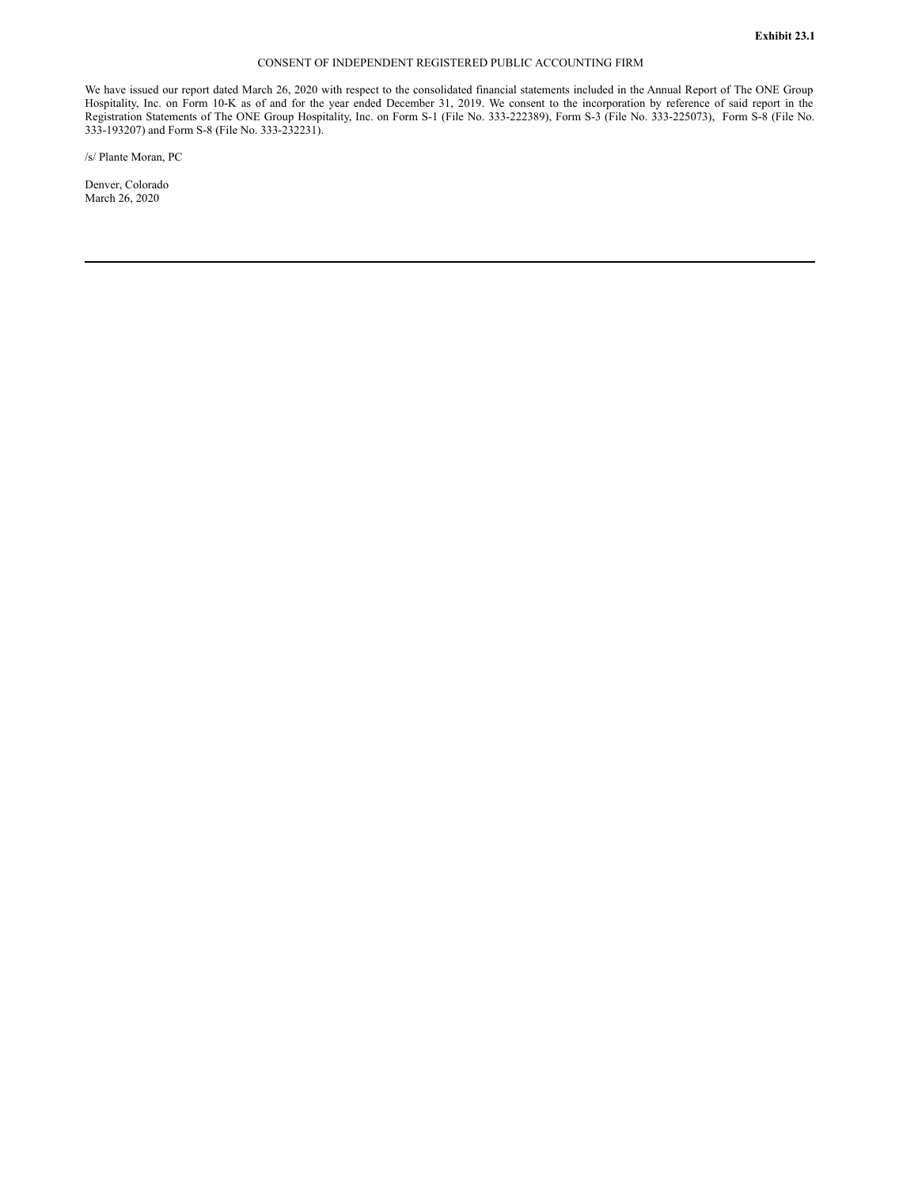**Exhibit 23.1**

CONSENT OF INDEPENDENT REGISTERED PUBLIC ACCOUNTING FIRM

We have issued our report dated March 26, 2020 with respect to the consolidated financial statements included in the Annual Report of The ONE Group Hospitality, Inc. on Form 10-K as of and for the year ended December 31, 2019. We consent to the incorporation by reference of said report in the Registration Statements of The ONE Group Hospitality, Inc. on Form S-1 (File No. 333-222389), Form S-3 (File No. 333-225073), Form S-8 (File No. 333-193207) and Form S-8 (File No. 333-232231).

/s/ Plante Moran, PC

Denver, Colorado
March 26, 2020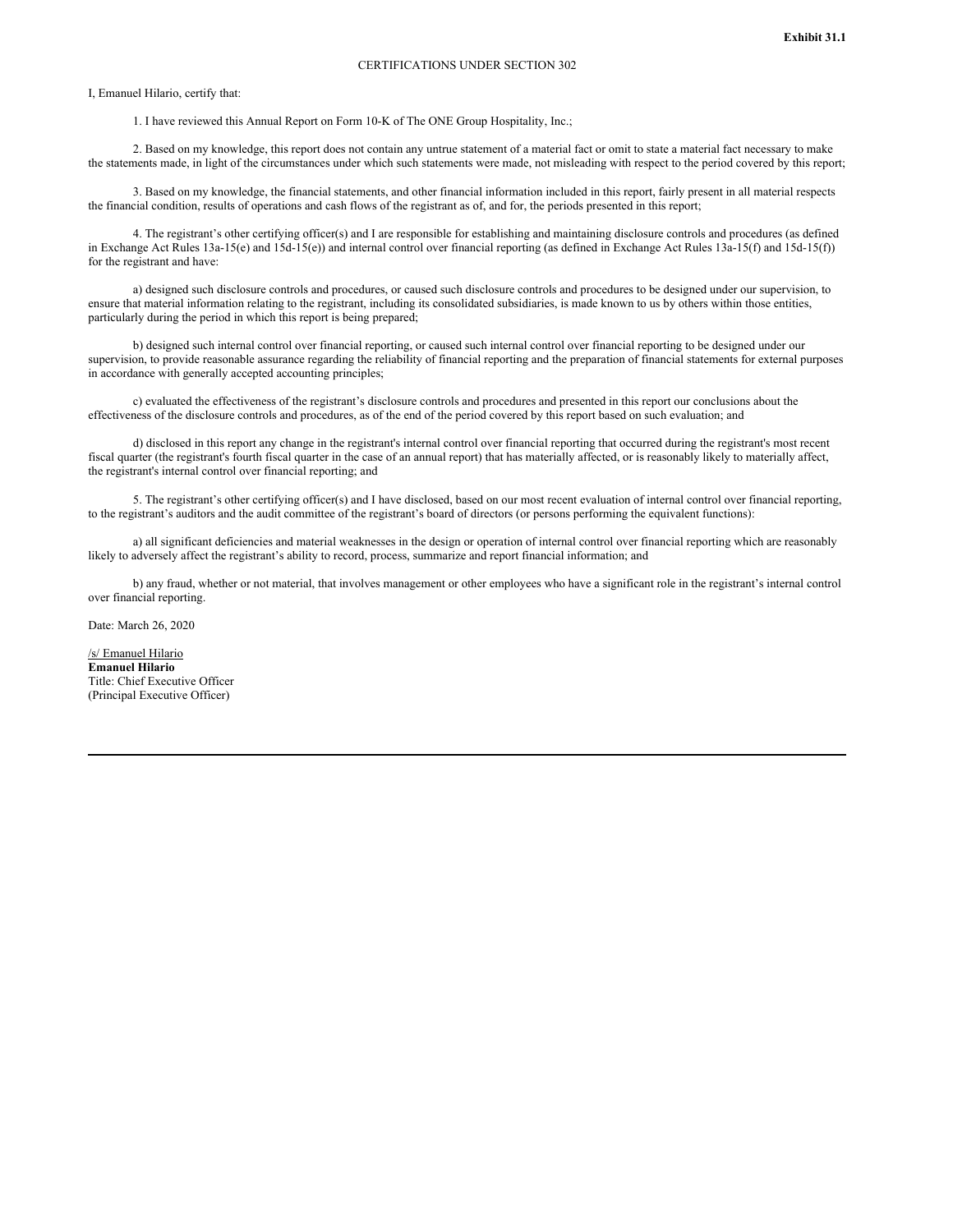**Exhibit 31.1**

CERTIFICATIONS UNDER SECTION 302

I, Emanuel Hilario, certify that:

1. I have reviewed this Annual Report on Form 10-K of The ONE Group Hospitality, Inc.;

2. Based on my knowledge, this report does not contain any untrue statement of a material fact or omit to state a material fact necessary to make the statements made, in light of the circumstances under which such statements were made, not misleading with respect to the period covered by this report;

3. Based on my knowledge, the financial statements, and other financial information included in this report, fairly present in all material respects the financial condition, results of operations and cash flows of the registrant as of, and for, the periods presented in this report;

4. The registrant's other certifying officer(s) and I are responsible for establishing and maintaining disclosure controls and procedures (as defined in Exchange Act Rules 13a-15(e) and 15d-15(e)) and internal control over financial reporting (as defined in Exchange Act Rules 13a-15(f) and 15d-15(f)) for the registrant and have:

a) designed such disclosure controls and procedures, or caused such disclosure controls and procedures to be designed under our supervision, to ensure that material information relating to the registrant, including its consolidated subsidiaries, is made known to us by others within those entities, particularly during the period in which this report is being prepared;

b) designed such internal control over financial reporting, or caused such internal control over financial reporting to be designed under our supervision, to provide reasonable assurance regarding the reliability of financial reporting and the preparation of financial statements for external purposes in accordance with generally accepted accounting principles;

c) evaluated the effectiveness of the registrant's disclosure controls and procedures and presented in this report our conclusions about the effectiveness of the disclosure controls and procedures, as of the end of the period covered by this report based on such evaluation; and

d) disclosed in this report any change in the registrant's internal control over financial reporting that occurred during the registrant's most recent fiscal quarter (the registrant's fourth fiscal quarter in the case of an annual report) that has materially affected, or is reasonably likely to materially affect, the registrant's internal control over financial reporting; and

5. The registrant's other certifying officer(s) and I have disclosed, based on our most recent evaluation of internal control over financial reporting, to the registrant's auditors and the audit committee of the registrant's board of directors (or persons performing the equivalent functions):

a) all significant deficiencies and material weaknesses in the design or operation of internal control over financial reporting which are reasonably likely to adversely affect the registrant's ability to record, process, summarize and report financial information; and

b) any fraud, whether or not material, that involves management or other employees who have a significant role in the registrant's internal control over financial reporting.

Date: March 26, 2020

/s/ Emanuel Hilario
**Emanuel Hilario**
Title: Chief Executive Officer
(Principal Executive Officer)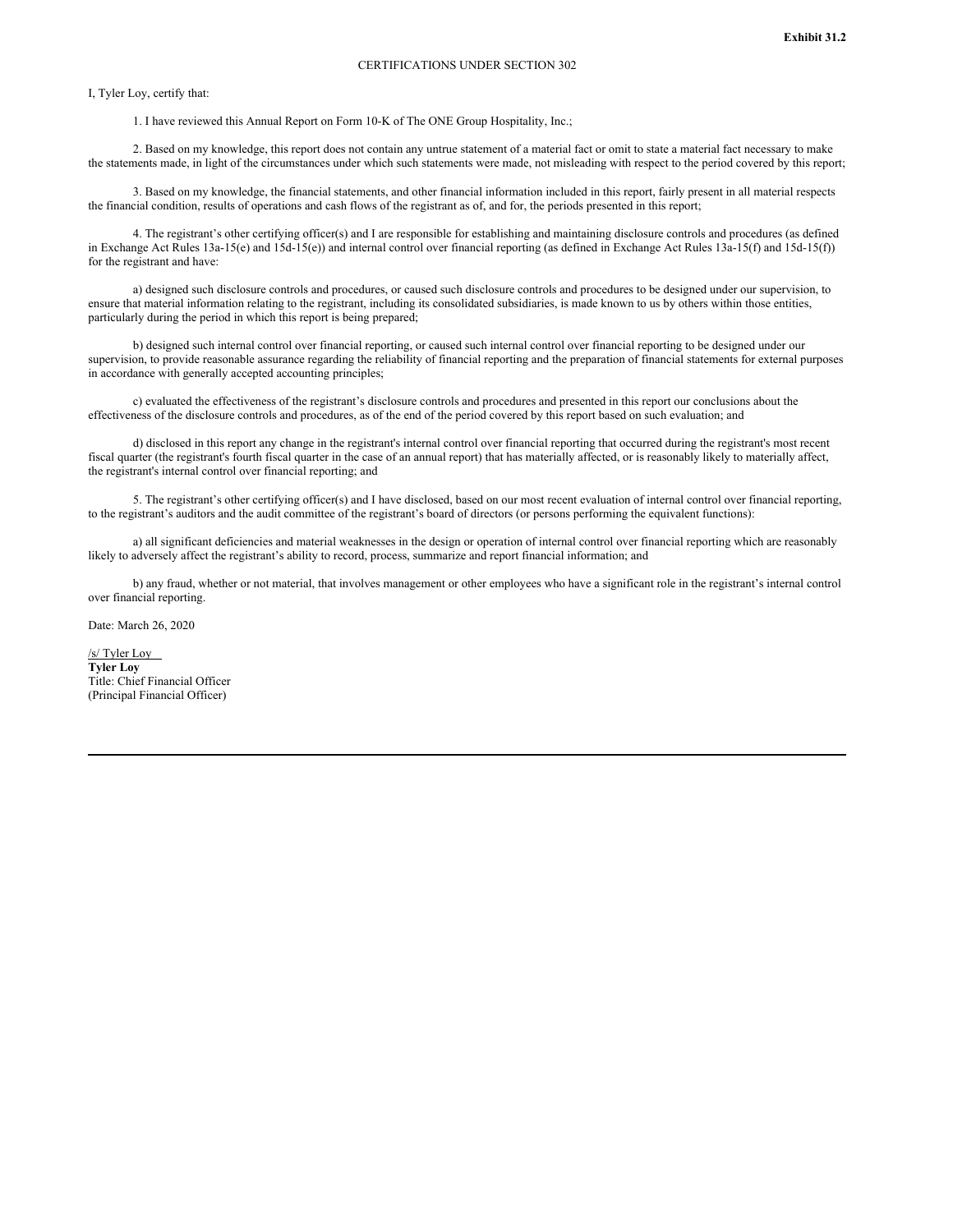**Exhibit 31.2**

CERTIFICATIONS UNDER SECTION 302

I, Tyler Loy, certify that:

1. I have reviewed this Annual Report on Form 10-K of The ONE Group Hospitality, Inc.;

2. Based on my knowledge, this report does not contain any untrue statement of a material fact or omit to state a material fact necessary to make the statements made, in light of the circumstances under which such statements were made, not misleading with respect to the period covered by this report;

3. Based on my knowledge, the financial statements, and other financial information included in this report, fairly present in all material respects the financial condition, results of operations and cash flows of the registrant as of, and for, the periods presented in this report;

4. The registrant's other certifying officer(s) and I are responsible for establishing and maintaining disclosure controls and procedures (as defined in Exchange Act Rules 13a-15(e) and 15d-15(e)) and internal control over financial reporting (as defined in Exchange Act Rules 13a-15(f) and 15d-15(f)) for the registrant and have:

a) designed such disclosure controls and procedures, or caused such disclosure controls and procedures to be designed under our supervision, to ensure that material information relating to the registrant, including its consolidated subsidiaries, is made known to us by others within those entities, particularly during the period in which this report is being prepared;

b) designed such internal control over financial reporting, or caused such internal control over financial reporting to be designed under our supervision, to provide reasonable assurance regarding the reliability of financial reporting and the preparation of financial statements for external purposes in accordance with generally accepted accounting principles;

c) evaluated the effectiveness of the registrant's disclosure controls and procedures and presented in this report our conclusions about the effectiveness of the disclosure controls and procedures, as of the end of the period covered by this report based on such evaluation; and

d) disclosed in this report any change in the registrant's internal control over financial reporting that occurred during the registrant's most recent fiscal quarter (the registrant's fourth fiscal quarter in the case of an annual report) that has materially affected, or is reasonably likely to materially affect, the registrant's internal control over financial reporting; and

5. The registrant's other certifying officer(s) and I have disclosed, based on our most recent evaluation of internal control over financial reporting, to the registrant's auditors and the audit committee of the registrant's board of directors (or persons performing the equivalent functions):

a) all significant deficiencies and material weaknesses in the design or operation of internal control over financial reporting which are reasonably likely to adversely affect the registrant's ability to record, process, summarize and report financial information; and

b) any fraud, whether or not material, that involves management or other employees who have a significant role in the registrant's internal control over financial reporting.

Date: March 26, 2020

/s/ Tyler Loy
**Tyler Loy**
Title: Chief Financial Officer
(Principal Financial Officer)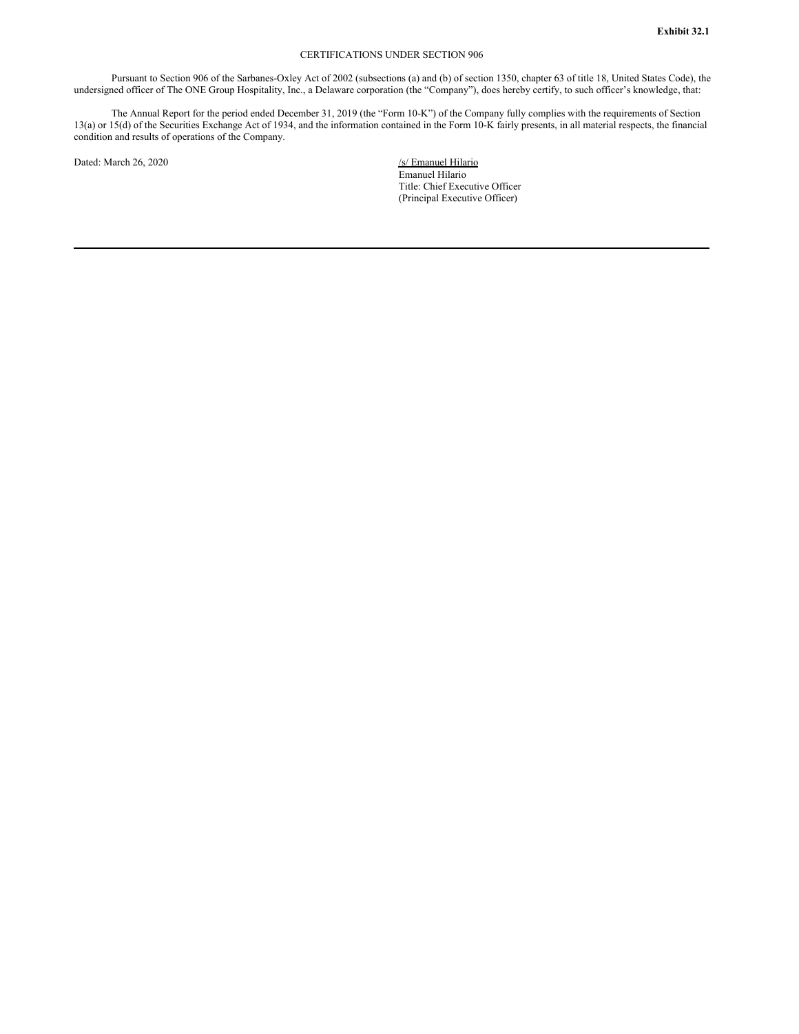**Exhibit 32.1**

CERTIFICATIONS UNDER SECTION 906

Pursuant to Section 906 of the Sarbanes-Oxley Act of 2002 (subsections (a) and (b) of section 1350, chapter 63 of title 18, United States Code), the undersigned officer of The ONE Group Hospitality, Inc., a Delaware corporation (the "Company"), does hereby certify, to such officer's knowledge, that:

The Annual Report for the period ended December 31, 2019 (the "Form 10-K") of the Company fully complies with the requirements of Section 13(a) or 15(d) of the Securities Exchange Act of 1934, and the information contained in the Form 10-K fairly presents, in all material respects, the financial condition and results of operations of the Company.

Dated: March 26, 2020

/s/ Emanuel Hilario
Emanuel Hilario
Title: Chief Executive Officer
(Principal Executive Officer)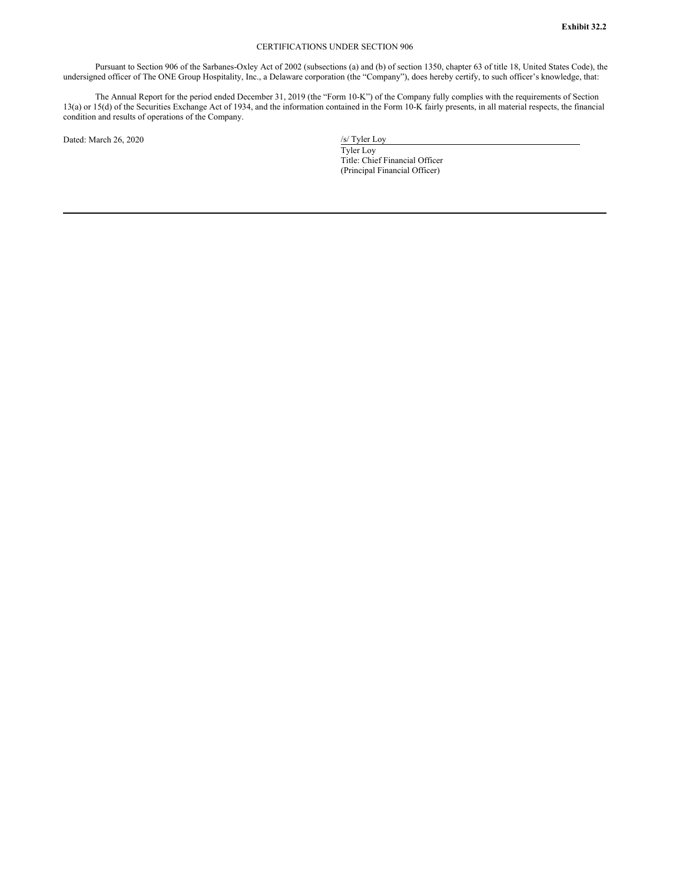**Exhibit 32.2**

CERTIFICATIONS UNDER SECTION 906

Pursuant to Section 906 of the Sarbanes-Oxley Act of 2002 (subsections (a) and (b) of section 1350, chapter 63 of title 18, United States Code), the undersigned officer of The ONE Group Hospitality, Inc., a Delaware corporation (the "Company"), does hereby certify, to such officer's knowledge, that:

The Annual Report for the period ended December 31, 2019 (the "Form 10-K") of the Company fully complies with the requirements of Section 13(a) or 15(d) of the Securities Exchange Act of 1934, and the information contained in the Form 10-K fairly presents, in all material respects, the financial condition and results of operations of the Company.

Dated: March 26, 2020

/s/ Tyler Loy

Tyler Loy

Title: Chief Financial Officer

(Principal Financial Officer)